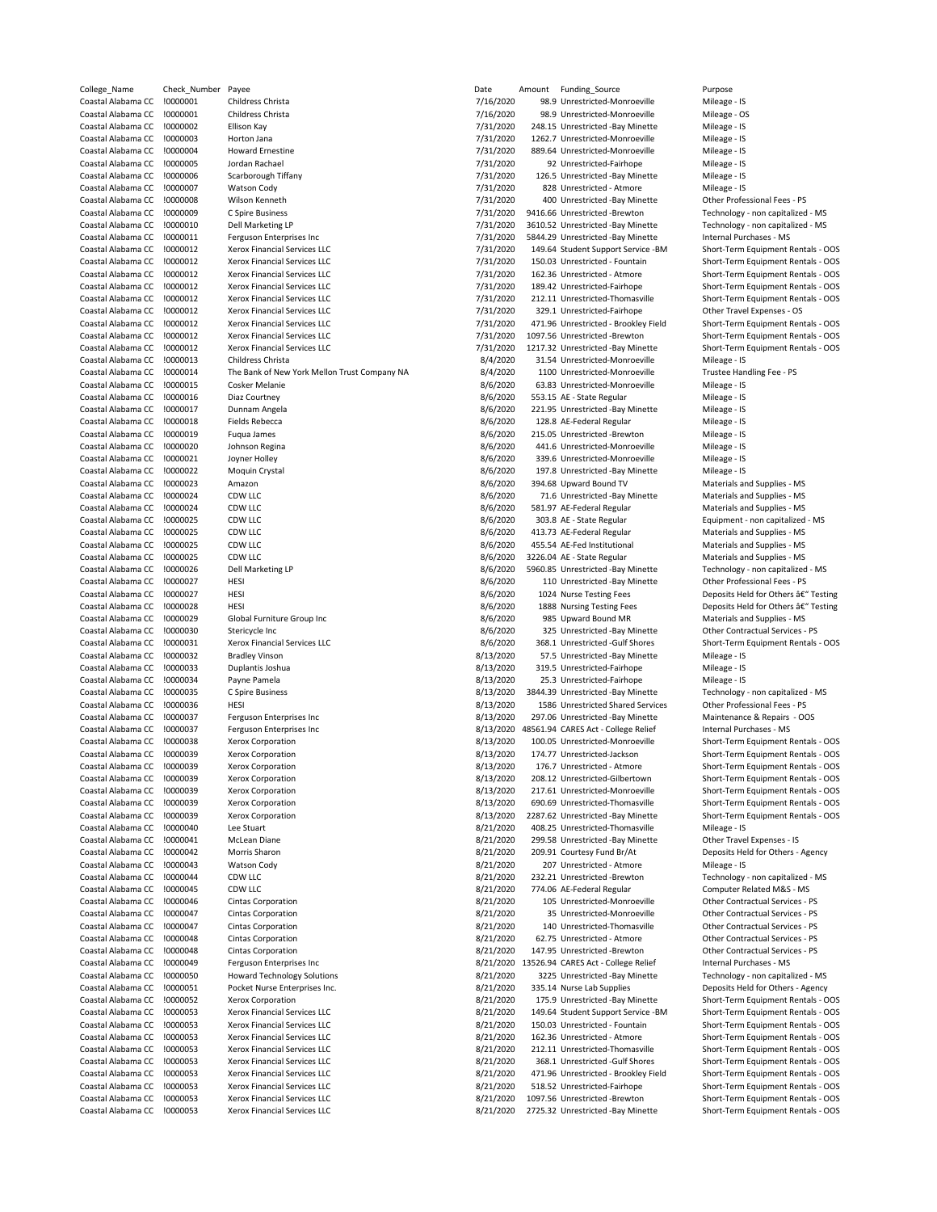| College_Name | Check_Number | Payee | Date | Amount | Funding_Source | Purpose |
|---|---|---|---|---|---|---|
| Coastal Alabama CC | !0000001 | Childress Christa | 7/16/2020 | 98.9 | Unrestricted-Monroeville | Mileage - IS |
| Coastal Alabama CC | !0000001 | Childress Christa | 7/16/2020 | 98.9 | Unrestricted-Monroeville | Mileage - OS |
| Coastal Alabama CC | !0000002 | Ellison Kay | 7/31/2020 | 248.15 | Unrestricted -Bay Minette | Mileage - IS |
| Coastal Alabama CC | !0000003 | Horton Jana | 7/31/2020 | 1262.7 | Unrestricted-Monroeville | Mileage - IS |
| Coastal Alabama CC | !0000004 | Howard Ernestine | 7/31/2020 | 889.64 | Unrestricted-Monroeville | Mileage - IS |
| Coastal Alabama CC | !0000005 | Jordan Rachael | 7/31/2020 | 92 | Unrestricted-Fairhope | Mileage - IS |
| Coastal Alabama CC | !0000006 | Scarborough Tiffany | 7/31/2020 | 126.5 | Unrestricted -Bay Minette | Mileage - IS |
| Coastal Alabama CC | !0000007 | Watson Cody | 7/31/2020 | 828 | Unrestricted - Atmore | Mileage - IS |
| Coastal Alabama CC | !0000008 | Wilson Kenneth | 7/31/2020 | 400 | Unrestricted -Bay Minette | Other Professional Fees - PS |
| Coastal Alabama CC | !0000009 | C Spire Business | 7/31/2020 | 9416.66 | Unrestricted -Brewton | Technology - non capitalized - MS |
| Coastal Alabama CC | !0000010 | Dell Marketing LP | 7/31/2020 | 3610.52 | Unrestricted -Bay Minette | Technology - non capitalized - MS |
| Coastal Alabama CC | !0000011 | Ferguson Enterprises Inc | 7/31/2020 | 5844.29 | Unrestricted -Bay Minette | Internal Purchases - MS |
| Coastal Alabama CC | !0000012 | Xerox Financial Services LLC | 7/31/2020 | 149.64 | Student Support Service -BM | Short-Term Equipment Rentals - OOS |
| Coastal Alabama CC | !0000012 | Xerox Financial Services LLC | 7/31/2020 | 150.03 | Unrestricted - Fountain | Short-Term Equipment Rentals - OOS |
| Coastal Alabama CC | !0000012 | Xerox Financial Services LLC | 7/31/2020 | 162.36 | Unrestricted - Atmore | Short-Term Equipment Rentals - OOS |
| Coastal Alabama CC | !0000012 | Xerox Financial Services LLC | 7/31/2020 | 189.42 | Unrestricted-Fairhope | Short-Term Equipment Rentals - OOS |
| Coastal Alabama CC | !0000012 | Xerox Financial Services LLC | 7/31/2020 | 212.11 | Unrestricted-Thomasville | Short-Term Equipment Rentals - OOS |
| Coastal Alabama CC | !0000012 | Xerox Financial Services LLC | 7/31/2020 | 329.1 | Unrestricted-Fairhope | Other Travel Expenses - OS |
| Coastal Alabama CC | !0000012 | Xerox Financial Services LLC | 7/31/2020 | 471.96 | Unrestricted - Brookley Field | Short-Term Equipment Rentals - OOS |
| Coastal Alabama CC | !0000012 | Xerox Financial Services LLC | 7/31/2020 | 1097.56 | Unrestricted -Brewton | Short-Term Equipment Rentals - OOS |
| Coastal Alabama CC | !0000012 | Xerox Financial Services LLC | 7/31/2020 | 1217.32 | Unrestricted -Bay Minette | Short-Term Equipment Rentals - OOS |
| Coastal Alabama CC | !0000013 | Childress Christa | 8/4/2020 | 31.54 | Unrestricted-Monroeville | Mileage - IS |
| Coastal Alabama CC | !0000014 | The Bank of New York Mellon Trust Company NA | 8/4/2020 | 1100 | Unrestricted-Monroeville | Trustee Handling Fee - PS |
| Coastal Alabama CC | !0000015 | Cosker Melanie | 8/6/2020 | 63.83 | Unrestricted-Monroeville | Mileage - IS |
| Coastal Alabama CC | !0000016 | Diaz Courtney | 8/6/2020 | 553.15 | AE - State Regular | Mileage - IS |
| Coastal Alabama CC | !0000017 | Dunnam Angela | 8/6/2020 | 221.95 | Unrestricted -Bay Minette | Mileage - IS |
| Coastal Alabama CC | !0000018 | Fields Rebecca | 8/6/2020 | 128.8 | AE-Federal Regular | Mileage - IS |
| Coastal Alabama CC | !0000019 | Fuqua James | 8/6/2020 | 215.05 | Unrestricted -Brewton | Mileage - IS |
| Coastal Alabama CC | !0000020 | Johnson Regina | 8/6/2020 | 441.6 | Unrestricted-Monroeville | Mileage - IS |
| Coastal Alabama CC | !0000021 | Joyner Holley | 8/6/2020 | 339.6 | Unrestricted-Monroeville | Mileage - IS |
| Coastal Alabama CC | !0000022 | Moquin Crystal | 8/6/2020 | 197.8 | Unrestricted -Bay Minette | Mileage - IS |
| Coastal Alabama CC | !0000023 | Amazon | 8/6/2020 | 394.68 | Upward Bound TV | Materials and Supplies - MS |
| Coastal Alabama CC | !0000024 | CDW LLC | 8/6/2020 | 71.6 | Unrestricted -Bay Minette | Materials and Supplies - MS |
| Coastal Alabama CC | !0000024 | CDW LLC | 8/6/2020 | 581.97 | AE-Federal Regular | Materials and Supplies - MS |
| Coastal Alabama CC | !0000025 | CDW LLC | 8/6/2020 | 303.8 | AE - State Regular | Equipment - non capitalized - MS |
| Coastal Alabama CC | !0000025 | CDW LLC | 8/6/2020 | 413.73 | AE-Federal Regular | Materials and Supplies - MS |
| Coastal Alabama CC | !0000025 | CDW LLC | 8/6/2020 | 455.54 | AE-Fed Institutional | Materials and Supplies - MS |
| Coastal Alabama CC | !0000025 | CDW LLC | 8/6/2020 | 3226.04 | AE - State Regular | Materials and Supplies - MS |
| Coastal Alabama CC | !0000026 | Dell Marketing LP | 8/6/2020 | 5960.85 | Unrestricted -Bay Minette | Technology - non capitalized - MS |
| Coastal Alabama CC | !0000027 | HESI | 8/6/2020 | 110 | Unrestricted -Bay Minette | Other Professional Fees - PS |
| Coastal Alabama CC | !0000027 | HESI | 8/6/2020 | 1024 | Nurse Testing Fees | Deposits Held for Others â€" Testing |
| Coastal Alabama CC | !0000028 | HESI | 8/6/2020 | 1888 | Nursing Testing Fees | Deposits Held for Others â€" Testing |
| Coastal Alabama CC | !0000029 | Global Furniture Group Inc | 8/6/2020 | 985 | Upward Bound MR | Materials and Supplies - MS |
| Coastal Alabama CC | !0000030 | Stericycle Inc | 8/6/2020 | 325 | Unrestricted -Bay Minette | Other Contractual Services - PS |
| Coastal Alabama CC | !0000031 | Xerox Financial Services LLC | 8/6/2020 | 368.1 | Unrestricted -Gulf Shores | Short-Term Equipment Rentals - OOS |
| Coastal Alabama CC | !0000032 | Bradley Vinson | 8/13/2020 | 57.5 | Unrestricted -Bay Minette | Mileage - IS |
| Coastal Alabama CC | !0000033 | Duplantis Joshua | 8/13/2020 | 319.5 | Unrestricted-Fairhope | Mileage - IS |
| Coastal Alabama CC | !0000034 | Payne Pamela | 8/13/2020 | 25.3 | Unrestricted-Fairhope | Mileage - IS |
| Coastal Alabama CC | !0000035 | C Spire Business | 8/13/2020 | 3844.39 | Unrestricted -Bay Minette | Technology - non capitalized - MS |
| Coastal Alabama CC | !0000036 | HESI | 8/13/2020 | 1586 | Unrestricted Shared Services | Other Professional Fees - PS |
| Coastal Alabama CC | !0000037 | Ferguson Enterprises Inc | 8/13/2020 | 297.06 | Unrestricted -Bay Minette | Maintenance & Repairs - OOS |
| Coastal Alabama CC | !0000037 | Ferguson Enterprises Inc | 8/13/2020 | 48561.94 | CARES Act - College Relief | Internal Purchases - MS |
| Coastal Alabama CC | !0000038 | Xerox Corporation | 8/13/2020 | 100.05 | Unrestricted-Monroeville | Short-Term Equipment Rentals - OOS |
| Coastal Alabama CC | !0000039 | Xerox Corporation | 8/13/2020 | 174.77 | Unrestricted-Jackson | Short-Term Equipment Rentals - OOS |
| Coastal Alabama CC | !0000039 | Xerox Corporation | 8/13/2020 | 176.7 | Unrestricted - Atmore | Short-Term Equipment Rentals - OOS |
| Coastal Alabama CC | !0000039 | Xerox Corporation | 8/13/2020 | 208.12 | Unrestricted-Gilbertown | Short-Term Equipment Rentals - OOS |
| Coastal Alabama CC | !0000039 | Xerox Corporation | 8/13/2020 | 217.61 | Unrestricted-Monroeville | Short-Term Equipment Rentals - OOS |
| Coastal Alabama CC | !0000039 | Xerox Corporation | 8/13/2020 | 690.69 | Unrestricted-Thomasville | Short-Term Equipment Rentals - OOS |
| Coastal Alabama CC | !0000039 | Xerox Corporation | 8/13/2020 | 2287.62 | Unrestricted -Bay Minette | Short-Term Equipment Rentals - OOS |
| Coastal Alabama CC | !0000040 | Lee Stuart | 8/21/2020 | 408.25 | Unrestricted-Thomasville | Mileage - IS |
| Coastal Alabama CC | !0000041 | McLean Diane | 8/21/2020 | 299.58 | Unrestricted -Bay Minette | Other Travel Expenses - IS |
| Coastal Alabama CC | !0000042 | Morris Sharon | 8/21/2020 | 209.91 | Courtesy Fund Br/At | Deposits Held for Others - Agency |
| Coastal Alabama CC | !0000043 | Watson Cody | 8/21/2020 | 207 | Unrestricted - Atmore | Mileage - IS |
| Coastal Alabama CC | !0000044 | CDW LLC | 8/21/2020 | 232.21 | Unrestricted -Brewton | Technology - non capitalized - MS |
| Coastal Alabama CC | !0000045 | CDW LLC | 8/21/2020 | 774.06 | AE-Federal Regular | Computer Related M&S - MS |
| Coastal Alabama CC | !0000046 | Cintas Corporation | 8/21/2020 | 105 | Unrestricted-Monroeville | Other Contractual Services - PS |
| Coastal Alabama CC | !0000047 | Cintas Corporation | 8/21/2020 | 35 | Unrestricted-Monroeville | Other Contractual Services - PS |
| Coastal Alabama CC | !0000047 | Cintas Corporation | 8/21/2020 | 140 | Unrestricted-Thomasville | Other Contractual Services - PS |
| Coastal Alabama CC | !0000048 | Cintas Corporation | 8/21/2020 | 62.75 | Unrestricted - Atmore | Other Contractual Services - PS |
| Coastal Alabama CC | !0000048 | Cintas Corporation | 8/21/2020 | 147.95 | Unrestricted -Brewton | Other Contractual Services - PS |
| Coastal Alabama CC | !0000049 | Ferguson Enterprises Inc | 8/21/2020 | 13526.94 | CARES Act - College Relief | Internal Purchases - MS |
| Coastal Alabama CC | !0000050 | Howard Technology Solutions | 8/21/2020 | 3225 | Unrestricted -Bay Minette | Technology - non capitalized - MS |
| Coastal Alabama CC | !0000051 | Pocket Nurse Enterprises Inc. | 8/21/2020 | 335.14 | Nurse Lab Supplies | Deposits Held for Others - Agency |
| Coastal Alabama CC | !0000052 | Xerox Corporation | 8/21/2020 | 175.9 | Unrestricted -Bay Minette | Short-Term Equipment Rentals - OOS |
| Coastal Alabama CC | !0000053 | Xerox Financial Services LLC | 8/21/2020 | 149.64 | Student Support Service -BM | Short-Term Equipment Rentals - OOS |
| Coastal Alabama CC | !0000053 | Xerox Financial Services LLC | 8/21/2020 | 150.03 | Unrestricted - Fountain | Short-Term Equipment Rentals - OOS |
| Coastal Alabama CC | !0000053 | Xerox Financial Services LLC | 8/21/2020 | 162.36 | Unrestricted - Atmore | Short-Term Equipment Rentals - OOS |
| Coastal Alabama CC | !0000053 | Xerox Financial Services LLC | 8/21/2020 | 212.11 | Unrestricted-Thomasville | Short-Term Equipment Rentals - OOS |
| Coastal Alabama CC | !0000053 | Xerox Financial Services LLC | 8/21/2020 | 368.1 | Unrestricted -Gulf Shores | Short-Term Equipment Rentals - OOS |
| Coastal Alabama CC | !0000053 | Xerox Financial Services LLC | 8/21/2020 | 471.96 | Unrestricted - Brookley Field | Short-Term Equipment Rentals - OOS |
| Coastal Alabama CC | !0000053 | Xerox Financial Services LLC | 8/21/2020 | 518.52 | Unrestricted-Fairhope | Short-Term Equipment Rentals - OOS |
| Coastal Alabama CC | !0000053 | Xerox Financial Services LLC | 8/21/2020 | 1097.56 | Unrestricted -Brewton | Short-Term Equipment Rentals - OOS |
| Coastal Alabama CC | !0000053 | Xerox Financial Services LLC | 8/21/2020 | 2725.32 | Unrestricted -Bay Minette | Short-Term Equipment Rentals - OOS |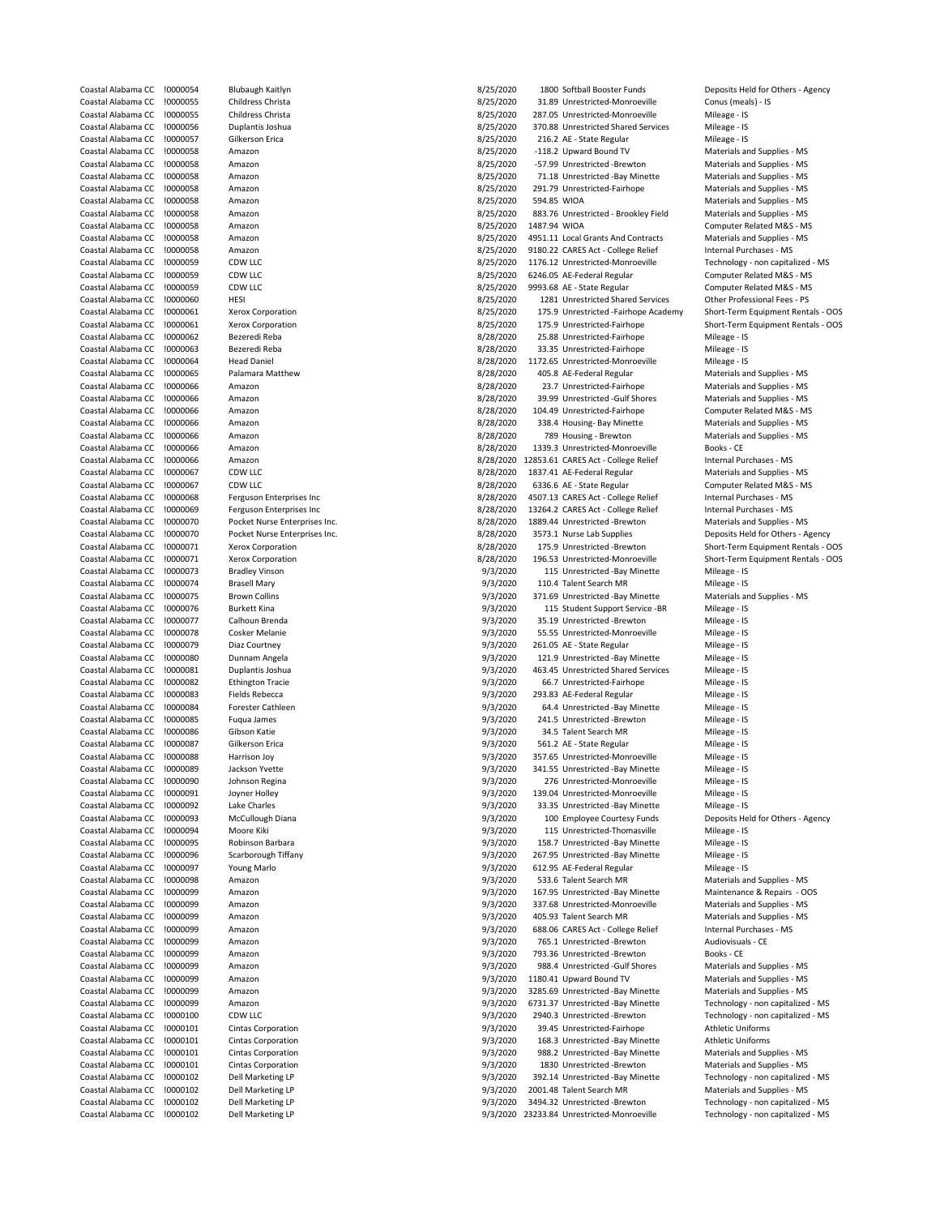| | | | | | | |
|---|---|---|---|---|---|---|
| Coastal Alabama CC | !0000054 | Blubaugh Kaitlyn | 8/25/2020 | 1800 | Softball Booster Funds | Deposits Held for Others - Agency |
| Coastal Alabama CC | !0000055 | Childress Christa | 8/25/2020 | 31.89 | Unrestricted-Monroeville | Conus (meals) - IS |
| Coastal Alabama CC | !0000055 | Childress Christa | 8/25/2020 | 287.05 | Unrestricted-Monroeville | Mileage - IS |
| Coastal Alabama CC | !0000056 | Duplantis Joshua | 8/25/2020 | 370.88 | Unrestricted Shared Services | Mileage - IS |
| Coastal Alabama CC | !0000057 | Gilkerson Erica | 8/25/2020 | 216.2 | AE - State Regular | Mileage - IS |
| Coastal Alabama CC | !0000058 | Amazon | 8/25/2020 | -118.2 | Upward Bound TV | Materials and Supplies - MS |
| Coastal Alabama CC | !0000058 | Amazon | 8/25/2020 | -57.99 | Unrestricted -Brewton | Materials and Supplies - MS |
| Coastal Alabama CC | !0000058 | Amazon | 8/25/2020 | 71.18 | Unrestricted -Bay Minette | Materials and Supplies - MS |
| Coastal Alabama CC | !0000058 | Amazon | 8/25/2020 | 291.79 | Unrestricted-Fairhope | Materials and Supplies - MS |
| Coastal Alabama CC | !0000058 | Amazon | 8/25/2020 | 594.85 | WIOA | Materials and Supplies - MS |
| Coastal Alabama CC | !0000058 | Amazon | 8/25/2020 | 883.76 | Unrestricted - Brookley Field | Materials and Supplies - MS |
| Coastal Alabama CC | !0000058 | Amazon | 8/25/2020 | 1487.94 | WIOA | Computer Related M&S - MS |
| Coastal Alabama CC | !0000058 | Amazon | 8/25/2020 | 4951.11 | Local Grants And Contracts | Materials and Supplies - MS |
| Coastal Alabama CC | !0000058 | Amazon | 8/25/2020 | 9180.22 | CARES Act - College Relief | Internal Purchases - MS |
| Coastal Alabama CC | !0000059 | CDW LLC | 8/25/2020 | 1176.12 | Unrestricted-Monroeville | Technology - non capitalized - MS |
| Coastal Alabama CC | !0000059 | CDW LLC | 8/25/2020 | 6246.05 | AE-Federal Regular | Computer Related M&S - MS |
| Coastal Alabama CC | !0000059 | CDW LLC | 8/25/2020 | 9993.68 | AE - State Regular | Computer Related M&S - MS |
| Coastal Alabama CC | !0000060 | HESI | 8/25/2020 | 1281 | Unrestricted Shared Services | Other Professional Fees - PS |
| Coastal Alabama CC | !0000061 | Xerox Corporation | 8/25/2020 | 175.9 | Unrestricted -Fairhope Academy | Short-Term Equipment Rentals - OOS |
| Coastal Alabama CC | !0000061 | Xerox Corporation | 8/25/2020 | 175.9 | Unrestricted-Fairhope | Short-Term Equipment Rentals - OOS |
| Coastal Alabama CC | !0000062 | Bezeredi Reba | 8/28/2020 | 25.88 | Unrestricted-Fairhope | Mileage - IS |
| Coastal Alabama CC | !0000063 | Bezeredi Reba | 8/28/2020 | 33.35 | Unrestricted-Fairhope | Mileage - IS |
| Coastal Alabama CC | !0000064 | Head Daniel | 8/28/2020 | 1172.65 | Unrestricted-Monroeville | Mileage - IS |
| Coastal Alabama CC | !0000065 | Palamara Matthew | 8/28/2020 | 405.8 | AE-Federal Regular | Materials and Supplies - MS |
| Coastal Alabama CC | !0000066 | Amazon | 8/28/2020 | 23.7 | Unrestricted-Fairhope | Materials and Supplies - MS |
| Coastal Alabama CC | !0000066 | Amazon | 8/28/2020 | 39.99 | Unrestricted -Gulf Shores | Materials and Supplies - MS |
| Coastal Alabama CC | !0000066 | Amazon | 8/28/2020 | 104.49 | Unrestricted-Fairhope | Computer Related M&S - MS |
| Coastal Alabama CC | !0000066 | Amazon | 8/28/2020 | 338.4 | Housing- Bay Minette | Materials and Supplies - MS |
| Coastal Alabama CC | !0000066 | Amazon | 8/28/2020 | 789 | Housing - Brewton | Materials and Supplies - MS |
| Coastal Alabama CC | !0000066 | Amazon | 8/28/2020 | 1339.3 | Unrestricted-Monroeville | Books - CE |
| Coastal Alabama CC | !0000066 | Amazon | 8/28/2020 | 12853.61 | CARES Act - College Relief | Internal Purchases - MS |
| Coastal Alabama CC | !0000067 | CDW LLC | 8/28/2020 | 1837.41 | AE-Federal Regular | Materials and Supplies - MS |
| Coastal Alabama CC | !0000067 | CDW LLC | 8/28/2020 | 6336.6 | AE - State Regular | Computer Related M&S - MS |
| Coastal Alabama CC | !0000068 | Ferguson Enterprises Inc | 8/28/2020 | 4507.13 | CARES Act - College Relief | Internal Purchases - MS |
| Coastal Alabama CC | !0000069 | Ferguson Enterprises Inc | 8/28/2020 | 13264.2 | CARES Act - College Relief | Internal Purchases - MS |
| Coastal Alabama CC | !0000070 | Pocket Nurse Enterprises Inc. | 8/28/2020 | 1889.44 | Unrestricted -Brewton | Materials and Supplies - MS |
| Coastal Alabama CC | !0000070 | Pocket Nurse Enterprises Inc. | 8/28/2020 | 3573.1 | Nurse Lab Supplies | Deposits Held for Others - Agency |
| Coastal Alabama CC | !0000071 | Xerox Corporation | 8/28/2020 | 175.9 | Unrestricted -Brewton | Short-Term Equipment Rentals - OOS |
| Coastal Alabama CC | !0000071 | Xerox Corporation | 8/28/2020 | 196.53 | Unrestricted-Monroeville | Short-Term Equipment Rentals - OOS |
| Coastal Alabama CC | !0000073 | Bradley Vinson | 9/3/2020 | 115 | Unrestricted -Bay Minette | Mileage - IS |
| Coastal Alabama CC | !0000074 | Brasell Mary | 9/3/2020 | 110.4 | Talent Search MR | Mileage - IS |
| Coastal Alabama CC | !0000075 | Brown Collins | 9/3/2020 | 371.69 | Unrestricted -Bay Minette | Materials and Supplies - MS |
| Coastal Alabama CC | !0000076 | Burkett Kina | 9/3/2020 | 115 | Student Support Service -BR | Mileage - IS |
| Coastal Alabama CC | !0000077 | Calhoun Brenda | 9/3/2020 | 35.19 | Unrestricted -Brewton | Mileage - IS |
| Coastal Alabama CC | !0000078 | Cosker Melanie | 9/3/2020 | 55.55 | Unrestricted-Monroeville | Mileage - IS |
| Coastal Alabama CC | !0000079 | Diaz Courtney | 9/3/2020 | 261.05 | AE - State Regular | Mileage - IS |
| Coastal Alabama CC | !0000080 | Dunnam Angela | 9/3/2020 | 121.9 | Unrestricted -Bay Minette | Mileage - IS |
| Coastal Alabama CC | !0000081 | Duplantis Joshua | 9/3/2020 | 463.45 | Unrestricted Shared Services | Mileage - IS |
| Coastal Alabama CC | !0000082 | Ethington Tracie | 9/3/2020 | 66.7 | Unrestricted-Fairhope | Mileage - IS |
| Coastal Alabama CC | !0000083 | Fields Rebecca | 9/3/2020 | 293.83 | AE-Federal Regular | Mileage - IS |
| Coastal Alabama CC | !0000084 | Forester Cathleen | 9/3/2020 | 64.4 | Unrestricted -Bay Minette | Mileage - IS |
| Coastal Alabama CC | !0000085 | Fuqua James | 9/3/2020 | 241.5 | Unrestricted -Brewton | Mileage - IS |
| Coastal Alabama CC | !0000086 | Gibson Katie | 9/3/2020 | 34.5 | Talent Search MR | Mileage - IS |
| Coastal Alabama CC | !0000087 | Gilkerson Erica | 9/3/2020 | 561.2 | AE - State Regular | Mileage - IS |
| Coastal Alabama CC | !0000088 | Harrison Joy | 9/3/2020 | 357.65 | Unrestricted-Monroeville | Mileage - IS |
| Coastal Alabama CC | !0000089 | Jackson Yvette | 9/3/2020 | 341.55 | Unrestricted -Bay Minette | Mileage - IS |
| Coastal Alabama CC | !0000090 | Johnson Regina | 9/3/2020 | 276 | Unrestricted-Monroeville | Mileage - IS |
| Coastal Alabama CC | !0000091 | Joyner Holley | 9/3/2020 | 139.04 | Unrestricted-Monroeville | Mileage - IS |
| Coastal Alabama CC | !0000092 | Lake Charles | 9/3/2020 | 33.35 | Unrestricted -Bay Minette | Mileage - IS |
| Coastal Alabama CC | !0000093 | McCullough Diana | 9/3/2020 | 100 | Employee Courtesy Funds | Deposits Held for Others - Agency |
| Coastal Alabama CC | !0000094 | Moore Kiki | 9/3/2020 | 115 | Unrestricted-Thomasville | Mileage - IS |
| Coastal Alabama CC | !0000095 | Robinson Barbara | 9/3/2020 | 158.7 | Unrestricted -Bay Minette | Mileage - IS |
| Coastal Alabama CC | !0000096 | Scarborough Tiffany | 9/3/2020 | 267.95 | Unrestricted -Bay Minette | Mileage - IS |
| Coastal Alabama CC | !0000097 | Young Marlo | 9/3/2020 | 612.95 | AE-Federal Regular | Mileage - IS |
| Coastal Alabama CC | !0000098 | Amazon | 9/3/2020 | 533.6 | Talent Search MR | Materials and Supplies - MS |
| Coastal Alabama CC | !0000099 | Amazon | 9/3/2020 | 167.95 | Unrestricted -Bay Minette | Maintenance & Repairs - OOS |
| Coastal Alabama CC | !0000099 | Amazon | 9/3/2020 | 337.68 | Unrestricted-Monroeville | Materials and Supplies - MS |
| Coastal Alabama CC | !0000099 | Amazon | 9/3/2020 | 405.93 | Talent Search MR | Materials and Supplies - MS |
| Coastal Alabama CC | !0000099 | Amazon | 9/3/2020 | 688.06 | CARES Act - College Relief | Internal Purchases - MS |
| Coastal Alabama CC | !0000099 | Amazon | 9/3/2020 | 765.1 | Unrestricted -Brewton | Audiovisuals - CE |
| Coastal Alabama CC | !0000099 | Amazon | 9/3/2020 | 793.36 | Unrestricted -Brewton | Books - CE |
| Coastal Alabama CC | !0000099 | Amazon | 9/3/2020 | 988.4 | Unrestricted -Gulf Shores | Materials and Supplies - MS |
| Coastal Alabama CC | !0000099 | Amazon | 9/3/2020 | 1180.41 | Upward Bound TV | Materials and Supplies - MS |
| Coastal Alabama CC | !0000099 | Amazon | 9/3/2020 | 3285.69 | Unrestricted -Bay Minette | Materials and Supplies - MS |
| Coastal Alabama CC | !0000099 | Amazon | 9/3/2020 | 6731.37 | Unrestricted -Bay Minette | Technology - non capitalized - MS |
| Coastal Alabama CC | !0000100 | CDW LLC | 9/3/2020 | 2940.3 | Unrestricted -Brewton | Technology - non capitalized - MS |
| Coastal Alabama CC | !0000101 | Cintas Corporation | 9/3/2020 | 39.45 | Unrestricted-Fairhope | Athletic Uniforms |
| Coastal Alabama CC | !0000101 | Cintas Corporation | 9/3/2020 | 168.3 | Unrestricted -Bay Minette | Athletic Uniforms |
| Coastal Alabama CC | !0000101 | Cintas Corporation | 9/3/2020 | 988.2 | Unrestricted -Bay Minette | Materials and Supplies - MS |
| Coastal Alabama CC | !0000101 | Cintas Corporation | 9/3/2020 | 1830 | Unrestricted -Brewton | Materials and Supplies - MS |
| Coastal Alabama CC | !0000102 | Dell Marketing LP | 9/3/2020 | 392.14 | Unrestricted -Bay Minette | Technology - non capitalized - MS |
| Coastal Alabama CC | !0000102 | Dell Marketing LP | 9/3/2020 | 2001.48 | Talent Search MR | Materials and Supplies - MS |
| Coastal Alabama CC | !0000102 | Dell Marketing LP | 9/3/2020 | 3494.32 | Unrestricted -Brewton | Technology - non capitalized - MS |
| Coastal Alabama CC | !0000102 | Dell Marketing LP | 9/3/2020 | 23233.84 | Unrestricted-Monroeville | Technology - non capitalized - MS |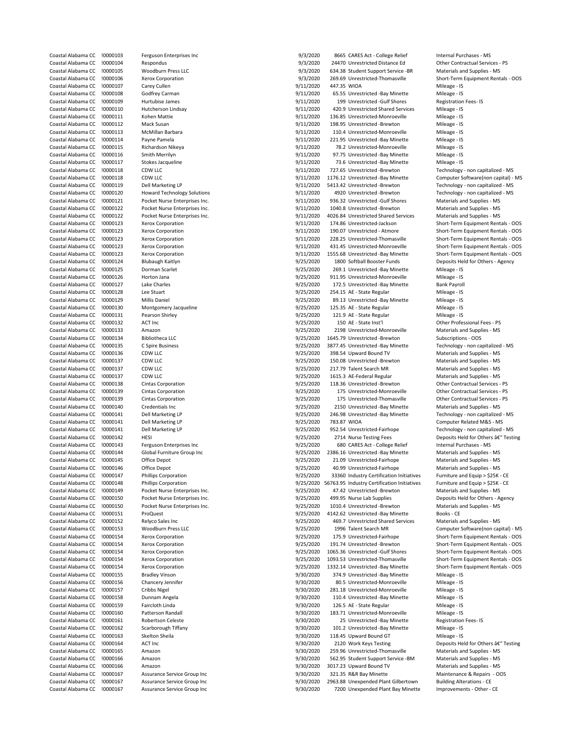| | | | | | | |
|---|---|---|---|---|---|---|
| Coastal Alabama CC | !0000103 | Ferguson Enterprises Inc | 9/3/2020 | 8665 | CARES Act - College Relief | Internal Purchases - MS |
| Coastal Alabama CC | !0000104 | Respondus | 9/3/2020 | 24470 | Unrestricted Distance Ed | Other Contractual Services - PS |
| Coastal Alabama CC | !0000105 | Woodburn Press LLC | 9/3/2020 | 634.38 | Student Support Service -BR | Materials and Supplies - MS |
| Coastal Alabama CC | !0000106 | Xerox Corporation | 9/3/2020 | 269.69 | Unrestricted-Thomasville | Short-Term Equipment Rentals - OOS |
| Coastal Alabama CC | !0000107 | Carey Cullen | 9/11/2020 | 447.35 | WIOA | Mileage - IS |
| Coastal Alabama CC | !0000108 | Godfrey Carman | 9/11/2020 | 65.55 | Unrestricted -Bay Minette | Mileage - IS |
| Coastal Alabama CC | !0000109 | Hurtubise James | 9/11/2020 | 199 | Unrestricted -Gulf Shores | Registration Fees- IS |
| Coastal Alabama CC | !0000110 | Hutcherson Lindsay | 9/11/2020 | 420.9 | Unrestricted Shared Services | Mileage - IS |
| Coastal Alabama CC | !0000111 | Kohen Mattie | 9/11/2020 | 136.85 | Unrestricted-Monroeville | Mileage - IS |
| Coastal Alabama CC | !0000112 | Mack Susan | 9/11/2020 | 198.95 | Unrestricted -Brewton | Mileage - IS |
| Coastal Alabama CC | !0000113 | McMillan Barbara | 9/11/2020 | 110.4 | Unrestricted-Monroeville | Mileage - IS |
| Coastal Alabama CC | !0000114 | Payne Pamela | 9/11/2020 | 221.95 | Unrestricted -Bay Minette | Mileage - IS |
| Coastal Alabama CC | !0000115 | Richardson Nikeya | 9/11/2020 | 78.2 | Unrestricted-Monroeville | Mileage - IS |
| Coastal Alabama CC | !0000116 | Smith Merrilyn | 9/11/2020 | 97.75 | Unrestricted -Bay Minette | Mileage - IS |
| Coastal Alabama CC | !0000117 | Stokes Jacqueline | 9/11/2020 | 73.6 | Unrestricted -Bay Minette | Mileage - IS |
| Coastal Alabama CC | !0000118 | CDW LLC | 9/11/2020 | 727.65 | Unrestricted -Brewton | Technology - non capitalized - MS |
| Coastal Alabama CC | !0000118 | CDW LLC | 9/11/2020 | 1176.12 | Unrestricted -Bay Minette | Computer Software(non capital) - MS |
| Coastal Alabama CC | !0000119 | Dell Marketing LP | 9/11/2020 | 5413.42 | Unrestricted -Brewton | Technology - non capitalized - MS |
| Coastal Alabama CC | !0000120 | Howard Technology Solutions | 9/11/2020 | 4920 | Unrestricted -Brewton | Technology - non capitalized - MS |
| Coastal Alabama CC | !0000121 | Pocket Nurse Enterprises Inc. | 9/11/2020 | 936.32 | Unrestricted -Gulf Shores | Materials and Supplies - MS |
| Coastal Alabama CC | !0000122 | Pocket Nurse Enterprises Inc. | 9/11/2020 | 1040.8 | Unrestricted -Brewton | Materials and Supplies - MS |
| Coastal Alabama CC | !0000122 | Pocket Nurse Enterprises Inc. | 9/11/2020 | 4026.84 | Unrestricted Shared Services | Materials and Supplies - MS |
| Coastal Alabama CC | !0000123 | Xerox Corporation | 9/11/2020 | 174.86 | Unrestricted-Jackson | Short-Term Equipment Rentals - OOS |
| Coastal Alabama CC | !0000123 | Xerox Corporation | 9/11/2020 | 190.07 | Unrestricted - Atmore | Short-Term Equipment Rentals - OOS |
| Coastal Alabama CC | !0000123 | Xerox Corporation | 9/11/2020 | 228.25 | Unrestricted-Thomasville | Short-Term Equipment Rentals - OOS |
| Coastal Alabama CC | !0000123 | Xerox Corporation | 9/11/2020 | 431.45 | Unrestricted-Monroeville | Short-Term Equipment Rentals - OOS |
| Coastal Alabama CC | !0000123 | Xerox Corporation | 9/11/2020 | 1555.68 | Unrestricted -Bay Minette | Short-Term Equipment Rentals - OOS |
| Coastal Alabama CC | !0000124 | Blubaugh Kaitlyn | 9/25/2020 | 1800 | Softball Booster Funds | Deposits Held for Others - Agency |
| Coastal Alabama CC | !0000125 | Dorman Scarlet | 9/25/2020 | 269.1 | Unrestricted -Bay Minette | Mileage - IS |
| Coastal Alabama CC | !0000126 | Horton Jana | 9/25/2020 | 911.95 | Unrestricted-Monroeville | Mileage - IS |
| Coastal Alabama CC | !0000127 | Lake Charles | 9/25/2020 | 172.5 | Unrestricted -Bay Minette | Bank Payroll |
| Coastal Alabama CC | !0000128 | Lee Stuart | 9/25/2020 | 254.15 | AE - State Regular | Mileage - IS |
| Coastal Alabama CC | !0000129 | Millis Daniel | 9/25/2020 | 89.13 | Unrestricted -Bay Minette | Mileage - IS |
| Coastal Alabama CC | !0000130 | Montgomery Jacqueline | 9/25/2020 | 125.35 | AE - State Regular | Mileage - IS |
| Coastal Alabama CC | !0000131 | Pearson Shirley | 9/25/2020 | 121.9 | AE - State Regular | Mileage - IS |
| Coastal Alabama CC | !0000132 | ACT Inc | 9/25/2020 | 150 | AE - State Inst'l | Other Professional Fees - PS |
| Coastal Alabama CC | !0000133 | Amazon | 9/25/2020 | 2198 | Unrestricted-Monroeville | Materials and Supplies - MS |
| Coastal Alabama CC | !0000134 | Bibliotheca LLC | 9/25/2020 | 1645.79 | Unrestricted -Brewton | Subscriptions - OOS |
| Coastal Alabama CC | !0000135 | C Spire Business | 9/25/2020 | 3877.45 | Unrestricted -Bay Minette | Technology - non capitalized - MS |
| Coastal Alabama CC | !0000136 | CDW LLC | 9/25/2020 | 398.54 | Upward Bound TV | Materials and Supplies - MS |
| Coastal Alabama CC | !0000137 | CDW LLC | 9/25/2020 | 150.08 | Unrestricted -Brewton | Materials and Supplies - MS |
| Coastal Alabama CC | !0000137 | CDW LLC | 9/25/2020 | 217.79 | Talent Search MR | Materials and Supplies - MS |
| Coastal Alabama CC | !0000137 | CDW LLC | 9/25/2020 | 1615.3 | AE-Federal Regular | Materials and Supplies - MS |
| Coastal Alabama CC | !0000138 | Cintas Corporation | 9/25/2020 | 118.36 | Unrestricted -Brewton | Other Contractual Services - PS |
| Coastal Alabama CC | !0000139 | Cintas Corporation | 9/25/2020 | 175 | Unrestricted-Monroeville | Other Contractual Services - PS |
| Coastal Alabama CC | !0000139 | Cintas Corporation | 9/25/2020 | 175 | Unrestricted-Thomasville | Other Contractual Services - PS |
| Coastal Alabama CC | !0000140 | Credentials Inc | 9/25/2020 | 2150 | Unrestricted -Bay Minette | Materials and Supplies - MS |
| Coastal Alabama CC | !0000141 | Dell Marketing LP | 9/25/2020 | 246.98 | Unrestricted -Bay Minette | Technology - non capitalized - MS |
| Coastal Alabama CC | !0000141 | Dell Marketing LP | 9/25/2020 | 783.87 | WIOA | Computer Related M&S - MS |
| Coastal Alabama CC | !0000141 | Dell Marketing LP | 9/25/2020 | 952.54 | Unrestricted-Fairhope | Technology - non capitalized - MS |
| Coastal Alabama CC | !0000142 | HESI | 9/25/2020 | 2714 | Nurse Testing Fees | Deposits Held for Others â€" Testing |
| Coastal Alabama CC | !0000143 | Ferguson Enterprises Inc | 9/25/2020 | 680 | CARES Act - College Relief | Internal Purchases - MS |
| Coastal Alabama CC | !0000144 | Global Furniture Group Inc | 9/25/2020 | 2386.16 | Unrestricted -Bay Minette | Materials and Supplies - MS |
| Coastal Alabama CC | !0000145 | Office Depot | 9/25/2020 | 21.09 | Unrestricted-Fairhope | Materials and Supplies - MS |
| Coastal Alabama CC | !0000146 | Office Depot | 9/25/2020 | 40.99 | Unrestricted-Fairhope | Materials and Supplies - MS |
| Coastal Alabama CC | !0000147 | Phillips Corporation | 9/25/2020 | 33360 | Industry Certification Initiatives | Furniture and Equip > $25K - CE |
| Coastal Alabama CC | !0000148 | Phillips Corporation | 9/25/2020 | 56763.95 | Industry Certification Initiatives | Furniture and Equip > $25K - CE |
| Coastal Alabama CC | !0000149 | Pocket Nurse Enterprises Inc. | 9/25/2020 | 47.42 | Unrestricted -Brewton | Materials and Supplies - MS |
| Coastal Alabama CC | !0000150 | Pocket Nurse Enterprises Inc. | 9/25/2020 | 499.95 | Nurse Lab Supplies | Deposits Held for Others - Agency |
| Coastal Alabama CC | !0000150 | Pocket Nurse Enterprises Inc. | 9/25/2020 | 1010.4 | Unrestricted -Brewton | Materials and Supplies - MS |
| Coastal Alabama CC | !0000151 | ProQuest | 9/25/2020 | 4142.62 | Unrestricted -Bay Minette | Books - CE |
| Coastal Alabama CC | !0000152 | Relyco Sales Inc | 9/25/2020 | 469.7 | Unrestricted Shared Services | Materials and Supplies - MS |
| Coastal Alabama CC | !0000153 | Woodburn Press LLC | 9/25/2020 | 1996 | Talent Search MR | Computer Software(non capital) - MS |
| Coastal Alabama CC | !0000154 | Xerox Corporation | 9/25/2020 | 175.9 | Unrestricted-Fairhope | Short-Term Equipment Rentals - OOS |
| Coastal Alabama CC | !0000154 | Xerox Corporation | 9/25/2020 | 191.74 | Unrestricted -Brewton | Short-Term Equipment Rentals - OOS |
| Coastal Alabama CC | !0000154 | Xerox Corporation | 9/25/2020 | 1065.36 | Unrestricted -Gulf Shores | Short-Term Equipment Rentals - OOS |
| Coastal Alabama CC | !0000154 | Xerox Corporation | 9/25/2020 | 1093.53 | Unrestricted-Thomasville | Short-Term Equipment Rentals - OOS |
| Coastal Alabama CC | !0000154 | Xerox Corporation | 9/25/2020 | 1332.14 | Unrestricted -Bay Minette | Short-Term Equipment Rentals - OOS |
| Coastal Alabama CC | !0000155 | Bradley Vinson | 9/30/2020 | 374.9 | Unrestricted -Bay Minette | Mileage - IS |
| Coastal Alabama CC | !0000156 | Chancery Jennifer | 9/30/2020 | 80.5 | Unrestricted-Monroeville | Mileage - IS |
| Coastal Alabama CC | !0000157 | Cribbs Nigel | 9/30/2020 | 281.18 | Unrestricted-Monroeville | Mileage - IS |
| Coastal Alabama CC | !0000158 | Dunnam Angela | 9/30/2020 | 110.4 | Unrestricted -Bay Minette | Mileage - IS |
| Coastal Alabama CC | !0000159 | Faircloth Linda | 9/30/2020 | 126.5 | AE - State Regular | Mileage - IS |
| Coastal Alabama CC | !0000160 | Patterson Randall | 9/30/2020 | 183.71 | Unrestricted-Monroeville | Mileage - IS |
| Coastal Alabama CC | !0000161 | Robertson Celeste | 9/30/2020 | 25 | Unrestricted -Bay Minette | Registration Fees- IS |
| Coastal Alabama CC | !0000162 | Scarborough Tiffany | 9/30/2020 | 101.2 | Unrestricted -Bay Minette | Mileage - IS |
| Coastal Alabama CC | !0000163 | Skelton Sheila | 9/30/2020 | 118.45 | Upward Bound GT | Mileage - IS |
| Coastal Alabama CC | !0000164 | ACT Inc | 9/30/2020 | 2120 | Work Keys Testing | Deposits Held for Others â€" Testing |
| Coastal Alabama CC | !0000165 | Amazon | 9/30/2020 | 259.96 | Unrestricted-Thomasville | Materials and Supplies - MS |
| Coastal Alabama CC | !0000166 | Amazon | 9/30/2020 | 562.95 | Student Support Service -BM | Materials and Supplies - MS |
| Coastal Alabama CC | !0000166 | Amazon | 9/30/2020 | 3017.23 | Upward Bound TV | Materials and Supplies - MS |
| Coastal Alabama CC | !0000167 | Assurance Service Group Inc | 9/30/2020 | 321.35 | R&R Bay Minette | Maintenance & Repairs - OOS |
| Coastal Alabama CC | !0000167 | Assurance Service Group Inc | 9/30/2020 | 2963.88 | Unexpended Plant Gilbertown | Building Alterations - CE |
| Coastal Alabama CC | !0000167 | Assurance Service Group Inc | 9/30/2020 | 7200 | Unexpended Plant Bay Minette | Improvements - Other - CE |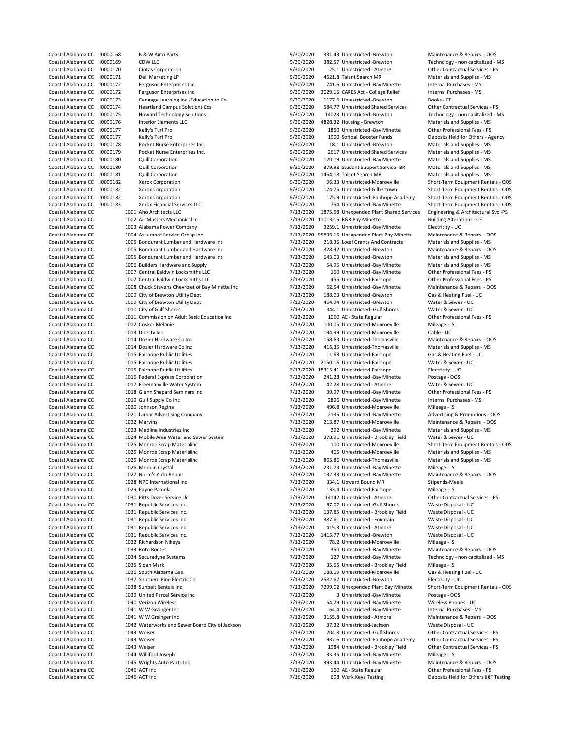| | | | | | | |
|---|---|---|---|---|---|---|
| Coastal Alabama CC | !0000168 | B & W Auto Parts | 9/30/2020 | 331.43 | Unrestricted -Brewton | Maintenance & Repairs - OOS |
| Coastal Alabama CC | !0000169 | CDW LLC | 9/30/2020 | 382.57 | Unrestricted -Brewton | Technology - non capitalized - MS |
| Coastal Alabama CC | !0000170 | Cintas Corporation | 9/30/2020 | 25.1 | Unrestricted - Atmore | Other Contractual Services - PS |
| Coastal Alabama CC | !0000171 | Dell Marketing LP | 9/30/2020 | 4521.8 | Talent Search MR | Materials and Supplies - MS |
| Coastal Alabama CC | !0000172 | Ferguson Enterprises Inc | 9/30/2020 | 741.6 | Unrestricted -Bay Minette | Internal Purchases - MS |
| Coastal Alabama CC | !0000172 | Ferguson Enterprises Inc | 9/30/2020 | 3029.15 | CARES Act - College Relief | Internal Purchases - MS |
| Coastal Alabama CC | !0000173 | Cengage Learning Inc./Education to Go | 9/30/2020 | 1177.6 | Unrestricted -Brewton | Books - CE |
| Coastal Alabama CC | !0000174 | Heartland Campus Solutions Ecsi | 9/30/2020 | 584.77 | Unrestricted Shared Services | Other Contractual Services - PS |
| Coastal Alabama CC | !0000175 | Howard Technology Solutions | 9/30/2020 | 14023 | Unrestricted -Brewton | Technology - non capitalized - MS |
| Coastal Alabama CC | !0000176 | Interior Elements LLC | 9/30/2020 | 4828.32 | Housing - Brewton | Materials and Supplies - MS |
| Coastal Alabama CC | !0000177 | Kelly's Turf Pro | 9/30/2020 | 1850 | Unrestricted -Bay Minette | Other Professional Fees - PS |
| Coastal Alabama CC | !0000177 | Kelly's Turf Pro | 9/30/2020 | 1900 | Softball Booster Funds | Deposits Held for Others - Agency |
| Coastal Alabama CC | !0000178 | Pocket Nurse Enterprises Inc. | 9/30/2020 | 18.1 | Unrestricted -Brewton | Materials and Supplies - MS |
| Coastal Alabama CC | !0000179 | Pocket Nurse Enterprises Inc. | 9/30/2020 | 2617 | Unrestricted Shared Services | Materials and Supplies - MS |
| Coastal Alabama CC | !0000180 | Quill Corporation | 9/30/2020 | 120.19 | Unrestricted -Bay Minette | Materials and Supplies - MS |
| Coastal Alabama CC | !0000180 | Quill Corporation | 9/30/2020 | 379.98 | Student Support Service -BR | Materials and Supplies - MS |
| Coastal Alabama CC | !0000181 | Quill Corporation | 9/30/2020 | 1464.18 | Talent Search MR | Materials and Supplies - MS |
| Coastal Alabama CC | !0000182 | Xerox Corporation | 9/30/2020 | 96.33 | Unrestricted-Monroeville | Short-Term Equipment Rentals - OOS |
| Coastal Alabama CC | !0000182 | Xerox Corporation | 9/30/2020 | 174.75 | Unrestricted-Gilbertown | Short-Term Equipment Rentals - OOS |
| Coastal Alabama CC | !0000182 | Xerox Corporation | 9/30/2020 | 175.9 | Unrestricted -Fairhope Academy | Short-Term Equipment Rentals - OOS |
| Coastal Alabama CC | !0000183 | Xerox Financial Services LLC | 9/30/2020 | 754 | Unrestricted -Bay Minette | Short-Term Equipment Rentals - OOS |
| Coastal Alabama CC | 1001 | Aho Architects LLC | 7/13/2020 | 1875.58 | Unexpended Plant Shared Services | Engineering & Architectural Svc -PS |
| Coastal Alabama CC | 1002 | Air Masters Mechanical In | 7/13/2020 | 110132.5 | R&R Bay Minette | Building Alterations - CE |
| Coastal Alabama CC | 1003 | Alabama Power Company | 7/13/2020 | 3259.1 | Unrestricted -Bay Minette | Electricity - UC |
| Coastal Alabama CC | 1004 | Assurance Service Group Inc | 7/13/2020 | 95836.15 | Unexpended Plant Bay Minette | Maintenance & Repairs - OOS |
| Coastal Alabama CC | 1005 | Bondurant Lumber and Hardware Inc | 7/13/2020 | 218.35 | Local Grants And Contracts | Materials and Supplies - MS |
| Coastal Alabama CC | 1005 | Bondurant Lumber and Hardware Inc | 7/13/2020 | 328.32 | Unrestricted -Brewton | Maintenance & Repairs - OOS |
| Coastal Alabama CC | 1005 | Bondurant Lumber and Hardware Inc | 7/13/2020 | 643.03 | Unrestricted -Brewton | Materials and Supplies - MS |
| Coastal Alabama CC | 1006 | Builders Hardware and Supply | 7/13/2020 | 54.95 | Unrestricted -Bay Minette | Materials and Supplies - MS |
| Coastal Alabama CC | 1007 | Central Baldwin Locksmiths LLC | 7/13/2020 | 160 | Unrestricted -Bay Minette | Other Professional Fees - PS |
| Coastal Alabama CC | 1007 | Central Baldwin Locksmiths LLC | 7/13/2020 | 455 | Unrestricted-Fairhope | Other Professional Fees - PS |
| Coastal Alabama CC | 1008 | Chuck Stevens Chevrolet of Bay Minette Inc | 7/13/2020 | 62.54 | Unrestricted -Bay Minette | Maintenance & Repairs - OOS |
| Coastal Alabama CC | 1009 | City of Brewton Utility Dept | 7/13/2020 | 188.03 | Unrestricted -Brewton | Gas & Heating Fuel - UC |
| Coastal Alabama CC | 1009 | City of Brewton Utility Dept | 7/13/2020 | 464.94 | Unrestricted -Brewton | Water & Sewer - UC |
| Coastal Alabama CC | 1010 | City of Gulf Shores | 7/13/2020 | 344.1 | Unrestricted -Gulf Shores | Water & Sewer - UC |
| Coastal Alabama CC | 1011 | Commission on Adult Basic Education Inc. | 7/13/2020 | 1060 | AE - State Regular | Other Professional Fees - PS |
| Coastal Alabama CC | 1012 | Cosker Melanie | 7/13/2020 | 100.05 | Unrestricted-Monroeville | Mileage - IS |
| Coastal Alabama CC | 1013 | Directv Inc | 7/13/2020 | 194.99 | Unrestricted-Monroeville | Cable - UC |
| Coastal Alabama CC | 1014 | Dozier Hardware Co Inc | 7/13/2020 | 158.63 | Unrestricted-Thomasville | Maintenance & Repairs - OOS |
| Coastal Alabama CC | 1014 | Dozier Hardware Co Inc | 7/13/2020 | 416.35 | Unrestricted-Thomasville | Materials and Supplies - MS |
| Coastal Alabama CC | 1015 | Fairhope Public Utilities | 7/13/2020 | 11.63 | Unrestricted-Fairhope | Gas & Heating Fuel - UC |
| Coastal Alabama CC | 1015 | Fairhope Public Utilities | 7/13/2020 | 2150.16 | Unrestricted-Fairhope | Water & Sewer - UC |
| Coastal Alabama CC | 1015 | Fairhope Public Utilities | 7/13/2020 | 18315.41 | Unrestricted-Fairhope | Electricity - UC |
| Coastal Alabama CC | 1016 | Federal Express Corporation | 7/13/2020 | 241.28 | Unrestricted -Bay Minette | Postage - OOS |
| Coastal Alabama CC | 1017 | Freemanville Water System | 7/13/2020 | 42.28 | Unrestricted - Atmore | Water & Sewer - UC |
| Coastal Alabama CC | 1018 | Glenn Shepard Seminars Inc | 7/13/2020 | 39.97 | Unrestricted -Bay Minette | Other Professional Fees - PS |
| Coastal Alabama CC | 1019 | Gulf Supply Co Inc | 7/13/2020 | 2896 | Unrestricted -Bay Minette | Internal Purchases - MS |
| Coastal Alabama CC | 1020 | Johnson Regina | 7/13/2020 | 496.8 | Unrestricted-Monroeville | Mileage - IS |
| Coastal Alabama CC | 1021 | Lamar Advertising Company | 7/13/2020 | 2135 | Unrestricted -Bay Minette | Advertising & Promotions - OOS |
| Coastal Alabama CC | 1022 | Marvins | 7/13/2020 | 213.87 | Unrestricted-Monroeville | Maintenance & Repairs - OOS |
| Coastal Alabama CC | 1023 | Medline Industries Inc | 7/13/2020 | 292 | Unrestricted -Bay Minette | Materials and Supplies - MS |
| Coastal Alabama CC | 1024 | Mobile Area Water and Sewer System | 7/13/2020 | 378.91 | Unrestricted - Brookley Field | Water & Sewer - UC |
| Coastal Alabama CC | 1025 | Monroe Scrap Materialinc | 7/13/2020 | 100 | Unrestricted-Monroeville | Short-Term Equipment Rentals - OOS |
| Coastal Alabama CC | 1025 | Monroe Scrap Materialinc | 7/13/2020 | 405 | Unrestricted-Monroeville | Materials and Supplies - MS |
| Coastal Alabama CC | 1025 | Monroe Scrap Materialinc | 7/13/2020 | 865.86 | Unrestricted-Thomasville | Materials and Supplies - MS |
| Coastal Alabama CC | 1026 | Moquin Crystal | 7/13/2020 | 231.73 | Unrestricted -Bay Minette | Mileage - IS |
| Coastal Alabama CC | 1027 | Norm's Auto Repair | 7/13/2020 | 132.33 | Unrestricted -Bay Minette | Maintenance & Repairs - OOS |
| Coastal Alabama CC | 1028 | NPC International Inc | 7/13/2020 | 334.1 | Upward Bound MR | Stipends-Meals |
| Coastal Alabama CC | 1029 | Payne Pamela | 7/13/2020 | 133.4 | Unrestricted-Fairhope | Mileage - IS |
| Coastal Alabama CC | 1030 | Pitts Dozer Service Llc | 7/13/2020 | 14142 | Unrestricted - Atmore | Other Contractual Services - PS |
| Coastal Alabama CC | 1031 | Republic Services Inc. | 7/13/2020 | 97.02 | Unrestricted -Gulf Shores | Waste Disposal - UC |
| Coastal Alabama CC | 1031 | Republic Services Inc. | 7/13/2020 | 137.85 | Unrestricted - Brookley Field | Waste Disposal - UC |
| Coastal Alabama CC | 1031 | Republic Services Inc. | 7/13/2020 | 387.61 | Unrestricted - Fountain | Waste Disposal - UC |
| Coastal Alabama CC | 1031 | Republic Services Inc. | 7/13/2020 | 415.3 | Unrestricted - Atmore | Waste Disposal - UC |
| Coastal Alabama CC | 1031 | Republic Services Inc. | 7/13/2020 | 1415.77 | Unrestricted -Brewton | Waste Disposal - UC |
| Coastal Alabama CC | 1032 | Richardson Nikeya | 7/13/2020 | 78.2 | Unrestricted-Monroeville | Mileage - IS |
| Coastal Alabama CC | 1033 | Roto Rooter | 7/13/2020 | 350 | Unrestricted -Bay Minette | Maintenance & Repairs - OOS |
| Coastal Alabama CC | 1034 | Securadyne Systems | 7/13/2020 | 127 | Unrestricted -Bay Minette | Technology - non capitalized - MS |
| Coastal Alabama CC | 1035 | Sloan Mark | 7/13/2020 | 35.65 | Unrestricted - Brookley Field | Mileage - IS |
| Coastal Alabama CC | 1036 | South Alabama Gas | 7/13/2020 | 188.19 | Unrestricted-Monroeville | Gas & Heating Fuel - UC |
| Coastal Alabama CC | 1037 | Southern Pine Electric Co | 7/13/2020 | 2582.67 | Unrestricted -Brewton | Electricity - UC |
| Coastal Alabama CC | 1038 | Sunbelt Rentals Inc | 7/13/2020 | 7299.02 | Unexpended Plant Bay Minette | Short-Term Equipment Rentals - OOS |
| Coastal Alabama CC | 1039 | United Parcel Service Inc | 7/13/2020 | 3 | Unrestricted -Bay Minette | Postage - OOS |
| Coastal Alabama CC | 1040 | Verizon Wireless | 7/13/2020 | 54.79 | Unrestricted -Bay Minette | Wireless Phones - UC |
| Coastal Alabama CC | 1041 | W W Grainger Inc | 7/13/2020 | 64.4 | Unrestricted -Bay Minette | Internal Purchases - MS |
| Coastal Alabama CC | 1041 | W W Grainger Inc | 7/13/2020 | 3155.8 | Unrestricted - Atmore | Maintenance & Repairs - OOS |
| Coastal Alabama CC | 1042 | Waterworks and Sewer Board City of Jackson | 7/13/2020 | 37.32 | Unrestricted-Jackson | Waste Disposal - UC |
| Coastal Alabama CC | 1043 | Weiser | 7/13/2020 | 204.8 | Unrestricted -Gulf Shores | Other Contractual Services - PS |
| Coastal Alabama CC | 1043 | Weiser | 7/13/2020 | 937.6 | Unrestricted -Fairhope Academy | Other Contractual Services - PS |
| Coastal Alabama CC | 1043 | Weiser | 7/13/2020 | 1984 | Unrestricted - Brookley Field | Other Contractual Services - PS |
| Coastal Alabama CC | 1044 | Williford Joseph | 7/13/2020 | 33.35 | Unrestricted -Bay Minette | Mileage - IS |
| Coastal Alabama CC | 1045 | Wrights Auto Parts Inc | 7/13/2020 | 393.44 | Unrestricted -Bay Minette | Maintenance & Repairs - OOS |
| Coastal Alabama CC | 1046 | ACT Inc | 7/16/2020 | 160 | AE - State Regular | Other Professional Fees - PS |
| Coastal Alabama CC | 1046 | ACT Inc | 7/16/2020 | 608 | Work Keys Testing | Deposits Held for Others â€“ Testing |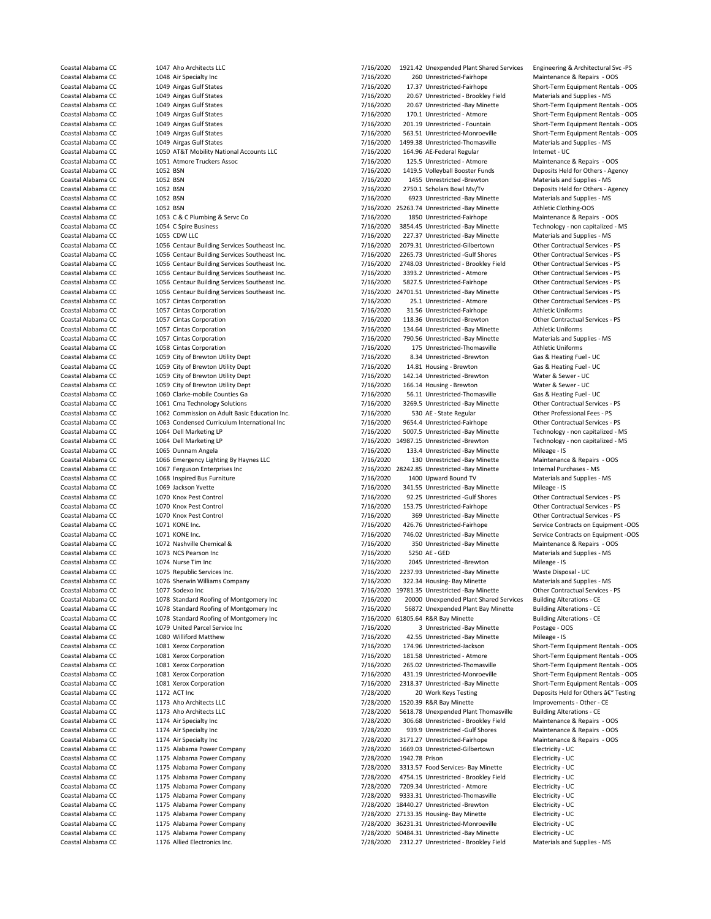| | | | | | | |
|---|---|---|---|---|---|---|
| Coastal Alabama CC | 1047 | Aho Architects LLC | 7/16/2020 | 1921.42 | Unexpended Plant Shared Services | Engineering & Architectural Svc -PS |
| Coastal Alabama CC | 1048 | Air Specialty Inc | 7/16/2020 | 260 | Unrestricted-Fairhope | Maintenance & Repairs - OOS |
| Coastal Alabama CC | 1049 | Airgas Gulf States | 7/16/2020 | 17.37 | Unrestricted-Fairhope | Short-Term Equipment Rentals - OOS |
| Coastal Alabama CC | 1049 | Airgas Gulf States | 7/16/2020 | 20.67 | Unrestricted - Brookley Field | Materials and Supplies - MS |
| Coastal Alabama CC | 1049 | Airgas Gulf States | 7/16/2020 | 20.67 | Unrestricted -Bay Minette | Short-Term Equipment Rentals - OOS |
| Coastal Alabama CC | 1049 | Airgas Gulf States | 7/16/2020 | 170.1 | Unrestricted - Atmore | Short-Term Equipment Rentals - OOS |
| Coastal Alabama CC | 1049 | Airgas Gulf States | 7/16/2020 | 201.19 | Unrestricted - Fountain | Short-Term Equipment Rentals - OOS |
| Coastal Alabama CC | 1049 | Airgas Gulf States | 7/16/2020 | 563.51 | Unrestricted-Monroeville | Short-Term Equipment Rentals - OOS |
| Coastal Alabama CC | 1049 | Airgas Gulf States | 7/16/2020 | 1499.38 | Unrestricted-Thomasville | Materials and Supplies - MS |
| Coastal Alabama CC | 1050 | AT&T Mobility National Accounts LLC | 7/16/2020 | 164.96 | AE-Federal Regular | Internet - UC |
| Coastal Alabama CC | 1051 | Atmore Truckers Assoc | 7/16/2020 | 125.5 | Unrestricted - Atmore | Maintenance & Repairs - OOS |
| Coastal Alabama CC | 1052 | BSN | 7/16/2020 | 1419.5 | Volleyball Booster Funds | Deposits Held for Others - Agency |
| Coastal Alabama CC | 1052 | BSN | 7/16/2020 | 1455 | Unrestricted -Brewton | Materials and Supplies - MS |
| Coastal Alabama CC | 1052 | BSN | 7/16/2020 | 2750.1 | Scholars Bowl Mv/Tv | Deposits Held for Others - Agency |
| Coastal Alabama CC | 1052 | BSN | 7/16/2020 | 6923 | Unrestricted -Bay Minette | Materials and Supplies - MS |
| Coastal Alabama CC | 1052 | BSN | 7/16/2020 | 25263.74 | Unrestricted -Bay Minette | Athletic Clothing-OOS |
| Coastal Alabama CC | 1053 | C & C Plumbing & Servc Co | 7/16/2020 | 1850 | Unrestricted-Fairhope | Maintenance & Repairs - OOS |
| Coastal Alabama CC | 1054 | C Spire Business | 7/16/2020 | 3854.45 | Unrestricted -Bay Minette | Technology - non capitalized - MS |
| Coastal Alabama CC | 1055 | CDW LLC | 7/16/2020 | 227.37 | Unrestricted -Bay Minette | Materials and Supplies - MS |
| Coastal Alabama CC | 1056 | Centaur Building Services Southeast Inc. | 7/16/2020 | 2079.31 | Unrestricted-Gilbertown | Other Contractual Services - PS |
| Coastal Alabama CC | 1056 | Centaur Building Services Southeast Inc. | 7/16/2020 | 2265.73 | Unrestricted -Gulf Shores | Other Contractual Services - PS |
| Coastal Alabama CC | 1056 | Centaur Building Services Southeast Inc. | 7/16/2020 | 2748.03 | Unrestricted - Brookley Field | Other Contractual Services - PS |
| Coastal Alabama CC | 1056 | Centaur Building Services Southeast Inc. | 7/16/2020 | 3393.2 | Unrestricted - Atmore | Other Contractual Services - PS |
| Coastal Alabama CC | 1056 | Centaur Building Services Southeast Inc. | 7/16/2020 | 5827.5 | Unrestricted-Fairhope | Other Contractual Services - PS |
| Coastal Alabama CC | 1056 | Centaur Building Services Southeast Inc. | 7/16/2020 | 24701.51 | Unrestricted -Bay Minette | Other Contractual Services - PS |
| Coastal Alabama CC | 1057 | Cintas Corporation | 7/16/2020 | 25.1 | Unrestricted - Atmore | Other Contractual Services - PS |
| Coastal Alabama CC | 1057 | Cintas Corporation | 7/16/2020 | 31.56 | Unrestricted-Fairhope | Athletic Uniforms |
| Coastal Alabama CC | 1057 | Cintas Corporation | 7/16/2020 | 118.36 | Unrestricted -Brewton | Other Contractual Services - PS |
| Coastal Alabama CC | 1057 | Cintas Corporation | 7/16/2020 | 134.64 | Unrestricted -Bay Minette | Athletic Uniforms |
| Coastal Alabama CC | 1057 | Cintas Corporation | 7/16/2020 | 790.56 | Unrestricted -Bay Minette | Materials and Supplies - MS |
| Coastal Alabama CC | 1058 | Cintas Corporation | 7/16/2020 | 175 | Unrestricted-Thomasville | Athletic Uniforms |
| Coastal Alabama CC | 1059 | City of Brewton Utility Dept | 7/16/2020 | 8.34 | Unrestricted -Brewton | Gas & Heating Fuel - UC |
| Coastal Alabama CC | 1059 | City of Brewton Utility Dept | 7/16/2020 | 14.81 | Housing - Brewton | Gas & Heating Fuel - UC |
| Coastal Alabama CC | 1059 | City of Brewton Utility Dept | 7/16/2020 | 142.14 | Unrestricted -Brewton | Water & Sewer - UC |
| Coastal Alabama CC | 1059 | City of Brewton Utility Dept | 7/16/2020 | 166.14 | Housing - Brewton | Water & Sewer - UC |
| Coastal Alabama CC | 1060 | Clarke-mobile Counties Ga | 7/16/2020 | 56.11 | Unrestricted-Thomasville | Gas & Heating Fuel - UC |
| Coastal Alabama CC | 1061 | Cma Technology Solutions | 7/16/2020 | 3269.5 | Unrestricted -Bay Minette | Other Contractual Services - PS |
| Coastal Alabama CC | 1062 | Commission on Adult Basic Education Inc. | 7/16/2020 | 530 | AE - State Regular | Other Professional Fees - PS |
| Coastal Alabama CC | 1063 | Condensed Curriculum International Inc | 7/16/2020 | 9654.4 | Unrestricted-Fairhope | Other Contractual Services - PS |
| Coastal Alabama CC | 1064 | Dell Marketing LP | 7/16/2020 | 5007.5 | Unrestricted -Bay Minette | Technology - non capitalized - MS |
| Coastal Alabama CC | 1064 | Dell Marketing LP | 7/16/2020 | 14987.15 | Unrestricted -Brewton | Technology - non capitalized - MS |
| Coastal Alabama CC | 1065 | Dunnam Angela | 7/16/2020 | 133.4 | Unrestricted -Bay Minette | Mileage - IS |
| Coastal Alabama CC | 1066 | Emergency Lighting By Haynes LLC | 7/16/2020 | 130 | Unrestricted -Bay Minette | Maintenance & Repairs - OOS |
| Coastal Alabama CC | 1067 | Ferguson Enterprises Inc | 7/16/2020 | 28242.85 | Unrestricted -Bay Minette | Internal Purchases - MS |
| Coastal Alabama CC | 1068 | Inspired Bus Furniture | 7/16/2020 | 1400 | Upward Bound TV | Materials and Supplies - MS |
| Coastal Alabama CC | 1069 | Jackson Yvette | 7/16/2020 | 341.55 | Unrestricted -Bay Minette | Mileage - IS |
| Coastal Alabama CC | 1070 | Knox Pest Control | 7/16/2020 | 92.25 | Unrestricted -Gulf Shores | Other Contractual Services - PS |
| Coastal Alabama CC | 1070 | Knox Pest Control | 7/16/2020 | 153.75 | Unrestricted-Fairhope | Other Contractual Services - PS |
| Coastal Alabama CC | 1070 | Knox Pest Control | 7/16/2020 | 369 | Unrestricted -Bay Minette | Other Contractual Services - PS |
| Coastal Alabama CC | 1071 | KONE Inc. | 7/16/2020 | 426.76 | Unrestricted-Fairhope | Service Contracts on Equipment -OOS |
| Coastal Alabama CC | 1071 | KONE Inc. | 7/16/2020 | 746.02 | Unrestricted -Bay Minette | Service Contracts on Equipment -OOS |
| Coastal Alabama CC | 1072 | Nashville Chemical & | 7/16/2020 | 350 | Unrestricted -Bay Minette | Maintenance & Repairs - OOS |
| Coastal Alabama CC | 1073 | NCS Pearson Inc | 7/16/2020 | 5250 | AE - GED | Materials and Supplies - MS |
| Coastal Alabama CC | 1074 | Nurse Tim Inc | 7/16/2020 | 2045 | Unrestricted -Brewton | Mileage - IS |
| Coastal Alabama CC | 1075 | Republic Services Inc. | 7/16/2020 | 2237.93 | Unrestricted -Bay Minette | Waste Disposal - UC |
| Coastal Alabama CC | 1076 | Sherwin Williams Company | 7/16/2020 | 322.34 | Housing- Bay Minette | Materials and Supplies - MS |
| Coastal Alabama CC | 1077 | Sodexo Inc | 7/16/2020 | 19781.35 | Unrestricted -Bay Minette | Other Contractual Services - PS |
| Coastal Alabama CC | 1078 | Standard Roofing of Montgomery Inc | 7/16/2020 | 20000 | Unexpended Plant Shared Services | Building Alterations - CE |
| Coastal Alabama CC | 1078 | Standard Roofing of Montgomery Inc | 7/16/2020 | 56872 | Unexpended Plant Bay Minette | Building Alterations - CE |
| Coastal Alabama CC | 1078 | Standard Roofing of Montgomery Inc | 7/16/2020 | 61805.64 | R&R Bay Minette | Building Alterations - CE |
| Coastal Alabama CC | 1079 | United Parcel Service Inc | 7/16/2020 | 3 | Unrestricted -Bay Minette | Postage - OOS |
| Coastal Alabama CC | 1080 | Williford Matthew | 7/16/2020 | 42.55 | Unrestricted -Bay Minette | Mileage - IS |
| Coastal Alabama CC | 1081 | Xerox Corporation | 7/16/2020 | 174.96 | Unrestricted-Jackson | Short-Term Equipment Rentals - OOS |
| Coastal Alabama CC | 1081 | Xerox Corporation | 7/16/2020 | 181.58 | Unrestricted - Atmore | Short-Term Equipment Rentals - OOS |
| Coastal Alabama CC | 1081 | Xerox Corporation | 7/16/2020 | 265.02 | Unrestricted-Thomasville | Short-Term Equipment Rentals - OOS |
| Coastal Alabama CC | 1081 | Xerox Corporation | 7/16/2020 | 431.19 | Unrestricted-Monroeville | Short-Term Equipment Rentals - OOS |
| Coastal Alabama CC | 1081 | Xerox Corporation | 7/16/2020 | 2318.37 | Unrestricted -Bay Minette | Short-Term Equipment Rentals - OOS |
| Coastal Alabama CC | 1172 | ACT Inc | 7/28/2020 | 20 | Work Keys Testing | Deposits Held for Others â€" Testing |
| Coastal Alabama CC | 1173 | Aho Architects LLC | 7/28/2020 | 1520.39 | R&R Bay Minette | Improvements - Other - CE |
| Coastal Alabama CC | 1173 | Aho Architects LLC | 7/28/2020 | 5618.78 | Unexpended Plant Thomasville | Building Alterations - CE |
| Coastal Alabama CC | 1174 | Air Specialty Inc | 7/28/2020 | 306.68 | Unrestricted - Brookley Field | Maintenance & Repairs - OOS |
| Coastal Alabama CC | 1174 | Air Specialty Inc | 7/28/2020 | 939.9 | Unrestricted -Gulf Shores | Maintenance & Repairs - OOS |
| Coastal Alabama CC | 1174 | Air Specialty Inc | 7/28/2020 | 3171.27 | Unrestricted-Fairhope | Maintenance & Repairs - OOS |
| Coastal Alabama CC | 1175 | Alabama Power Company | 7/28/2020 | 1669.03 | Unrestricted-Gilbertown | Electricity - UC |
| Coastal Alabama CC | 1175 | Alabama Power Company | 7/28/2020 | 1942.78 | Prison | Electricity - UC |
| Coastal Alabama CC | 1175 | Alabama Power Company | 7/28/2020 | 3313.57 | Food Services- Bay Minette | Electricity - UC |
| Coastal Alabama CC | 1175 | Alabama Power Company | 7/28/2020 | 4754.15 | Unrestricted - Brookley Field | Electricity - UC |
| Coastal Alabama CC | 1175 | Alabama Power Company | 7/28/2020 | 7209.34 | Unrestricted - Atmore | Electricity - UC |
| Coastal Alabama CC | 1175 | Alabama Power Company | 7/28/2020 | 9333.31 | Unrestricted-Thomasville | Electricity - UC |
| Coastal Alabama CC | 1175 | Alabama Power Company | 7/28/2020 | 18440.27 | Unrestricted -Brewton | Electricity - UC |
| Coastal Alabama CC | 1175 | Alabama Power Company | 7/28/2020 | 27133.35 | Housing- Bay Minette | Electricity - UC |
| Coastal Alabama CC | 1175 | Alabama Power Company | 7/28/2020 | 36231.31 | Unrestricted-Monroeville | Electricity - UC |
| Coastal Alabama CC | 1175 | Alabama Power Company | 7/28/2020 | 50484.31 | Unrestricted -Bay Minette | Electricity - UC |
| Coastal Alabama CC | 1176 | Allied Electronics Inc. | 7/28/2020 | 2312.27 | Unrestricted - Brookley Field | Materials and Supplies - MS |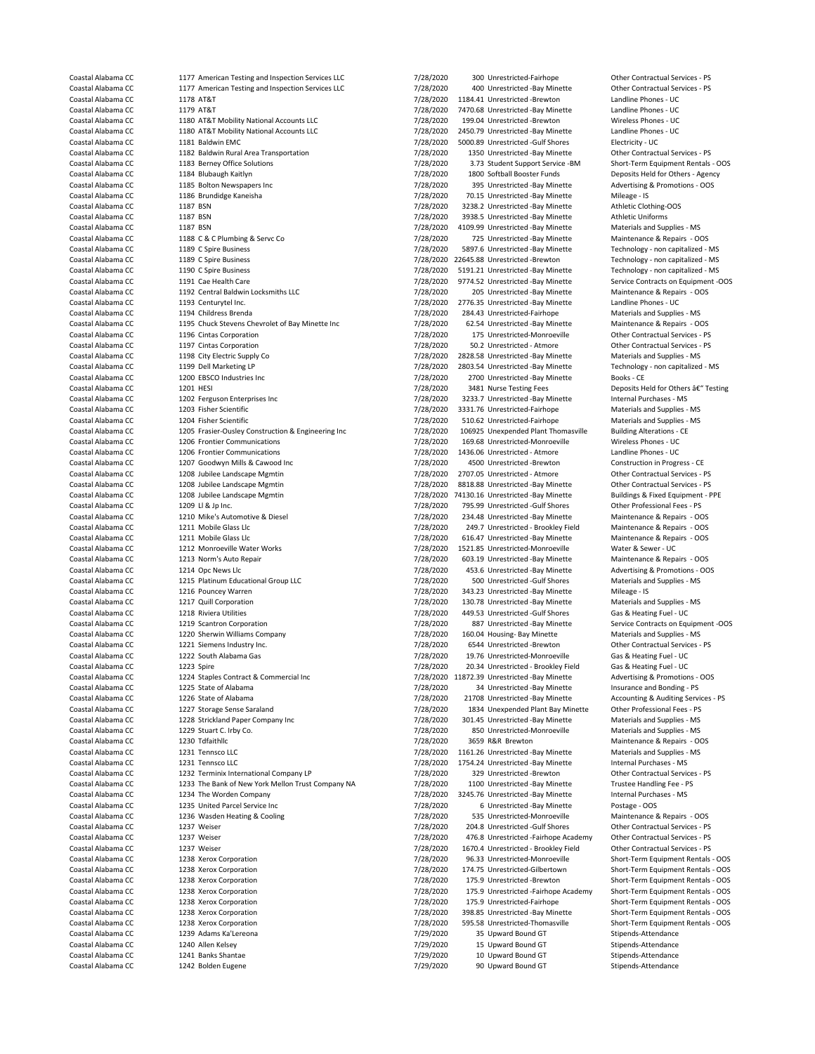| | | | | | | |
|---|---|---|---|---|---|---|
| Coastal Alabama CC | 1177 | American Testing and Inspection Services LLC | 7/28/2020 | 300 | Unrestricted-Fairhope | Other Contractual Services - PS |
| Coastal Alabama CC | 1177 | American Testing and Inspection Services LLC | 7/28/2020 | 400 | Unrestricted -Bay Minette | Other Contractual Services - PS |
| Coastal Alabama CC | 1178 | AT&T | 7/28/2020 | 1184.41 | Unrestricted -Brewton | Landline Phones - UC |
| Coastal Alabama CC | 1179 | AT&T | 7/28/2020 | 7470.68 | Unrestricted -Bay Minette | Landline Phones - UC |
| Coastal Alabama CC | 1180 | AT&T Mobility National Accounts LLC | 7/28/2020 | 199.04 | Unrestricted -Brewton | Wireless Phones - UC |
| Coastal Alabama CC | 1180 | AT&T Mobility National Accounts LLC | 7/28/2020 | 2450.79 | Unrestricted -Bay Minette | Landline Phones - UC |
| Coastal Alabama CC | 1181 | Baldwin EMC | 7/28/2020 | 5000.89 | Unrestricted -Gulf Shores | Electricity - UC |
| Coastal Alabama CC | 1182 | Baldwin Rural Area Transportation | 7/28/2020 | 1350 | Unrestricted -Bay Minette | Other Contractual Services - PS |
| Coastal Alabama CC | 1183 | Berney Office Solutions | 7/28/2020 | 3.73 | Student Support Service -BM | Short-Term Equipment Rentals - OOS |
| Coastal Alabama CC | 1184 | Blubaugh Kaitlyn | 7/28/2020 | 1800 | Softball Booster Funds | Deposits Held for Others - Agency |
| Coastal Alabama CC | 1185 | Bolton Newspapers Inc | 7/28/2020 | 395 | Unrestricted -Bay Minette | Advertising & Promotions - OOS |
| Coastal Alabama CC | 1186 | Brundidge Kaneisha | 7/28/2020 | 70.15 | Unrestricted -Bay Minette | Mileage - IS |
| Coastal Alabama CC | 1187 | BSN | 7/28/2020 | 3238.2 | Unrestricted -Bay Minette | Athletic Clothing-OOS |
| Coastal Alabama CC | 1187 | BSN | 7/28/2020 | 3938.5 | Unrestricted -Bay Minette | Athletic Uniforms |
| Coastal Alabama CC | 1187 | BSN | 7/28/2020 | 4109.99 | Unrestricted -Bay Minette | Materials and Supplies - MS |
| Coastal Alabama CC | 1188 | C & C Plumbing & Servc Co | 7/28/2020 | 725 | Unrestricted -Bay Minette | Maintenance & Repairs - OOS |
| Coastal Alabama CC | 1189 | C Spire Business | 7/28/2020 | 5897.6 | Unrestricted -Bay Minette | Technology - non capitalized - MS |
| Coastal Alabama CC | 1189 | C Spire Business | 7/28/2020 | 22645.88 | Unrestricted -Brewton | Technology - non capitalized - MS |
| Coastal Alabama CC | 1190 | C Spire Business | 7/28/2020 | 5191.21 | Unrestricted -Bay Minette | Technology - non capitalized - MS |
| Coastal Alabama CC | 1191 | Cae Health Care | 7/28/2020 | 9774.52 | Unrestricted -Bay Minette | Service Contracts on Equipment -OOS |
| Coastal Alabama CC | 1192 | Central Baldwin Locksmiths LLC | 7/28/2020 | 205 | Unrestricted -Bay Minette | Maintenance & Repairs - OOS |
| Coastal Alabama CC | 1193 | Centurytel Inc. | 7/28/2020 | 2776.35 | Unrestricted -Bay Minette | Landline Phones - UC |
| Coastal Alabama CC | 1194 | Childress Brenda | 7/28/2020 | 284.43 | Unrestricted-Fairhope | Materials and Supplies - MS |
| Coastal Alabama CC | 1195 | Chuck Stevens Chevrolet of Bay Minette Inc | 7/28/2020 | 62.54 | Unrestricted -Bay Minette | Maintenance & Repairs - OOS |
| Coastal Alabama CC | 1196 | Cintas Corporation | 7/28/2020 | 175 | Unrestricted-Monroeville | Other Contractual Services - PS |
| Coastal Alabama CC | 1197 | Cintas Corporation | 7/28/2020 | 50.2 | Unrestricted - Atmore | Other Contractual Services - PS |
| Coastal Alabama CC | 1198 | City Electric Supply Co | 7/28/2020 | 2828.58 | Unrestricted -Bay Minette | Materials and Supplies - MS |
| Coastal Alabama CC | 1199 | Dell Marketing LP | 7/28/2020 | 2803.54 | Unrestricted -Bay Minette | Technology - non capitalized - MS |
| Coastal Alabama CC | 1200 | EBSCO Industries Inc | 7/28/2020 | 2700 | Unrestricted -Bay Minette | Books - CE |
| Coastal Alabama CC | 1201 | HESI | 7/28/2020 | 3481 | Nurse Testing Fees | Deposits Held for Others â€" Testing |
| Coastal Alabama CC | 1202 | Ferguson Enterprises Inc | 7/28/2020 | 3233.7 | Unrestricted -Bay Minette | Internal Purchases - MS |
| Coastal Alabama CC | 1203 | Fisher Scientific | 7/28/2020 | 3331.76 | Unrestricted-Fairhope | Materials and Supplies - MS |
| Coastal Alabama CC | 1204 | Fisher Scientific | 7/28/2020 | 510.62 | Unrestricted-Fairhope | Materials and Supplies - MS |
| Coastal Alabama CC | 1205 | Frasier-Ousley Construction & Engineering Inc | 7/28/2020 | 106925 | Unexpended Plant Thomasville | Building Alterations - CE |
| Coastal Alabama CC | 1206 | Frontier Communications | 7/28/2020 | 169.68 | Unrestricted-Monroeville | Wireless Phones - UC |
| Coastal Alabama CC | 1206 | Frontier Communications | 7/28/2020 | 1436.06 | Unrestricted - Atmore | Landline Phones - UC |
| Coastal Alabama CC | 1207 | Goodwyn Mills & Cawood Inc | 7/28/2020 | 4500 | Unrestricted -Brewton | Construction in Progress - CE |
| Coastal Alabama CC | 1208 | Jubilee Landscape Mgmtin | 7/28/2020 | 2707.05 | Unrestricted - Atmore | Other Contractual Services - PS |
| Coastal Alabama CC | 1208 | Jubilee Landscape Mgmtin | 7/28/2020 | 8818.88 | Unrestricted -Bay Minette | Other Contractual Services - PS |
| Coastal Alabama CC | 1208 | Jubilee Landscape Mgmtin | 7/28/2020 | 74130.16 | Unrestricted -Bay Minette | Buildings & Fixed Equipment - PPE |
| Coastal Alabama CC | 1209 | Ll & Jp Inc. | 7/28/2020 | 795.99 | Unrestricted -Gulf Shores | Other Professional Fees - PS |
| Coastal Alabama CC | 1210 | Mike's Automotive & Diesel | 7/28/2020 | 234.48 | Unrestricted -Bay Minette | Maintenance & Repairs - OOS |
| Coastal Alabama CC | 1211 | Mobile Glass Llc | 7/28/2020 | 249.7 | Unrestricted - Brookley Field | Maintenance & Repairs - OOS |
| Coastal Alabama CC | 1211 | Mobile Glass Llc | 7/28/2020 | 616.47 | Unrestricted -Bay Minette | Maintenance & Repairs - OOS |
| Coastal Alabama CC | 1212 | Monroeville Water Works | 7/28/2020 | 1521.85 | Unrestricted-Monroeville | Water & Sewer - UC |
| Coastal Alabama CC | 1213 | Norm's Auto Repair | 7/28/2020 | 603.19 | Unrestricted -Bay Minette | Maintenance & Repairs - OOS |
| Coastal Alabama CC | 1214 | Opc News Llc | 7/28/2020 | 453.6 | Unrestricted -Bay Minette | Advertising & Promotions - OOS |
| Coastal Alabama CC | 1215 | Platinum Educational Group LLC | 7/28/2020 | 500 | Unrestricted -Gulf Shores | Materials and Supplies - MS |
| Coastal Alabama CC | 1216 | Pouncey Warren | 7/28/2020 | 343.23 | Unrestricted -Bay Minette | Mileage - IS |
| Coastal Alabama CC | 1217 | Quill Corporation | 7/28/2020 | 130.78 | Unrestricted -Bay Minette | Materials and Supplies - MS |
| Coastal Alabama CC | 1218 | Riviera Utilities | 7/28/2020 | 449.53 | Unrestricted -Gulf Shores | Gas & Heating Fuel - UC |
| Coastal Alabama CC | 1219 | Scantron Corporation | 7/28/2020 | 887 | Unrestricted -Bay Minette | Service Contracts on Equipment -OOS |
| Coastal Alabama CC | 1220 | Sherwin Williams Company | 7/28/2020 | 160.04 | Housing- Bay Minette | Materials and Supplies - MS |
| Coastal Alabama CC | 1221 | Siemens Industry Inc. | 7/28/2020 | 6544 | Unrestricted -Brewton | Other Contractual Services - PS |
| Coastal Alabama CC | 1222 | South Alabama Gas | 7/28/2020 | 19.76 | Unrestricted-Monroeville | Gas & Heating Fuel - UC |
| Coastal Alabama CC | 1223 | Spire | 7/28/2020 | 20.34 | Unrestricted - Brookley Field | Gas & Heating Fuel - UC |
| Coastal Alabama CC | 1224 | Staples Contract & Commercial Inc | 7/28/2020 | 11872.39 | Unrestricted -Bay Minette | Advertising & Promotions - OOS |
| Coastal Alabama CC | 1225 | State of Alabama | 7/28/2020 | 34 | Unrestricted -Bay Minette | Insurance and Bonding - PS |
| Coastal Alabama CC | 1226 | State of Alabama | 7/28/2020 | 21708 | Unrestricted -Bay Minette | Accounting & Auditing Services - PS |
| Coastal Alabama CC | 1227 | Storage Sense Saraland | 7/28/2020 | 1834 | Unexpended Plant Bay Minette | Other Professional Fees - PS |
| Coastal Alabama CC | 1228 | Strickland Paper Company Inc | 7/28/2020 | 301.45 | Unrestricted -Bay Minette | Materials and Supplies - MS |
| Coastal Alabama CC | 1229 | Stuart C. Irby Co. | 7/28/2020 | 850 | Unrestricted-Monroeville | Materials and Supplies - MS |
| Coastal Alabama CC | 1230 | Tdfaithllc | 7/28/2020 | 3659 | R&R Brewton | Maintenance & Repairs - OOS |
| Coastal Alabama CC | 1231 | Tennsco LLC | 7/28/2020 | 1161.26 | Unrestricted -Bay Minette | Materials and Supplies - MS |
| Coastal Alabama CC | 1231 | Tennsco LLC | 7/28/2020 | 1754.24 | Unrestricted -Bay Minette | Internal Purchases - MS |
| Coastal Alabama CC | 1232 | Terminix International Company LP | 7/28/2020 | 329 | Unrestricted -Brewton | Other Contractual Services - PS |
| Coastal Alabama CC | 1233 | The Bank of New York Mellon Trust Company NA | 7/28/2020 | 1100 | Unrestricted -Bay Minette | Trustee Handling Fee - PS |
| Coastal Alabama CC | 1234 | The Worden Company | 7/28/2020 | 3245.76 | Unrestricted -Bay Minette | Internal Purchases - MS |
| Coastal Alabama CC | 1235 | United Parcel Service Inc | 7/28/2020 | 6 | Unrestricted -Bay Minette | Postage - OOS |
| Coastal Alabama CC | 1236 | Wasden Heating & Cooling | 7/28/2020 | 535 | Unrestricted-Monroeville | Maintenance & Repairs - OOS |
| Coastal Alabama CC | 1237 | Weiser | 7/28/2020 | 204.8 | Unrestricted -Gulf Shores | Other Contractual Services - PS |
| Coastal Alabama CC | 1237 | Weiser | 7/28/2020 | 476.8 | Unrestricted -Fairhope Academy | Other Contractual Services - PS |
| Coastal Alabama CC | 1237 | Weiser | 7/28/2020 | 1670.4 | Unrestricted - Brookley Field | Other Contractual Services - PS |
| Coastal Alabama CC | 1238 | Xerox Corporation | 7/28/2020 | 96.33 | Unrestricted-Monroeville | Short-Term Equipment Rentals - OOS |
| Coastal Alabama CC | 1238 | Xerox Corporation | 7/28/2020 | 174.75 | Unrestricted-Gilbertown | Short-Term Equipment Rentals - OOS |
| Coastal Alabama CC | 1238 | Xerox Corporation | 7/28/2020 | 175.9 | Unrestricted -Brewton | Short-Term Equipment Rentals - OOS |
| Coastal Alabama CC | 1238 | Xerox Corporation | 7/28/2020 | 175.9 | Unrestricted -Fairhope Academy | Short-Term Equipment Rentals - OOS |
| Coastal Alabama CC | 1238 | Xerox Corporation | 7/28/2020 | 175.9 | Unrestricted-Fairhope | Short-Term Equipment Rentals - OOS |
| Coastal Alabama CC | 1238 | Xerox Corporation | 7/28/2020 | 398.85 | Unrestricted -Bay Minette | Short-Term Equipment Rentals - OOS |
| Coastal Alabama CC | 1238 | Xerox Corporation | 7/28/2020 | 595.58 | Unrestricted-Thomasville | Short-Term Equipment Rentals - OOS |
| Coastal Alabama CC | 1239 | Adams Ka'Lereona | 7/29/2020 | 35 | Upward Bound GT | Stipends-Attendance |
| Coastal Alabama CC | 1240 | Allen Kelsey | 7/29/2020 | 15 | Upward Bound GT | Stipends-Attendance |
| Coastal Alabama CC | 1241 | Banks Shantae | 7/29/2020 | 10 | Upward Bound GT | Stipends-Attendance |
| Coastal Alabama CC | 1242 | Bolden Eugene | 7/29/2020 | 90 | Upward Bound GT | Stipends-Attendance |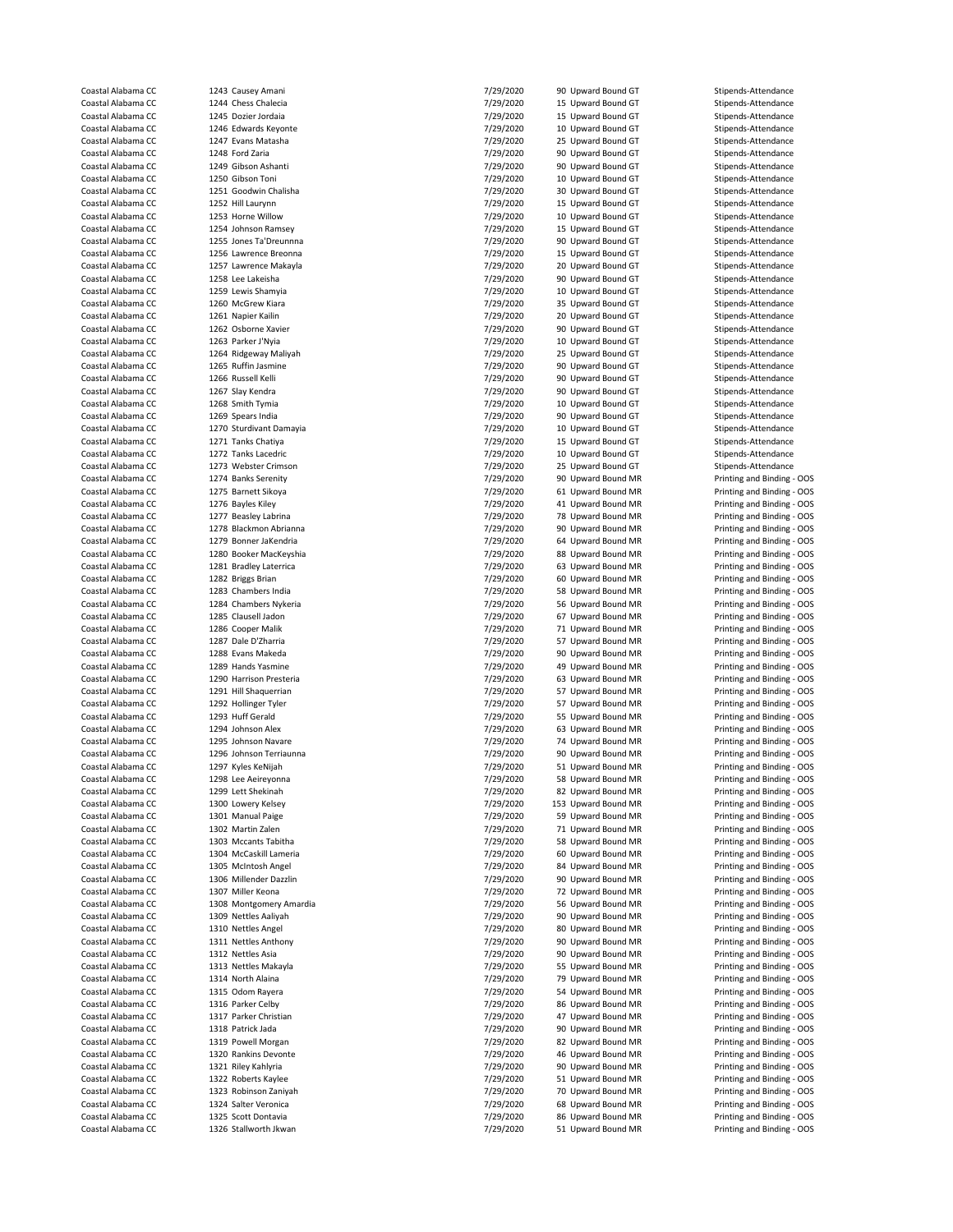| | | | | | | |
|---|---|---|---|---|---|---|
| Coastal Alabama CC | 1243 | Causey Amani | 7/29/2020 | 90 | Upward Bound GT | Stipends-Attendance |
| Coastal Alabama CC | 1244 | Chess Chalecia | 7/29/2020 | 15 | Upward Bound GT | Stipends-Attendance |
| Coastal Alabama CC | 1245 | Dozier Jordaia | 7/29/2020 | 15 | Upward Bound GT | Stipends-Attendance |
| Coastal Alabama CC | 1246 | Edwards Keyonte | 7/29/2020 | 10 | Upward Bound GT | Stipends-Attendance |
| Coastal Alabama CC | 1247 | Evans Matasha | 7/29/2020 | 25 | Upward Bound GT | Stipends-Attendance |
| Coastal Alabama CC | 1248 | Ford Zaria | 7/29/2020 | 90 | Upward Bound GT | Stipends-Attendance |
| Coastal Alabama CC | 1249 | Gibson Ashanti | 7/29/2020 | 90 | Upward Bound GT | Stipends-Attendance |
| Coastal Alabama CC | 1250 | Gibson Toni | 7/29/2020 | 10 | Upward Bound GT | Stipends-Attendance |
| Coastal Alabama CC | 1251 | Goodwin Chalisha | 7/29/2020 | 30 | Upward Bound GT | Stipends-Attendance |
| Coastal Alabama CC | 1252 | Hill Laurynn | 7/29/2020 | 15 | Upward Bound GT | Stipends-Attendance |
| Coastal Alabama CC | 1253 | Horne Willow | 7/29/2020 | 10 | Upward Bound GT | Stipends-Attendance |
| Coastal Alabama CC | 1254 | Johnson Ramsey | 7/29/2020 | 15 | Upward Bound GT | Stipends-Attendance |
| Coastal Alabama CC | 1255 | Jones Ta'Dreunnna | 7/29/2020 | 90 | Upward Bound GT | Stipends-Attendance |
| Coastal Alabama CC | 1256 | Lawrence Breonna | 7/29/2020 | 15 | Upward Bound GT | Stipends-Attendance |
| Coastal Alabama CC | 1257 | Lawrence Makayla | 7/29/2020 | 20 | Upward Bound GT | Stipends-Attendance |
| Coastal Alabama CC | 1258 | Lee Lakeisha | 7/29/2020 | 90 | Upward Bound GT | Stipends-Attendance |
| Coastal Alabama CC | 1259 | Lewis Shamyia | 7/29/2020 | 10 | Upward Bound GT | Stipends-Attendance |
| Coastal Alabama CC | 1260 | McGrew Kiara | 7/29/2020 | 35 | Upward Bound GT | Stipends-Attendance |
| Coastal Alabama CC | 1261 | Napier Kailin | 7/29/2020 | 20 | Upward Bound GT | Stipends-Attendance |
| Coastal Alabama CC | 1262 | Osborne Xavier | 7/29/2020 | 90 | Upward Bound GT | Stipends-Attendance |
| Coastal Alabama CC | 1263 | Parker J'Nyia | 7/29/2020 | 10 | Upward Bound GT | Stipends-Attendance |
| Coastal Alabama CC | 1264 | Ridgeway Maliyah | 7/29/2020 | 25 | Upward Bound GT | Stipends-Attendance |
| Coastal Alabama CC | 1265 | Ruffin Jasmine | 7/29/2020 | 90 | Upward Bound GT | Stipends-Attendance |
| Coastal Alabama CC | 1266 | Russell Kelli | 7/29/2020 | 90 | Upward Bound GT | Stipends-Attendance |
| Coastal Alabama CC | 1267 | Slay Kendra | 7/29/2020 | 90 | Upward Bound GT | Stipends-Attendance |
| Coastal Alabama CC | 1268 | Smith Tymia | 7/29/2020 | 10 | Upward Bound GT | Stipends-Attendance |
| Coastal Alabama CC | 1269 | Spears India | 7/29/2020 | 90 | Upward Bound GT | Stipends-Attendance |
| Coastal Alabama CC | 1270 | Sturdivant Damayia | 7/29/2020 | 10 | Upward Bound GT | Stipends-Attendance |
| Coastal Alabama CC | 1271 | Tanks Chatiya | 7/29/2020 | 15 | Upward Bound GT | Stipends-Attendance |
| Coastal Alabama CC | 1272 | Tanks Lacedric | 7/29/2020 | 10 | Upward Bound GT | Stipends-Attendance |
| Coastal Alabama CC | 1273 | Webster Crimson | 7/29/2020 | 25 | Upward Bound GT | Stipends-Attendance |
| Coastal Alabama CC | 1274 | Banks Serenity | 7/29/2020 | 90 | Upward Bound MR | Printing and Binding - OOS |
| Coastal Alabama CC | 1275 | Barnett Sikoya | 7/29/2020 | 61 | Upward Bound MR | Printing and Binding - OOS |
| Coastal Alabama CC | 1276 | Bayles Kiley | 7/29/2020 | 41 | Upward Bound MR | Printing and Binding - OOS |
| Coastal Alabama CC | 1277 | Beasley Labrina | 7/29/2020 | 78 | Upward Bound MR | Printing and Binding - OOS |
| Coastal Alabama CC | 1278 | Blackmon Abrianna | 7/29/2020 | 90 | Upward Bound MR | Printing and Binding - OOS |
| Coastal Alabama CC | 1279 | Bonner JaKendria | 7/29/2020 | 64 | Upward Bound MR | Printing and Binding - OOS |
| Coastal Alabama CC | 1280 | Booker MacKeyshia | 7/29/2020 | 88 | Upward Bound MR | Printing and Binding - OOS |
| Coastal Alabama CC | 1281 | Bradley Laterrica | 7/29/2020 | 63 | Upward Bound MR | Printing and Binding - OOS |
| Coastal Alabama CC | 1282 | Briggs Brian | 7/29/2020 | 60 | Upward Bound MR | Printing and Binding - OOS |
| Coastal Alabama CC | 1283 | Chambers India | 7/29/2020 | 58 | Upward Bound MR | Printing and Binding - OOS |
| Coastal Alabama CC | 1284 | Chambers Nykeria | 7/29/2020 | 56 | Upward Bound MR | Printing and Binding - OOS |
| Coastal Alabama CC | 1285 | Clausell Jadon | 7/29/2020 | 67 | Upward Bound MR | Printing and Binding - OOS |
| Coastal Alabama CC | 1286 | Cooper Malik | 7/29/2020 | 71 | Upward Bound MR | Printing and Binding - OOS |
| Coastal Alabama CC | 1287 | Dale D'Zharria | 7/29/2020 | 57 | Upward Bound MR | Printing and Binding - OOS |
| Coastal Alabama CC | 1288 | Evans Makeda | 7/29/2020 | 90 | Upward Bound MR | Printing and Binding - OOS |
| Coastal Alabama CC | 1289 | Hands Yasmine | 7/29/2020 | 49 | Upward Bound MR | Printing and Binding - OOS |
| Coastal Alabama CC | 1290 | Harrison Presteria | 7/29/2020 | 63 | Upward Bound MR | Printing and Binding - OOS |
| Coastal Alabama CC | 1291 | Hill Shaquerrian | 7/29/2020 | 57 | Upward Bound MR | Printing and Binding - OOS |
| Coastal Alabama CC | 1292 | Hollinger Tyler | 7/29/2020 | 57 | Upward Bound MR | Printing and Binding - OOS |
| Coastal Alabama CC | 1293 | Huff Gerald | 7/29/2020 | 55 | Upward Bound MR | Printing and Binding - OOS |
| Coastal Alabama CC | 1294 | Johnson Alex | 7/29/2020 | 63 | Upward Bound MR | Printing and Binding - OOS |
| Coastal Alabama CC | 1295 | Johnson Navare | 7/29/2020 | 74 | Upward Bound MR | Printing and Binding - OOS |
| Coastal Alabama CC | 1296 | Johnson Terriaunna | 7/29/2020 | 90 | Upward Bound MR | Printing and Binding - OOS |
| Coastal Alabama CC | 1297 | Kyles KeNijah | 7/29/2020 | 51 | Upward Bound MR | Printing and Binding - OOS |
| Coastal Alabama CC | 1298 | Lee Aeireyonna | 7/29/2020 | 58 | Upward Bound MR | Printing and Binding - OOS |
| Coastal Alabama CC | 1299 | Lett Shekinah | 7/29/2020 | 82 | Upward Bound MR | Printing and Binding - OOS |
| Coastal Alabama CC | 1300 | Lowery Kelsey | 7/29/2020 | 153 | Upward Bound MR | Printing and Binding - OOS |
| Coastal Alabama CC | 1301 | Manual Paige | 7/29/2020 | 59 | Upward Bound MR | Printing and Binding - OOS |
| Coastal Alabama CC | 1302 | Martin Zalen | 7/29/2020 | 71 | Upward Bound MR | Printing and Binding - OOS |
| Coastal Alabama CC | 1303 | Mccants Tabitha | 7/29/2020 | 58 | Upward Bound MR | Printing and Binding - OOS |
| Coastal Alabama CC | 1304 | McCaskill Lameria | 7/29/2020 | 60 | Upward Bound MR | Printing and Binding - OOS |
| Coastal Alabama CC | 1305 | McIntosh Angel | 7/29/2020 | 84 | Upward Bound MR | Printing and Binding - OOS |
| Coastal Alabama CC | 1306 | Millender Dazzlin | 7/29/2020 | 90 | Upward Bound MR | Printing and Binding - OOS |
| Coastal Alabama CC | 1307 | Miller Keona | 7/29/2020 | 72 | Upward Bound MR | Printing and Binding - OOS |
| Coastal Alabama CC | 1308 | Montgomery Amardia | 7/29/2020 | 56 | Upward Bound MR | Printing and Binding - OOS |
| Coastal Alabama CC | 1309 | Nettles Aaliyah | 7/29/2020 | 90 | Upward Bound MR | Printing and Binding - OOS |
| Coastal Alabama CC | 1310 | Nettles Angel | 7/29/2020 | 80 | Upward Bound MR | Printing and Binding - OOS |
| Coastal Alabama CC | 1311 | Nettles Anthony | 7/29/2020 | 90 | Upward Bound MR | Printing and Binding - OOS |
| Coastal Alabama CC | 1312 | Nettles Asia | 7/29/2020 | 90 | Upward Bound MR | Printing and Binding - OOS |
| Coastal Alabama CC | 1313 | Nettles Makayla | 7/29/2020 | 55 | Upward Bound MR | Printing and Binding - OOS |
| Coastal Alabama CC | 1314 | North Alaina | 7/29/2020 | 79 | Upward Bound MR | Printing and Binding - OOS |
| Coastal Alabama CC | 1315 | Odom Rayera | 7/29/2020 | 54 | Upward Bound MR | Printing and Binding - OOS |
| Coastal Alabama CC | 1316 | Parker Celby | 7/29/2020 | 86 | Upward Bound MR | Printing and Binding - OOS |
| Coastal Alabama CC | 1317 | Parker Christian | 7/29/2020 | 47 | Upward Bound MR | Printing and Binding - OOS |
| Coastal Alabama CC | 1318 | Patrick Jada | 7/29/2020 | 90 | Upward Bound MR | Printing and Binding - OOS |
| Coastal Alabama CC | 1319 | Powell Morgan | 7/29/2020 | 82 | Upward Bound MR | Printing and Binding - OOS |
| Coastal Alabama CC | 1320 | Rankins Devonte | 7/29/2020 | 46 | Upward Bound MR | Printing and Binding - OOS |
| Coastal Alabama CC | 1321 | Riley Kahlyria | 7/29/2020 | 90 | Upward Bound MR | Printing and Binding - OOS |
| Coastal Alabama CC | 1322 | Roberts Kaylee | 7/29/2020 | 51 | Upward Bound MR | Printing and Binding - OOS |
| Coastal Alabama CC | 1323 | Robinson Zaniyah | 7/29/2020 | 70 | Upward Bound MR | Printing and Binding - OOS |
| Coastal Alabama CC | 1324 | Salter Veronica | 7/29/2020 | 68 | Upward Bound MR | Printing and Binding - OOS |
| Coastal Alabama CC | 1325 | Scott Dontavia | 7/29/2020 | 86 | Upward Bound MR | Printing and Binding - OOS |
| Coastal Alabama CC | 1326 | Stallworth Jkwan | 7/29/2020 | 51 | Upward Bound MR | Printing and Binding - OOS |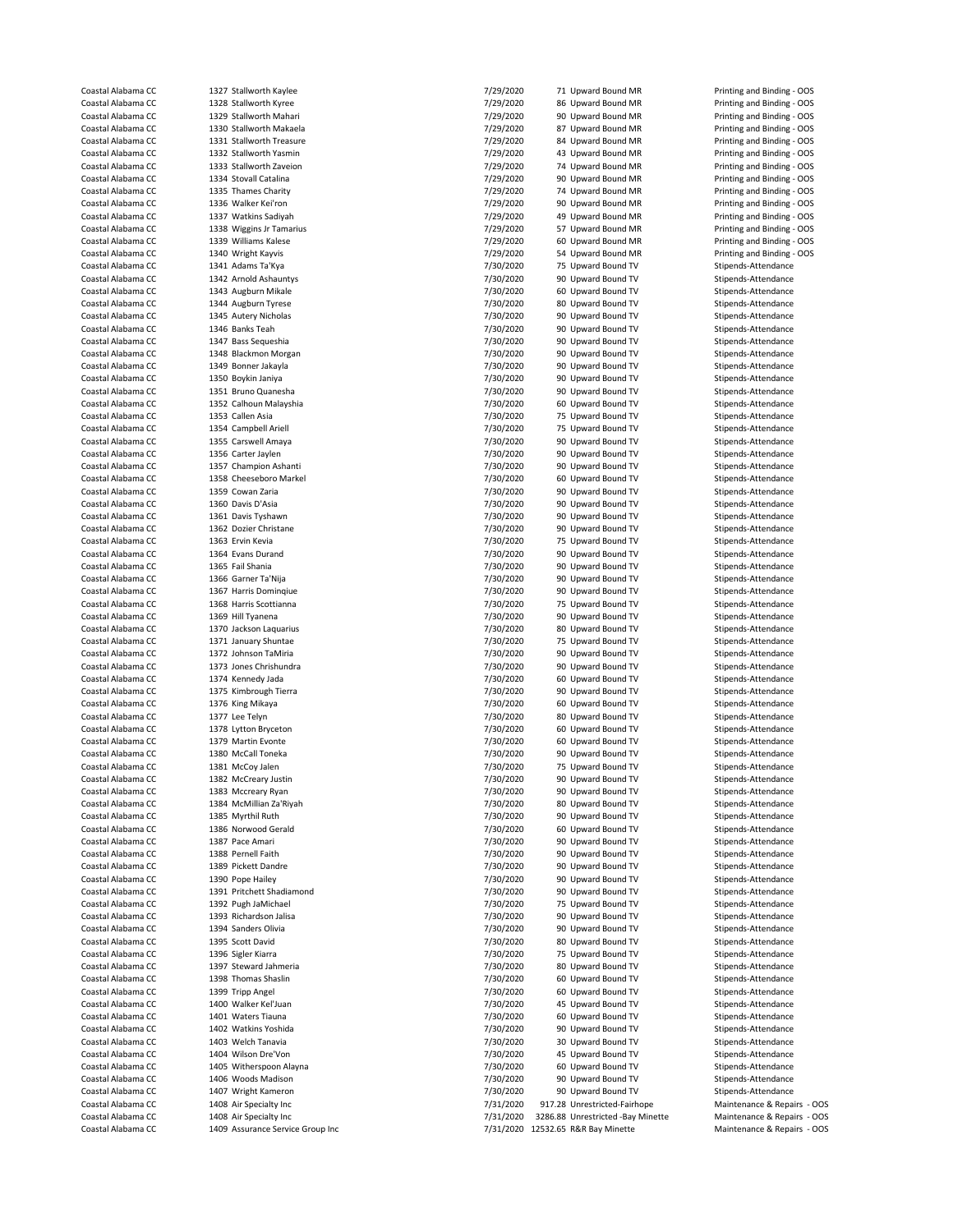| | | | | | |
|---|---|---|---|---|---|
| Coastal Alabama CC | 1327 Stallworth Kaylee | 7/29/2020 | 71 | Upward Bound MR | Printing and Binding - OOS |
| Coastal Alabama CC | 1328 Stallworth Kyree | 7/29/2020 | 86 | Upward Bound MR | Printing and Binding - OOS |
| Coastal Alabama CC | 1329 Stallworth Mahari | 7/29/2020 | 90 | Upward Bound MR | Printing and Binding - OOS |
| Coastal Alabama CC | 1330 Stallworth Makaela | 7/29/2020 | 87 | Upward Bound MR | Printing and Binding - OOS |
| Coastal Alabama CC | 1331 Stallworth Treasure | 7/29/2020 | 84 | Upward Bound MR | Printing and Binding - OOS |
| Coastal Alabama CC | 1332 Stallworth Yasmin | 7/29/2020 | 43 | Upward Bound MR | Printing and Binding - OOS |
| Coastal Alabama CC | 1333 Stallworth Zaveion | 7/29/2020 | 74 | Upward Bound MR | Printing and Binding - OOS |
| Coastal Alabama CC | 1334 Stovall Catalina | 7/29/2020 | 90 | Upward Bound MR | Printing and Binding - OOS |
| Coastal Alabama CC | 1335 Thames Charity | 7/29/2020 | 74 | Upward Bound MR | Printing and Binding - OOS |
| Coastal Alabama CC | 1336 Walker Kei'ron | 7/29/2020 | 90 | Upward Bound MR | Printing and Binding - OOS |
| Coastal Alabama CC | 1337 Watkins Sadiyah | 7/29/2020 | 49 | Upward Bound MR | Printing and Binding - OOS |
| Coastal Alabama CC | 1338 Wiggins Jr Tamarius | 7/29/2020 | 57 | Upward Bound MR | Printing and Binding - OOS |
| Coastal Alabama CC | 1339 Williams Kalese | 7/29/2020 | 60 | Upward Bound MR | Printing and Binding - OOS |
| Coastal Alabama CC | 1340 Wright Kayvis | 7/29/2020 | 54 | Upward Bound MR | Printing and Binding - OOS |
| Coastal Alabama CC | 1341 Adams Ta'Kya | 7/30/2020 | 75 | Upward Bound TV | Stipends-Attendance |
| Coastal Alabama CC | 1342 Arnold Ashauntys | 7/30/2020 | 90 | Upward Bound TV | Stipends-Attendance |
| Coastal Alabama CC | 1343 Augburn Mikale | 7/30/2020 | 60 | Upward Bound TV | Stipends-Attendance |
| Coastal Alabama CC | 1344 Augburn Tyrese | 7/30/2020 | 80 | Upward Bound TV | Stipends-Attendance |
| Coastal Alabama CC | 1345 Autery Nicholas | 7/30/2020 | 90 | Upward Bound TV | Stipends-Attendance |
| Coastal Alabama CC | 1346 Banks Teah | 7/30/2020 | 90 | Upward Bound TV | Stipends-Attendance |
| Coastal Alabama CC | 1347 Bass Sequeshia | 7/30/2020 | 90 | Upward Bound TV | Stipends-Attendance |
| Coastal Alabama CC | 1348 Blackmon Morgan | 7/30/2020 | 90 | Upward Bound TV | Stipends-Attendance |
| Coastal Alabama CC | 1349 Bonner Jakayla | 7/30/2020 | 90 | Upward Bound TV | Stipends-Attendance |
| Coastal Alabama CC | 1350 Boykin Janiya | 7/30/2020 | 90 | Upward Bound TV | Stipends-Attendance |
| Coastal Alabama CC | 1351 Bruno Quanesha | 7/30/2020 | 90 | Upward Bound TV | Stipends-Attendance |
| Coastal Alabama CC | 1352 Calhoun Malayshia | 7/30/2020 | 60 | Upward Bound TV | Stipends-Attendance |
| Coastal Alabama CC | 1353 Callen Asia | 7/30/2020 | 75 | Upward Bound TV | Stipends-Attendance |
| Coastal Alabama CC | 1354 Campbell Ariell | 7/30/2020 | 75 | Upward Bound TV | Stipends-Attendance |
| Coastal Alabama CC | 1355 Carswell Amaya | 7/30/2020 | 90 | Upward Bound TV | Stipends-Attendance |
| Coastal Alabama CC | 1356 Carter Jaylen | 7/30/2020 | 90 | Upward Bound TV | Stipends-Attendance |
| Coastal Alabama CC | 1357 Champion Ashanti | 7/30/2020 | 90 | Upward Bound TV | Stipends-Attendance |
| Coastal Alabama CC | 1358 Cheeseboro Markel | 7/30/2020 | 60 | Upward Bound TV | Stipends-Attendance |
| Coastal Alabama CC | 1359 Cowan Zaria | 7/30/2020 | 90 | Upward Bound TV | Stipends-Attendance |
| Coastal Alabama CC | 1360 Davis D'Asia | 7/30/2020 | 90 | Upward Bound TV | Stipends-Attendance |
| Coastal Alabama CC | 1361 Davis Tyshawn | 7/30/2020 | 90 | Upward Bound TV | Stipends-Attendance |
| Coastal Alabama CC | 1362 Dozier Christane | 7/30/2020 | 90 | Upward Bound TV | Stipends-Attendance |
| Coastal Alabama CC | 1363 Ervin Kevia | 7/30/2020 | 75 | Upward Bound TV | Stipends-Attendance |
| Coastal Alabama CC | 1364 Evans Durand | 7/30/2020 | 90 | Upward Bound TV | Stipends-Attendance |
| Coastal Alabama CC | 1365 Fail Shania | 7/30/2020 | 90 | Upward Bound TV | Stipends-Attendance |
| Coastal Alabama CC | 1366 Garner Ta'Nija | 7/30/2020 | 90 | Upward Bound TV | Stipends-Attendance |
| Coastal Alabama CC | 1367 Harris Dominqiue | 7/30/2020 | 90 | Upward Bound TV | Stipends-Attendance |
| Coastal Alabama CC | 1368 Harris Scottianna | 7/30/2020 | 75 | Upward Bound TV | Stipends-Attendance |
| Coastal Alabama CC | 1369 Hill Tyanena | 7/30/2020 | 90 | Upward Bound TV | Stipends-Attendance |
| Coastal Alabama CC | 1370 Jackson Laquarius | 7/30/2020 | 80 | Upward Bound TV | Stipends-Attendance |
| Coastal Alabama CC | 1371 January Shuntae | 7/30/2020 | 75 | Upward Bound TV | Stipends-Attendance |
| Coastal Alabama CC | 1372 Johnson TaMiria | 7/30/2020 | 90 | Upward Bound TV | Stipends-Attendance |
| Coastal Alabama CC | 1373 Jones Chrishundra | 7/30/2020 | 90 | Upward Bound TV | Stipends-Attendance |
| Coastal Alabama CC | 1374 Kennedy Jada | 7/30/2020 | 60 | Upward Bound TV | Stipends-Attendance |
| Coastal Alabama CC | 1375 Kimbrough Tierra | 7/30/2020 | 90 | Upward Bound TV | Stipends-Attendance |
| Coastal Alabama CC | 1376 King Mikaya | 7/30/2020 | 60 | Upward Bound TV | Stipends-Attendance |
| Coastal Alabama CC | 1377 Lee Telyn | 7/30/2020 | 80 | Upward Bound TV | Stipends-Attendance |
| Coastal Alabama CC | 1378 Lytton Bryceton | 7/30/2020 | 60 | Upward Bound TV | Stipends-Attendance |
| Coastal Alabama CC | 1379 Martin Evonte | 7/30/2020 | 60 | Upward Bound TV | Stipends-Attendance |
| Coastal Alabama CC | 1380 McCall Toneka | 7/30/2020 | 90 | Upward Bound TV | Stipends-Attendance |
| Coastal Alabama CC | 1381 McCoy Jalen | 7/30/2020 | 75 | Upward Bound TV | Stipends-Attendance |
| Coastal Alabama CC | 1382 McCreary Justin | 7/30/2020 | 90 | Upward Bound TV | Stipends-Attendance |
| Coastal Alabama CC | 1383 Mccreary Ryan | 7/30/2020 | 90 | Upward Bound TV | Stipends-Attendance |
| Coastal Alabama CC | 1384 McMillian Za'Riyah | 7/30/2020 | 80 | Upward Bound TV | Stipends-Attendance |
| Coastal Alabama CC | 1385 Myrthil Ruth | 7/30/2020 | 90 | Upward Bound TV | Stipends-Attendance |
| Coastal Alabama CC | 1386 Norwood Gerald | 7/30/2020 | 60 | Upward Bound TV | Stipends-Attendance |
| Coastal Alabama CC | 1387 Pace Amari | 7/30/2020 | 90 | Upward Bound TV | Stipends-Attendance |
| Coastal Alabama CC | 1388 Pernell Faith | 7/30/2020 | 90 | Upward Bound TV | Stipends-Attendance |
| Coastal Alabama CC | 1389 Pickett Dandre | 7/30/2020 | 90 | Upward Bound TV | Stipends-Attendance |
| Coastal Alabama CC | 1390 Pope Hailey | 7/30/2020 | 90 | Upward Bound TV | Stipends-Attendance |
| Coastal Alabama CC | 1391 Pritchett Shadiamond | 7/30/2020 | 90 | Upward Bound TV | Stipends-Attendance |
| Coastal Alabama CC | 1392 Pugh JaMichael | 7/30/2020 | 75 | Upward Bound TV | Stipends-Attendance |
| Coastal Alabama CC | 1393 Richardson Jalisa | 7/30/2020 | 90 | Upward Bound TV | Stipends-Attendance |
| Coastal Alabama CC | 1394 Sanders Olivia | 7/30/2020 | 90 | Upward Bound TV | Stipends-Attendance |
| Coastal Alabama CC | 1395 Scott David | 7/30/2020 | 80 | Upward Bound TV | Stipends-Attendance |
| Coastal Alabama CC | 1396 Sigler Kiarra | 7/30/2020 | 75 | Upward Bound TV | Stipends-Attendance |
| Coastal Alabama CC | 1397 Steward Jahmeria | 7/30/2020 | 80 | Upward Bound TV | Stipends-Attendance |
| Coastal Alabama CC | 1398 Thomas Shaslin | 7/30/2020 | 60 | Upward Bound TV | Stipends-Attendance |
| Coastal Alabama CC | 1399 Tripp Angel | 7/30/2020 | 60 | Upward Bound TV | Stipends-Attendance |
| Coastal Alabama CC | 1400 Walker Kel'Juan | 7/30/2020 | 45 | Upward Bound TV | Stipends-Attendance |
| Coastal Alabama CC | 1401 Waters Tiauna | 7/30/2020 | 60 | Upward Bound TV | Stipends-Attendance |
| Coastal Alabama CC | 1402 Watkins Yoshida | 7/30/2020 | 90 | Upward Bound TV | Stipends-Attendance |
| Coastal Alabama CC | 1403 Welch Tanavia | 7/30/2020 | 30 | Upward Bound TV | Stipends-Attendance |
| Coastal Alabama CC | 1404 Wilson Dre'Von | 7/30/2020 | 45 | Upward Bound TV | Stipends-Attendance |
| Coastal Alabama CC | 1405 Witherspoon Alayna | 7/30/2020 | 60 | Upward Bound TV | Stipends-Attendance |
| Coastal Alabama CC | 1406 Woods Madison | 7/30/2020 | 90 | Upward Bound TV | Stipends-Attendance |
| Coastal Alabama CC | 1407 Wright Kameron | 7/30/2020 | 90 | Upward Bound TV | Stipends-Attendance |
| Coastal Alabama CC | 1408 Air Specialty Inc | 7/31/2020 | 917.28 | Unrestricted-Fairhope | Maintenance & Repairs - OOS |
| Coastal Alabama CC | 1408 Air Specialty Inc | 7/31/2020 | 3286.88 | Unrestricted -Bay Minette | Maintenance & Repairs - OOS |
| Coastal Alabama CC | 1409 Assurance Service Group Inc | 7/31/2020 | 12532.65 | R&R Bay Minette | Maintenance & Repairs - OOS |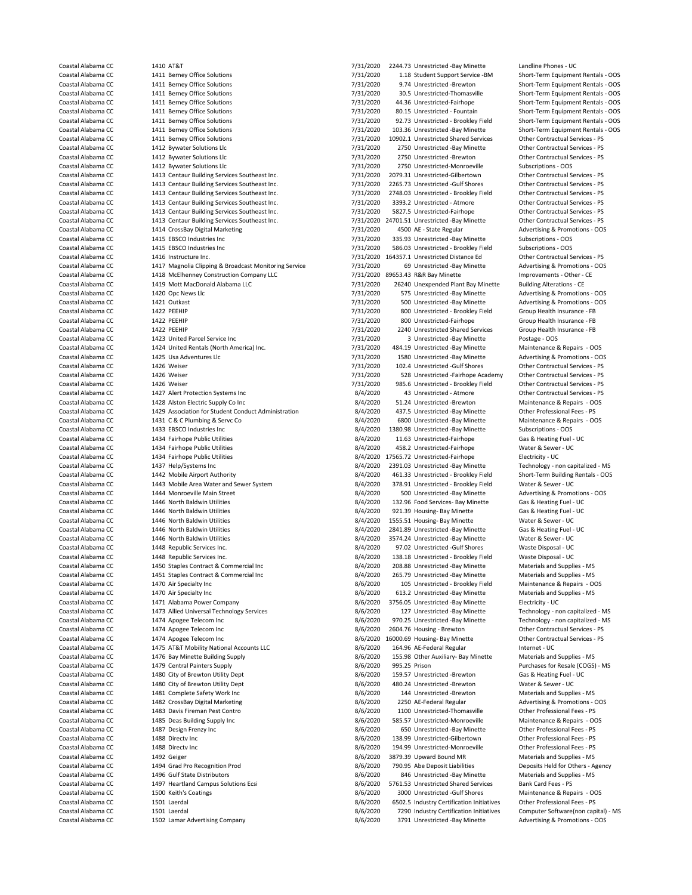| | | | | | | |
|---|---|---|---|---|---|---|
| Coastal Alabama CC | 1410 | AT&T | 7/31/2020 | 2244.73 | Unrestricted -Bay Minette | Landline Phones - UC |
| Coastal Alabama CC | 1411 | Berney Office Solutions | 7/31/2020 | 1.18 | Student Support Service -BM | Short-Term Equipment Rentals - OOS |
| Coastal Alabama CC | 1411 | Berney Office Solutions | 7/31/2020 | 9.74 | Unrestricted -Brewton | Short-Term Equipment Rentals - OOS |
| Coastal Alabama CC | 1411 | Berney Office Solutions | 7/31/2020 | 30.5 | Unrestricted-Thomasville | Short-Term Equipment Rentals - OOS |
| Coastal Alabama CC | 1411 | Berney Office Solutions | 7/31/2020 | 44.36 | Unrestricted-Fairhope | Short-Term Equipment Rentals - OOS |
| Coastal Alabama CC | 1411 | Berney Office Solutions | 7/31/2020 | 80.15 | Unrestricted - Fountain | Short-Term Equipment Rentals - OOS |
| Coastal Alabama CC | 1411 | Berney Office Solutions | 7/31/2020 | 92.73 | Unrestricted - Brookley Field | Short-Term Equipment Rentals - OOS |
| Coastal Alabama CC | 1411 | Berney Office Solutions | 7/31/2020 | 103.36 | Unrestricted -Bay Minette | Short-Term Equipment Rentals - OOS |
| Coastal Alabama CC | 1411 | Berney Office Solutions | 7/31/2020 | 10902.1 | Unrestricted Shared Services | Other Contractual Services - PS |
| Coastal Alabama CC | 1412 | Bywater Solutions Llc | 7/31/2020 | 2750 | Unrestricted -Bay Minette | Other Contractual Services - PS |
| Coastal Alabama CC | 1412 | Bywater Solutions Llc | 7/31/2020 | 2750 | Unrestricted -Brewton | Other Contractual Services - PS |
| Coastal Alabama CC | 1412 | Bywater Solutions Llc | 7/31/2020 | 2750 | Unrestricted-Monroeville | Subscriptions - OOS |
| Coastal Alabama CC | 1413 | Centaur Building Services Southeast Inc. | 7/31/2020 | 2079.31 | Unrestricted-Gilbertown | Other Contractual Services - PS |
| Coastal Alabama CC | 1413 | Centaur Building Services Southeast Inc. | 7/31/2020 | 2265.73 | Unrestricted -Gulf Shores | Other Contractual Services - PS |
| Coastal Alabama CC | 1413 | Centaur Building Services Southeast Inc. | 7/31/2020 | 2748.03 | Unrestricted - Brookley Field | Other Contractual Services - PS |
| Coastal Alabama CC | 1413 | Centaur Building Services Southeast Inc. | 7/31/2020 | 3393.2 | Unrestricted - Atmore | Other Contractual Services - PS |
| Coastal Alabama CC | 1413 | Centaur Building Services Southeast Inc. | 7/31/2020 | 5827.5 | Unrestricted-Fairhope | Other Contractual Services - PS |
| Coastal Alabama CC | 1413 | Centaur Building Services Southeast Inc. | 7/31/2020 | 24701.51 | Unrestricted -Bay Minette | Other Contractual Services - PS |
| Coastal Alabama CC | 1414 | CrossBay Digital Marketing | 7/31/2020 | 4500 | AE - State Regular | Advertising & Promotions - OOS |
| Coastal Alabama CC | 1415 | EBSCO Industries Inc | 7/31/2020 | 335.93 | Unrestricted -Bay Minette | Subscriptions - OOS |
| Coastal Alabama CC | 1415 | EBSCO Industries Inc | 7/31/2020 | 586.03 | Unrestricted - Brookley Field | Subscriptions - OOS |
| Coastal Alabama CC | 1416 | Instructure Inc. | 7/31/2020 | 164357.1 | Unrestricted Distance Ed | Other Contractual Services - PS |
| Coastal Alabama CC | 1417 | Magnolia Clipping & Broadcast Monitoring Service | 7/31/2020 | 69 | Unrestricted -Bay Minette | Advertising & Promotions - OOS |
| Coastal Alabama CC | 1418 | McElhenney Construction Company LLC | 7/31/2020 | 89653.43 | R&R Bay Minette | Improvements - Other - CE |
| Coastal Alabama CC | 1419 | Mott MacDonald Alabama LLC | 7/31/2020 | 26240 | Unexpended Plant Bay Minette | Building Alterations - CE |
| Coastal Alabama CC | 1420 | Opc News Llc | 7/31/2020 | 575 | Unrestricted -Bay Minette | Advertising & Promotions - OOS |
| Coastal Alabama CC | 1421 | Outkast | 7/31/2020 | 500 | Unrestricted -Bay Minette | Advertising & Promotions - OOS |
| Coastal Alabama CC | 1422 | PEEHIP | 7/31/2020 | 800 | Unrestricted - Brookley Field | Group Health Insurance - FB |
| Coastal Alabama CC | 1422 | PEEHIP | 7/31/2020 | 800 | Unrestricted-Fairhope | Group Health Insurance - FB |
| Coastal Alabama CC | 1422 | PEEHIP | 7/31/2020 | 2240 | Unrestricted Shared Services | Group Health Insurance - FB |
| Coastal Alabama CC | 1423 | United Parcel Service Inc | 7/31/2020 | 3 | Unrestricted -Bay Minette | Postage - OOS |
| Coastal Alabama CC | 1424 | United Rentals (North America) Inc. | 7/31/2020 | 484.19 | Unrestricted -Bay Minette | Maintenance & Repairs - OOS |
| Coastal Alabama CC | 1425 | Usa Adventures Llc | 7/31/2020 | 1580 | Unrestricted -Bay Minette | Advertising & Promotions - OOS |
| Coastal Alabama CC | 1426 | Weiser | 7/31/2020 | 102.4 | Unrestricted -Gulf Shores | Other Contractual Services - PS |
| Coastal Alabama CC | 1426 | Weiser | 7/31/2020 | 528 | Unrestricted -Fairhope Academy | Other Contractual Services - PS |
| Coastal Alabama CC | 1426 | Weiser | 7/31/2020 | 985.6 | Unrestricted - Brookley Field | Other Contractual Services - PS |
| Coastal Alabama CC | 1427 | Alert Protection Systems Inc | 8/4/2020 | 43 | Unrestricted - Atmore | Other Contractual Services - PS |
| Coastal Alabama CC | 1428 | Alston Electric Supply Co Inc | 8/4/2020 | 51.24 | Unrestricted -Brewton | Maintenance & Repairs - OOS |
| Coastal Alabama CC | 1429 | Association for Student Conduct Administration | 8/4/2020 | 437.5 | Unrestricted -Bay Minette | Other Professional Fees - PS |
| Coastal Alabama CC | 1431 | C & C Plumbing & Servc Co | 8/4/2020 | 6800 | Unrestricted -Bay Minette | Maintenance & Repairs - OOS |
| Coastal Alabama CC | 1433 | EBSCO Industries Inc | 8/4/2020 | 1380.98 | Unrestricted -Bay Minette | Subscriptions - OOS |
| Coastal Alabama CC | 1434 | Fairhope Public Utilities | 8/4/2020 | 11.63 | Unrestricted-Fairhope | Gas & Heating Fuel - UC |
| Coastal Alabama CC | 1434 | Fairhope Public Utilities | 8/4/2020 | 458.2 | Unrestricted-Fairhope | Water & Sewer - UC |
| Coastal Alabama CC | 1434 | Fairhope Public Utilities | 8/4/2020 | 17565.72 | Unrestricted-Fairhope | Electricity - UC |
| Coastal Alabama CC | 1437 | Help/Systems Inc | 8/4/2020 | 2391.03 | Unrestricted -Bay Minette | Technology - non capitalized - MS |
| Coastal Alabama CC | 1442 | Mobile Airport Authority | 8/4/2020 | 461.33 | Unrestricted - Brookley Field | Short-Term Building Rentals - OOS |
| Coastal Alabama CC | 1443 | Mobile Area Water and Sewer System | 8/4/2020 | 378.91 | Unrestricted - Brookley Field | Water & Sewer - UC |
| Coastal Alabama CC | 1444 | Monroeville Main Street | 8/4/2020 | 500 | Unrestricted -Bay Minette | Advertising & Promotions - OOS |
| Coastal Alabama CC | 1446 | North Baldwin Utilities | 8/4/2020 | 132.96 | Food Services- Bay Minette | Gas & Heating Fuel - UC |
| Coastal Alabama CC | 1446 | North Baldwin Utilities | 8/4/2020 | 921.39 | Housing- Bay Minette | Gas & Heating Fuel - UC |
| Coastal Alabama CC | 1446 | North Baldwin Utilities | 8/4/2020 | 1555.51 | Housing- Bay Minette | Water & Sewer - UC |
| Coastal Alabama CC | 1446 | North Baldwin Utilities | 8/4/2020 | 2841.89 | Unrestricted -Bay Minette | Gas & Heating Fuel - UC |
| Coastal Alabama CC | 1446 | North Baldwin Utilities | 8/4/2020 | 3574.24 | Unrestricted -Bay Minette | Water & Sewer - UC |
| Coastal Alabama CC | 1448 | Republic Services Inc. | 8/4/2020 | 97.02 | Unrestricted -Gulf Shores | Waste Disposal - UC |
| Coastal Alabama CC | 1448 | Republic Services Inc. | 8/4/2020 | 138.18 | Unrestricted - Brookley Field | Waste Disposal - UC |
| Coastal Alabama CC | 1450 | Staples Contract & Commercial Inc | 8/4/2020 | 208.88 | Unrestricted -Bay Minette | Materials and Supplies - MS |
| Coastal Alabama CC | 1451 | Staples Contract & Commercial Inc | 8/4/2020 | 265.79 | Unrestricted -Bay Minette | Materials and Supplies - MS |
| Coastal Alabama CC | 1470 | Air Specialty Inc | 8/6/2020 | 105 | Unrestricted - Brookley Field | Maintenance & Repairs - OOS |
| Coastal Alabama CC | 1470 | Air Specialty Inc | 8/6/2020 | 613.2 | Unrestricted -Bay Minette | Materials and Supplies - MS |
| Coastal Alabama CC | 1471 | Alabama Power Company | 8/6/2020 | 3756.05 | Unrestricted -Bay Minette | Electricity - UC |
| Coastal Alabama CC | 1473 | Allied Universal Technology Services | 8/6/2020 | 127 | Unrestricted -Bay Minette | Technology - non capitalized - MS |
| Coastal Alabama CC | 1474 | Apogee Telecom Inc | 8/6/2020 | 970.25 | Unrestricted -Bay Minette | Technology - non capitalized - MS |
| Coastal Alabama CC | 1474 | Apogee Telecom Inc | 8/6/2020 | 2604.76 | Housing - Brewton | Other Contractual Services - PS |
| Coastal Alabama CC | 1474 | Apogee Telecom Inc | 8/6/2020 | 16000.69 | Housing- Bay Minette | Other Contractual Services - PS |
| Coastal Alabama CC | 1475 | AT&T Mobility National Accounts LLC | 8/6/2020 | 164.96 | AE-Federal Regular | Internet - UC |
| Coastal Alabama CC | 1476 | Bay Minette Building Supply | 8/6/2020 | 155.98 | Other Auxiliary- Bay Minette | Materials and Supplies - MS |
| Coastal Alabama CC | 1479 | Central Painters Supply | 8/6/2020 | 995.25 | Prison | Purchases for Resale (COGS) - MS |
| Coastal Alabama CC | 1480 | City of Brewton Utility Dept | 8/6/2020 | 159.57 | Unrestricted -Brewton | Gas & Heating Fuel - UC |
| Coastal Alabama CC | 1480 | City of Brewton Utility Dept | 8/6/2020 | 480.24 | Unrestricted -Brewton | Water & Sewer - UC |
| Coastal Alabama CC | 1481 | Complete Safety Work Inc | 8/6/2020 | 144 | Unrestricted -Brewton | Materials and Supplies - MS |
| Coastal Alabama CC | 1482 | CrossBay Digital Marketing | 8/6/2020 | 2250 | AE-Federal Regular | Advertising & Promotions - OOS |
| Coastal Alabama CC | 1483 | Davis Fireman Pest Contro | 8/6/2020 | 1100 | Unrestricted-Thomasville | Other Professional Fees - PS |
| Coastal Alabama CC | 1485 | Deas Building Supply Inc | 8/6/2020 | 585.57 | Unrestricted-Monroeville | Maintenance & Repairs - OOS |
| Coastal Alabama CC | 1487 | Design Frenzy Inc | 8/6/2020 | 650 | Unrestricted -Bay Minette | Other Professional Fees - PS |
| Coastal Alabama CC | 1488 | Directv Inc | 8/6/2020 | 138.99 | Unrestricted-Gilbertown | Other Professional Fees - PS |
| Coastal Alabama CC | 1488 | Directv Inc | 8/6/2020 | 194.99 | Unrestricted-Monroeville | Other Professional Fees - PS |
| Coastal Alabama CC | 1492 | Geiger | 8/6/2020 | 3879.39 | Upward Bound MR | Materials and Supplies - MS |
| Coastal Alabama CC | 1494 | Grad Pro Recognition Prod | 8/6/2020 | 790.95 | Abe Deposit Liabilities | Deposits Held for Others - Agency |
| Coastal Alabama CC | 1496 | Gulf State Distributors | 8/6/2020 | 846 | Unrestricted -Bay Minette | Materials and Supplies - MS |
| Coastal Alabama CC | 1497 | Heartland Campus Solutions Ecsi | 8/6/2020 | 5761.53 | Unrestricted Shared Services | Bank Card Fees - PS |
| Coastal Alabama CC | 1500 | Keith's Coatings | 8/6/2020 | 3000 | Unrestricted -Gulf Shores | Maintenance & Repairs - OOS |
| Coastal Alabama CC | 1501 | Laerdal | 8/6/2020 | 6502.5 | Industry Certification Initiatives | Other Professional Fees - PS |
| Coastal Alabama CC | 1501 | Laerdal | 8/6/2020 | 7290 | Industry Certification Initiatives | Computer Software(non capital) - MS |
| Coastal Alabama CC | 1502 | Lamar Advertising Company | 8/6/2020 | 3791 | Unrestricted -Bay Minette | Advertising & Promotions - OOS |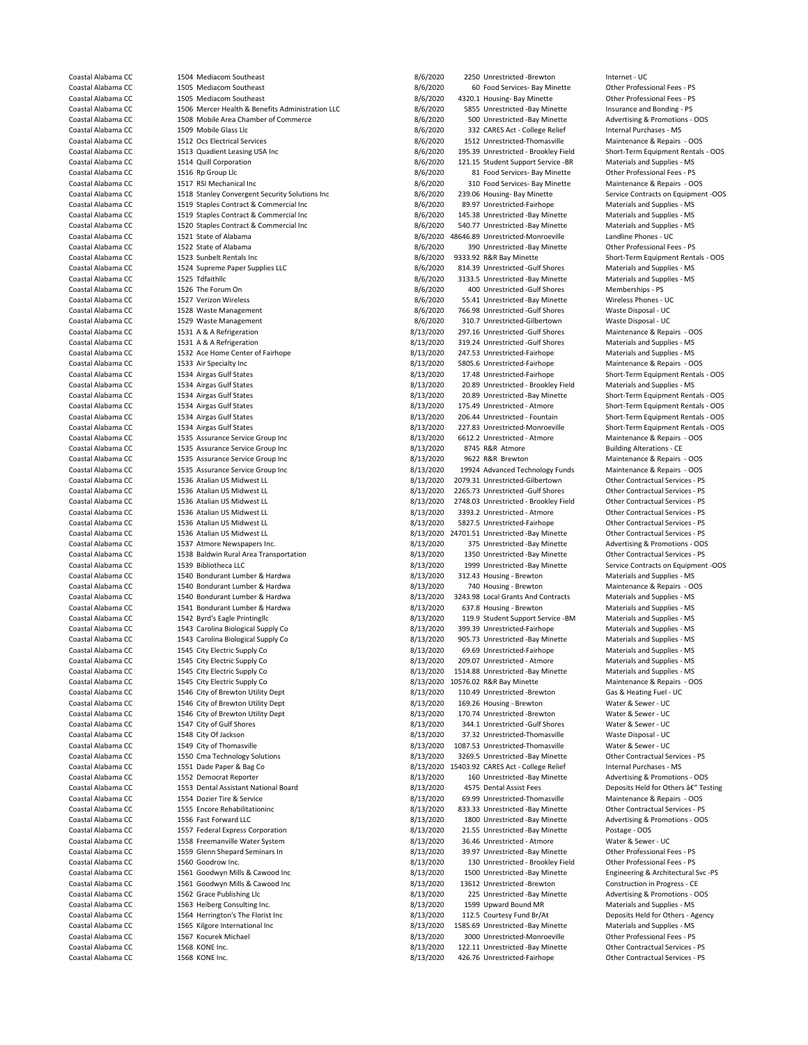| | | | | | | |
|---|---|---|---|---|---|---|
| Coastal Alabama CC | 1504 | Mediacom Southeast | 8/6/2020 | 2250 | Unrestricted -Brewton | Internet - UC |
| Coastal Alabama CC | 1505 | Mediacom Southeast | 8/6/2020 | 60 | Food Services- Bay Minette | Other Professional Fees - PS |
| Coastal Alabama CC | 1505 | Mediacom Southeast | 8/6/2020 | 4320.1 | Housing- Bay Minette | Other Professional Fees - PS |
| Coastal Alabama CC | 1506 | Mercer Health & Benefits Administration LLC | 8/6/2020 | 5855 | Unrestricted -Bay Minette | Insurance and Bonding - PS |
| Coastal Alabama CC | 1508 | Mobile Area Chamber of Commerce | 8/6/2020 | 500 | Unrestricted -Bay Minette | Advertising & Promotions - OOS |
| Coastal Alabama CC | 1509 | Mobile Glass Llc | 8/6/2020 | 332 | CARES Act - College Relief | Internal Purchases - MS |
| Coastal Alabama CC | 1512 | Ocs Electrical Services | 8/6/2020 | 1512 | Unrestricted-Thomasville | Maintenance & Repairs - OOS |
| Coastal Alabama CC | 1513 | Quadient Leasing USA Inc | 8/6/2020 | 195.39 | Unrestricted - Brookley Field | Short-Term Equipment Rentals - OOS |
| Coastal Alabama CC | 1514 | Quill Corporation | 8/6/2020 | 121.15 | Student Support Service -BR | Materials and Supplies - MS |
| Coastal Alabama CC | 1516 | Rp Group Llc | 8/6/2020 | 81 | Food Services- Bay Minette | Other Professional Fees - PS |
| Coastal Alabama CC | 1517 | RSI Mechanical Inc | 8/6/2020 | 310 | Food Services- Bay Minette | Maintenance & Repairs - OOS |
| Coastal Alabama CC | 1518 | Stanley Convergent Security Solutions Inc | 8/6/2020 | 239.06 | Housing- Bay Minette | Service Contracts on Equipment -OOS |
| Coastal Alabama CC | 1519 | Staples Contract & Commercial Inc | 8/6/2020 | 89.97 | Unrestricted-Fairhope | Materials and Supplies - MS |
| Coastal Alabama CC | 1519 | Staples Contract & Commercial Inc | 8/6/2020 | 145.38 | Unrestricted -Bay Minette | Materials and Supplies - MS |
| Coastal Alabama CC | 1520 | Staples Contract & Commercial Inc | 8/6/2020 | 540.77 | Unrestricted -Bay Minette | Materials and Supplies - MS |
| Coastal Alabama CC | 1521 | State of Alabama | 8/6/2020 | 48646.89 | Unrestricted-Monroeville | Landline Phones - UC |
| Coastal Alabama CC | 1522 | State of Alabama | 8/6/2020 | 390 | Unrestricted -Bay Minette | Other Professional Fees - PS |
| Coastal Alabama CC | 1523 | Sunbelt Rentals Inc | 8/6/2020 | 9333.92 | R&R Bay Minette | Short-Term Equipment Rentals - OOS |
| Coastal Alabama CC | 1524 | Supreme Paper Supplies LLC | 8/6/2020 | 814.39 | Unrestricted -Gulf Shores | Materials and Supplies - MS |
| Coastal Alabama CC | 1525 | Tdfaithllc | 8/6/2020 | 3133.5 | Unrestricted -Bay Minette | Materials and Supplies - MS |
| Coastal Alabama CC | 1526 | The Forum On | 8/6/2020 | 400 | Unrestricted -Gulf Shores | Memberships - PS |
| Coastal Alabama CC | 1527 | Verizon Wireless | 8/6/2020 | 55.41 | Unrestricted -Bay Minette | Wireless Phones - UC |
| Coastal Alabama CC | 1528 | Waste Management | 8/6/2020 | 766.98 | Unrestricted -Gulf Shores | Waste Disposal - UC |
| Coastal Alabama CC | 1529 | Waste Management | 8/6/2020 | 310.7 | Unrestricted-Gilbertown | Waste Disposal - UC |
| Coastal Alabama CC | 1531 | A & A Refrigeration | 8/13/2020 | 297.16 | Unrestricted -Gulf Shores | Maintenance & Repairs - OOS |
| Coastal Alabama CC | 1531 | A & A Refrigeration | 8/13/2020 | 319.24 | Unrestricted -Gulf Shores | Materials and Supplies - MS |
| Coastal Alabama CC | 1532 | Ace Home Center of Fairhope | 8/13/2020 | 247.53 | Unrestricted-Fairhope | Materials and Supplies - MS |
| Coastal Alabama CC | 1533 | Air Specialty Inc | 8/13/2020 | 5805.6 | Unrestricted-Fairhope | Maintenance & Repairs - OOS |
| Coastal Alabama CC | 1534 | Airgas Gulf States | 8/13/2020 | 17.48 | Unrestricted-Fairhope | Short-Term Equipment Rentals - OOS |
| Coastal Alabama CC | 1534 | Airgas Gulf States | 8/13/2020 | 20.89 | Unrestricted - Brookley Field | Materials and Supplies - MS |
| Coastal Alabama CC | 1534 | Airgas Gulf States | 8/13/2020 | 20.89 | Unrestricted -Bay Minette | Short-Term Equipment Rentals - OOS |
| Coastal Alabama CC | 1534 | Airgas Gulf States | 8/13/2020 | 175.49 | Unrestricted - Atmore | Short-Term Equipment Rentals - OOS |
| Coastal Alabama CC | 1534 | Airgas Gulf States | 8/13/2020 | 206.44 | Unrestricted - Fountain | Short-Term Equipment Rentals - OOS |
| Coastal Alabama CC | 1534 | Airgas Gulf States | 8/13/2020 | 227.83 | Unrestricted-Monroeville | Short-Term Equipment Rentals - OOS |
| Coastal Alabama CC | 1535 | Assurance Service Group Inc | 8/13/2020 | 6612.2 | Unrestricted - Atmore | Maintenance & Repairs - OOS |
| Coastal Alabama CC | 1535 | Assurance Service Group Inc | 8/13/2020 | 8745 | R&R Atmore | Building Alterations - CE |
| Coastal Alabama CC | 1535 | Assurance Service Group Inc | 8/13/2020 | 9622 | R&R Brewton | Maintenance & Repairs - OOS |
| Coastal Alabama CC | 1535 | Assurance Service Group Inc | 8/13/2020 | 19924 | Advanced Technology Funds | Maintenance & Repairs - OOS |
| Coastal Alabama CC | 1536 | Atalian US Midwest LL | 8/13/2020 | 2079.31 | Unrestricted-Gilbertown | Other Contractual Services - PS |
| Coastal Alabama CC | 1536 | Atalian US Midwest LL | 8/13/2020 | 2265.73 | Unrestricted -Gulf Shores | Other Contractual Services - PS |
| Coastal Alabama CC | 1536 | Atalian US Midwest LL | 8/13/2020 | 2748.03 | Unrestricted - Brookley Field | Other Contractual Services - PS |
| Coastal Alabama CC | 1536 | Atalian US Midwest LL | 8/13/2020 | 3393.2 | Unrestricted - Atmore | Other Contractual Services - PS |
| Coastal Alabama CC | 1536 | Atalian US Midwest LL | 8/13/2020 | 5827.5 | Unrestricted-Fairhope | Other Contractual Services - PS |
| Coastal Alabama CC | 1536 | Atalian US Midwest LL | 8/13/2020 | 24701.51 | Unrestricted -Bay Minette | Other Contractual Services - PS |
| Coastal Alabama CC | 1537 | Atmore Newspapers Inc. | 8/13/2020 | 375 | Unrestricted -Bay Minette | Advertising & Promotions - OOS |
| Coastal Alabama CC | 1538 | Baldwin Rural Area Transportation | 8/13/2020 | 1350 | Unrestricted -Bay Minette | Other Contractual Services - PS |
| Coastal Alabama CC | 1539 | Bibliotheca LLC | 8/13/2020 | 1999 | Unrestricted -Bay Minette | Service Contracts on Equipment -OOS |
| Coastal Alabama CC | 1540 | Bondurant Lumber & Hardwa | 8/13/2020 | 312.43 | Housing - Brewton | Materials and Supplies - MS |
| Coastal Alabama CC | 1540 | Bondurant Lumber & Hardwa | 8/13/2020 | 740 | Housing - Brewton | Maintenance & Repairs - OOS |
| Coastal Alabama CC | 1540 | Bondurant Lumber & Hardwa | 8/13/2020 | 3243.98 | Local Grants And Contracts | Materials and Supplies - MS |
| Coastal Alabama CC | 1541 | Bondurant Lumber & Hardwa | 8/13/2020 | 637.8 | Housing - Brewton | Materials and Supplies - MS |
| Coastal Alabama CC | 1542 | Byrd's Eagle Printingllc | 8/13/2020 | 119.9 | Student Support Service -BM | Materials and Supplies - MS |
| Coastal Alabama CC | 1543 | Carolina Biological Supply Co | 8/13/2020 | 399.39 | Unrestricted-Fairhope | Materials and Supplies - MS |
| Coastal Alabama CC | 1543 | Carolina Biological Supply Co | 8/13/2020 | 905.73 | Unrestricted -Bay Minette | Materials and Supplies - MS |
| Coastal Alabama CC | 1545 | City Electric Supply Co | 8/13/2020 | 69.69 | Unrestricted-Fairhope | Materials and Supplies - MS |
| Coastal Alabama CC | 1545 | City Electric Supply Co | 8/13/2020 | 209.07 | Unrestricted - Atmore | Materials and Supplies - MS |
| Coastal Alabama CC | 1545 | City Electric Supply Co | 8/13/2020 | 1514.88 | Unrestricted -Bay Minette | Materials and Supplies - MS |
| Coastal Alabama CC | 1545 | City Electric Supply Co | 8/13/2020 | 10576.02 | R&R Bay Minette | Maintenance & Repairs - OOS |
| Coastal Alabama CC | 1546 | City of Brewton Utility Dept | 8/13/2020 | 110.49 | Unrestricted -Brewton | Gas & Heating Fuel - UC |
| Coastal Alabama CC | 1546 | City of Brewton Utility Dept | 8/13/2020 | 169.26 | Housing - Brewton | Water & Sewer - UC |
| Coastal Alabama CC | 1546 | City of Brewton Utility Dept | 8/13/2020 | 170.74 | Unrestricted -Brewton | Water & Sewer - UC |
| Coastal Alabama CC | 1547 | City of Gulf Shores | 8/13/2020 | 344.1 | Unrestricted -Gulf Shores | Water & Sewer - UC |
| Coastal Alabama CC | 1548 | City Of Jackson | 8/13/2020 | 37.32 | Unrestricted-Thomasville | Waste Disposal - UC |
| Coastal Alabama CC | 1549 | City of Thomasville | 8/13/2020 | 1087.53 | Unrestricted-Thomasville | Water & Sewer - UC |
| Coastal Alabama CC | 1550 | Cma Technology Solutions | 8/13/2020 | 3269.5 | Unrestricted -Bay Minette | Other Contractual Services - PS |
| Coastal Alabama CC | 1551 | Dade Paper & Bag Co | 8/13/2020 | 15403.92 | CARES Act - College Relief | Internal Purchases - MS |
| Coastal Alabama CC | 1552 | Democrat Reporter | 8/13/2020 | 160 | Unrestricted -Bay Minette | Advertising & Promotions - OOS |
| Coastal Alabama CC | 1553 | Dental Assistant National Board | 8/13/2020 | 4575 | Dental Assist Fees | Deposits Held for Others â€" Testing |
| Coastal Alabama CC | 1554 | Dozier Tire & Service | 8/13/2020 | 69.99 | Unrestricted-Thomasville | Maintenance & Repairs - OOS |
| Coastal Alabama CC | 1555 | Encore Rehabilitationinc | 8/13/2020 | 833.33 | Unrestricted -Bay Minette | Other Contractual Services - PS |
| Coastal Alabama CC | 1556 | Fast Forward LLC | 8/13/2020 | 1800 | Unrestricted -Bay Minette | Advertising & Promotions - OOS |
| Coastal Alabama CC | 1557 | Federal Express Corporation | 8/13/2020 | 21.55 | Unrestricted -Bay Minette | Postage - OOS |
| Coastal Alabama CC | 1558 | Freemanville Water System | 8/13/2020 | 36.46 | Unrestricted - Atmore | Water & Sewer - UC |
| Coastal Alabama CC | 1559 | Glenn Shepard Seminars In | 8/13/2020 | 39.97 | Unrestricted -Bay Minette | Other Professional Fees - PS |
| Coastal Alabama CC | 1560 | Goodrow Inc. | 8/13/2020 | 130 | Unrestricted - Brookley Field | Other Professional Fees - PS |
| Coastal Alabama CC | 1561 | Goodwyn Mills & Cawood Inc | 8/13/2020 | 1500 | Unrestricted -Bay Minette | Engineering & Architectural Svc -PS |
| Coastal Alabama CC | 1561 | Goodwyn Mills & Cawood Inc | 8/13/2020 | 13612 | Unrestricted -Brewton | Construction in Progress - CE |
| Coastal Alabama CC | 1562 | Grace Publishing Llc | 8/13/2020 | 225 | Unrestricted -Bay Minette | Advertising & Promotions - OOS |
| Coastal Alabama CC | 1563 | Heiberg Consulting Inc. | 8/13/2020 | 1599 | Upward Bound MR | Materials and Supplies - MS |
| Coastal Alabama CC | 1564 | Herrington's The Florist Inc | 8/13/2020 | 112.5 | Courtesy Fund Br/At | Deposits Held for Others - Agency |
| Coastal Alabama CC | 1565 | Kilgore International Inc | 8/13/2020 | 1585.69 | Unrestricted -Bay Minette | Materials and Supplies - MS |
| Coastal Alabama CC | 1567 | Kocurek Michael | 8/13/2020 | 3000 | Unrestricted-Monroeville | Other Professional Fees - PS |
| Coastal Alabama CC | 1568 | KONE Inc. | 8/13/2020 | 122.11 | Unrestricted -Bay Minette | Other Contractual Services - PS |
| Coastal Alabama CC | 1568 | KONE Inc. | 8/13/2020 | 426.76 | Unrestricted-Fairhope | Other Contractual Services - PS |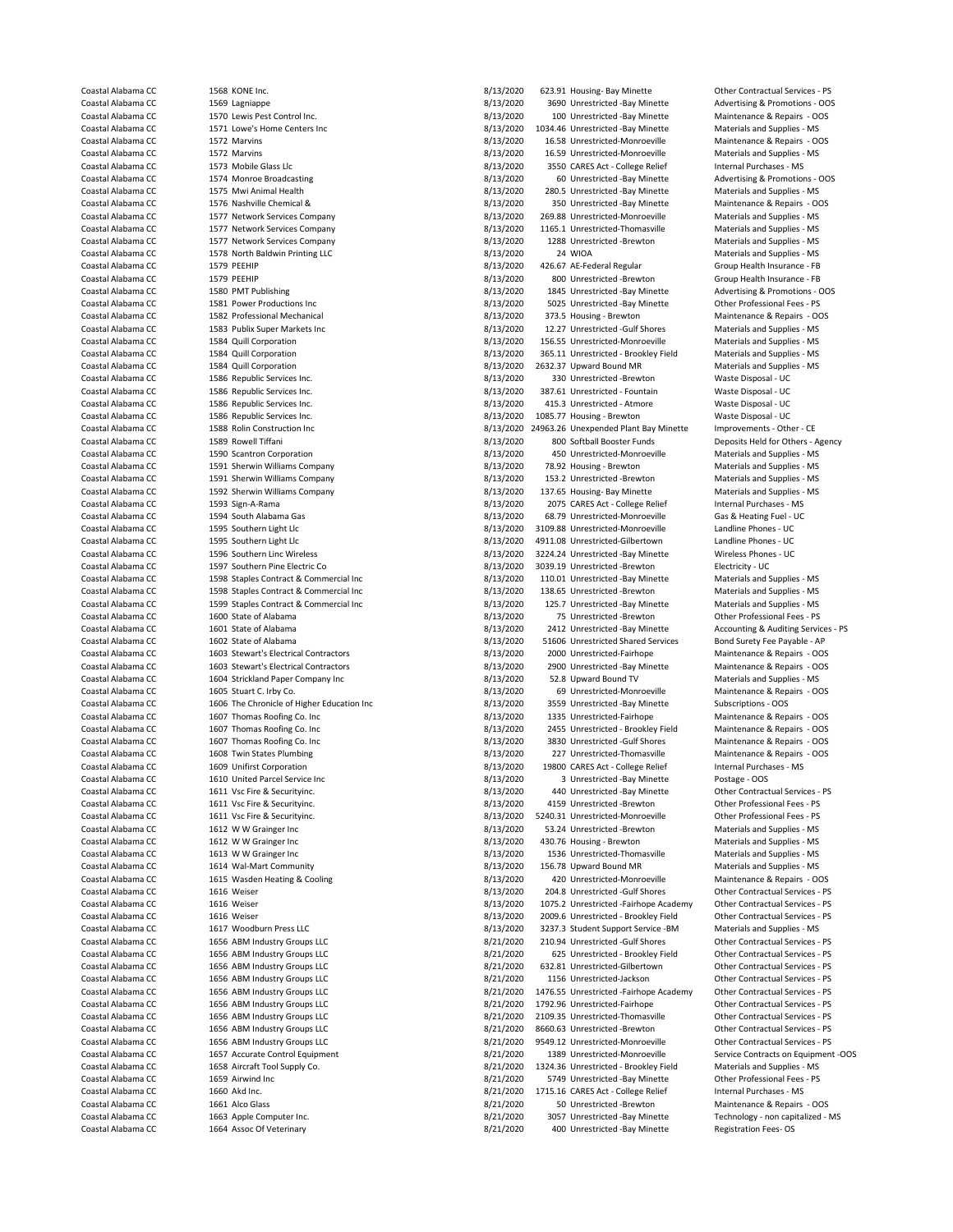| | | | | | | |
|---|---|---|---|---|---|---|
| Coastal Alabama CC | 1568 | KONE Inc. | 8/13/2020 | 623.91 | Housing- Bay Minette | Other Contractual Services - PS |
| Coastal Alabama CC | 1569 | Lagniappe | 8/13/2020 | 3690 | Unrestricted -Bay Minette | Advertising & Promotions - OOS |
| Coastal Alabama CC | 1570 | Lewis Pest Control Inc. | 8/13/2020 | 100 | Unrestricted -Bay Minette | Maintenance & Repairs - OOS |
| Coastal Alabama CC | 1571 | Lowe's Home Centers Inc | 8/13/2020 | 1034.46 | Unrestricted -Bay Minette | Materials and Supplies - MS |
| Coastal Alabama CC | 1572 | Marvins | 8/13/2020 | 16.58 | Unrestricted-Monroeville | Maintenance & Repairs - OOS |
| Coastal Alabama CC | 1572 | Marvins | 8/13/2020 | 16.59 | Unrestricted-Monroeville | Materials and Supplies - MS |
| Coastal Alabama CC | 1573 | Mobile Glass Llc | 8/13/2020 | 3550 | CARES Act - College Relief | Internal Purchases - MS |
| Coastal Alabama CC | 1574 | Monroe Broadcasting | 8/13/2020 | 60 | Unrestricted -Bay Minette | Advertising & Promotions - OOS |
| Coastal Alabama CC | 1575 | Mwi Animal Health | 8/13/2020 | 280.5 | Unrestricted -Bay Minette | Materials and Supplies - MS |
| Coastal Alabama CC | 1576 | Nashville Chemical & | 8/13/2020 | 350 | Unrestricted -Bay Minette | Maintenance & Repairs - OOS |
| Coastal Alabama CC | 1577 | Network Services Company | 8/13/2020 | 269.88 | Unrestricted-Monroeville | Materials and Supplies - MS |
| Coastal Alabama CC | 1577 | Network Services Company | 8/13/2020 | 1165.1 | Unrestricted-Thomasville | Materials and Supplies - MS |
| Coastal Alabama CC | 1577 | Network Services Company | 8/13/2020 | 1288 | Unrestricted -Brewton | Materials and Supplies - MS |
| Coastal Alabama CC | 1578 | North Baldwin Printing LLC | 8/13/2020 | 24 | WIOA | Materials and Supplies - MS |
| Coastal Alabama CC | 1579 | PEEHIP | 8/13/2020 | 426.67 | AE-Federal Regular | Group Health Insurance - FB |
| Coastal Alabama CC | 1579 | PEEHIP | 8/13/2020 | 800 | Unrestricted -Brewton | Group Health Insurance - FB |
| Coastal Alabama CC | 1580 | PMT Publishing | 8/13/2020 | 1845 | Unrestricted -Bay Minette | Advertising & Promotions - OOS |
| Coastal Alabama CC | 1581 | Power Productions Inc | 8/13/2020 | 5025 | Unrestricted -Bay Minette | Other Professional Fees - PS |
| Coastal Alabama CC | 1582 | Professional Mechanical | 8/13/2020 | 373.5 | Housing - Brewton | Maintenance & Repairs - OOS |
| Coastal Alabama CC | 1583 | Publix Super Markets Inc | 8/13/2020 | 12.27 | Unrestricted -Gulf Shores | Materials and Supplies - MS |
| Coastal Alabama CC | 1584 | Quill Corporation | 8/13/2020 | 156.55 | Unrestricted-Monroeville | Materials and Supplies - MS |
| Coastal Alabama CC | 1584 | Quill Corporation | 8/13/2020 | 365.11 | Unrestricted - Brookley Field | Materials and Supplies - MS |
| Coastal Alabama CC | 1584 | Quill Corporation | 8/13/2020 | 2632.37 | Upward Bound MR | Materials and Supplies - MS |
| Coastal Alabama CC | 1586 | Republic Services Inc. | 8/13/2020 | 330 | Unrestricted -Brewton | Waste Disposal - UC |
| Coastal Alabama CC | 1586 | Republic Services Inc. | 8/13/2020 | 387.61 | Unrestricted - Fountain | Waste Disposal - UC |
| Coastal Alabama CC | 1586 | Republic Services Inc. | 8/13/2020 | 415.3 | Unrestricted - Atmore | Waste Disposal - UC |
| Coastal Alabama CC | 1586 | Republic Services Inc. | 8/13/2020 | 1085.77 | Housing - Brewton | Waste Disposal - UC |
| Coastal Alabama CC | 1588 | Rolin Construction Inc | 8/13/2020 | 24963.26 | Unexpended Plant Bay Minette | Improvements - Other - CE |
| Coastal Alabama CC | 1589 | Rowell Tiffani | 8/13/2020 | 800 | Softball Booster Funds | Deposits Held for Others - Agency |
| Coastal Alabama CC | 1590 | Scantron Corporation | 8/13/2020 | 450 | Unrestricted-Monroeville | Materials and Supplies - MS |
| Coastal Alabama CC | 1591 | Sherwin Williams Company | 8/13/2020 | 78.92 | Housing - Brewton | Materials and Supplies - MS |
| Coastal Alabama CC | 1591 | Sherwin Williams Company | 8/13/2020 | 153.2 | Unrestricted -Brewton | Materials and Supplies - MS |
| Coastal Alabama CC | 1592 | Sherwin Williams Company | 8/13/2020 | 137.65 | Housing- Bay Minette | Materials and Supplies - MS |
| Coastal Alabama CC | 1593 | Sign-A-Rama | 8/13/2020 | 2075 | CARES Act - College Relief | Internal Purchases - MS |
| Coastal Alabama CC | 1594 | South Alabama Gas | 8/13/2020 | 68.79 | Unrestricted-Monroeville | Gas & Heating Fuel - UC |
| Coastal Alabama CC | 1595 | Southern Light Llc | 8/13/2020 | 3109.88 | Unrestricted-Monroeville | Landline Phones - UC |
| Coastal Alabama CC | 1595 | Southern Light Llc | 8/13/2020 | 4911.08 | Unrestricted-Gilbertown | Landline Phones - UC |
| Coastal Alabama CC | 1596 | Southern Linc Wireless | 8/13/2020 | 3224.24 | Unrestricted -Bay Minette | Wireless Phones - UC |
| Coastal Alabama CC | 1597 | Southern Pine Electric Co | 8/13/2020 | 3039.19 | Unrestricted -Brewton | Electricity - UC |
| Coastal Alabama CC | 1598 | Staples Contract & Commercial Inc | 8/13/2020 | 110.01 | Unrestricted -Bay Minette | Materials and Supplies - MS |
| Coastal Alabama CC | 1598 | Staples Contract & Commercial Inc | 8/13/2020 | 138.65 | Unrestricted -Brewton | Materials and Supplies - MS |
| Coastal Alabama CC | 1599 | Staples Contract & Commercial Inc | 8/13/2020 | 125.7 | Unrestricted -Bay Minette | Materials and Supplies - MS |
| Coastal Alabama CC | 1600 | State of Alabama | 8/13/2020 | 75 | Unrestricted -Brewton | Other Professional Fees - PS |
| Coastal Alabama CC | 1601 | State of Alabama | 8/13/2020 | 2412 | Unrestricted -Bay Minette | Accounting & Auditing Services - PS |
| Coastal Alabama CC | 1602 | State of Alabama | 8/13/2020 | 51606 | Unrestricted Shared Services | Bond Surety Fee Payable - AP |
| Coastal Alabama CC | 1603 | Stewart's Electrical Contractors | 8/13/2020 | 2000 | Unrestricted-Fairhope | Maintenance & Repairs - OOS |
| Coastal Alabama CC | 1603 | Stewart's Electrical Contractors | 8/13/2020 | 2900 | Unrestricted -Bay Minette | Maintenance & Repairs - OOS |
| Coastal Alabama CC | 1604 | Strickland Paper Company Inc | 8/13/2020 | 52.8 | Upward Bound TV | Materials and Supplies - MS |
| Coastal Alabama CC | 1605 | Stuart C. Irby Co. | 8/13/2020 | 69 | Unrestricted-Monroeville | Maintenance & Repairs - OOS |
| Coastal Alabama CC | 1606 | The Chronicle of Higher Education Inc | 8/13/2020 | 3559 | Unrestricted -Bay Minette | Subscriptions - OOS |
| Coastal Alabama CC | 1607 | Thomas Roofing Co. Inc | 8/13/2020 | 1335 | Unrestricted-Fairhope | Maintenance & Repairs - OOS |
| Coastal Alabama CC | 1607 | Thomas Roofing Co. Inc | 8/13/2020 | 2455 | Unrestricted - Brookley Field | Maintenance & Repairs - OOS |
| Coastal Alabama CC | 1607 | Thomas Roofing Co. Inc | 8/13/2020 | 3830 | Unrestricted -Gulf Shores | Maintenance & Repairs - OOS |
| Coastal Alabama CC | 1608 | Twin States Plumbing | 8/13/2020 | 227 | Unrestricted-Thomasville | Maintenance & Repairs - OOS |
| Coastal Alabama CC | 1609 | Unifirst Corporation | 8/13/2020 | 19800 | CARES Act - College Relief | Internal Purchases - MS |
| Coastal Alabama CC | 1610 | United Parcel Service Inc | 8/13/2020 | 3 | Unrestricted -Bay Minette | Postage - OOS |
| Coastal Alabama CC | 1611 | Vsc Fire & Securityinc. | 8/13/2020 | 440 | Unrestricted -Bay Minette | Other Contractual Services - PS |
| Coastal Alabama CC | 1611 | Vsc Fire & Securityinc. | 8/13/2020 | 4159 | Unrestricted -Brewton | Other Professional Fees - PS |
| Coastal Alabama CC | 1611 | Vsc Fire & Securityinc. | 8/13/2020 | 5240.31 | Unrestricted-Monroeville | Other Professional Fees - PS |
| Coastal Alabama CC | 1612 | W W Grainger Inc | 8/13/2020 | 53.24 | Unrestricted -Brewton | Materials and Supplies - MS |
| Coastal Alabama CC | 1612 | W W Grainger Inc | 8/13/2020 | 430.76 | Housing - Brewton | Materials and Supplies - MS |
| Coastal Alabama CC | 1613 | W W Grainger Inc | 8/13/2020 | 1536 | Unrestricted-Thomasville | Materials and Supplies - MS |
| Coastal Alabama CC | 1614 | Wal-Mart Community | 8/13/2020 | 156.78 | Upward Bound MR | Materials and Supplies - MS |
| Coastal Alabama CC | 1615 | Wasden Heating & Cooling | 8/13/2020 | 420 | Unrestricted-Monroeville | Maintenance & Repairs - OOS |
| Coastal Alabama CC | 1616 | Weiser | 8/13/2020 | 204.8 | Unrestricted -Gulf Shores | Other Contractual Services - PS |
| Coastal Alabama CC | 1616 | Weiser | 8/13/2020 | 1075.2 | Unrestricted -Fairhope Academy | Other Contractual Services - PS |
| Coastal Alabama CC | 1616 | Weiser | 8/13/2020 | 2009.6 | Unrestricted - Brookley Field | Other Contractual Services - PS |
| Coastal Alabama CC | 1617 | Woodburn Press LLC | 8/13/2020 | 3237.3 | Student Support Service -BM | Materials and Supplies - MS |
| Coastal Alabama CC | 1656 | ABM Industry Groups LLC | 8/21/2020 | 210.94 | Unrestricted -Gulf Shores | Other Contractual Services - PS |
| Coastal Alabama CC | 1656 | ABM Industry Groups LLC | 8/21/2020 | 625 | Unrestricted - Brookley Field | Other Contractual Services - PS |
| Coastal Alabama CC | 1656 | ABM Industry Groups LLC | 8/21/2020 | 632.81 | Unrestricted-Gilbertown | Other Contractual Services - PS |
| Coastal Alabama CC | 1656 | ABM Industry Groups LLC | 8/21/2020 | 1156 | Unrestricted-Jackson | Other Contractual Services - PS |
| Coastal Alabama CC | 1656 | ABM Industry Groups LLC | 8/21/2020 | 1476.55 | Unrestricted -Fairhope Academy | Other Contractual Services - PS |
| Coastal Alabama CC | 1656 | ABM Industry Groups LLC | 8/21/2020 | 1792.96 | Unrestricted-Fairhope | Other Contractual Services - PS |
| Coastal Alabama CC | 1656 | ABM Industry Groups LLC | 8/21/2020 | 2109.35 | Unrestricted-Thomasville | Other Contractual Services - PS |
| Coastal Alabama CC | 1656 | ABM Industry Groups LLC | 8/21/2020 | 8660.63 | Unrestricted -Brewton | Other Contractual Services - PS |
| Coastal Alabama CC | 1656 | ABM Industry Groups LLC | 8/21/2020 | 9549.12 | Unrestricted-Monroeville | Other Contractual Services - PS |
| Coastal Alabama CC | 1657 | Accurate Control Equipment | 8/21/2020 | 1389 | Unrestricted-Monroeville | Service Contracts on Equipment -OOS |
| Coastal Alabama CC | 1658 | Aircraft Tool Supply Co. | 8/21/2020 | 1324.36 | Unrestricted - Brookley Field | Materials and Supplies - MS |
| Coastal Alabama CC | 1659 | Airwind Inc | 8/21/2020 | 5749 | Unrestricted -Bay Minette | Other Professional Fees - PS |
| Coastal Alabama CC | 1660 | Akd Inc. | 8/21/2020 | 1715.16 | CARES Act - College Relief | Internal Purchases - MS |
| Coastal Alabama CC | 1661 | Alco Glass | 8/21/2020 | 50 | Unrestricted -Brewton | Maintenance & Repairs - OOS |
| Coastal Alabama CC | 1663 | Apple Computer Inc. | 8/21/2020 | 3057 | Unrestricted -Bay Minette | Technology - non capitalized - MS |
| Coastal Alabama CC | 1664 | Assoc Of Veterinary | 8/21/2020 | 400 | Unrestricted -Bay Minette | Registration Fees- OS |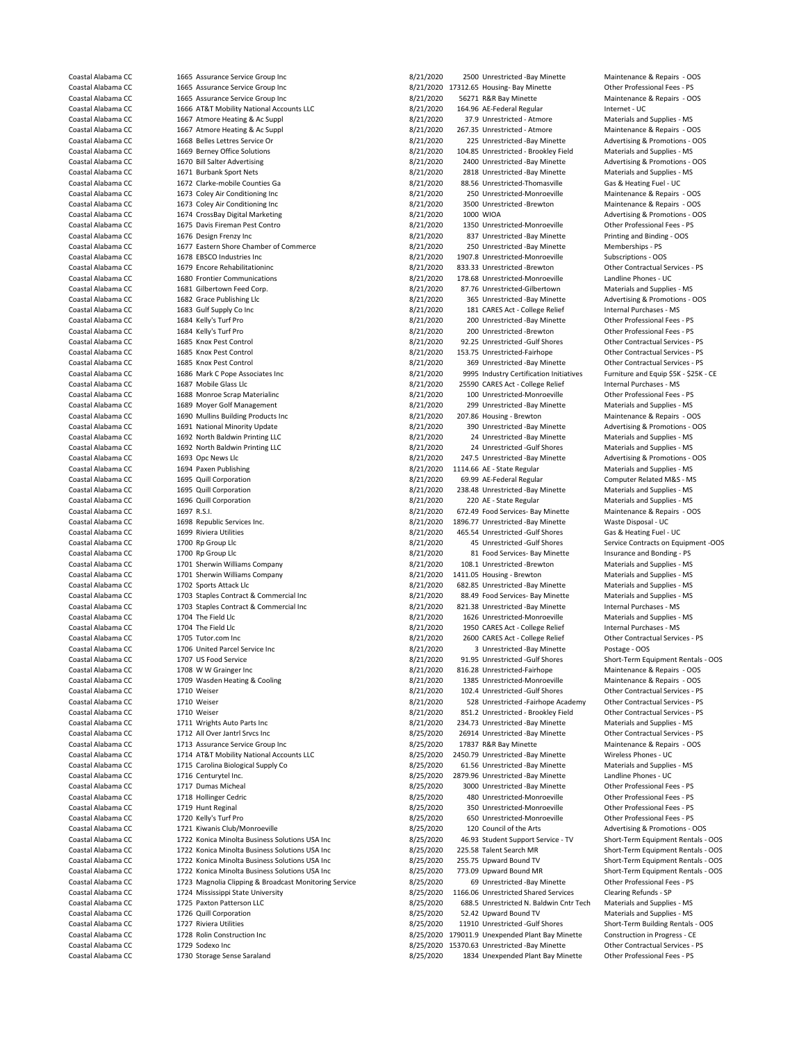| | | | | | | |
|---|---|---|---|---|---|---|
| Coastal Alabama CC | 1665 | Assurance Service Group Inc | 8/21/2020 | 2500 | Unrestricted -Bay Minette | Maintenance & Repairs - OOS |
| Coastal Alabama CC | 1665 | Assurance Service Group Inc | 8/21/2020 | 17312.65 | Housing- Bay Minette | Other Professional Fees - PS |
| Coastal Alabama CC | 1665 | Assurance Service Group Inc | 8/21/2020 | 56271 | R&R Bay Minette | Maintenance & Repairs - OOS |
| Coastal Alabama CC | 1666 | AT&T Mobility National Accounts LLC | 8/21/2020 | 164.96 | AE-Federal Regular | Internet - UC |
| Coastal Alabama CC | 1667 | Atmore Heating & Ac Suppl | 8/21/2020 | 37.9 | Unrestricted - Atmore | Materials and Supplies - MS |
| Coastal Alabama CC | 1667 | Atmore Heating & Ac Suppl | 8/21/2020 | 267.35 | Unrestricted - Atmore | Maintenance & Repairs - OOS |
| Coastal Alabama CC | 1668 | Belles Lettres Service Or | 8/21/2020 | 225 | Unrestricted -Bay Minette | Advertising & Promotions - OOS |
| Coastal Alabama CC | 1669 | Berney Office Solutions | 8/21/2020 | 104.85 | Unrestricted - Brookley Field | Materials and Supplies - MS |
| Coastal Alabama CC | 1670 | Bill Salter Advertising | 8/21/2020 | 2400 | Unrestricted -Bay Minette | Advertising & Promotions - OOS |
| Coastal Alabama CC | 1671 | Burbank Sport Nets | 8/21/2020 | 2818 | Unrestricted -Bay Minette | Materials and Supplies - MS |
| Coastal Alabama CC | 1672 | Clarke-mobile Counties Ga | 8/21/2020 | 88.56 | Unrestricted-Thomasville | Gas & Heating Fuel - UC |
| Coastal Alabama CC | 1673 | Coley Air Conditioning Inc | 8/21/2020 | 250 | Unrestricted-Monroeville | Maintenance & Repairs - OOS |
| Coastal Alabama CC | 1673 | Coley Air Conditioning Inc | 8/21/2020 | 3500 | Unrestricted -Brewton | Maintenance & Repairs - OOS |
| Coastal Alabama CC | 1674 | CrossBay Digital Marketing | 8/21/2020 | 1000 | WIOA | Advertising & Promotions - OOS |
| Coastal Alabama CC | 1675 | Davis Fireman Pest Contro | 8/21/2020 | 1350 | Unrestricted-Monroeville | Other Professional Fees - PS |
| Coastal Alabama CC | 1676 | Design Frenzy Inc | 8/21/2020 | 837 | Unrestricted -Bay Minette | Printing and Binding - OOS |
| Coastal Alabama CC | 1677 | Eastern Shore Chamber of Commerce | 8/21/2020 | 250 | Unrestricted -Bay Minette | Memberships - PS |
| Coastal Alabama CC | 1678 | EBSCO Industries Inc | 8/21/2020 | 1907.8 | Unrestricted-Monroeville | Subscriptions - OOS |
| Coastal Alabama CC | 1679 | Encore Rehabilitationinc | 8/21/2020 | 833.33 | Unrestricted -Brewton | Other Contractual Services - PS |
| Coastal Alabama CC | 1680 | Frontier Communications | 8/21/2020 | 178.68 | Unrestricted-Monroeville | Landline Phones - UC |
| Coastal Alabama CC | 1681 | Gilbertown Feed Corp. | 8/21/2020 | 87.76 | Unrestricted-Gilbertown | Materials and Supplies - MS |
| Coastal Alabama CC | 1682 | Grace Publishing Llc | 8/21/2020 | 365 | Unrestricted -Bay Minette | Advertising & Promotions - OOS |
| Coastal Alabama CC | 1683 | Gulf Supply Co Inc | 8/21/2020 | 181 | CARES Act - College Relief | Internal Purchases - MS |
| Coastal Alabama CC | 1684 | Kelly's Turf Pro | 8/21/2020 | 200 | Unrestricted -Bay Minette | Other Professional Fees - PS |
| Coastal Alabama CC | 1684 | Kelly's Turf Pro | 8/21/2020 | 200 | Unrestricted -Brewton | Other Professional Fees - PS |
| Coastal Alabama CC | 1685 | Knox Pest Control | 8/21/2020 | 92.25 | Unrestricted -Gulf Shores | Other Contractual Services - PS |
| Coastal Alabama CC | 1685 | Knox Pest Control | 8/21/2020 | 153.75 | Unrestricted-Fairhope | Other Contractual Services - PS |
| Coastal Alabama CC | 1685 | Knox Pest Control | 8/21/2020 | 369 | Unrestricted -Bay Minette | Other Contractual Services - PS |
| Coastal Alabama CC | 1686 | Mark C Pope Associates Inc | 8/21/2020 | 9995 | Industry Certification Initiatives | Furniture and Equip $5K - $25K - CE |
| Coastal Alabama CC | 1687 | Mobile Glass Llc | 8/21/2020 | 25590 | CARES Act - College Relief | Internal Purchases - MS |
| Coastal Alabama CC | 1688 | Monroe Scrap Materialinc | 8/21/2020 | 100 | Unrestricted-Monroeville | Other Professional Fees - PS |
| Coastal Alabama CC | 1689 | Moyer Golf Management | 8/21/2020 | 299 | Unrestricted -Bay Minette | Materials and Supplies - MS |
| Coastal Alabama CC | 1690 | Mullins Building Products Inc | 8/21/2020 | 207.86 | Housing - Brewton | Maintenance & Repairs - OOS |
| Coastal Alabama CC | 1691 | National Minority Update | 8/21/2020 | 390 | Unrestricted -Bay Minette | Advertising & Promotions - OOS |
| Coastal Alabama CC | 1692 | North Baldwin Printing LLC | 8/21/2020 | 24 | Unrestricted -Bay Minette | Materials and Supplies - MS |
| Coastal Alabama CC | 1692 | North Baldwin Printing LLC | 8/21/2020 | 24 | Unrestricted -Gulf Shores | Materials and Supplies - MS |
| Coastal Alabama CC | 1693 | Opc News Llc | 8/21/2020 | 247.5 | Unrestricted -Bay Minette | Advertising & Promotions - OOS |
| Coastal Alabama CC | 1694 | Paxen Publishing | 8/21/2020 | 1114.66 | AE - State Regular | Materials and Supplies - MS |
| Coastal Alabama CC | 1695 | Quill Corporation | 8/21/2020 | 69.99 | AE-Federal Regular | Computer Related M&S - MS |
| Coastal Alabama CC | 1695 | Quill Corporation | 8/21/2020 | 238.48 | Unrestricted -Bay Minette | Materials and Supplies - MS |
| Coastal Alabama CC | 1696 | Quill Corporation | 8/21/2020 | 220 | AE - State Regular | Materials and Supplies - MS |
| Coastal Alabama CC | 1697 | R.S.I. | 8/21/2020 | 672.49 | Food Services- Bay Minette | Maintenance & Repairs - OOS |
| Coastal Alabama CC | 1698 | Republic Services Inc. | 8/21/2020 | 1896.77 | Unrestricted -Bay Minette | Waste Disposal - UC |
| Coastal Alabama CC | 1699 | Riviera Utilities | 8/21/2020 | 465.54 | Unrestricted -Gulf Shores | Gas & Heating Fuel - UC |
| Coastal Alabama CC | 1700 | Rp Group Llc | 8/21/2020 | 45 | Unrestricted -Gulf Shores | Service Contracts on Equipment -OOS |
| Coastal Alabama CC | 1700 | Rp Group Llc | 8/21/2020 | 81 | Food Services- Bay Minette | Insurance and Bonding - PS |
| Coastal Alabama CC | 1701 | Sherwin Williams Company | 8/21/2020 | 108.1 | Unrestricted -Brewton | Materials and Supplies - MS |
| Coastal Alabama CC | 1701 | Sherwin Williams Company | 8/21/2020 | 1411.05 | Housing - Brewton | Materials and Supplies - MS |
| Coastal Alabama CC | 1702 | Sports Attack Llc | 8/21/2020 | 682.85 | Unrestricted -Bay Minette | Materials and Supplies - MS |
| Coastal Alabama CC | 1703 | Staples Contract & Commercial Inc | 8/21/2020 | 88.49 | Food Services- Bay Minette | Materials and Supplies - MS |
| Coastal Alabama CC | 1703 | Staples Contract & Commercial Inc | 8/21/2020 | 821.38 | Unrestricted -Bay Minette | Internal Purchases - MS |
| Coastal Alabama CC | 1704 | The Field Llc | 8/21/2020 | 1626 | Unrestricted-Monroeville | Materials and Supplies - MS |
| Coastal Alabama CC | 1704 | The Field Llc | 8/21/2020 | 1950 | CARES Act - College Relief | Internal Purchases - MS |
| Coastal Alabama CC | 1705 | Tutor.com Inc | 8/21/2020 | 2600 | CARES Act - College Relief | Other Contractual Services - PS |
| Coastal Alabama CC | 1706 | United Parcel Service Inc | 8/21/2020 | 3 | Unrestricted -Bay Minette | Postage - OOS |
| Coastal Alabama CC | 1707 | US Food Service | 8/21/2020 | 91.95 | Unrestricted -Gulf Shores | Short-Term Equipment Rentals - OOS |
| Coastal Alabama CC | 1708 | W W Grainger Inc | 8/21/2020 | 816.28 | Unrestricted-Fairhope | Maintenance & Repairs - OOS |
| Coastal Alabama CC | 1709 | Wasden Heating & Cooling | 8/21/2020 | 1385 | Unrestricted-Monroeville | Maintenance & Repairs - OOS |
| Coastal Alabama CC | 1710 | Weiser | 8/21/2020 | 102.4 | Unrestricted -Gulf Shores | Other Contractual Services - PS |
| Coastal Alabama CC | 1710 | Weiser | 8/21/2020 | 528 | Unrestricted -Fairhope Academy | Other Contractual Services - PS |
| Coastal Alabama CC | 1710 | Weiser | 8/21/2020 | 851.2 | Unrestricted - Brookley Field | Other Contractual Services - PS |
| Coastal Alabama CC | 1711 | Wrights Auto Parts Inc | 8/21/2020 | 234.73 | Unrestricted -Bay Minette | Materials and Supplies - MS |
| Coastal Alabama CC | 1712 | All Over Jantrl Srvcs Inc | 8/25/2020 | 26914 | Unrestricted -Bay Minette | Other Contractual Services - PS |
| Coastal Alabama CC | 1713 | Assurance Service Group Inc | 8/25/2020 | 17837 | R&R Bay Minette | Maintenance & Repairs - OOS |
| Coastal Alabama CC | 1714 | AT&T Mobility National Accounts LLC | 8/25/2020 | 2450.79 | Unrestricted -Bay Minette | Wireless Phones - UC |
| Coastal Alabama CC | 1715 | Carolina Biological Supply Co | 8/25/2020 | 61.56 | Unrestricted -Bay Minette | Materials and Supplies - MS |
| Coastal Alabama CC | 1716 | Centurytel Inc. | 8/25/2020 | 2879.96 | Unrestricted -Bay Minette | Landline Phones - UC |
| Coastal Alabama CC | 1717 | Dumas Micheal | 8/25/2020 | 3000 | Unrestricted -Bay Minette | Other Professional Fees - PS |
| Coastal Alabama CC | 1718 | Hollinger Cedric | 8/25/2020 | 480 | Unrestricted-Monroeville | Other Professional Fees - PS |
| Coastal Alabama CC | 1719 | Hunt Reginal | 8/25/2020 | 350 | Unrestricted-Monroeville | Other Professional Fees - PS |
| Coastal Alabama CC | 1720 | Kelly's Turf Pro | 8/25/2020 | 650 | Unrestricted-Monroeville | Other Professional Fees - PS |
| Coastal Alabama CC | 1721 | Kiwanis Club/Monroeville | 8/25/2020 | 120 | Council of the Arts | Advertising & Promotions - OOS |
| Coastal Alabama CC | 1722 | Konica Minolta Business Solutions USA Inc | 8/25/2020 | 46.93 | Student Support Service - TV | Short-Term Equipment Rentals - OOS |
| Coastal Alabama CC | 1722 | Konica Minolta Business Solutions USA Inc | 8/25/2020 | 225.58 | Talent Search MR | Short-Term Equipment Rentals - OOS |
| Coastal Alabama CC | 1722 | Konica Minolta Business Solutions USA Inc | 8/25/2020 | 255.75 | Upward Bound TV | Short-Term Equipment Rentals - OOS |
| Coastal Alabama CC | 1722 | Konica Minolta Business Solutions USA Inc | 8/25/2020 | 773.09 | Upward Bound MR | Short-Term Equipment Rentals - OOS |
| Coastal Alabama CC | 1723 | Magnolia Clipping & Broadcast Monitoring Service | 8/25/2020 | 69 | Unrestricted -Bay Minette | Other Professional Fees - PS |
| Coastal Alabama CC | 1724 | Mississippi State University | 8/25/2020 | 1166.06 | Unrestricted Shared Services | Clearing Refunds - SP |
| Coastal Alabama CC | 1725 | Paxton Patterson LLC | 8/25/2020 | 688.5 | Unrestricted N. Baldwin Cntr Tech | Materials and Supplies - MS |
| Coastal Alabama CC | 1726 | Quill Corporation | 8/25/2020 | 52.42 | Upward Bound TV | Materials and Supplies - MS |
| Coastal Alabama CC | 1727 | Riviera Utilities | 8/25/2020 | 11910 | Unrestricted -Gulf Shores | Short-Term Building Rentals - OOS |
| Coastal Alabama CC | 1728 | Rolin Construction Inc | 8/25/2020 | 179011.9 | Unexpended Plant Bay Minette | Construction in Progress - CE |
| Coastal Alabama CC | 1729 | Sodexo Inc | 8/25/2020 | 15370.63 | Unrestricted -Bay Minette | Other Contractual Services - PS |
| Coastal Alabama CC | 1730 | Storage Sense Saraland | 8/25/2020 | 1834 | Unexpended Plant Bay Minette | Other Professional Fees - PS |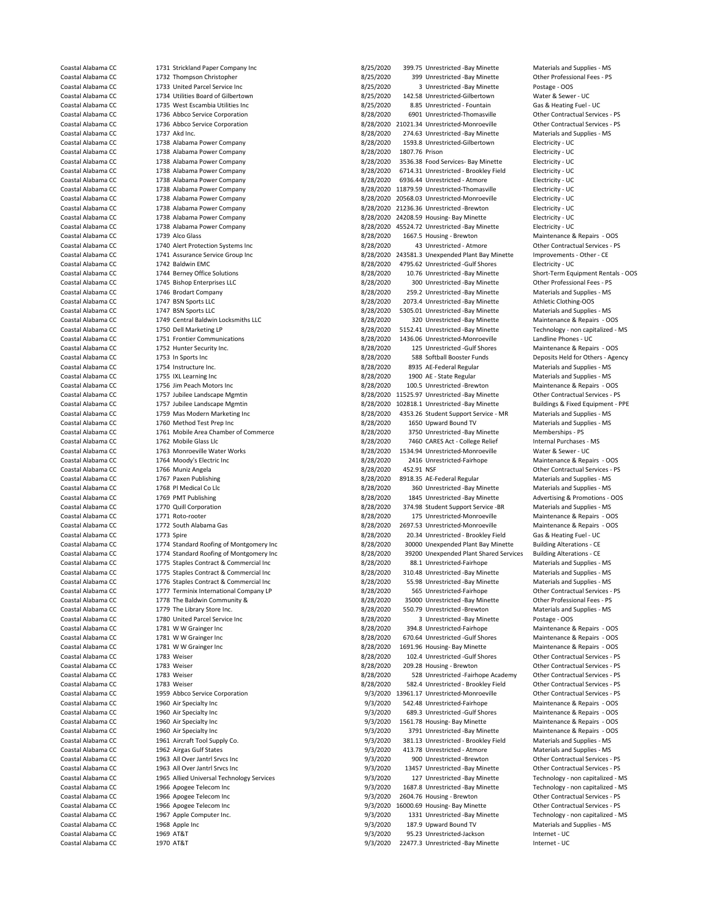| | | | | | | |
|---|---|---|---|---|---|---|
| Coastal Alabama CC | 1731 | Strickland Paper Company Inc | 8/25/2020 | 399.75 | Unrestricted -Bay Minette | Materials and Supplies - MS |
| Coastal Alabama CC | 1732 | Thompson Christopher | 8/25/2020 | 399 | Unrestricted -Bay Minette | Other Professional Fees - PS |
| Coastal Alabama CC | 1733 | United Parcel Service Inc | 8/25/2020 | 3 | Unrestricted -Bay Minette | Postage - OOS |
| Coastal Alabama CC | 1734 | Utilities Board of Gilbertown | 8/25/2020 | 142.58 | Unrestricted-Gilbertown | Water & Sewer - UC |
| Coastal Alabama CC | 1735 | West Escambia Utilities Inc | 8/25/2020 | 8.85 | Unrestricted - Fountain | Gas & Heating Fuel - UC |
| Coastal Alabama CC | 1736 | Abbco Service Corporation | 8/28/2020 | 6901 | Unrestricted-Thomasville | Other Contractual Services - PS |
| Coastal Alabama CC | 1736 | Abbco Service Corporation | 8/28/2020 | 21021.34 | Unrestricted-Monroeville | Other Contractual Services - PS |
| Coastal Alabama CC | 1737 | Akd Inc. | 8/28/2020 | 274.63 | Unrestricted -Bay Minette | Materials and Supplies - MS |
| Coastal Alabama CC | 1738 | Alabama Power Company | 8/28/2020 | 1593.8 | Unrestricted-Gilbertown | Electricity - UC |
| Coastal Alabama CC | 1738 | Alabama Power Company | 8/28/2020 | 1807.76 | Prison | Electricity - UC |
| Coastal Alabama CC | 1738 | Alabama Power Company | 8/28/2020 | 3536.38 | Food Services- Bay Minette | Electricity - UC |
| Coastal Alabama CC | 1738 | Alabama Power Company | 8/28/2020 | 6714.31 | Unrestricted - Brookley Field | Electricity - UC |
| Coastal Alabama CC | 1738 | Alabama Power Company | 8/28/2020 | 6936.44 | Unrestricted - Atmore | Electricity - UC |
| Coastal Alabama CC | 1738 | Alabama Power Company | 8/28/2020 | 11879.59 | Unrestricted-Thomasville | Electricity - UC |
| Coastal Alabama CC | 1738 | Alabama Power Company | 8/28/2020 | 20568.03 | Unrestricted-Monroeville | Electricity - UC |
| Coastal Alabama CC | 1738 | Alabama Power Company | 8/28/2020 | 21236.36 | Unrestricted -Brewton | Electricity - UC |
| Coastal Alabama CC | 1738 | Alabama Power Company | 8/28/2020 | 24208.59 | Housing- Bay Minette | Electricity - UC |
| Coastal Alabama CC | 1738 | Alabama Power Company | 8/28/2020 | 45524.72 | Unrestricted -Bay Minette | Electricity - UC |
| Coastal Alabama CC | 1739 | Alco Glass | 8/28/2020 | 1667.5 | Housing - Brewton | Maintenance & Repairs - OOS |
| Coastal Alabama CC | 1740 | Alert Protection Systems Inc | 8/28/2020 | 43 | Unrestricted - Atmore | Other Contractual Services - PS |
| Coastal Alabama CC | 1741 | Assurance Service Group Inc | 8/28/2020 | 243581.3 | Unexpended Plant Bay Minette | Improvements - Other - CE |
| Coastal Alabama CC | 1742 | Baldwin EMC | 8/28/2020 | 4795.62 | Unrestricted -Gulf Shores | Electricity - UC |
| Coastal Alabama CC | 1744 | Berney Office Solutions | 8/28/2020 | 10.76 | Unrestricted -Bay Minette | Short-Term Equipment Rentals - OOS |
| Coastal Alabama CC | 1745 | Bishop Enterprises LLC | 8/28/2020 | 300 | Unrestricted -Bay Minette | Other Professional Fees - PS |
| Coastal Alabama CC | 1746 | Brodart Company | 8/28/2020 | 259.2 | Unrestricted -Bay Minette | Materials and Supplies - MS |
| Coastal Alabama CC | 1747 | BSN Sports LLC | 8/28/2020 | 2073.4 | Unrestricted -Bay Minette | Athletic Clothing-OOS |
| Coastal Alabama CC | 1747 | BSN Sports LLC | 8/28/2020 | 5305.01 | Unrestricted -Bay Minette | Materials and Supplies - MS |
| Coastal Alabama CC | 1749 | Central Baldwin Locksmiths LLC | 8/28/2020 | 320 | Unrestricted -Bay Minette | Maintenance & Repairs - OOS |
| Coastal Alabama CC | 1750 | Dell Marketing LP | 8/28/2020 | 5152.41 | Unrestricted -Bay Minette | Technology - non capitalized - MS |
| Coastal Alabama CC | 1751 | Frontier Communications | 8/28/2020 | 1436.06 | Unrestricted-Monroeville | Landline Phones - UC |
| Coastal Alabama CC | 1752 | Hunter Security Inc. | 8/28/2020 | 125 | Unrestricted -Gulf Shores | Maintenance & Repairs - OOS |
| Coastal Alabama CC | 1753 | In Sports Inc | 8/28/2020 | 588 | Softball Booster Funds | Deposits Held for Others - Agency |
| Coastal Alabama CC | 1754 | Instructure Inc. | 8/28/2020 | 8935 | AE-Federal Regular | Materials and Supplies - MS |
| Coastal Alabama CC | 1755 | IXL Learning Inc | 8/28/2020 | 1900 | AE - State Regular | Materials and Supplies - MS |
| Coastal Alabama CC | 1756 | Jim Peach Motors Inc | 8/28/2020 | 100.5 | Unrestricted -Brewton | Maintenance & Repairs - OOS |
| Coastal Alabama CC | 1757 | Jubilee Landscape Mgmtin | 8/28/2020 | 11525.97 | Unrestricted -Bay Minette | Other Contractual Services - PS |
| Coastal Alabama CC | 1757 | Jubilee Landscape Mgmtin | 8/28/2020 | 102818.1 | Unrestricted -Bay Minette | Buildings & Fixed Equipment - PPE |
| Coastal Alabama CC | 1759 | Mas Modern Marketing Inc | 8/28/2020 | 4353.26 | Student Support Service - MR | Materials and Supplies - MS |
| Coastal Alabama CC | 1760 | Method Test Prep Inc | 8/28/2020 | 1650 | Upward Bound TV | Materials and Supplies - MS |
| Coastal Alabama CC | 1761 | Mobile Area Chamber of Commerce | 8/28/2020 | 3750 | Unrestricted -Bay Minette | Memberships - PS |
| Coastal Alabama CC | 1762 | Mobile Glass Llc | 8/28/2020 | 7460 | CARES Act - College Relief | Internal Purchases - MS |
| Coastal Alabama CC | 1763 | Monroeville Water Works | 8/28/2020 | 1534.94 | Unrestricted-Monroeville | Water & Sewer - UC |
| Coastal Alabama CC | 1764 | Moody's Electric Inc | 8/28/2020 | 2416 | Unrestricted-Fairhope | Maintenance & Repairs - OOS |
| Coastal Alabama CC | 1766 | Muniz Angela | 8/28/2020 | 452.91 | NSF | Other Contractual Services - PS |
| Coastal Alabama CC | 1767 | Paxen Publishing | 8/28/2020 | 8918.35 | AE-Federal Regular | Materials and Supplies - MS |
| Coastal Alabama CC | 1768 | Pl Medical Co Llc | 8/28/2020 | 360 | Unrestricted -Bay Minette | Materials and Supplies - MS |
| Coastal Alabama CC | 1769 | PMT Publishing | 8/28/2020 | 1845 | Unrestricted -Bay Minette | Advertising & Promotions - OOS |
| Coastal Alabama CC | 1770 | Quill Corporation | 8/28/2020 | 374.98 | Student Support Service -BR | Materials and Supplies - MS |
| Coastal Alabama CC | 1771 | Roto-rooter | 8/28/2020 | 175 | Unrestricted-Monroeville | Maintenance & Repairs - OOS |
| Coastal Alabama CC | 1772 | South Alabama Gas | 8/28/2020 | 2697.53 | Unrestricted-Monroeville | Maintenance & Repairs - OOS |
| Coastal Alabama CC | 1773 | Spire | 8/28/2020 | 20.34 | Unrestricted - Brookley Field | Gas & Heating Fuel - UC |
| Coastal Alabama CC | 1774 | Standard Roofing of Montgomery Inc | 8/28/2020 | 30000 | Unexpended Plant Bay Minette | Building Alterations - CE |
| Coastal Alabama CC | 1774 | Standard Roofing of Montgomery Inc | 8/28/2020 | 39200 | Unexpended Plant Shared Services | Building Alterations - CE |
| Coastal Alabama CC | 1775 | Staples Contract & Commercial Inc | 8/28/2020 | 88.1 | Unrestricted-Fairhope | Materials and Supplies - MS |
| Coastal Alabama CC | 1775 | Staples Contract & Commercial Inc | 8/28/2020 | 310.48 | Unrestricted -Bay Minette | Materials and Supplies - MS |
| Coastal Alabama CC | 1776 | Staples Contract & Commercial Inc | 8/28/2020 | 55.98 | Unrestricted -Bay Minette | Materials and Supplies - MS |
| Coastal Alabama CC | 1777 | Terminix International Company LP | 8/28/2020 | 565 | Unrestricted-Fairhope | Other Contractual Services - PS |
| Coastal Alabama CC | 1778 | The Baldwin Community & | 8/28/2020 | 35000 | Unrestricted -Bay Minette | Other Professional Fees - PS |
| Coastal Alabama CC | 1779 | The Library Store Inc. | 8/28/2020 | 550.79 | Unrestricted -Brewton | Materials and Supplies - MS |
| Coastal Alabama CC | 1780 | United Parcel Service Inc | 8/28/2020 | 3 | Unrestricted -Bay Minette | Postage - OOS |
| Coastal Alabama CC | 1781 | W W Grainger Inc | 8/28/2020 | 394.8 | Unrestricted-Fairhope | Maintenance & Repairs - OOS |
| Coastal Alabama CC | 1781 | W W Grainger Inc | 8/28/2020 | 670.64 | Unrestricted -Gulf Shores | Maintenance & Repairs - OOS |
| Coastal Alabama CC | 1781 | W W Grainger Inc | 8/28/2020 | 1691.96 | Housing- Bay Minette | Maintenance & Repairs - OOS |
| Coastal Alabama CC | 1783 | Weiser | 8/28/2020 | 102.4 | Unrestricted -Gulf Shores | Other Contractual Services - PS |
| Coastal Alabama CC | 1783 | Weiser | 8/28/2020 | 209.28 | Housing - Brewton | Other Contractual Services - PS |
| Coastal Alabama CC | 1783 | Weiser | 8/28/2020 | 528 | Unrestricted -Fairhope Academy | Other Contractual Services - PS |
| Coastal Alabama CC | 1783 | Weiser | 8/28/2020 | 582.4 | Unrestricted - Brookley Field | Other Contractual Services - PS |
| Coastal Alabama CC | 1959 | Abbco Service Corporation | 9/3/2020 | 13961.17 | Unrestricted-Monroeville | Other Contractual Services - PS |
| Coastal Alabama CC | 1960 | Air Specialty Inc | 9/3/2020 | 542.48 | Unrestricted-Fairhope | Maintenance & Repairs - OOS |
| Coastal Alabama CC | 1960 | Air Specialty Inc | 9/3/2020 | 689.3 | Unrestricted -Gulf Shores | Maintenance & Repairs - OOS |
| Coastal Alabama CC | 1960 | Air Specialty Inc | 9/3/2020 | 1561.78 | Housing- Bay Minette | Maintenance & Repairs - OOS |
| Coastal Alabama CC | 1960 | Air Specialty Inc | 9/3/2020 | 3791 | Unrestricted -Bay Minette | Maintenance & Repairs - OOS |
| Coastal Alabama CC | 1961 | Aircraft Tool Supply Co. | 9/3/2020 | 381.13 | Unrestricted - Brookley Field | Materials and Supplies - MS |
| Coastal Alabama CC | 1962 | Airgas Gulf States | 9/3/2020 | 413.78 | Unrestricted - Atmore | Materials and Supplies - MS |
| Coastal Alabama CC | 1963 | All Over Jantrl Srvcs Inc | 9/3/2020 | 900 | Unrestricted -Brewton | Other Contractual Services - PS |
| Coastal Alabama CC | 1963 | All Over Jantrl Srvcs Inc | 9/3/2020 | 13457 | Unrestricted -Bay Minette | Other Contractual Services - PS |
| Coastal Alabama CC | 1965 | Allied Universal Technology Services | 9/3/2020 | 127 | Unrestricted -Bay Minette | Technology - non capitalized - MS |
| Coastal Alabama CC | 1966 | Apogee Telecom Inc | 9/3/2020 | 1687.8 | Unrestricted -Bay Minette | Technology - non capitalized - MS |
| Coastal Alabama CC | 1966 | Apogee Telecom Inc | 9/3/2020 | 2604.76 | Housing - Brewton | Other Contractual Services - PS |
| Coastal Alabama CC | 1966 | Apogee Telecom Inc | 9/3/2020 | 16000.69 | Housing- Bay Minette | Other Contractual Services - PS |
| Coastal Alabama CC | 1967 | Apple Computer Inc. | 9/3/2020 | 1331 | Unrestricted -Bay Minette | Technology - non capitalized - MS |
| Coastal Alabama CC | 1968 | Apple Inc | 9/3/2020 | 187.9 | Upward Bound TV | Materials and Supplies - MS |
| Coastal Alabama CC | 1969 | AT&T | 9/3/2020 | 95.23 | Unrestricted-Jackson | Internet - UC |
| Coastal Alabama CC | 1970 | AT&T | 9/3/2020 | 22477.3 | Unrestricted -Bay Minette | Internet - UC |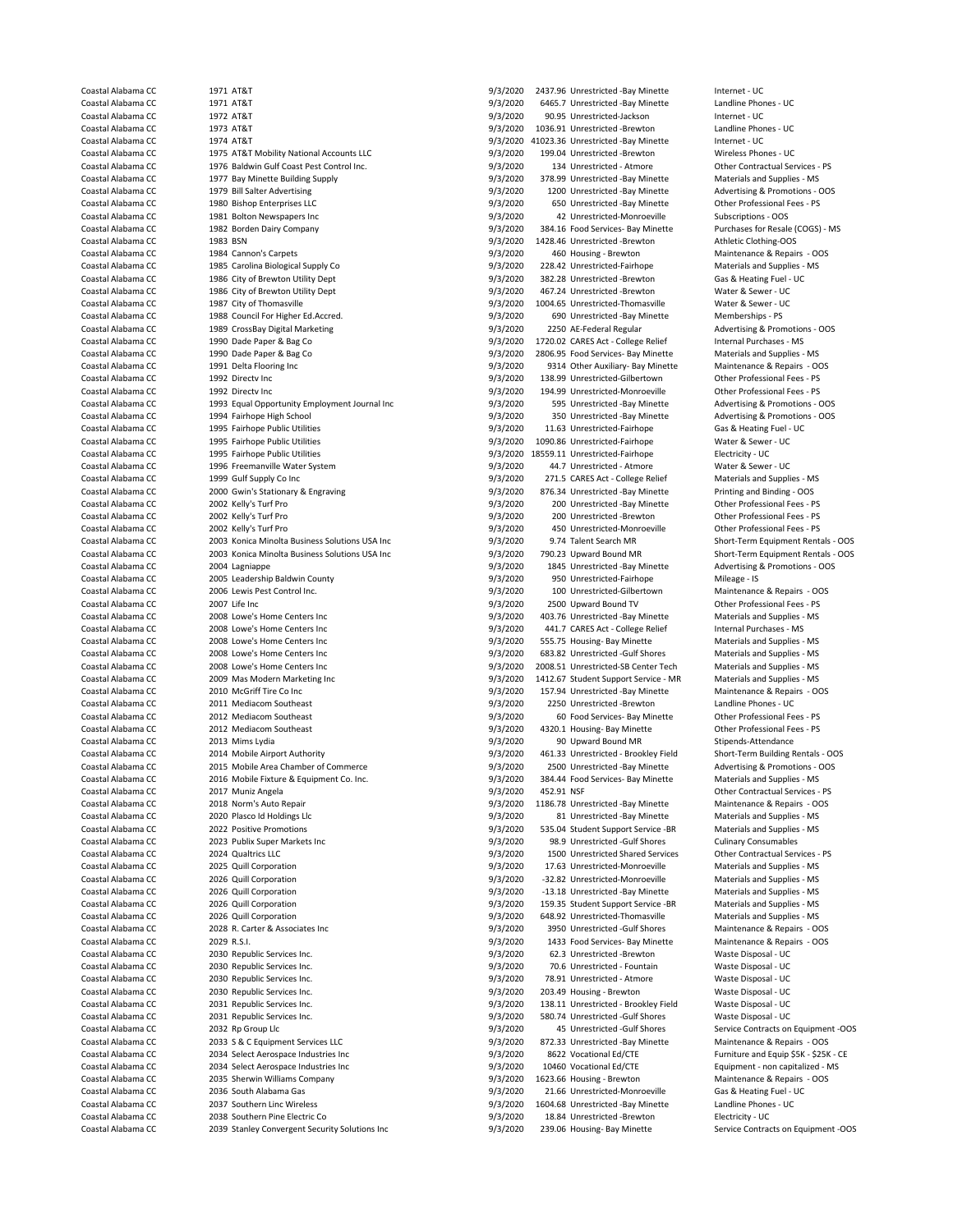| | | | | | | |
|---|---|---|---|---|---|---|
| Coastal Alabama CC | 1971 | AT&T | 9/3/2020 | 2437.96 | Unrestricted -Bay Minette | Internet - UC |
| Coastal Alabama CC | 1971 | AT&T | 9/3/2020 | 6465.7 | Unrestricted -Bay Minette | Landline Phones - UC |
| Coastal Alabama CC | 1972 | AT&T | 9/3/2020 | 90.95 | Unrestricted-Jackson | Internet - UC |
| Coastal Alabama CC | 1973 | AT&T | 9/3/2020 | 1036.91 | Unrestricted -Brewton | Landline Phones - UC |
| Coastal Alabama CC | 1974 | AT&T | 9/3/2020 | 41023.36 | Unrestricted -Bay Minette | Internet - UC |
| Coastal Alabama CC | 1975 | AT&T Mobility National Accounts LLC | 9/3/2020 | 199.04 | Unrestricted -Brewton | Wireless Phones - UC |
| Coastal Alabama CC | 1976 | Baldwin Gulf Coast Pest Control Inc. | 9/3/2020 | 134 | Unrestricted - Atmore | Other Contractual Services - PS |
| Coastal Alabama CC | 1977 | Bay Minette Building Supply | 9/3/2020 | 378.99 | Unrestricted -Bay Minette | Materials and Supplies - MS |
| Coastal Alabama CC | 1979 | Bill Salter Advertising | 9/3/2020 | 1200 | Unrestricted -Bay Minette | Advertising & Promotions - OOS |
| Coastal Alabama CC | 1980 | Bishop Enterprises LLC | 9/3/2020 | 650 | Unrestricted -Bay Minette | Other Professional Fees - PS |
| Coastal Alabama CC | 1981 | Bolton Newspapers Inc | 9/3/2020 | 42 | Unrestricted-Monroeville | Subscriptions - OOS |
| Coastal Alabama CC | 1982 | Borden Dairy Company | 9/3/2020 | 384.16 | Food Services- Bay Minette | Purchases for Resale (COGS) - MS |
| Coastal Alabama CC | 1983 | BSN | 9/3/2020 | 1428.46 | Unrestricted -Brewton | Athletic Clothing-OOS |
| Coastal Alabama CC | 1984 | Cannon's Carpets | 9/3/2020 | 460 | Housing - Brewton | Maintenance & Repairs - OOS |
| Coastal Alabama CC | 1985 | Carolina Biological Supply Co | 9/3/2020 | 228.42 | Unrestricted-Fairhope | Materials and Supplies - MS |
| Coastal Alabama CC | 1986 | City of Brewton Utility Dept | 9/3/2020 | 382.28 | Unrestricted -Brewton | Gas & Heating Fuel - UC |
| Coastal Alabama CC | 1986 | City of Brewton Utility Dept | 9/3/2020 | 467.24 | Unrestricted -Brewton | Water & Sewer - UC |
| Coastal Alabama CC | 1987 | City of Thomasville | 9/3/2020 | 1004.65 | Unrestricted-Thomasville | Water & Sewer - UC |
| Coastal Alabama CC | 1988 | Council For Higher Ed.Accred. | 9/3/2020 | 690 | Unrestricted -Bay Minette | Memberships - PS |
| Coastal Alabama CC | 1989 | CrossBay Digital Marketing | 9/3/2020 | 2250 | AE-Federal Regular | Advertising & Promotions - OOS |
| Coastal Alabama CC | 1990 | Dade Paper & Bag Co | 9/3/2020 | 1720.02 | CARES Act - College Relief | Internal Purchases - MS |
| Coastal Alabama CC | 1990 | Dade Paper & Bag Co | 9/3/2020 | 2806.95 | Food Services- Bay Minette | Materials and Supplies - MS |
| Coastal Alabama CC | 1991 | Delta Flooring Inc | 9/3/2020 | 9314 | Other Auxiliary- Bay Minette | Maintenance & Repairs - OOS |
| Coastal Alabama CC | 1992 | Directv Inc | 9/3/2020 | 138.99 | Unrestricted-Gilbertown | Other Professional Fees - PS |
| Coastal Alabama CC | 1992 | Directv Inc | 9/3/2020 | 194.99 | Unrestricted-Monroeville | Other Professional Fees - PS |
| Coastal Alabama CC | 1993 | Equal Opportunity Employment Journal Inc | 9/3/2020 | 595 | Unrestricted -Bay Minette | Advertising & Promotions - OOS |
| Coastal Alabama CC | 1994 | Fairhope High School | 9/3/2020 | 350 | Unrestricted -Bay Minette | Advertising & Promotions - OOS |
| Coastal Alabama CC | 1995 | Fairhope Public Utilities | 9/3/2020 | 11.63 | Unrestricted-Fairhope | Gas & Heating Fuel - UC |
| Coastal Alabama CC | 1995 | Fairhope Public Utilities | 9/3/2020 | 1090.86 | Unrestricted-Fairhope | Water & Sewer - UC |
| Coastal Alabama CC | 1995 | Fairhope Public Utilities | 9/3/2020 | 18559.11 | Unrestricted-Fairhope | Electricity - UC |
| Coastal Alabama CC | 1996 | Freemanville Water System | 9/3/2020 | 44.7 | Unrestricted - Atmore | Water & Sewer - UC |
| Coastal Alabama CC | 1999 | Gulf Supply Co Inc | 9/3/2020 | 271.5 | CARES Act - College Relief | Materials and Supplies - MS |
| Coastal Alabama CC | 2000 | Gwin's Stationary & Engraving | 9/3/2020 | 876.34 | Unrestricted -Bay Minette | Printing and Binding - OOS |
| Coastal Alabama CC | 2002 | Kelly's Turf Pro | 9/3/2020 | 200 | Unrestricted -Bay Minette | Other Professional Fees - PS |
| Coastal Alabama CC | 2002 | Kelly's Turf Pro | 9/3/2020 | 200 | Unrestricted -Brewton | Other Professional Fees - PS |
| Coastal Alabama CC | 2002 | Kelly's Turf Pro | 9/3/2020 | 450 | Unrestricted-Monroeville | Other Professional Fees - PS |
| Coastal Alabama CC | 2003 | Konica Minolta Business Solutions USA Inc | 9/3/2020 | 9.74 | Talent Search MR | Short-Term Equipment Rentals - OOS |
| Coastal Alabama CC | 2003 | Konica Minolta Business Solutions USA Inc | 9/3/2020 | 790.23 | Upward Bound MR | Short-Term Equipment Rentals - OOS |
| Coastal Alabama CC | 2004 | Lagniappe | 9/3/2020 | 1845 | Unrestricted -Bay Minette | Advertising & Promotions - OOS |
| Coastal Alabama CC | 2005 | Leadership Baldwin County | 9/3/2020 | 950 | Unrestricted-Fairhope | Mileage - IS |
| Coastal Alabama CC | 2006 | Lewis Pest Control Inc. | 9/3/2020 | 100 | Unrestricted-Gilbertown | Maintenance & Repairs - OOS |
| Coastal Alabama CC | 2007 | Life Inc | 9/3/2020 | 2500 | Upward Bound TV | Other Professional Fees - PS |
| Coastal Alabama CC | 2008 | Lowe's Home Centers Inc | 9/3/2020 | 403.76 | Unrestricted -Bay Minette | Materials and Supplies - MS |
| Coastal Alabama CC | 2008 | Lowe's Home Centers Inc | 9/3/2020 | 441.7 | CARES Act - College Relief | Internal Purchases - MS |
| Coastal Alabama CC | 2008 | Lowe's Home Centers Inc | 9/3/2020 | 555.75 | Housing- Bay Minette | Materials and Supplies - MS |
| Coastal Alabama CC | 2008 | Lowe's Home Centers Inc | 9/3/2020 | 683.82 | Unrestricted -Gulf Shores | Materials and Supplies - MS |
| Coastal Alabama CC | 2008 | Lowe's Home Centers Inc | 9/3/2020 | 2008.51 | Unrestricted-SB Center Tech | Materials and Supplies - MS |
| Coastal Alabama CC | 2009 | Mas Modern Marketing Inc | 9/3/2020 | 1412.67 | Student Support Service - MR | Materials and Supplies - MS |
| Coastal Alabama CC | 2010 | McGriff Tire Co Inc | 9/3/2020 | 157.94 | Unrestricted -Bay Minette | Maintenance & Repairs - OOS |
| Coastal Alabama CC | 2011 | Mediacom Southeast | 9/3/2020 | 2250 | Unrestricted -Brewton | Landline Phones - UC |
| Coastal Alabama CC | 2012 | Mediacom Southeast | 9/3/2020 | 60 | Food Services- Bay Minette | Other Professional Fees - PS |
| Coastal Alabama CC | 2012 | Mediacom Southeast | 9/3/2020 | 4320.1 | Housing- Bay Minette | Other Professional Fees - PS |
| Coastal Alabama CC | 2013 | Mims Lydia | 9/3/2020 | 90 | Upward Bound MR | Stipends-Attendance |
| Coastal Alabama CC | 2014 | Mobile Airport Authority | 9/3/2020 | 461.33 | Unrestricted - Brookley Field | Short-Term Building Rentals - OOS |
| Coastal Alabama CC | 2015 | Mobile Area Chamber of Commerce | 9/3/2020 | 2500 | Unrestricted -Bay Minette | Advertising & Promotions - OOS |
| Coastal Alabama CC | 2016 | Mobile Fixture & Equipment Co. Inc. | 9/3/2020 | 384.44 | Food Services- Bay Minette | Materials and Supplies - MS |
| Coastal Alabama CC | 2017 | Muniz Angela | 9/3/2020 | 452.91 | NSF | Other Contractual Services - PS |
| Coastal Alabama CC | 2018 | Norm's Auto Repair | 9/3/2020 | 1186.78 | Unrestricted -Bay Minette | Maintenance & Repairs - OOS |
| Coastal Alabama CC | 2020 | Plasco Id Holdings Llc | 9/3/2020 | 81 | Unrestricted -Bay Minette | Materials and Supplies - MS |
| Coastal Alabama CC | 2022 | Positive Promotions | 9/3/2020 | 535.04 | Student Support Service -BR | Materials and Supplies - MS |
| Coastal Alabama CC | 2023 | Publix Super Markets Inc | 9/3/2020 | 98.9 | Unrestricted -Gulf Shores | Culinary Consumables |
| Coastal Alabama CC | 2024 | Qualtrics LLC | 9/3/2020 | 1500 | Unrestricted Shared Services | Other Contractual Services - PS |
| Coastal Alabama CC | 2025 | Quill Corporation | 9/3/2020 | 17.63 | Unrestricted-Monroeville | Materials and Supplies - MS |
| Coastal Alabama CC | 2026 | Quill Corporation | 9/3/2020 | -32.82 | Unrestricted-Monroeville | Materials and Supplies - MS |
| Coastal Alabama CC | 2026 | Quill Corporation | 9/3/2020 | -13.18 | Unrestricted -Bay Minette | Materials and Supplies - MS |
| Coastal Alabama CC | 2026 | Quill Corporation | 9/3/2020 | 159.35 | Student Support Service -BR | Materials and Supplies - MS |
| Coastal Alabama CC | 2026 | Quill Corporation | 9/3/2020 | 648.92 | Unrestricted-Thomasville | Materials and Supplies - MS |
| Coastal Alabama CC | 2028 | R. Carter & Associates Inc | 9/3/2020 | 3950 | Unrestricted -Gulf Shores | Maintenance & Repairs - OOS |
| Coastal Alabama CC | 2029 | R.S.I. | 9/3/2020 | 1433 | Food Services- Bay Minette | Maintenance & Repairs - OOS |
| Coastal Alabama CC | 2030 | Republic Services Inc. | 9/3/2020 | 62.3 | Unrestricted -Brewton | Waste Disposal - UC |
| Coastal Alabama CC | 2030 | Republic Services Inc. | 9/3/2020 | 70.6 | Unrestricted - Fountain | Waste Disposal - UC |
| Coastal Alabama CC | 2030 | Republic Services Inc. | 9/3/2020 | 78.91 | Unrestricted - Atmore | Waste Disposal - UC |
| Coastal Alabama CC | 2030 | Republic Services Inc. | 9/3/2020 | 203.49 | Housing - Brewton | Waste Disposal - UC |
| Coastal Alabama CC | 2031 | Republic Services Inc. | 9/3/2020 | 138.11 | Unrestricted - Brookley Field | Waste Disposal - UC |
| Coastal Alabama CC | 2031 | Republic Services Inc. | 9/3/2020 | 580.74 | Unrestricted -Gulf Shores | Waste Disposal - UC |
| Coastal Alabama CC | 2032 | Rp Group Llc | 9/3/2020 | 45 | Unrestricted -Gulf Shores | Service Contracts on Equipment -OOS |
| Coastal Alabama CC | 2033 | S & C Equipment Services LLC | 9/3/2020 | 872.33 | Unrestricted -Bay Minette | Maintenance & Repairs - OOS |
| Coastal Alabama CC | 2034 | Select Aerospace Industries Inc | 9/3/2020 | 8622 | Vocational Ed/CTE | Furniture and Equip $5K - $25K - CE |
| Coastal Alabama CC | 2034 | Select Aerospace Industries Inc | 9/3/2020 | 10460 | Vocational Ed/CTE | Equipment - non capitalized - MS |
| Coastal Alabama CC | 2035 | Sherwin Williams Company | 9/3/2020 | 1623.66 | Housing - Brewton | Maintenance & Repairs - OOS |
| Coastal Alabama CC | 2036 | South Alabama Gas | 9/3/2020 | 21.66 | Unrestricted-Monroeville | Gas & Heating Fuel - UC |
| Coastal Alabama CC | 2037 | Southern Linc Wireless | 9/3/2020 | 1604.68 | Unrestricted -Bay Minette | Landline Phones - UC |
| Coastal Alabama CC | 2038 | Southern Pine Electric Co | 9/3/2020 | 18.84 | Unrestricted -Brewton | Electricity - UC |
| Coastal Alabama CC | 2039 | Stanley Convergent Security Solutions Inc | 9/3/2020 | 239.06 | Housing- Bay Minette | Service Contracts on Equipment -OOS |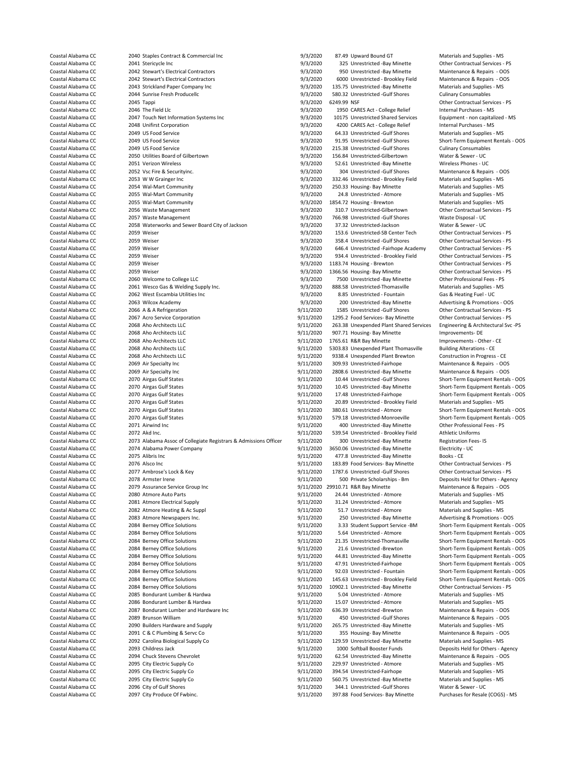| | | | | | | |
|---|---|---|---|---|---|---|
| Coastal Alabama CC | 2040 | Staples Contract & Commercial Inc | 9/3/2020 | 87.49 | Upward Bound GT | Materials and Supplies - MS |
| Coastal Alabama CC | 2041 | Stericycle Inc | 9/3/2020 | 325 | Unrestricted -Bay Minette | Other Contractual Services - PS |
| Coastal Alabama CC | 2042 | Stewart's Electrical Contractors | 9/3/2020 | 950 | Unrestricted -Bay Minette | Maintenance & Repairs - OOS |
| Coastal Alabama CC | 2042 | Stewart's Electrical Contractors | 9/3/2020 | 6000 | Unrestricted - Brookley Field | Maintenance & Repairs - OOS |
| Coastal Alabama CC | 2043 | Strickland Paper Company Inc | 9/3/2020 | 135.75 | Unrestricted -Bay Minette | Materials and Supplies - MS |
| Coastal Alabama CC | 2044 | Sunrise Fresh Producellc | 9/3/2020 | 580.32 | Unrestricted -Gulf Shores | Culinary Consumables |
| Coastal Alabama CC | 2045 | Tappi | 9/3/2020 | 6249.99 | NSF | Other Contractual Services - PS |
| Coastal Alabama CC | 2046 | The Field Llc | 9/3/2020 | 1950 | CARES Act - College Relief | Internal Purchases - MS |
| Coastal Alabama CC | 2047 | Touch Net Information Systems Inc | 9/3/2020 | 10175 | Unrestricted Shared Services | Equipment - non capitalized - MS |
| Coastal Alabama CC | 2048 | Unifirst Corporation | 9/3/2020 | 4200 | CARES Act - College Relief | Internal Purchases - MS |
| Coastal Alabama CC | 2049 | US Food Service | 9/3/2020 | 64.33 | Unrestricted -Gulf Shores | Materials and Supplies - MS |
| Coastal Alabama CC | 2049 | US Food Service | 9/3/2020 | 91.95 | Unrestricted -Gulf Shores | Short-Term Equipment Rentals - OOS |
| Coastal Alabama CC | 2049 | US Food Service | 9/3/2020 | 215.38 | Unrestricted -Gulf Shores | Culinary Consumables |
| Coastal Alabama CC | 2050 | Utilities Board of Gilbertown | 9/3/2020 | 156.84 | Unrestricted-Gilbertown | Water & Sewer - UC |
| Coastal Alabama CC | 2051 | Verizon Wireless | 9/3/2020 | 52.61 | Unrestricted -Bay Minette | Wireless Phones - UC |
| Coastal Alabama CC | 2052 | Vsc Fire & Securityinc. | 9/3/2020 | 304 | Unrestricted -Gulf Shores | Maintenance & Repairs - OOS |
| Coastal Alabama CC | 2053 | W W Grainger Inc | 9/3/2020 | 332.46 | Unrestricted - Brookley Field | Materials and Supplies - MS |
| Coastal Alabama CC | 2054 | Wal-Mart Community | 9/3/2020 | 250.33 | Housing- Bay Minette | Materials and Supplies - MS |
| Coastal Alabama CC | 2055 | Wal-Mart Community | 9/3/2020 | 24.8 | Unrestricted - Atmore | Materials and Supplies - MS |
| Coastal Alabama CC | 2055 | Wal-Mart Community | 9/3/2020 | 1854.72 | Housing - Brewton | Materials and Supplies - MS |
| Coastal Alabama CC | 2056 | Waste Management | 9/3/2020 | 310.7 | Unrestricted-Gilbertown | Other Contractual Services - PS |
| Coastal Alabama CC | 2057 | Waste Management | 9/3/2020 | 766.98 | Unrestricted -Gulf Shores | Waste Disposal - UC |
| Coastal Alabama CC | 2058 | Waterworks and Sewer Board City of Jackson | 9/3/2020 | 37.32 | Unrestricted-Jackson | Water & Sewer - UC |
| Coastal Alabama CC | 2059 | Weiser | 9/3/2020 | 153.6 | Unrestricted-SB Center Tech | Other Contractual Services - PS |
| Coastal Alabama CC | 2059 | Weiser | 9/3/2020 | 358.4 | Unrestricted -Gulf Shores | Other Contractual Services - PS |
| Coastal Alabama CC | 2059 | Weiser | 9/3/2020 | 646.4 | Unrestricted -Fairhope Academy | Other Contractual Services - PS |
| Coastal Alabama CC | 2059 | Weiser | 9/3/2020 | 934.4 | Unrestricted - Brookley Field | Other Contractual Services - PS |
| Coastal Alabama CC | 2059 | Weiser | 9/3/2020 | 1183.74 | Housing - Brewton | Other Contractual Services - PS |
| Coastal Alabama CC | 2059 | Weiser | 9/3/2020 | 1366.56 | Housing- Bay Minette | Other Contractual Services - PS |
| Coastal Alabama CC | 2060 | Welcome to College LLC | 9/3/2020 | 7500 | Unrestricted -Bay Minette | Other Professional Fees - PS |
| Coastal Alabama CC | 2061 | Wesco Gas & Welding Supply Inc. | 9/3/2020 | 888.58 | Unrestricted-Thomasville | Materials and Supplies - MS |
| Coastal Alabama CC | 2062 | West Escambia Utilities Inc | 9/3/2020 | 8.85 | Unrestricted - Fountain | Gas & Heating Fuel - UC |
| Coastal Alabama CC | 2063 | Wilcox Academy | 9/3/2020 | 200 | Unrestricted -Bay Minette | Advertising & Promotions - OOS |
| Coastal Alabama CC | 2066 | A & A Refrigeration | 9/11/2020 | 1585 | Unrestricted -Gulf Shores | Other Contractual Services - PS |
| Coastal Alabama CC | 2067 | Acro Service Corporation | 9/11/2020 | 1295.2 | Food Services- Bay Minette | Other Contractual Services - PS |
| Coastal Alabama CC | 2068 | Aho Architects LLC | 9/11/2020 | 263.38 | Unexpended Plant Shared Services | Engineering & Architectural Svc -PS |
| Coastal Alabama CC | 2068 | Aho Architects LLC | 9/11/2020 | 907.71 | Housing- Bay Minette | Improvements- DE |
| Coastal Alabama CC | 2068 | Aho Architects LLC | 9/11/2020 | 1765.61 | R&R Bay Minette | Improvements - Other - CE |
| Coastal Alabama CC | 2068 | Aho Architects LLC | 9/11/2020 | 5303.83 | Unexpended Plant Thomasville | Building Alterations - CE |
| Coastal Alabama CC | 2068 | Aho Architects LLC | 9/11/2020 | 9338.4 | Unexpended Plant Brewton | Construction in Progress - CE |
| Coastal Alabama CC | 2069 | Air Specialty Inc | 9/11/2020 | 309.93 | Unrestricted-Fairhope | Maintenance & Repairs - OOS |
| Coastal Alabama CC | 2069 | Air Specialty Inc | 9/11/2020 | 2808.6 | Unrestricted -Bay Minette | Maintenance & Repairs - OOS |
| Coastal Alabama CC | 2070 | Airgas Gulf States | 9/11/2020 | 10.44 | Unrestricted -Gulf Shores | Short-Term Equipment Rentals - OOS |
| Coastal Alabama CC | 2070 | Airgas Gulf States | 9/11/2020 | 10.45 | Unrestricted -Bay Minette | Short-Term Equipment Rentals - OOS |
| Coastal Alabama CC | 2070 | Airgas Gulf States | 9/11/2020 | 17.48 | Unrestricted-Fairhope | Short-Term Equipment Rentals - OOS |
| Coastal Alabama CC | 2070 | Airgas Gulf States | 9/11/2020 | 20.89 | Unrestricted - Brookley Field | Materials and Supplies - MS |
| Coastal Alabama CC | 2070 | Airgas Gulf States | 9/11/2020 | 380.61 | Unrestricted - Atmore | Short-Term Equipment Rentals - OOS |
| Coastal Alabama CC | 2070 | Airgas Gulf States | 9/11/2020 | 579.18 | Unrestricted-Monroeville | Short-Term Equipment Rentals - OOS |
| Coastal Alabama CC | 2071 | Airwind Inc | 9/11/2020 | 400 | Unrestricted -Bay Minette | Other Professional Fees - PS |
| Coastal Alabama CC | 2072 | Akd Inc. | 9/11/2020 | 539.54 | Unrestricted - Brookley Field | Athletic Uniforms |
| Coastal Alabama CC | 2073 | Alabama Assoc of Collegiate Registrars & Admissions Officer | 9/11/2020 | 300 | Unrestricted -Bay Minette | Registration Fees- IS |
| Coastal Alabama CC | 2074 | Alabama Power Company | 9/11/2020 | 3650.06 | Unrestricted -Bay Minette | Electricity - UC |
| Coastal Alabama CC | 2075 | Alibris Inc | 9/11/2020 | 477.8 | Unrestricted -Bay Minette | Books - CE |
| Coastal Alabama CC | 2076 | Alsco Inc | 9/11/2020 | 183.89 | Food Services- Bay Minette | Other Contractual Services - PS |
| Coastal Alabama CC | 2077 | Ambrose's Lock & Key | 9/11/2020 | 1787.6 | Unrestricted -Gulf Shores | Other Contractual Services - PS |
| Coastal Alabama CC | 2078 | Armster Irene | 9/11/2020 | 500 | Private Scholarships - Bm | Deposits Held for Others - Agency |
| Coastal Alabama CC | 2079 | Assurance Service Group Inc | 9/11/2020 | 29910.71 | R&R Bay Minette | Maintenance & Repairs - OOS |
| Coastal Alabama CC | 2080 | Atmore Auto Parts | 9/11/2020 | 24.44 | Unrestricted - Atmore | Materials and Supplies - MS |
| Coastal Alabama CC | 2081 | Atmore Electrical Supply | 9/11/2020 | 31.24 | Unrestricted - Atmore | Materials and Supplies - MS |
| Coastal Alabama CC | 2082 | Atmore Heating & Ac Suppl | 9/11/2020 | 51.7 | Unrestricted - Atmore | Materials and Supplies - MS |
| Coastal Alabama CC | 2083 | Atmore Newspapers Inc. | 9/11/2020 | 250 | Unrestricted -Bay Minette | Advertising & Promotions - OOS |
| Coastal Alabama CC | 2084 | Berney Office Solutions | 9/11/2020 | 3.33 | Student Support Service -BM | Short-Term Equipment Rentals - OOS |
| Coastal Alabama CC | 2084 | Berney Office Solutions | 9/11/2020 | 5.64 | Unrestricted - Atmore | Short-Term Equipment Rentals - OOS |
| Coastal Alabama CC | 2084 | Berney Office Solutions | 9/11/2020 | 21.35 | Unrestricted-Thomasville | Short-Term Equipment Rentals - OOS |
| Coastal Alabama CC | 2084 | Berney Office Solutions | 9/11/2020 | 21.6 | Unrestricted -Brewton | Short-Term Equipment Rentals - OOS |
| Coastal Alabama CC | 2084 | Berney Office Solutions | 9/11/2020 | 44.81 | Unrestricted -Bay Minette | Short-Term Equipment Rentals - OOS |
| Coastal Alabama CC | 2084 | Berney Office Solutions | 9/11/2020 | 47.91 | Unrestricted-Fairhope | Short-Term Equipment Rentals - OOS |
| Coastal Alabama CC | 2084 | Berney Office Solutions | 9/11/2020 | 92.03 | Unrestricted - Fountain | Short-Term Equipment Rentals - OOS |
| Coastal Alabama CC | 2084 | Berney Office Solutions | 9/11/2020 | 145.63 | Unrestricted - Brookley Field | Short-Term Equipment Rentals - OOS |
| Coastal Alabama CC | 2084 | Berney Office Solutions | 9/11/2020 | 10902.1 | Unrestricted -Bay Minette | Other Contractual Services - PS |
| Coastal Alabama CC | 2085 | Bondurant Lumber & Hardwa | 9/11/2020 | 5.04 | Unrestricted - Atmore | Materials and Supplies - MS |
| Coastal Alabama CC | 2086 | Bondurant Lumber & Hardwa | 9/11/2020 | 15.07 | Unrestricted - Atmore | Materials and Supplies - MS |
| Coastal Alabama CC | 2087 | Bondurant Lumber and Hardware Inc | 9/11/2020 | 636.39 | Unrestricted -Brewton | Maintenance & Repairs - OOS |
| Coastal Alabama CC | 2089 | Brunson William | 9/11/2020 | 450 | Unrestricted -Gulf Shores | Maintenance & Repairs - OOS |
| Coastal Alabama CC | 2090 | Builders Hardware and Supply | 9/11/2020 | 265.75 | Unrestricted -Bay Minette | Materials and Supplies - MS |
| Coastal Alabama CC | 2091 | C & C Plumbing & Servc Co | 9/11/2020 | 355 | Housing- Bay Minette | Maintenance & Repairs - OOS |
| Coastal Alabama CC | 2092 | Carolina Biological Supply Co | 9/11/2020 | 129.59 | Unrestricted -Bay Minette | Materials and Supplies - MS |
| Coastal Alabama CC | 2093 | Childress Jack | 9/11/2020 | 1000 | Softball Booster Funds | Deposits Held for Others - Agency |
| Coastal Alabama CC | 2094 | Chuck Stevens Chevrolet | 9/11/2020 | 62.54 | Unrestricted -Bay Minette | Maintenance & Repairs - OOS |
| Coastal Alabama CC | 2095 | City Electric Supply Co | 9/11/2020 | 229.97 | Unrestricted - Atmore | Materials and Supplies - MS |
| Coastal Alabama CC | 2095 | City Electric Supply Co | 9/11/2020 | 394.54 | Unrestricted-Fairhope | Materials and Supplies - MS |
| Coastal Alabama CC | 2095 | City Electric Supply Co | 9/11/2020 | 560.75 | Unrestricted -Bay Minette | Materials and Supplies - MS |
| Coastal Alabama CC | 2096 | City of Gulf Shores | 9/11/2020 | 344.1 | Unrestricted -Gulf Shores | Water & Sewer - UC |
| Coastal Alabama CC | 2097 | City Produce Of Fwbinc. | 9/11/2020 | 397.88 | Food Services- Bay Minette | Purchases for Resale (COGS) - MS |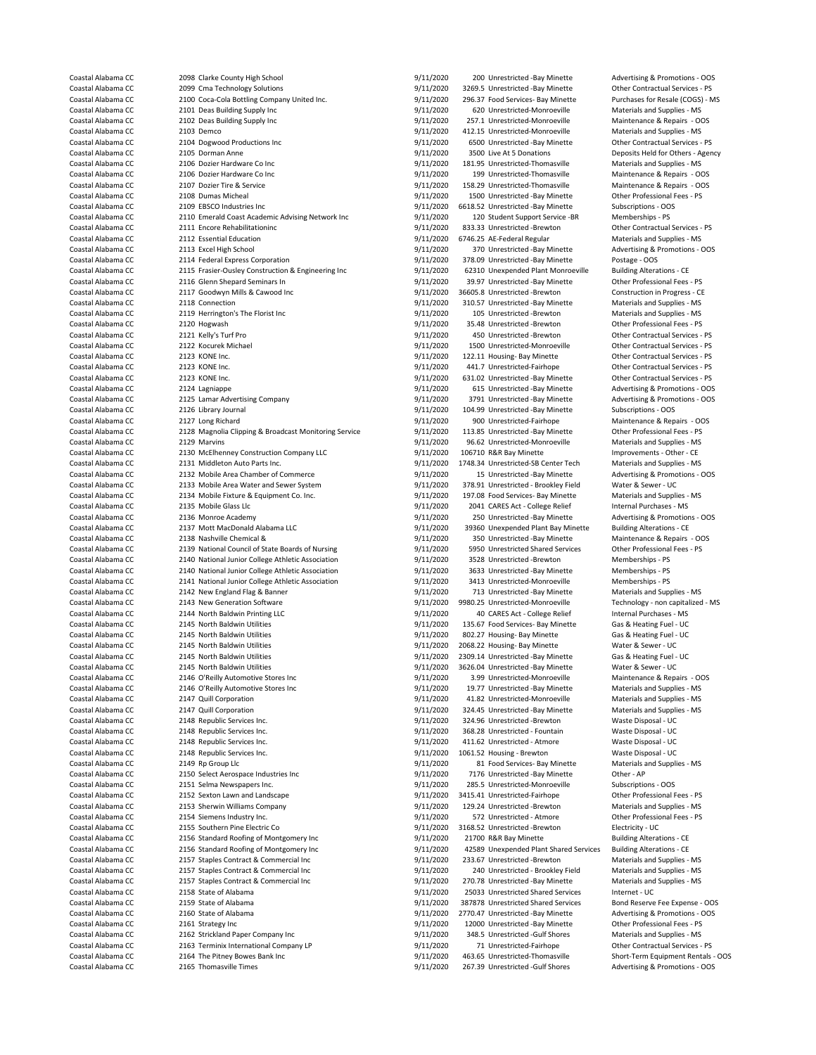| | | | | | | |
|---|---|---|---|---|---|---|
| Coastal Alabama CC | 2098 | Clarke County High School | 9/11/2020 | 200 | Unrestricted -Bay Minette | Advertising & Promotions - OOS |
| Coastal Alabama CC | 2099 | Cma Technology Solutions | 9/11/2020 | 3269.5 | Unrestricted -Bay Minette | Other Contractual Services - PS |
| Coastal Alabama CC | 2100 | Coca-Cola Bottling Company United Inc. | 9/11/2020 | 296.37 | Food Services- Bay Minette | Purchases for Resale (COGS) - MS |
| Coastal Alabama CC | 2101 | Deas Building Supply Inc | 9/11/2020 | 620 | Unrestricted-Monroeville | Materials and Supplies - MS |
| Coastal Alabama CC | 2102 | Deas Building Supply Inc | 9/11/2020 | 257.1 | Unrestricted-Monroeville | Maintenance & Repairs - OOS |
| Coastal Alabama CC | 2103 | Demco | 9/11/2020 | 412.15 | Unrestricted-Monroeville | Materials and Supplies - MS |
| Coastal Alabama CC | 2104 | Dogwood Productions Inc | 9/11/2020 | 6500 | Unrestricted -Bay Minette | Other Contractual Services - PS |
| Coastal Alabama CC | 2105 | Dorman Anne | 9/11/2020 | 3500 | Live At 5 Donations | Deposits Held for Others - Agency |
| Coastal Alabama CC | 2106 | Dozier Hardware Co Inc | 9/11/2020 | 181.95 | Unrestricted-Thomasville | Materials and Supplies - MS |
| Coastal Alabama CC | 2106 | Dozier Hardware Co Inc | 9/11/2020 | 199 | Unrestricted-Thomasville | Maintenance & Repairs - OOS |
| Coastal Alabama CC | 2107 | Dozier Tire & Service | 9/11/2020 | 158.29 | Unrestricted-Thomasville | Maintenance & Repairs - OOS |
| Coastal Alabama CC | 2108 | Dumas Micheal | 9/11/2020 | 1500 | Unrestricted -Bay Minette | Other Professional Fees - PS |
| Coastal Alabama CC | 2109 | EBSCO Industries Inc | 9/11/2020 | 6618.52 | Unrestricted -Bay Minette | Subscriptions - OOS |
| Coastal Alabama CC | 2110 | Emerald Coast Academic Advising Network Inc | 9/11/2020 | 120 | Student Support Service -BR | Memberships - PS |
| Coastal Alabama CC | 2111 | Encore Rehabilitationinc | 9/11/2020 | 833.33 | Unrestricted -Brewton | Other Contractual Services - PS |
| Coastal Alabama CC | 2112 | Essential Education | 9/11/2020 | 6746.25 | AE-Federal Regular | Materials and Supplies - MS |
| Coastal Alabama CC | 2113 | Excel High School | 9/11/2020 | 370 | Unrestricted -Bay Minette | Advertising & Promotions - OOS |
| Coastal Alabama CC | 2114 | Federal Express Corporation | 9/11/2020 | 378.09 | Unrestricted -Bay Minette | Postage - OOS |
| Coastal Alabama CC | 2115 | Frasier-Ousley Construction & Engineering Inc | 9/11/2020 | 62310 | Unexpended Plant Monroeville | Building Alterations - CE |
| Coastal Alabama CC | 2116 | Glenn Shepard Seminars In | 9/11/2020 | 39.97 | Unrestricted -Bay Minette | Other Professional Fees - PS |
| Coastal Alabama CC | 2117 | Goodwyn Mills & Cawood Inc | 9/11/2020 | 36605.8 | Unrestricted -Brewton | Construction in Progress - CE |
| Coastal Alabama CC | 2118 | Connection | 9/11/2020 | 310.57 | Unrestricted -Bay Minette | Materials and Supplies - MS |
| Coastal Alabama CC | 2119 | Herrington's The Florist Inc | 9/11/2020 | 105 | Unrestricted -Brewton | Materials and Supplies - MS |
| Coastal Alabama CC | 2120 | Hogwash | 9/11/2020 | 35.48 | Unrestricted -Brewton | Other Professional Fees - PS |
| Coastal Alabama CC | 2121 | Kelly's Turf Pro | 9/11/2020 | 450 | Unrestricted -Brewton | Other Contractual Services - PS |
| Coastal Alabama CC | 2122 | Kocurek Michael | 9/11/2020 | 1500 | Unrestricted-Monroeville | Other Contractual Services - PS |
| Coastal Alabama CC | 2123 | KONE Inc. | 9/11/2020 | 122.11 | Housing- Bay Minette | Other Contractual Services - PS |
| Coastal Alabama CC | 2123 | KONE Inc. | 9/11/2020 | 441.7 | Unrestricted-Fairhope | Other Contractual Services - PS |
| Coastal Alabama CC | 2123 | KONE Inc. | 9/11/2020 | 631.02 | Unrestricted -Bay Minette | Other Contractual Services - PS |
| Coastal Alabama CC | 2124 | Lagniappe | 9/11/2020 | 615 | Unrestricted -Bay Minette | Advertising & Promotions - OOS |
| Coastal Alabama CC | 2125 | Lamar Advertising Company | 9/11/2020 | 3791 | Unrestricted -Bay Minette | Advertising & Promotions - OOS |
| Coastal Alabama CC | 2126 | Library Journal | 9/11/2020 | 104.99 | Unrestricted -Bay Minette | Subscriptions - OOS |
| Coastal Alabama CC | 2127 | Long Richard | 9/11/2020 | 900 | Unrestricted-Fairhope | Maintenance & Repairs - OOS |
| Coastal Alabama CC | 2128 | Magnolia Clipping & Broadcast Monitoring Service | 9/11/2020 | 113.85 | Unrestricted -Bay Minette | Other Professional Fees - PS |
| Coastal Alabama CC | 2129 | Marvins | 9/11/2020 | 96.62 | Unrestricted-Monroeville | Materials and Supplies - MS |
| Coastal Alabama CC | 2130 | McElhenney Construction Company LLC | 9/11/2020 | 106710 | R&R Bay Minette | Improvements - Other - CE |
| Coastal Alabama CC | 2131 | Middleton Auto Parts Inc. | 9/11/2020 | 1748.34 | Unrestricted-SB Center Tech | Materials and Supplies - MS |
| Coastal Alabama CC | 2132 | Mobile Area Chamber of Commerce | 9/11/2020 | 15 | Unrestricted -Bay Minette | Advertising & Promotions - OOS |
| Coastal Alabama CC | 2133 | Mobile Area Water and Sewer System | 9/11/2020 | 378.91 | Unrestricted - Brookley Field | Water & Sewer - UC |
| Coastal Alabama CC | 2134 | Mobile Fixture & Equipment Co. Inc. | 9/11/2020 | 197.08 | Food Services- Bay Minette | Materials and Supplies - MS |
| Coastal Alabama CC | 2135 | Mobile Glass Llc | 9/11/2020 | 2041 | CARES Act - College Relief | Internal Purchases - MS |
| Coastal Alabama CC | 2136 | Monroe Academy | 9/11/2020 | 250 | Unrestricted -Bay Minette | Advertising & Promotions - OOS |
| Coastal Alabama CC | 2137 | Mott MacDonald Alabama LLC | 9/11/2020 | 39360 | Unexpended Plant Bay Minette | Building Alterations - CE |
| Coastal Alabama CC | 2138 | Nashville Chemical & | 9/11/2020 | 350 | Unrestricted -Bay Minette | Maintenance & Repairs - OOS |
| Coastal Alabama CC | 2139 | National Council of State Boards of Nursing | 9/11/2020 | 5950 | Unrestricted Shared Services | Other Professional Fees - PS |
| Coastal Alabama CC | 2140 | National Junior College Athletic Association | 9/11/2020 | 3528 | Unrestricted -Brewton | Memberships - PS |
| Coastal Alabama CC | 2140 | National Junior College Athletic Association | 9/11/2020 | 3633 | Unrestricted -Bay Minette | Memberships - PS |
| Coastal Alabama CC | 2141 | National Junior College Athletic Association | 9/11/2020 | 3413 | Unrestricted-Monroeville | Memberships - PS |
| Coastal Alabama CC | 2142 | New England Flag & Banner | 9/11/2020 | 713 | Unrestricted -Bay Minette | Materials and Supplies - MS |
| Coastal Alabama CC | 2143 | New Generation Software | 9/11/2020 | 9980.25 | Unrestricted-Monroeville | Technology - non capitalized - MS |
| Coastal Alabama CC | 2144 | North Baldwin Printing LLC | 9/11/2020 | 40 | CARES Act - College Relief | Internal Purchases - MS |
| Coastal Alabama CC | 2145 | North Baldwin Utilities | 9/11/2020 | 135.67 | Food Services- Bay Minette | Gas & Heating Fuel - UC |
| Coastal Alabama CC | 2145 | North Baldwin Utilities | 9/11/2020 | 802.27 | Housing- Bay Minette | Gas & Heating Fuel - UC |
| Coastal Alabama CC | 2145 | North Baldwin Utilities | 9/11/2020 | 2068.22 | Housing- Bay Minette | Water & Sewer - UC |
| Coastal Alabama CC | 2145 | North Baldwin Utilities | 9/11/2020 | 2309.14 | Unrestricted -Bay Minette | Gas & Heating Fuel - UC |
| Coastal Alabama CC | 2145 | North Baldwin Utilities | 9/11/2020 | 3626.04 | Unrestricted -Bay Minette | Water & Sewer - UC |
| Coastal Alabama CC | 2146 | O'Reilly Automotive Stores Inc | 9/11/2020 | 3.99 | Unrestricted-Monroeville | Maintenance & Repairs - OOS |
| Coastal Alabama CC | 2146 | O'Reilly Automotive Stores Inc | 9/11/2020 | 19.77 | Unrestricted -Bay Minette | Materials and Supplies - MS |
| Coastal Alabama CC | 2147 | Quill Corporation | 9/11/2020 | 41.82 | Unrestricted-Monroeville | Materials and Supplies - MS |
| Coastal Alabama CC | 2147 | Quill Corporation | 9/11/2020 | 324.45 | Unrestricted -Bay Minette | Materials and Supplies - MS |
| Coastal Alabama CC | 2148 | Republic Services Inc. | 9/11/2020 | 324.96 | Unrestricted -Brewton | Waste Disposal - UC |
| Coastal Alabama CC | 2148 | Republic Services Inc. | 9/11/2020 | 368.28 | Unrestricted - Fountain | Waste Disposal - UC |
| Coastal Alabama CC | 2148 | Republic Services Inc. | 9/11/2020 | 411.62 | Unrestricted - Atmore | Waste Disposal - UC |
| Coastal Alabama CC | 2148 | Republic Services Inc. | 9/11/2020 | 1061.52 | Housing - Brewton | Waste Disposal - UC |
| Coastal Alabama CC | 2149 | Rp Group Llc | 9/11/2020 | 81 | Food Services- Bay Minette | Materials and Supplies - MS |
| Coastal Alabama CC | 2150 | Select Aerospace Industries Inc | 9/11/2020 | 7176 | Unrestricted -Bay Minette | Other - AP |
| Coastal Alabama CC | 2151 | Selma Newspapers Inc. | 9/11/2020 | 285.5 | Unrestricted-Monroeville | Subscriptions - OOS |
| Coastal Alabama CC | 2152 | Sexton Lawn and Landscape | 9/11/2020 | 3415.41 | Unrestricted-Fairhope | Other Professional Fees - PS |
| Coastal Alabama CC | 2153 | Sherwin Williams Company | 9/11/2020 | 129.24 | Unrestricted -Brewton | Materials and Supplies - MS |
| Coastal Alabama CC | 2154 | Siemens Industry Inc. | 9/11/2020 | 572 | Unrestricted - Atmore | Other Professional Fees - PS |
| Coastal Alabama CC | 2155 | Southern Pine Electric Co | 9/11/2020 | 3168.52 | Unrestricted -Brewton | Electricity - UC |
| Coastal Alabama CC | 2156 | Standard Roofing of Montgomery Inc | 9/11/2020 | 21700 | R&R Bay Minette | Building Alterations - CE |
| Coastal Alabama CC | 2156 | Standard Roofing of Montgomery Inc | 9/11/2020 | 42589 | Unexpended Plant Shared Services | Building Alterations - CE |
| Coastal Alabama CC | 2157 | Staples Contract & Commercial Inc | 9/11/2020 | 233.67 | Unrestricted -Brewton | Materials and Supplies - MS |
| Coastal Alabama CC | 2157 | Staples Contract & Commercial Inc | 9/11/2020 | 240 | Unrestricted - Brookley Field | Materials and Supplies - MS |
| Coastal Alabama CC | 2157 | Staples Contract & Commercial Inc | 9/11/2020 | 270.78 | Unrestricted -Bay Minette | Materials and Supplies - MS |
| Coastal Alabama CC | 2158 | State of Alabama | 9/11/2020 | 25033 | Unrestricted Shared Services | Internet - UC |
| Coastal Alabama CC | 2159 | State of Alabama | 9/11/2020 | 387878 | Unrestricted Shared Services | Bond Reserve Fee Expense - OOS |
| Coastal Alabama CC | 2160 | State of Alabama | 9/11/2020 | 2770.47 | Unrestricted -Bay Minette | Advertising & Promotions - OOS |
| Coastal Alabama CC | 2161 | Strategy Inc | 9/11/2020 | 12000 | Unrestricted -Bay Minette | Other Professional Fees - PS |
| Coastal Alabama CC | 2162 | Strickland Paper Company Inc | 9/11/2020 | 348.5 | Unrestricted -Gulf Shores | Materials and Supplies - MS |
| Coastal Alabama CC | 2163 | Terminix International Company LP | 9/11/2020 | 71 | Unrestricted-Fairhope | Other Contractual Services - PS |
| Coastal Alabama CC | 2164 | The Pitney Bowes Bank Inc | 9/11/2020 | 463.65 | Unrestricted-Thomasville | Short-Term Equipment Rentals - OOS |
| Coastal Alabama CC | 2165 | Thomasville Times | 9/11/2020 | 267.39 | Unrestricted -Gulf Shores | Advertising & Promotions - OOS |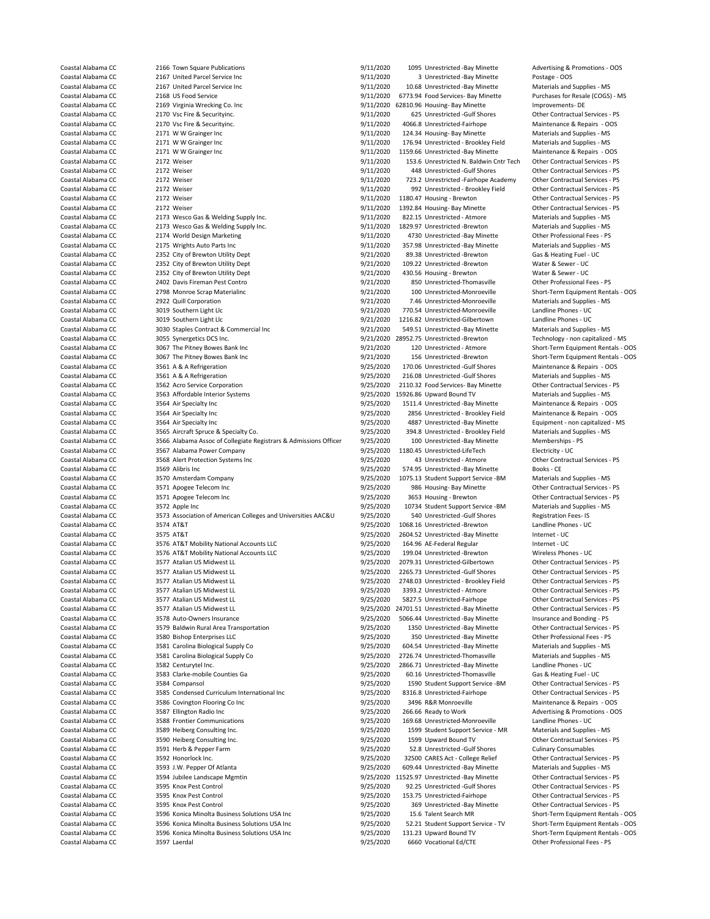| | | | | | | |
|---|---|---|---|---|---|---|
| Coastal Alabama CC | 2166 | Town Square Publications | 9/11/2020 | 1095 | Unrestricted -Bay Minette | Advertising & Promotions - OOS |
| Coastal Alabama CC | 2167 | United Parcel Service Inc | 9/11/2020 | 3 | Unrestricted -Bay Minette | Postage - OOS |
| Coastal Alabama CC | 2167 | United Parcel Service Inc | 9/11/2020 | 10.68 | Unrestricted -Bay Minette | Materials and Supplies - MS |
| Coastal Alabama CC | 2168 | US Food Service | 9/11/2020 | 6773.94 | Food Services- Bay Minette | Purchases for Resale (COGS) - MS |
| Coastal Alabama CC | 2169 | Virginia Wrecking Co. Inc | 9/11/2020 | 62810.96 | Housing- Bay Minette | Improvements- DE |
| Coastal Alabama CC | 2170 | Vsc Fire & Securityinc. | 9/11/2020 | 625 | Unrestricted -Gulf Shores | Other Contractual Services - PS |
| Coastal Alabama CC | 2170 | Vsc Fire & Securityinc. | 9/11/2020 | 4066.8 | Unrestricted-Fairhope | Maintenance & Repairs - OOS |
| Coastal Alabama CC | 2171 | W W Grainger Inc | 9/11/2020 | 124.34 | Housing- Bay Minette | Materials and Supplies - MS |
| Coastal Alabama CC | 2171 | W W Grainger Inc | 9/11/2020 | 176.94 | Unrestricted - Brookley Field | Materials and Supplies - MS |
| Coastal Alabama CC | 2171 | W W Grainger Inc | 9/11/2020 | 1159.66 | Unrestricted -Bay Minette | Maintenance & Repairs - OOS |
| Coastal Alabama CC | 2172 | Weiser | 9/11/2020 | 153.6 | Unrestricted N. Baldwin Cntr Tech | Other Contractual Services - PS |
| Coastal Alabama CC | 2172 | Weiser | 9/11/2020 | 448 | Unrestricted -Gulf Shores | Other Contractual Services - PS |
| Coastal Alabama CC | 2172 | Weiser | 9/11/2020 | 723.2 | Unrestricted -Fairhope Academy | Other Contractual Services - PS |
| Coastal Alabama CC | 2172 | Weiser | 9/11/2020 | 992 | Unrestricted - Brookley Field | Other Contractual Services - PS |
| Coastal Alabama CC | 2172 | Weiser | 9/11/2020 | 1180.47 | Housing - Brewton | Other Contractual Services - PS |
| Coastal Alabama CC | 2172 | Weiser | 9/11/2020 | 1392.84 | Housing- Bay Minette | Other Contractual Services - PS |
| Coastal Alabama CC | 2173 | Wesco Gas & Welding Supply Inc. | 9/11/2020 | 822.15 | Unrestricted - Atmore | Materials and Supplies - MS |
| Coastal Alabama CC | 2173 | Wesco Gas & Welding Supply Inc. | 9/11/2020 | 1829.97 | Unrestricted -Brewton | Materials and Supplies - MS |
| Coastal Alabama CC | 2174 | World Design Marketing | 9/11/2020 | 4730 | Unrestricted -Bay Minette | Other Professional Fees - PS |
| Coastal Alabama CC | 2175 | Wrights Auto Parts Inc | 9/11/2020 | 357.98 | Unrestricted -Bay Minette | Materials and Supplies - MS |
| Coastal Alabama CC | 2352 | City of Brewton Utility Dept | 9/21/2020 | 89.38 | Unrestricted -Brewton | Gas & Heating Fuel - UC |
| Coastal Alabama CC | 2352 | City of Brewton Utility Dept | 9/21/2020 | 109.22 | Unrestricted -Brewton | Water & Sewer - UC |
| Coastal Alabama CC | 2352 | City of Brewton Utility Dept | 9/21/2020 | 430.56 | Housing - Brewton | Water & Sewer - UC |
| Coastal Alabama CC | 2402 | Davis Fireman Pest Contro | 9/21/2020 | 850 | Unrestricted-Thomasville | Other Professional Fees - PS |
| Coastal Alabama CC | 2798 | Monroe Scrap Materialinc | 9/21/2020 | 100 | Unrestricted-Monroeville | Short-Term Equipment Rentals - OOS |
| Coastal Alabama CC | 2922 | Quill Corporation | 9/21/2020 | 7.46 | Unrestricted-Monroeville | Materials and Supplies - MS |
| Coastal Alabama CC | 3019 | Southern Light Llc | 9/21/2020 | 770.54 | Unrestricted-Monroeville | Landline Phones - UC |
| Coastal Alabama CC | 3019 | Southern Light Llc | 9/21/2020 | 1216.82 | Unrestricted-Gilbertown | Landline Phones - UC |
| Coastal Alabama CC | 3030 | Staples Contract & Commercial Inc | 9/21/2020 | 549.51 | Unrestricted -Bay Minette | Materials and Supplies - MS |
| Coastal Alabama CC | 3055 | Synergetics DCS Inc. | 9/21/2020 | 28952.75 | Unrestricted -Brewton | Technology - non capitalized - MS |
| Coastal Alabama CC | 3067 | The Pitney Bowes Bank Inc | 9/21/2020 | 120 | Unrestricted - Atmore | Short-Term Equipment Rentals - OOS |
| Coastal Alabama CC | 3067 | The Pitney Bowes Bank Inc | 9/21/2020 | 156 | Unrestricted -Brewton | Short-Term Equipment Rentals - OOS |
| Coastal Alabama CC | 3561 | A & A Refrigeration | 9/25/2020 | 170.06 | Unrestricted -Gulf Shores | Maintenance & Repairs - OOS |
| Coastal Alabama CC | 3561 | A & A Refrigeration | 9/25/2020 | 216.08 | Unrestricted -Gulf Shores | Materials and Supplies - MS |
| Coastal Alabama CC | 3562 | Acro Service Corporation | 9/25/2020 | 2110.32 | Food Services- Bay Minette | Other Contractual Services - PS |
| Coastal Alabama CC | 3563 | Affordable Interior Systems | 9/25/2020 | 15926.86 | Upward Bound TV | Materials and Supplies - MS |
| Coastal Alabama CC | 3564 | Air Specialty Inc | 9/25/2020 | 1511.4 | Unrestricted -Bay Minette | Maintenance & Repairs - OOS |
| Coastal Alabama CC | 3564 | Air Specialty Inc | 9/25/2020 | 2856 | Unrestricted - Brookley Field | Maintenance & Repairs - OOS |
| Coastal Alabama CC | 3564 | Air Specialty Inc | 9/25/2020 | 4887 | Unrestricted -Bay Minette | Equipment - non capitalized - MS |
| Coastal Alabama CC | 3565 | Aircraft Spruce & Specialty Co. | 9/25/2020 | 394.8 | Unrestricted - Brookley Field | Materials and Supplies - MS |
| Coastal Alabama CC | 3566 | Alabama Assoc of Collegiate Registrars & Admissions Officer | 9/25/2020 | 100 | Unrestricted -Bay Minette | Memberships - PS |
| Coastal Alabama CC | 3567 | Alabama Power Company | 9/25/2020 | 1180.45 | Unrestricted-LifeTech | Electricity - UC |
| Coastal Alabama CC | 3568 | Alert Protection Systems Inc | 9/25/2020 | 43 | Unrestricted - Atmore | Other Contractual Services - PS |
| Coastal Alabama CC | 3569 | Alibris Inc | 9/25/2020 | 574.95 | Unrestricted -Bay Minette | Books - CE |
| Coastal Alabama CC | 3570 | Amsterdam Company | 9/25/2020 | 1075.13 | Student Support Service -BM | Materials and Supplies - MS |
| Coastal Alabama CC | 3571 | Apogee Telecom Inc | 9/25/2020 | 986 | Housing- Bay Minette | Other Contractual Services - PS |
| Coastal Alabama CC | 3571 | Apogee Telecom Inc | 9/25/2020 | 3653 | Housing - Brewton | Other Contractual Services - PS |
| Coastal Alabama CC | 3572 | Apple Inc | 9/25/2020 | 10734 | Student Support Service -BM | Materials and Supplies - MS |
| Coastal Alabama CC | 3573 | Association of American Colleges and Universities AAC&U | 9/25/2020 | 540 | Unrestricted -Gulf Shores | Registration Fees- IS |
| Coastal Alabama CC | 3574 | AT&T | 9/25/2020 | 1068.16 | Unrestricted -Brewton | Landline Phones - UC |
| Coastal Alabama CC | 3575 | AT&T | 9/25/2020 | 2604.52 | Unrestricted -Bay Minette | Internet - UC |
| Coastal Alabama CC | 3576 | AT&T Mobility National Accounts LLC | 9/25/2020 | 164.96 | AE-Federal Regular | Internet - UC |
| Coastal Alabama CC | 3576 | AT&T Mobility National Accounts LLC | 9/25/2020 | 199.04 | Unrestricted -Brewton | Wireless Phones - UC |
| Coastal Alabama CC | 3577 | Atalian US Midwest LL | 9/25/2020 | 2079.31 | Unrestricted-Gilbertown | Other Contractual Services - PS |
| Coastal Alabama CC | 3577 | Atalian US Midwest LL | 9/25/2020 | 2265.73 | Unrestricted -Gulf Shores | Other Contractual Services - PS |
| Coastal Alabama CC | 3577 | Atalian US Midwest LL | 9/25/2020 | 2748.03 | Unrestricted - Brookley Field | Other Contractual Services - PS |
| Coastal Alabama CC | 3577 | Atalian US Midwest LL | 9/25/2020 | 3393.2 | Unrestricted - Atmore | Other Contractual Services - PS |
| Coastal Alabama CC | 3577 | Atalian US Midwest LL | 9/25/2020 | 5827.5 | Unrestricted-Fairhope | Other Contractual Services - PS |
| Coastal Alabama CC | 3577 | Atalian US Midwest LL | 9/25/2020 | 24701.51 | Unrestricted -Bay Minette | Other Contractual Services - PS |
| Coastal Alabama CC | 3578 | Auto-Owners Insurance | 9/25/2020 | 5066.44 | Unrestricted -Bay Minette | Insurance and Bonding - PS |
| Coastal Alabama CC | 3579 | Baldwin Rural Area Transportation | 9/25/2020 | 1350 | Unrestricted -Bay Minette | Other Contractual Services - PS |
| Coastal Alabama CC | 3580 | Bishop Enterprises LLC | 9/25/2020 | 350 | Unrestricted -Bay Minette | Other Professional Fees - PS |
| Coastal Alabama CC | 3581 | Carolina Biological Supply Co | 9/25/2020 | 604.54 | Unrestricted -Bay Minette | Materials and Supplies - MS |
| Coastal Alabama CC | 3581 | Carolina Biological Supply Co | 9/25/2020 | 2726.74 | Unrestricted-Thomasville | Materials and Supplies - MS |
| Coastal Alabama CC | 3582 | Centurytel Inc. | 9/25/2020 | 2866.71 | Unrestricted -Bay Minette | Landline Phones - UC |
| Coastal Alabama CC | 3583 | Clarke-mobile Counties Ga | 9/25/2020 | 60.16 | Unrestricted-Thomasville | Gas & Heating Fuel - UC |
| Coastal Alabama CC | 3584 | Compansol | 9/25/2020 | 1590 | Student Support Service -BM | Other Contractual Services - PS |
| Coastal Alabama CC | 3585 | Condensed Curriculum International Inc | 9/25/2020 | 8316.8 | Unrestricted-Fairhope | Other Contractual Services - PS |
| Coastal Alabama CC | 3586 | Covington Flooring Co Inc | 9/25/2020 | 3496 | R&R Monroeville | Maintenance & Repairs - OOS |
| Coastal Alabama CC | 3587 | Ellington Radio Inc | 9/25/2020 | 266.66 | Ready to Work | Advertising & Promotions - OOS |
| Coastal Alabama CC | 3588 | Frontier Communications | 9/25/2020 | 169.68 | Unrestricted-Monroeville | Landline Phones - UC |
| Coastal Alabama CC | 3589 | Heiberg Consulting Inc. | 9/25/2020 | 1599 | Student Support Service - MR | Materials and Supplies - MS |
| Coastal Alabama CC | 3590 | Heiberg Consulting Inc. | 9/25/2020 | 1599 | Upward Bound TV | Other Contractual Services - PS |
| Coastal Alabama CC | 3591 | Herb & Pepper Farm | 9/25/2020 | 52.8 | Unrestricted -Gulf Shores | Culinary Consumables |
| Coastal Alabama CC | 3592 | Honorlock Inc. | 9/25/2020 | 32500 | CARES Act - College Relief | Other Contractual Services - PS |
| Coastal Alabama CC | 3593 | J.W. Pepper Of Atlanta | 9/25/2020 | 609.44 | Unrestricted -Bay Minette | Materials and Supplies - MS |
| Coastal Alabama CC | 3594 | Jubilee Landscape Mgmtin | 9/25/2020 | 11525.97 | Unrestricted -Bay Minette | Other Contractual Services - PS |
| Coastal Alabama CC | 3595 | Knox Pest Control | 9/25/2020 | 92.25 | Unrestricted -Gulf Shores | Other Contractual Services - PS |
| Coastal Alabama CC | 3595 | Knox Pest Control | 9/25/2020 | 153.75 | Unrestricted-Fairhope | Other Contractual Services - PS |
| Coastal Alabama CC | 3595 | Knox Pest Control | 9/25/2020 | 369 | Unrestricted -Bay Minette | Other Contractual Services - PS |
| Coastal Alabama CC | 3596 | Konica Minolta Business Solutions USA Inc | 9/25/2020 | 15.6 | Talent Search MR | Short-Term Equipment Rentals - OOS |
| Coastal Alabama CC | 3596 | Konica Minolta Business Solutions USA Inc | 9/25/2020 | 52.21 | Student Support Service - TV | Short-Term Equipment Rentals - OOS |
| Coastal Alabama CC | 3596 | Konica Minolta Business Solutions USA Inc | 9/25/2020 | 131.23 | Upward Bound TV | Short-Term Equipment Rentals - OOS |
| Coastal Alabama CC | 3597 | Laerdal | 9/25/2020 | 6660 | Vocational Ed/CTE | Other Professional Fees - PS |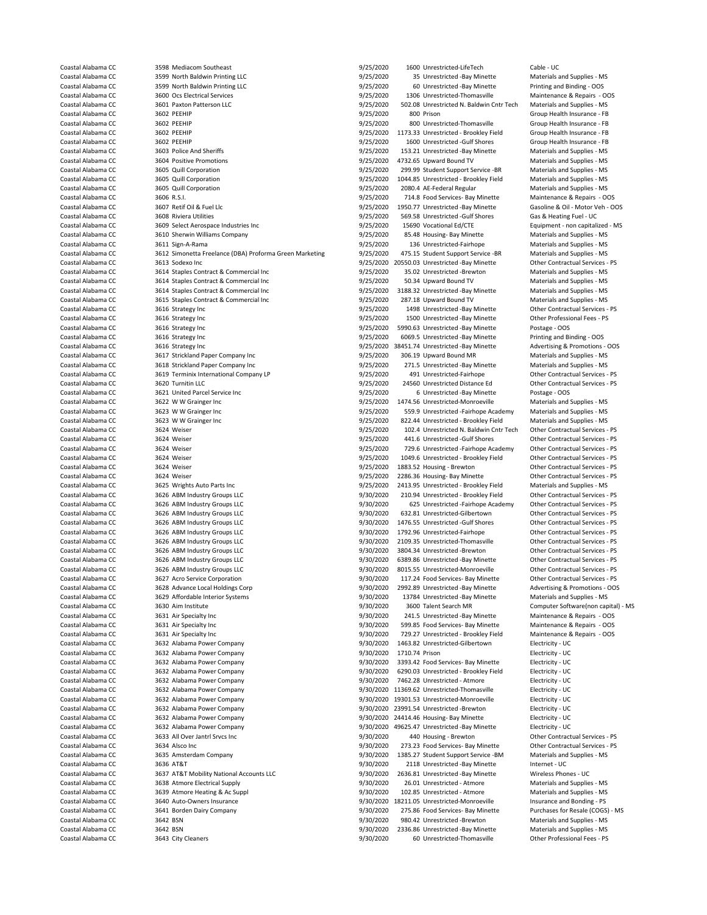| | | | | | | |
|---|---|---|---|---|---|---|
| Coastal Alabama CC | 3598 | Mediacom Southeast | 9/25/2020 | 1600 | Unrestricted-LifeTech | Cable - UC |
| Coastal Alabama CC | 3599 | North Baldwin Printing LLC | 9/25/2020 | 35 | Unrestricted -Bay Minette | Materials and Supplies - MS |
| Coastal Alabama CC | 3599 | North Baldwin Printing LLC | 9/25/2020 | 60 | Unrestricted -Bay Minette | Printing and Binding - OOS |
| Coastal Alabama CC | 3600 | Ocs Electrical Services | 9/25/2020 | 1306 | Unrestricted-Thomasville | Maintenance & Repairs - OOS |
| Coastal Alabama CC | 3601 | Paxton Patterson LLC | 9/25/2020 | 502.08 | Unrestricted N. Baldwin Cntr Tech | Materials and Supplies - MS |
| Coastal Alabama CC | 3602 | PEEHIP | 9/25/2020 | 800 | Prison | Group Health Insurance - FB |
| Coastal Alabama CC | 3602 | PEEHIP | 9/25/2020 | 800 | Unrestricted-Thomasville | Group Health Insurance - FB |
| Coastal Alabama CC | 3602 | PEEHIP | 9/25/2020 | 1173.33 | Unrestricted - Brookley Field | Group Health Insurance - FB |
| Coastal Alabama CC | 3602 | PEEHIP | 9/25/2020 | 1600 | Unrestricted -Gulf Shores | Group Health Insurance - FB |
| Coastal Alabama CC | 3603 | Police And Sheriffs | 9/25/2020 | 153.21 | Unrestricted -Bay Minette | Materials and Supplies - MS |
| Coastal Alabama CC | 3604 | Positive Promotions | 9/25/2020 | 4732.65 | Upward Bound TV | Materials and Supplies - MS |
| Coastal Alabama CC | 3605 | Quill Corporation | 9/25/2020 | 299.99 | Student Support Service -BR | Materials and Supplies - MS |
| Coastal Alabama CC | 3605 | Quill Corporation | 9/25/2020 | 1044.85 | Unrestricted - Brookley Field | Materials and Supplies - MS |
| Coastal Alabama CC | 3605 | Quill Corporation | 9/25/2020 | 2080.4 | AE-Federal Regular | Materials and Supplies - MS |
| Coastal Alabama CC | 3606 | R.S.I. | 9/25/2020 | 714.8 | Food Services- Bay Minette | Maintenance & Repairs - OOS |
| Coastal Alabama CC | 3607 | Retif Oil & Fuel Llc | 9/25/2020 | 1950.77 | Unrestricted -Bay Minette | Gasoline & Oil - Motor Veh - OOS |
| Coastal Alabama CC | 3608 | Riviera Utilities | 9/25/2020 | 569.58 | Unrestricted -Gulf Shores | Gas & Heating Fuel - UC |
| Coastal Alabama CC | 3609 | Select Aerospace Industries Inc | 9/25/2020 | 15690 | Vocational Ed/CTE | Equipment - non capitalized - MS |
| Coastal Alabama CC | 3610 | Sherwin Williams Company | 9/25/2020 | 85.48 | Housing- Bay Minette | Materials and Supplies - MS |
| Coastal Alabama CC | 3611 | Sign-A-Rama | 9/25/2020 | 136 | Unrestricted-Fairhope | Materials and Supplies - MS |
| Coastal Alabama CC | 3612 | Simonetta Freelance (DBA) Proforma Green Marketing | 9/25/2020 | 475.15 | Student Support Service -BR | Materials and Supplies - MS |
| Coastal Alabama CC | 3613 | Sodexo Inc | 9/25/2020 | 20550.03 | Unrestricted -Bay Minette | Other Contractual Services - PS |
| Coastal Alabama CC | 3614 | Staples Contract & Commercial Inc | 9/25/2020 | 35.02 | Unrestricted -Brewton | Materials and Supplies - MS |
| Coastal Alabama CC | 3614 | Staples Contract & Commercial Inc | 9/25/2020 | 50.34 | Upward Bound TV | Materials and Supplies - MS |
| Coastal Alabama CC | 3614 | Staples Contract & Commercial Inc | 9/25/2020 | 3188.32 | Unrestricted -Bay Minette | Materials and Supplies - MS |
| Coastal Alabama CC | 3615 | Staples Contract & Commercial Inc | 9/25/2020 | 287.18 | Upward Bound TV | Materials and Supplies - MS |
| Coastal Alabama CC | 3616 | Strategy Inc | 9/25/2020 | 1498 | Unrestricted -Bay Minette | Other Contractual Services - PS |
| Coastal Alabama CC | 3616 | Strategy Inc | 9/25/2020 | 1500 | Unrestricted -Bay Minette | Other Professional Fees - PS |
| Coastal Alabama CC | 3616 | Strategy Inc | 9/25/2020 | 5990.63 | Unrestricted -Bay Minette | Postage - OOS |
| Coastal Alabama CC | 3616 | Strategy Inc | 9/25/2020 | 6069.5 | Unrestricted -Bay Minette | Printing and Binding - OOS |
| Coastal Alabama CC | 3616 | Strategy Inc | 9/25/2020 | 38451.74 | Unrestricted -Bay Minette | Advertising & Promotions - OOS |
| Coastal Alabama CC | 3617 | Strickland Paper Company Inc | 9/25/2020 | 306.19 | Upward Bound MR | Materials and Supplies - MS |
| Coastal Alabama CC | 3618 | Strickland Paper Company Inc | 9/25/2020 | 271.5 | Unrestricted -Bay Minette | Materials and Supplies - MS |
| Coastal Alabama CC | 3619 | Terminix International Company LP | 9/25/2020 | 491 | Unrestricted-Fairhope | Other Contractual Services - PS |
| Coastal Alabama CC | 3620 | Turnitin LLC | 9/25/2020 | 24560 | Unrestricted Distance Ed | Other Contractual Services - PS |
| Coastal Alabama CC | 3621 | United Parcel Service Inc | 9/25/2020 | 6 | Unrestricted -Bay Minette | Postage - OOS |
| Coastal Alabama CC | 3622 | W W Grainger Inc | 9/25/2020 | 1474.56 | Unrestricted-Monroeville | Materials and Supplies - MS |
| Coastal Alabama CC | 3623 | W W Grainger Inc | 9/25/2020 | 559.9 | Unrestricted -Fairhope Academy | Materials and Supplies - MS |
| Coastal Alabama CC | 3623 | W W Grainger Inc | 9/25/2020 | 822.44 | Unrestricted - Brookley Field | Materials and Supplies - MS |
| Coastal Alabama CC | 3624 | Weiser | 9/25/2020 | 102.4 | Unrestricted N. Baldwin Cntr Tech | Other Contractual Services - PS |
| Coastal Alabama CC | 3624 | Weiser | 9/25/2020 | 441.6 | Unrestricted -Gulf Shores | Other Contractual Services - PS |
| Coastal Alabama CC | 3624 | Weiser | 9/25/2020 | 729.6 | Unrestricted -Fairhope Academy | Other Contractual Services - PS |
| Coastal Alabama CC | 3624 | Weiser | 9/25/2020 | 1049.6 | Unrestricted - Brookley Field | Other Contractual Services - PS |
| Coastal Alabama CC | 3624 | Weiser | 9/25/2020 | 1883.52 | Housing - Brewton | Other Contractual Services - PS |
| Coastal Alabama CC | 3624 | Weiser | 9/25/2020 | 2286.36 | Housing- Bay Minette | Other Contractual Services - PS |
| Coastal Alabama CC | 3625 | Wrights Auto Parts Inc | 9/25/2020 | 2413.95 | Unrestricted - Brookley Field | Materials and Supplies - MS |
| Coastal Alabama CC | 3626 | ABM Industry Groups LLC | 9/30/2020 | 210.94 | Unrestricted - Brookley Field | Other Contractual Services - PS |
| Coastal Alabama CC | 3626 | ABM Industry Groups LLC | 9/30/2020 | 625 | Unrestricted -Fairhope Academy | Other Contractual Services - PS |
| Coastal Alabama CC | 3626 | ABM Industry Groups LLC | 9/30/2020 | 632.81 | Unrestricted-Gilbertown | Other Contractual Services - PS |
| Coastal Alabama CC | 3626 | ABM Industry Groups LLC | 9/30/2020 | 1476.55 | Unrestricted -Gulf Shores | Other Contractual Services - PS |
| Coastal Alabama CC | 3626 | ABM Industry Groups LLC | 9/30/2020 | 1792.96 | Unrestricted-Fairhope | Other Contractual Services - PS |
| Coastal Alabama CC | 3626 | ABM Industry Groups LLC | 9/30/2020 | 2109.35 | Unrestricted-Thomasville | Other Contractual Services - PS |
| Coastal Alabama CC | 3626 | ABM Industry Groups LLC | 9/30/2020 | 3804.34 | Unrestricted -Brewton | Other Contractual Services - PS |
| Coastal Alabama CC | 3626 | ABM Industry Groups LLC | 9/30/2020 | 6389.86 | Unrestricted -Bay Minette | Other Contractual Services - PS |
| Coastal Alabama CC | 3626 | ABM Industry Groups LLC | 9/30/2020 | 8015.55 | Unrestricted-Monroeville | Other Contractual Services - PS |
| Coastal Alabama CC | 3627 | Acro Service Corporation | 9/30/2020 | 117.24 | Food Services- Bay Minette | Other Contractual Services - PS |
| Coastal Alabama CC | 3628 | Advance Local Holdings Corp | 9/30/2020 | 2992.89 | Unrestricted -Bay Minette | Advertising & Promotions - OOS |
| Coastal Alabama CC | 3629 | Affordable Interior Systems | 9/30/2020 | 13784 | Unrestricted -Bay Minette | Materials and Supplies - MS |
| Coastal Alabama CC | 3630 | Aim Institute | 9/30/2020 | 3600 | Talent Search MR | Computer Software(non capital) - MS |
| Coastal Alabama CC | 3631 | Air Specialty Inc | 9/30/2020 | 241.5 | Unrestricted -Bay Minette | Maintenance & Repairs - OOS |
| Coastal Alabama CC | 3631 | Air Specialty Inc | 9/30/2020 | 599.85 | Food Services- Bay Minette | Maintenance & Repairs - OOS |
| Coastal Alabama CC | 3631 | Air Specialty Inc | 9/30/2020 | 729.27 | Unrestricted - Brookley Field | Maintenance & Repairs - OOS |
| Coastal Alabama CC | 3632 | Alabama Power Company | 9/30/2020 | 1463.82 | Unrestricted-Gilbertown | Electricity - UC |
| Coastal Alabama CC | 3632 | Alabama Power Company | 9/30/2020 | 1710.74 | Prison | Electricity - UC |
| Coastal Alabama CC | 3632 | Alabama Power Company | 9/30/2020 | 3393.42 | Food Services- Bay Minette | Electricity - UC |
| Coastal Alabama CC | 3632 | Alabama Power Company | 9/30/2020 | 6290.03 | Unrestricted - Brookley Field | Electricity - UC |
| Coastal Alabama CC | 3632 | Alabama Power Company | 9/30/2020 | 7462.28 | Unrestricted - Atmore | Electricity - UC |
| Coastal Alabama CC | 3632 | Alabama Power Company | 9/30/2020 | 11369.62 | Unrestricted-Thomasville | Electricity - UC |
| Coastal Alabama CC | 3632 | Alabama Power Company | 9/30/2020 | 19301.53 | Unrestricted-Monroeville | Electricity - UC |
| Coastal Alabama CC | 3632 | Alabama Power Company | 9/30/2020 | 23991.54 | Unrestricted -Brewton | Electricity - UC |
| Coastal Alabama CC | 3632 | Alabama Power Company | 9/30/2020 | 24414.46 | Housing- Bay Minette | Electricity - UC |
| Coastal Alabama CC | 3632 | Alabama Power Company | 9/30/2020 | 49625.47 | Unrestricted -Bay Minette | Electricity - UC |
| Coastal Alabama CC | 3633 | All Over Jantrl Srvcs Inc | 9/30/2020 | 440 | Housing - Brewton | Other Contractual Services - PS |
| Coastal Alabama CC | 3634 | Alsco Inc | 9/30/2020 | 273.23 | Food Services- Bay Minette | Other Contractual Services - PS |
| Coastal Alabama CC | 3635 | Amsterdam Company | 9/30/2020 | 1385.27 | Student Support Service -BM | Materials and Supplies - MS |
| Coastal Alabama CC | 3636 | AT&T | 9/30/2020 | 2118 | Unrestricted -Bay Minette | Internet - UC |
| Coastal Alabama CC | 3637 | AT&T Mobility National Accounts LLC | 9/30/2020 | 2636.81 | Unrestricted -Bay Minette | Wireless Phones - UC |
| Coastal Alabama CC | 3638 | Atmore Electrical Supply | 9/30/2020 | 26.01 | Unrestricted - Atmore | Materials and Supplies - MS |
| Coastal Alabama CC | 3639 | Atmore Heating & Ac Suppl | 9/30/2020 | 102.85 | Unrestricted - Atmore | Materials and Supplies - MS |
| Coastal Alabama CC | 3640 | Auto-Owners Insurance | 9/30/2020 | 18211.05 | Unrestricted-Monroeville | Insurance and Bonding - PS |
| Coastal Alabama CC | 3641 | Borden Dairy Company | 9/30/2020 | 275.86 | Food Services- Bay Minette | Purchases for Resale (COGS) - MS |
| Coastal Alabama CC | 3642 | BSN | 9/30/2020 | 980.42 | Unrestricted -Brewton | Materials and Supplies - MS |
| Coastal Alabama CC | 3642 | BSN | 9/30/2020 | 2336.86 | Unrestricted -Bay Minette | Materials and Supplies - MS |
| Coastal Alabama CC | 3643 | City Cleaners | 9/30/2020 | 60 | Unrestricted-Thomasville | Other Professional Fees - PS |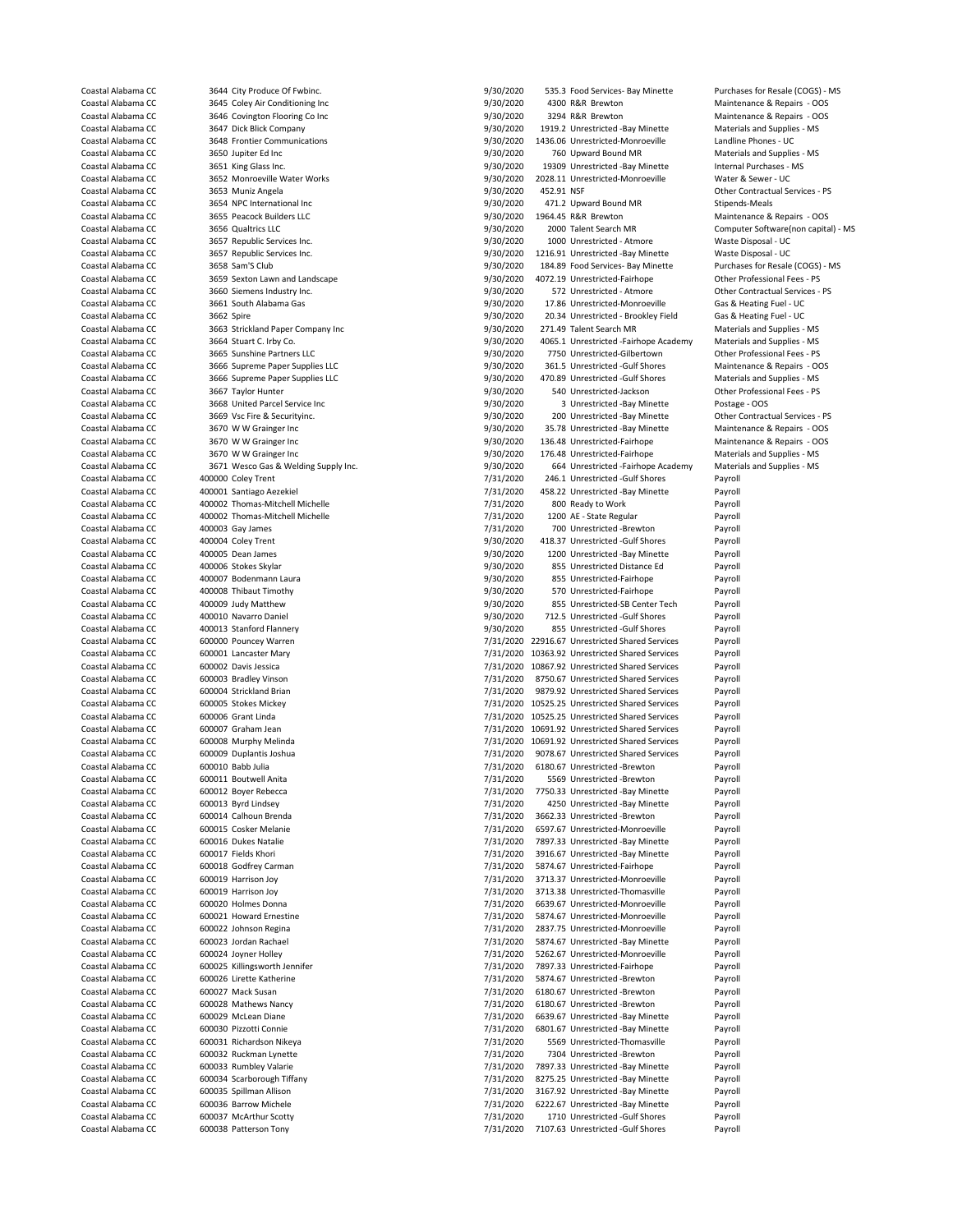| | | | | | | |
|---|---|---|---|---|---|---|
| Coastal Alabama CC | 3644 | City Produce Of Fwbinc. | 9/30/2020 | 535.3 | Food Services- Bay Minette | Purchases for Resale (COGS) - MS |
| Coastal Alabama CC | 3645 | Coley Air Conditioning Inc | 9/30/2020 | 4300 | R&R Brewton | Maintenance & Repairs - OOS |
| Coastal Alabama CC | 3646 | Covington Flooring Co Inc | 9/30/2020 | 3294 | R&R Brewton | Maintenance & Repairs - OOS |
| Coastal Alabama CC | 3647 | Dick Blick Company | 9/30/2020 | 1919.2 | Unrestricted -Bay Minette | Materials and Supplies - MS |
| Coastal Alabama CC | 3648 | Frontier Communications | 9/30/2020 | 1436.06 | Unrestricted-Monroeville | Landline Phones - UC |
| Coastal Alabama CC | 3650 | Jupiter Ed Inc | 9/30/2020 | 760 | Upward Bound MR | Materials and Supplies - MS |
| Coastal Alabama CC | 3651 | King Glass Inc. | 9/30/2020 | 19309 | Unrestricted -Bay Minette | Internal Purchases - MS |
| Coastal Alabama CC | 3652 | Monroeville Water Works | 9/30/2020 | 2028.11 | Unrestricted-Monroeville | Water & Sewer - UC |
| Coastal Alabama CC | 3653 | Muniz Angela | 9/30/2020 | 452.91 | NSF | Other Contractual Services - PS |
| Coastal Alabama CC | 3654 | NPC International Inc | 9/30/2020 | 471.2 | Upward Bound MR | Stipends-Meals |
| Coastal Alabama CC | 3655 | Peacock Builders LLC | 9/30/2020 | 1964.45 | R&R Brewton | Maintenance & Repairs - OOS |
| Coastal Alabama CC | 3656 | Qualtrics LLC | 9/30/2020 | 2000 | Talent Search MR | Computer Software(non capital) - MS |
| Coastal Alabama CC | 3657 | Republic Services Inc. | 9/30/2020 | 1000 | Unrestricted - Atmore | Waste Disposal - UC |
| Coastal Alabama CC | 3657 | Republic Services Inc. | 9/30/2020 | 1216.91 | Unrestricted -Bay Minette | Waste Disposal - UC |
| Coastal Alabama CC | 3658 | Sam'S Club | 9/30/2020 | 184.89 | Food Services- Bay Minette | Purchases for Resale (COGS) - MS |
| Coastal Alabama CC | 3659 | Sexton Lawn and Landscape | 9/30/2020 | 4072.19 | Unrestricted-Fairhope | Other Professional Fees - PS |
| Coastal Alabama CC | 3660 | Siemens Industry Inc. | 9/30/2020 | 572 | Unrestricted - Atmore | Other Contractual Services - PS |
| Coastal Alabama CC | 3661 | South Alabama Gas | 9/30/2020 | 17.86 | Unrestricted-Monroeville | Gas & Heating Fuel - UC |
| Coastal Alabama CC | 3662 | Spire | 9/30/2020 | 20.34 | Unrestricted - Brookley Field | Gas & Heating Fuel - UC |
| Coastal Alabama CC | 3663 | Strickland Paper Company Inc | 9/30/2020 | 271.49 | Talent Search MR | Materials and Supplies - MS |
| Coastal Alabama CC | 3664 | Stuart C. Irby Co. | 9/30/2020 | 4065.1 | Unrestricted -Fairhope Academy | Materials and Supplies - MS |
| Coastal Alabama CC | 3665 | Sunshine Partners LLC | 9/30/2020 | 7750 | Unrestricted-Gilbertown | Other Professional Fees - PS |
| Coastal Alabama CC | 3666 | Supreme Paper Supplies LLC | 9/30/2020 | 361.5 | Unrestricted -Gulf Shores | Maintenance & Repairs - OOS |
| Coastal Alabama CC | 3666 | Supreme Paper Supplies LLC | 9/30/2020 | 470.89 | Unrestricted -Gulf Shores | Materials and Supplies - MS |
| Coastal Alabama CC | 3667 | Taylor Hunter | 9/30/2020 | 540 | Unrestricted-Jackson | Other Professional Fees - PS |
| Coastal Alabama CC | 3668 | United Parcel Service Inc | 9/30/2020 | 3 | Unrestricted -Bay Minette | Postage - OOS |
| Coastal Alabama CC | 3669 | Vsc Fire & Securityinc. | 9/30/2020 | 200 | Unrestricted -Bay Minette | Other Contractual Services - PS |
| Coastal Alabama CC | 3670 | W W Grainger Inc | 9/30/2020 | 35.78 | Unrestricted -Bay Minette | Maintenance & Repairs - OOS |
| Coastal Alabama CC | 3670 | W W Grainger Inc | 9/30/2020 | 136.48 | Unrestricted-Fairhope | Maintenance & Repairs - OOS |
| Coastal Alabama CC | 3670 | W W Grainger Inc | 9/30/2020 | 176.48 | Unrestricted-Fairhope | Materials and Supplies - MS |
| Coastal Alabama CC | 3671 | Wesco Gas & Welding Supply Inc. | 9/30/2020 | 664 | Unrestricted -Fairhope Academy | Materials and Supplies - MS |
| Coastal Alabama CC | 400000 | Coley Trent | 7/31/2020 | 246.1 | Unrestricted -Gulf Shores | Payroll |
| Coastal Alabama CC | 400001 | Santiago Aezekiel | 7/31/2020 | 458.22 | Unrestricted -Bay Minette | Payroll |
| Coastal Alabama CC | 400002 | Thomas-Mitchell Michelle | 7/31/2020 | 800 | Ready to Work | Payroll |
| Coastal Alabama CC | 400002 | Thomas-Mitchell Michelle | 7/31/2020 | 1200 | AE - State Regular | Payroll |
| Coastal Alabama CC | 400003 | Gay James | 7/31/2020 | 700 | Unrestricted -Brewton | Payroll |
| Coastal Alabama CC | 400004 | Coley Trent | 9/30/2020 | 418.37 | Unrestricted -Gulf Shores | Payroll |
| Coastal Alabama CC | 400005 | Dean James | 9/30/2020 | 1200 | Unrestricted -Bay Minette | Payroll |
| Coastal Alabama CC | 400006 | Stokes Skylar | 9/30/2020 | 855 | Unrestricted Distance Ed | Payroll |
| Coastal Alabama CC | 400007 | Bodenmann Laura | 9/30/2020 | 855 | Unrestricted-Fairhope | Payroll |
| Coastal Alabama CC | 400008 | Thibaut Timothy | 9/30/2020 | 570 | Unrestricted-Fairhope | Payroll |
| Coastal Alabama CC | 400009 | Judy Matthew | 9/30/2020 | 855 | Unrestricted-SB Center Tech | Payroll |
| Coastal Alabama CC | 400010 | Navarro Daniel | 9/30/2020 | 712.5 | Unrestricted -Gulf Shores | Payroll |
| Coastal Alabama CC | 400013 | Stanford Flannery | 9/30/2020 | 855 | Unrestricted -Gulf Shores | Payroll |
| Coastal Alabama CC | 600000 | Pouncey Warren | 7/31/2020 | 22916.67 | Unrestricted Shared Services | Payroll |
| Coastal Alabama CC | 600001 | Lancaster Mary | 7/31/2020 | 10363.92 | Unrestricted Shared Services | Payroll |
| Coastal Alabama CC | 600002 | Davis Jessica | 7/31/2020 | 10867.92 | Unrestricted Shared Services | Payroll |
| Coastal Alabama CC | 600003 | Bradley Vinson | 7/31/2020 | 8750.67 | Unrestricted Shared Services | Payroll |
| Coastal Alabama CC | 600004 | Strickland Brian | 7/31/2020 | 9879.92 | Unrestricted Shared Services | Payroll |
| Coastal Alabama CC | 600005 | Stokes Mickey | 7/31/2020 | 10525.25 | Unrestricted Shared Services | Payroll |
| Coastal Alabama CC | 600006 | Grant Linda | 7/31/2020 | 10525.25 | Unrestricted Shared Services | Payroll |
| Coastal Alabama CC | 600007 | Graham Jean | 7/31/2020 | 10691.92 | Unrestricted Shared Services | Payroll |
| Coastal Alabama CC | 600008 | Murphy Melinda | 7/31/2020 | 10691.92 | Unrestricted Shared Services | Payroll |
| Coastal Alabama CC | 600009 | Duplantis Joshua | 7/31/2020 | 9078.67 | Unrestricted Shared Services | Payroll |
| Coastal Alabama CC | 600010 | Babb Julia | 7/31/2020 | 6180.67 | Unrestricted -Brewton | Payroll |
| Coastal Alabama CC | 600011 | Boutwell Anita | 7/31/2020 | 5569 | Unrestricted -Brewton | Payroll |
| Coastal Alabama CC | 600012 | Boyer Rebecca | 7/31/2020 | 7750.33 | Unrestricted -Bay Minette | Payroll |
| Coastal Alabama CC | 600013 | Byrd Lindsey | 7/31/2020 | 4250 | Unrestricted -Bay Minette | Payroll |
| Coastal Alabama CC | 600014 | Calhoun Brenda | 7/31/2020 | 3662.33 | Unrestricted -Brewton | Payroll |
| Coastal Alabama CC | 600015 | Cosker Melanie | 7/31/2020 | 6597.67 | Unrestricted-Monroeville | Payroll |
| Coastal Alabama CC | 600016 | Dukes Natalie | 7/31/2020 | 7897.33 | Unrestricted -Bay Minette | Payroll |
| Coastal Alabama CC | 600017 | Fields Khori | 7/31/2020 | 3916.67 | Unrestricted -Bay Minette | Payroll |
| Coastal Alabama CC | 600018 | Godfrey Carman | 7/31/2020 | 5874.67 | Unrestricted-Fairhope | Payroll |
| Coastal Alabama CC | 600019 | Harrison Joy | 7/31/2020 | 3713.37 | Unrestricted-Monroeville | Payroll |
| Coastal Alabama CC | 600019 | Harrison Joy | 7/31/2020 | 3713.38 | Unrestricted-Thomasville | Payroll |
| Coastal Alabama CC | 600020 | Holmes Donna | 7/31/2020 | 6639.67 | Unrestricted-Monroeville | Payroll |
| Coastal Alabama CC | 600021 | Howard Ernestine | 7/31/2020 | 5874.67 | Unrestricted-Monroeville | Payroll |
| Coastal Alabama CC | 600022 | Johnson Regina | 7/31/2020 | 2837.75 | Unrestricted-Monroeville | Payroll |
| Coastal Alabama CC | 600023 | Jordan Rachael | 7/31/2020 | 5874.67 | Unrestricted -Bay Minette | Payroll |
| Coastal Alabama CC | 600024 | Joyner Holley | 7/31/2020 | 5262.67 | Unrestricted-Monroeville | Payroll |
| Coastal Alabama CC | 600025 | Killingsworth Jennifer | 7/31/2020 | 7897.33 | Unrestricted-Fairhope | Payroll |
| Coastal Alabama CC | 600026 | Lirette Katherine | 7/31/2020 | 5874.67 | Unrestricted -Brewton | Payroll |
| Coastal Alabama CC | 600027 | Mack Susan | 7/31/2020 | 6180.67 | Unrestricted -Brewton | Payroll |
| Coastal Alabama CC | 600028 | Mathews Nancy | 7/31/2020 | 6180.67 | Unrestricted -Brewton | Payroll |
| Coastal Alabama CC | 600029 | McLean Diane | 7/31/2020 | 6639.67 | Unrestricted -Bay Minette | Payroll |
| Coastal Alabama CC | 600030 | Pizzotti Connie | 7/31/2020 | 6801.67 | Unrestricted -Bay Minette | Payroll |
| Coastal Alabama CC | 600031 | Richardson Nikeya | 7/31/2020 | 5569 | Unrestricted-Thomasville | Payroll |
| Coastal Alabama CC | 600032 | Ruckman Lynette | 7/31/2020 | 7304 | Unrestricted -Brewton | Payroll |
| Coastal Alabama CC | 600033 | Rumbley Valarie | 7/31/2020 | 7897.33 | Unrestricted -Bay Minette | Payroll |
| Coastal Alabama CC | 600034 | Scarborough Tiffany | 7/31/2020 | 8275.25 | Unrestricted -Bay Minette | Payroll |
| Coastal Alabama CC | 600035 | Spillman Allison | 7/31/2020 | 3167.92 | Unrestricted -Bay Minette | Payroll |
| Coastal Alabama CC | 600036 | Barrow Michele | 7/31/2020 | 6222.67 | Unrestricted -Bay Minette | Payroll |
| Coastal Alabama CC | 600037 | McArthur Scotty | 7/31/2020 | 1710 | Unrestricted -Gulf Shores | Payroll |
| Coastal Alabama CC | 600038 | Patterson Tony | 7/31/2020 | 7107.63 | Unrestricted -Gulf Shores | Payroll |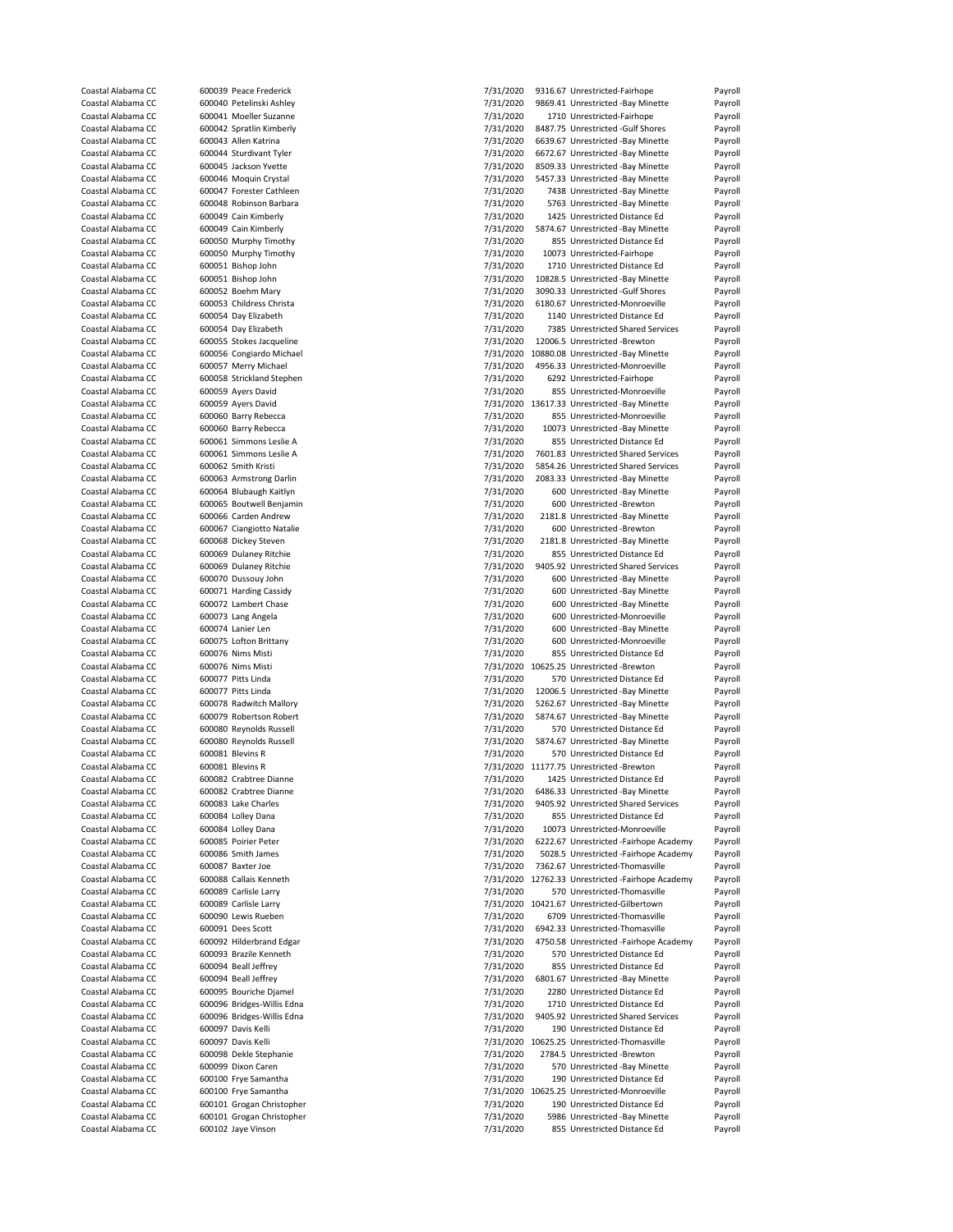| | | | | | | |
|---|---|---|---|---|---|---|
| Coastal Alabama CC | 600039 | Peace Frederick | 7/31/2020 | 9316.67 | Unrestricted-Fairhope | Payroll |
| Coastal Alabama CC | 600040 | Petelinski Ashley | 7/31/2020 | 9869.41 | Unrestricted -Bay Minette | Payroll |
| Coastal Alabama CC | 600041 | Moeller Suzanne | 7/31/2020 | 1710 | Unrestricted-Fairhope | Payroll |
| Coastal Alabama CC | 600042 | Spratlin Kimberly | 7/31/2020 | 8487.75 | Unrestricted -Gulf Shores | Payroll |
| Coastal Alabama CC | 600043 | Allen Katrina | 7/31/2020 | 6639.67 | Unrestricted -Bay Minette | Payroll |
| Coastal Alabama CC | 600044 | Sturdivant Tyler | 7/31/2020 | 6672.67 | Unrestricted -Bay Minette | Payroll |
| Coastal Alabama CC | 600045 | Jackson Yvette | 7/31/2020 | 8509.33 | Unrestricted -Bay Minette | Payroll |
| Coastal Alabama CC | 600046 | Moquin Crystal | 7/31/2020 | 5457.33 | Unrestricted -Bay Minette | Payroll |
| Coastal Alabama CC | 600047 | Forester Cathleen | 7/31/2020 | 7438 | Unrestricted -Bay Minette | Payroll |
| Coastal Alabama CC | 600048 | Robinson Barbara | 7/31/2020 | 5763 | Unrestricted -Bay Minette | Payroll |
| Coastal Alabama CC | 600049 | Cain Kimberly | 7/31/2020 | 1425 | Unrestricted Distance Ed | Payroll |
| Coastal Alabama CC | 600049 | Cain Kimberly | 7/31/2020 | 5874.67 | Unrestricted -Bay Minette | Payroll |
| Coastal Alabama CC | 600050 | Murphy Timothy | 7/31/2020 | 855 | Unrestricted Distance Ed | Payroll |
| Coastal Alabama CC | 600050 | Murphy Timothy | 7/31/2020 | 10073 | Unrestricted-Fairhope | Payroll |
| Coastal Alabama CC | 600051 | Bishop John | 7/31/2020 | 1710 | Unrestricted Distance Ed | Payroll |
| Coastal Alabama CC | 600051 | Bishop John | 7/31/2020 | 10828.5 | Unrestricted -Bay Minette | Payroll |
| Coastal Alabama CC | 600052 | Boehm Mary | 7/31/2020 | 3090.33 | Unrestricted -Gulf Shores | Payroll |
| Coastal Alabama CC | 600053 | Childress Christa | 7/31/2020 | 6180.67 | Unrestricted-Monroeville | Payroll |
| Coastal Alabama CC | 600054 | Day Elizabeth | 7/31/2020 | 1140 | Unrestricted Distance Ed | Payroll |
| Coastal Alabama CC | 600054 | Day Elizabeth | 7/31/2020 | 7385 | Unrestricted Shared Services | Payroll |
| Coastal Alabama CC | 600055 | Stokes Jacqueline | 7/31/2020 | 12006.5 | Unrestricted -Brewton | Payroll |
| Coastal Alabama CC | 600056 | Congiardo Michael | 7/31/2020 | 10880.08 | Unrestricted -Bay Minette | Payroll |
| Coastal Alabama CC | 600057 | Merry Michael | 7/31/2020 | 4956.33 | Unrestricted-Monroeville | Payroll |
| Coastal Alabama CC | 600058 | Strickland Stephen | 7/31/2020 | 6292 | Unrestricted-Fairhope | Payroll |
| Coastal Alabama CC | 600059 | Ayers David | 7/31/2020 | 855 | Unrestricted-Monroeville | Payroll |
| Coastal Alabama CC | 600059 | Ayers David | 7/31/2020 | 13617.33 | Unrestricted -Bay Minette | Payroll |
| Coastal Alabama CC | 600060 | Barry Rebecca | 7/31/2020 | 855 | Unrestricted-Monroeville | Payroll |
| Coastal Alabama CC | 600060 | Barry Rebecca | 7/31/2020 | 10073 | Unrestricted -Bay Minette | Payroll |
| Coastal Alabama CC | 600061 | Simmons Leslie A | 7/31/2020 | 855 | Unrestricted Distance Ed | Payroll |
| Coastal Alabama CC | 600061 | Simmons Leslie A | 7/31/2020 | 7601.83 | Unrestricted Shared Services | Payroll |
| Coastal Alabama CC | 600062 | Smith Kristi | 7/31/2020 | 5854.26 | Unrestricted Shared Services | Payroll |
| Coastal Alabama CC | 600063 | Armstrong Darlin | 7/31/2020 | 2083.33 | Unrestricted -Bay Minette | Payroll |
| Coastal Alabama CC | 600064 | Blubaugh Kaitlyn | 7/31/2020 | 600 | Unrestricted -Bay Minette | Payroll |
| Coastal Alabama CC | 600065 | Boutwell Benjamin | 7/31/2020 | 600 | Unrestricted -Brewton | Payroll |
| Coastal Alabama CC | 600066 | Carden Andrew | 7/31/2020 | 2181.8 | Unrestricted -Bay Minette | Payroll |
| Coastal Alabama CC | 600067 | Ciangiotto Natalie | 7/31/2020 | 600 | Unrestricted -Brewton | Payroll |
| Coastal Alabama CC | 600068 | Dickey Steven | 7/31/2020 | 2181.8 | Unrestricted -Bay Minette | Payroll |
| Coastal Alabama CC | 600069 | Dulaney Ritchie | 7/31/2020 | 855 | Unrestricted Distance Ed | Payroll |
| Coastal Alabama CC | 600069 | Dulaney Ritchie | 7/31/2020 | 9405.92 | Unrestricted Shared Services | Payroll |
| Coastal Alabama CC | 600070 | Dussouy John | 7/31/2020 | 600 | Unrestricted -Bay Minette | Payroll |
| Coastal Alabama CC | 600071 | Harding Cassidy | 7/31/2020 | 600 | Unrestricted -Bay Minette | Payroll |
| Coastal Alabama CC | 600072 | Lambert Chase | 7/31/2020 | 600 | Unrestricted -Bay Minette | Payroll |
| Coastal Alabama CC | 600073 | Lang Angela | 7/31/2020 | 600 | Unrestricted-Monroeville | Payroll |
| Coastal Alabama CC | 600074 | Lanier Len | 7/31/2020 | 600 | Unrestricted -Bay Minette | Payroll |
| Coastal Alabama CC | 600075 | Lofton Brittany | 7/31/2020 | 600 | Unrestricted-Monroeville | Payroll |
| Coastal Alabama CC | 600076 | Nims Misti | 7/31/2020 | 855 | Unrestricted Distance Ed | Payroll |
| Coastal Alabama CC | 600076 | Nims Misti | 7/31/2020 | 10625.25 | Unrestricted -Brewton | Payroll |
| Coastal Alabama CC | 600077 | Pitts Linda | 7/31/2020 | 570 | Unrestricted Distance Ed | Payroll |
| Coastal Alabama CC | 600077 | Pitts Linda | 7/31/2020 | 12006.5 | Unrestricted -Bay Minette | Payroll |
| Coastal Alabama CC | 600078 | Radwitch Mallory | 7/31/2020 | 5262.67 | Unrestricted -Bay Minette | Payroll |
| Coastal Alabama CC | 600079 | Robertson Robert | 7/31/2020 | 5874.67 | Unrestricted -Bay Minette | Payroll |
| Coastal Alabama CC | 600080 | Reynolds Russell | 7/31/2020 | 570 | Unrestricted Distance Ed | Payroll |
| Coastal Alabama CC | 600080 | Reynolds Russell | 7/31/2020 | 5874.67 | Unrestricted -Bay Minette | Payroll |
| Coastal Alabama CC | 600081 | Blevins R | 7/31/2020 | 570 | Unrestricted Distance Ed | Payroll |
| Coastal Alabama CC | 600081 | Blevins R | 7/31/2020 | 11177.75 | Unrestricted -Brewton | Payroll |
| Coastal Alabama CC | 600082 | Crabtree Dianne | 7/31/2020 | 1425 | Unrestricted Distance Ed | Payroll |
| Coastal Alabama CC | 600082 | Crabtree Dianne | 7/31/2020 | 6486.33 | Unrestricted -Bay Minette | Payroll |
| Coastal Alabama CC | 600083 | Lake Charles | 7/31/2020 | 9405.92 | Unrestricted Shared Services | Payroll |
| Coastal Alabama CC | 600084 | Lolley Dana | 7/31/2020 | 855 | Unrestricted Distance Ed | Payroll |
| Coastal Alabama CC | 600084 | Lolley Dana | 7/31/2020 | 10073 | Unrestricted-Monroeville | Payroll |
| Coastal Alabama CC | 600085 | Poirier Peter | 7/31/2020 | 6222.67 | Unrestricted -Fairhope Academy | Payroll |
| Coastal Alabama CC | 600086 | Smith James | 7/31/2020 | 5028.5 | Unrestricted -Fairhope Academy | Payroll |
| Coastal Alabama CC | 600087 | Baxter Joe | 7/31/2020 | 7362.67 | Unrestricted-Thomasville | Payroll |
| Coastal Alabama CC | 600088 | Callais Kenneth | 7/31/2020 | 12762.33 | Unrestricted -Fairhope Academy | Payroll |
| Coastal Alabama CC | 600089 | Carlisle Larry | 7/31/2020 | 570 | Unrestricted-Thomasville | Payroll |
| Coastal Alabama CC | 600089 | Carlisle Larry | 7/31/2020 | 10421.67 | Unrestricted-Gilbertown | Payroll |
| Coastal Alabama CC | 600090 | Lewis Rueben | 7/31/2020 | 6709 | Unrestricted-Thomasville | Payroll |
| Coastal Alabama CC | 600091 | Dees Scott | 7/31/2020 | 6942.33 | Unrestricted-Thomasville | Payroll |
| Coastal Alabama CC | 600092 | Hilderbrand Edgar | 7/31/2020 | 4750.58 | Unrestricted -Fairhope Academy | Payroll |
| Coastal Alabama CC | 600093 | Brazile Kenneth | 7/31/2020 | 570 | Unrestricted Distance Ed | Payroll |
| Coastal Alabama CC | 600094 | Beall Jeffrey | 7/31/2020 | 855 | Unrestricted Distance Ed | Payroll |
| Coastal Alabama CC | 600094 | Beall Jeffrey | 7/31/2020 | 6801.67 | Unrestricted -Bay Minette | Payroll |
| Coastal Alabama CC | 600095 | Bouriche Djamel | 7/31/2020 | 2280 | Unrestricted Distance Ed | Payroll |
| Coastal Alabama CC | 600096 | Bridges-Willis Edna | 7/31/2020 | 1710 | Unrestricted Distance Ed | Payroll |
| Coastal Alabama CC | 600096 | Bridges-Willis Edna | 7/31/2020 | 9405.92 | Unrestricted Shared Services | Payroll |
| Coastal Alabama CC | 600097 | Davis Kelli | 7/31/2020 | 190 | Unrestricted Distance Ed | Payroll |
| Coastal Alabama CC | 600097 | Davis Kelli | 7/31/2020 | 10625.25 | Unrestricted-Thomasville | Payroll |
| Coastal Alabama CC | 600098 | Dekle Stephanie | 7/31/2020 | 2784.5 | Unrestricted -Brewton | Payroll |
| Coastal Alabama CC | 600099 | Dixon Caren | 7/31/2020 | 570 | Unrestricted -Bay Minette | Payroll |
| Coastal Alabama CC | 600100 | Frye Samantha | 7/31/2020 | 190 | Unrestricted Distance Ed | Payroll |
| Coastal Alabama CC | 600100 | Frye Samantha | 7/31/2020 | 10625.25 | Unrestricted-Monroeville | Payroll |
| Coastal Alabama CC | 600101 | Grogan Christopher | 7/31/2020 | 190 | Unrestricted Distance Ed | Payroll |
| Coastal Alabama CC | 600101 | Grogan Christopher | 7/31/2020 | 5986 | Unrestricted -Bay Minette | Payroll |
| Coastal Alabama CC | 600102 | Jaye Vinson | 7/31/2020 | 855 | Unrestricted Distance Ed | Payroll |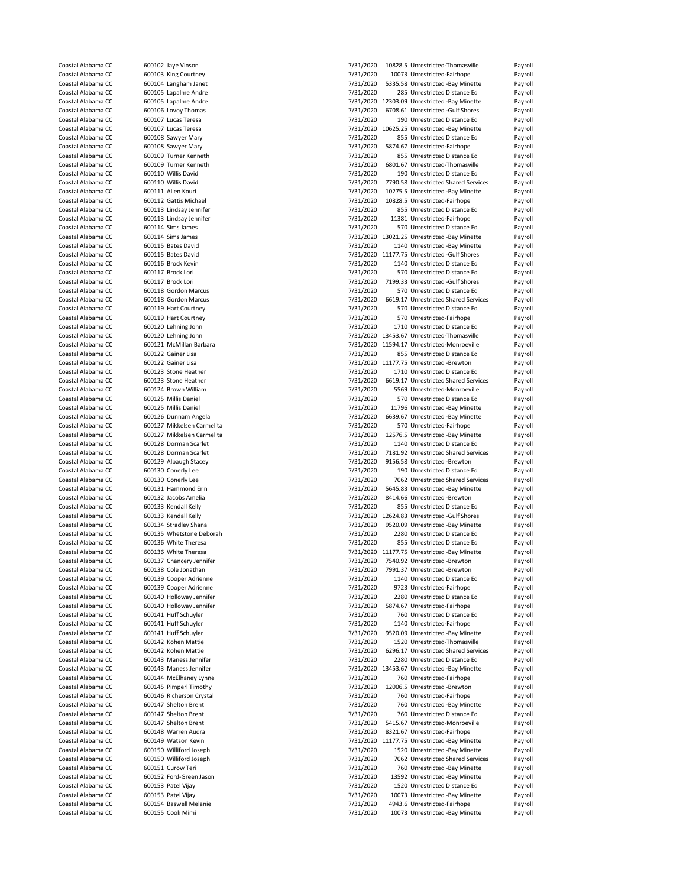| | | | | | | |
|---|---|---|---|---|---|---|
| Coastal Alabama CC | 600102 | Jaye Vinson | 7/31/2020 | 10828.5 | Unrestricted-Thomasville | Payroll |
| Coastal Alabama CC | 600103 | King Courtney | 7/31/2020 | 10073 | Unrestricted-Fairhope | Payroll |
| Coastal Alabama CC | 600104 | Langham Janet | 7/31/2020 | 5335.58 | Unrestricted -Bay Minette | Payroll |
| Coastal Alabama CC | 600105 | Lapalme Andre | 7/31/2020 | 285 | Unrestricted Distance Ed | Payroll |
| Coastal Alabama CC | 600105 | Lapalme Andre | 7/31/2020 | 12303.09 | Unrestricted -Bay Minette | Payroll |
| Coastal Alabama CC | 600106 | Lovoy Thomas | 7/31/2020 | 6708.61 | Unrestricted -Gulf Shores | Payroll |
| Coastal Alabama CC | 600107 | Lucas Teresa | 7/31/2020 | 190 | Unrestricted Distance Ed | Payroll |
| Coastal Alabama CC | 600107 | Lucas Teresa | 7/31/2020 | 10625.25 | Unrestricted -Bay Minette | Payroll |
| Coastal Alabama CC | 600108 | Sawyer Mary | 7/31/2020 | 855 | Unrestricted Distance Ed | Payroll |
| Coastal Alabama CC | 600108 | Sawyer Mary | 7/31/2020 | 5874.67 | Unrestricted-Fairhope | Payroll |
| Coastal Alabama CC | 600109 | Turner Kenneth | 7/31/2020 | 855 | Unrestricted Distance Ed | Payroll |
| Coastal Alabama CC | 600109 | Turner Kenneth | 7/31/2020 | 6801.67 | Unrestricted-Thomasville | Payroll |
| Coastal Alabama CC | 600110 | Willis David | 7/31/2020 | 190 | Unrestricted Distance Ed | Payroll |
| Coastal Alabama CC | 600110 | Willis David | 7/31/2020 | 7790.58 | Unrestricted Shared Services | Payroll |
| Coastal Alabama CC | 600111 | Allen Kouri | 7/31/2020 | 10275.5 | Unrestricted -Bay Minette | Payroll |
| Coastal Alabama CC | 600112 | Gattis Michael | 7/31/2020 | 10828.5 | Unrestricted-Fairhope | Payroll |
| Coastal Alabama CC | 600113 | Lindsay Jennifer | 7/31/2020 | 855 | Unrestricted Distance Ed | Payroll |
| Coastal Alabama CC | 600113 | Lindsay Jennifer | 7/31/2020 | 11381 | Unrestricted-Fairhope | Payroll |
| Coastal Alabama CC | 600114 | Sims James | 7/31/2020 | 570 | Unrestricted Distance Ed | Payroll |
| Coastal Alabama CC | 600114 | Sims James | 7/31/2020 | 13021.25 | Unrestricted -Bay Minette | Payroll |
| Coastal Alabama CC | 600115 | Bates David | 7/31/2020 | 1140 | Unrestricted -Bay Minette | Payroll |
| Coastal Alabama CC | 600115 | Bates David | 7/31/2020 | 11177.75 | Unrestricted -Gulf Shores | Payroll |
| Coastal Alabama CC | 600116 | Brock Kevin | 7/31/2020 | 1140 | Unrestricted Distance Ed | Payroll |
| Coastal Alabama CC | 600117 | Brock Lori | 7/31/2020 | 570 | Unrestricted Distance Ed | Payroll |
| Coastal Alabama CC | 600117 | Brock Lori | 7/31/2020 | 7199.33 | Unrestricted -Gulf Shores | Payroll |
| Coastal Alabama CC | 600118 | Gordon Marcus | 7/31/2020 | 570 | Unrestricted Distance Ed | Payroll |
| Coastal Alabama CC | 600118 | Gordon Marcus | 7/31/2020 | 6619.17 | Unrestricted Shared Services | Payroll |
| Coastal Alabama CC | 600119 | Hart Courtney | 7/31/2020 | 570 | Unrestricted Distance Ed | Payroll |
| Coastal Alabama CC | 600119 | Hart Courtney | 7/31/2020 | 570 | Unrestricted-Fairhope | Payroll |
| Coastal Alabama CC | 600120 | Lehning John | 7/31/2020 | 1710 | Unrestricted Distance Ed | Payroll |
| Coastal Alabama CC | 600120 | Lehning John | 7/31/2020 | 13453.67 | Unrestricted-Thomasville | Payroll |
| Coastal Alabama CC | 600121 | McMillan Barbara | 7/31/2020 | 11594.17 | Unrestricted-Monroeville | Payroll |
| Coastal Alabama CC | 600122 | Gainer Lisa | 7/31/2020 | 855 | Unrestricted Distance Ed | Payroll |
| Coastal Alabama CC | 600122 | Gainer Lisa | 7/31/2020 | 11177.75 | Unrestricted -Brewton | Payroll |
| Coastal Alabama CC | 600123 | Stone Heather | 7/31/2020 | 1710 | Unrestricted Distance Ed | Payroll |
| Coastal Alabama CC | 600123 | Stone Heather | 7/31/2020 | 6619.17 | Unrestricted Shared Services | Payroll |
| Coastal Alabama CC | 600124 | Brown William | 7/31/2020 | 5569 | Unrestricted-Monroeville | Payroll |
| Coastal Alabama CC | 600125 | Millis Daniel | 7/31/2020 | 570 | Unrestricted Distance Ed | Payroll |
| Coastal Alabama CC | 600125 | Millis Daniel | 7/31/2020 | 11796 | Unrestricted -Bay Minette | Payroll |
| Coastal Alabama CC | 600126 | Dunnam Angela | 7/31/2020 | 6639.67 | Unrestricted -Bay Minette | Payroll |
| Coastal Alabama CC | 600127 | Mikkelsen Carmelita | 7/31/2020 | 570 | Unrestricted-Fairhope | Payroll |
| Coastal Alabama CC | 600127 | Mikkelsen Carmelita | 7/31/2020 | 12576.5 | Unrestricted -Bay Minette | Payroll |
| Coastal Alabama CC | 600128 | Dorman Scarlet | 7/31/2020 | 1140 | Unrestricted Distance Ed | Payroll |
| Coastal Alabama CC | 600128 | Dorman Scarlet | 7/31/2020 | 7181.92 | Unrestricted Shared Services | Payroll |
| Coastal Alabama CC | 600129 | Albaugh Stacey | 7/31/2020 | 9156.58 | Unrestricted -Brewton | Payroll |
| Coastal Alabama CC | 600130 | Conerly Lee | 7/31/2020 | 190 | Unrestricted Distance Ed | Payroll |
| Coastal Alabama CC | 600130 | Conerly Lee | 7/31/2020 | 7062 | Unrestricted Shared Services | Payroll |
| Coastal Alabama CC | 600131 | Hammond Erin | 7/31/2020 | 5645.83 | Unrestricted -Bay Minette | Payroll |
| Coastal Alabama CC | 600132 | Jacobs Amelia | 7/31/2020 | 8414.66 | Unrestricted -Brewton | Payroll |
| Coastal Alabama CC | 600133 | Kendall Kelly | 7/31/2020 | 855 | Unrestricted Distance Ed | Payroll |
| Coastal Alabama CC | 600133 | Kendall Kelly | 7/31/2020 | 12624.83 | Unrestricted -Gulf Shores | Payroll |
| Coastal Alabama CC | 600134 | Stradley Shana | 7/31/2020 | 9520.09 | Unrestricted -Bay Minette | Payroll |
| Coastal Alabama CC | 600135 | Whetstone Deborah | 7/31/2020 | 2280 | Unrestricted Distance Ed | Payroll |
| Coastal Alabama CC | 600136 | White Theresa | 7/31/2020 | 855 | Unrestricted Distance Ed | Payroll |
| Coastal Alabama CC | 600136 | White Theresa | 7/31/2020 | 11177.75 | Unrestricted -Bay Minette | Payroll |
| Coastal Alabama CC | 600137 | Chancery Jennifer | 7/31/2020 | 7540.92 | Unrestricted -Brewton | Payroll |
| Coastal Alabama CC | 600138 | Cole Jonathan | 7/31/2020 | 7991.37 | Unrestricted -Brewton | Payroll |
| Coastal Alabama CC | 600139 | Cooper Adrienne | 7/31/2020 | 1140 | Unrestricted Distance Ed | Payroll |
| Coastal Alabama CC | 600139 | Cooper Adrienne | 7/31/2020 | 9723 | Unrestricted-Fairhope | Payroll |
| Coastal Alabama CC | 600140 | Holloway Jennifer | 7/31/2020 | 2280 | Unrestricted Distance Ed | Payroll |
| Coastal Alabama CC | 600140 | Holloway Jennifer | 7/31/2020 | 5874.67 | Unrestricted-Fairhope | Payroll |
| Coastal Alabama CC | 600141 | Huff Schuyler | 7/31/2020 | 760 | Unrestricted Distance Ed | Payroll |
| Coastal Alabama CC | 600141 | Huff Schuyler | 7/31/2020 | 1140 | Unrestricted-Fairhope | Payroll |
| Coastal Alabama CC | 600141 | Huff Schuyler | 7/31/2020 | 9520.09 | Unrestricted -Bay Minette | Payroll |
| Coastal Alabama CC | 600142 | Kohen Mattie | 7/31/2020 | 1520 | Unrestricted-Thomasville | Payroll |
| Coastal Alabama CC | 600142 | Kohen Mattie | 7/31/2020 | 6296.17 | Unrestricted Shared Services | Payroll |
| Coastal Alabama CC | 600143 | Maness Jennifer | 7/31/2020 | 2280 | Unrestricted Distance Ed | Payroll |
| Coastal Alabama CC | 600143 | Maness Jennifer | 7/31/2020 | 13453.67 | Unrestricted -Bay Minette | Payroll |
| Coastal Alabama CC | 600144 | McElhaney Lynne | 7/31/2020 | 760 | Unrestricted-Fairhope | Payroll |
| Coastal Alabama CC | 600145 | Pimperl Timothy | 7/31/2020 | 12006.5 | Unrestricted -Brewton | Payroll |
| Coastal Alabama CC | 600146 | Richerson Crystal | 7/31/2020 | 760 | Unrestricted-Fairhope | Payroll |
| Coastal Alabama CC | 600147 | Shelton Brent | 7/31/2020 | 760 | Unrestricted -Bay Minette | Payroll |
| Coastal Alabama CC | 600147 | Shelton Brent | 7/31/2020 | 760 | Unrestricted Distance Ed | Payroll |
| Coastal Alabama CC | 600147 | Shelton Brent | 7/31/2020 | 5415.67 | Unrestricted-Monroeville | Payroll |
| Coastal Alabama CC | 600148 | Warren Audra | 7/31/2020 | 8321.67 | Unrestricted-Fairhope | Payroll |
| Coastal Alabama CC | 600149 | Watson Kevin | 7/31/2020 | 11177.75 | Unrestricted -Bay Minette | Payroll |
| Coastal Alabama CC | 600150 | Williford Joseph | 7/31/2020 | 1520 | Unrestricted -Bay Minette | Payroll |
| Coastal Alabama CC | 600150 | Williford Joseph | 7/31/2020 | 7062 | Unrestricted Shared Services | Payroll |
| Coastal Alabama CC | 600151 | Curow Teri | 7/31/2020 | 760 | Unrestricted -Bay Minette | Payroll |
| Coastal Alabama CC | 600152 | Ford-Green Jason | 7/31/2020 | 13592 | Unrestricted -Bay Minette | Payroll |
| Coastal Alabama CC | 600153 | Patel Vijay | 7/31/2020 | 1520 | Unrestricted Distance Ed | Payroll |
| Coastal Alabama CC | 600153 | Patel Vijay | 7/31/2020 | 10073 | Unrestricted -Bay Minette | Payroll |
| Coastal Alabama CC | 600154 | Baswell Melanie | 7/31/2020 | 4943.6 | Unrestricted-Fairhope | Payroll |
| Coastal Alabama CC | 600155 | Cook Mimi | 7/31/2020 | 10073 | Unrestricted -Bay Minette | Payroll |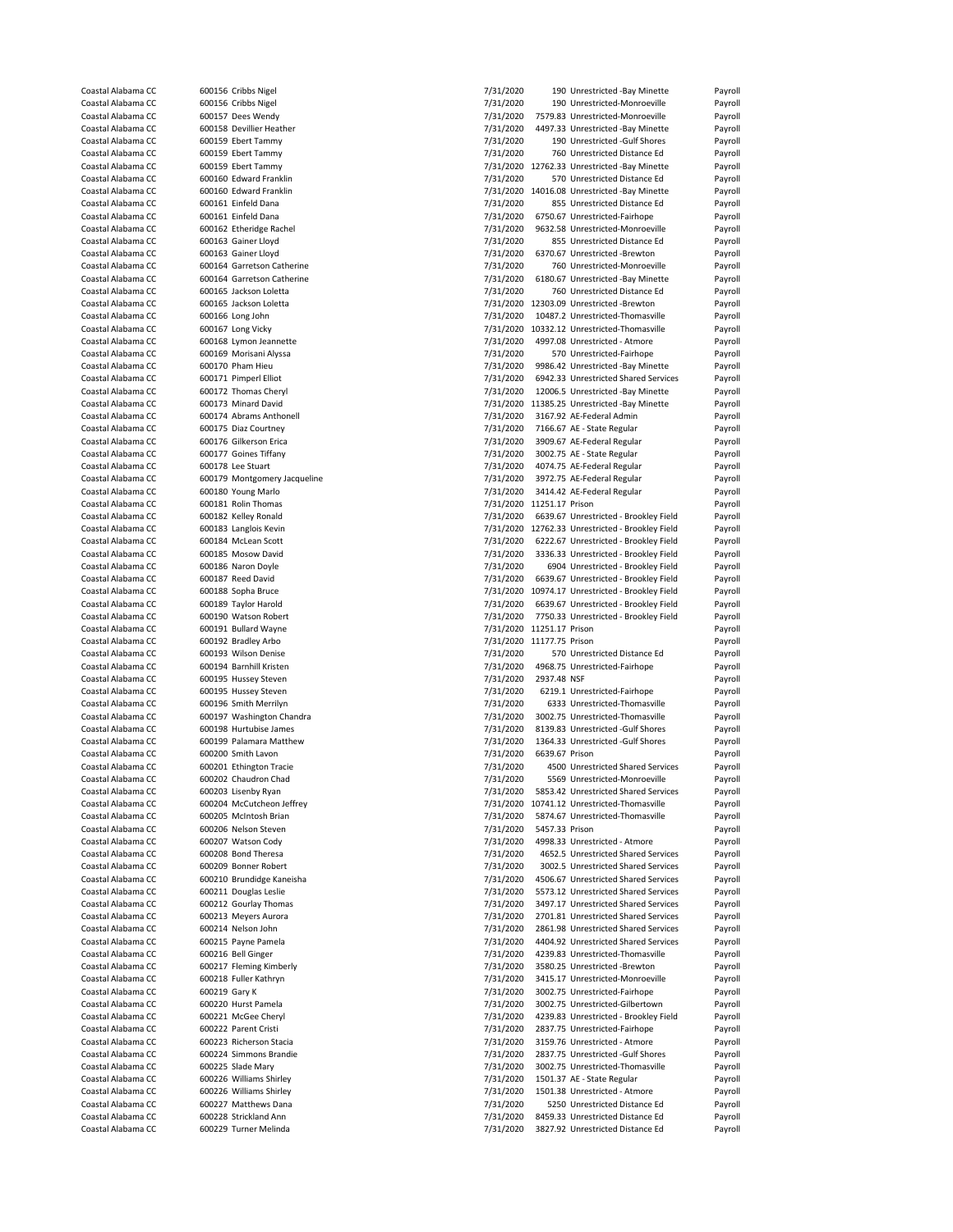| | | | | | | |
|---|---|---|---|---|---|---|
| Coastal Alabama CC | 600156 | Cribbs Nigel | 7/31/2020 | 190 | Unrestricted -Bay Minette | Payroll |
| Coastal Alabama CC | 600156 | Cribbs Nigel | 7/31/2020 | 190 | Unrestricted-Monroeville | Payroll |
| Coastal Alabama CC | 600157 | Dees Wendy | 7/31/2020 | 7579.83 | Unrestricted-Monroeville | Payroll |
| Coastal Alabama CC | 600158 | Devillier Heather | 7/31/2020 | 4497.33 | Unrestricted -Bay Minette | Payroll |
| Coastal Alabama CC | 600159 | Ebert Tammy | 7/31/2020 | 190 | Unrestricted -Gulf Shores | Payroll |
| Coastal Alabama CC | 600159 | Ebert Tammy | 7/31/2020 | 760 | Unrestricted Distance Ed | Payroll |
| Coastal Alabama CC | 600159 | Ebert Tammy | 7/31/2020 | 12762.33 | Unrestricted -Bay Minette | Payroll |
| Coastal Alabama CC | 600160 | Edward Franklin | 7/31/2020 | 570 | Unrestricted Distance Ed | Payroll |
| Coastal Alabama CC | 600160 | Edward Franklin | 7/31/2020 | 14016.08 | Unrestricted -Bay Minette | Payroll |
| Coastal Alabama CC | 600161 | Einfeld Dana | 7/31/2020 | 855 | Unrestricted Distance Ed | Payroll |
| Coastal Alabama CC | 600161 | Einfeld Dana | 7/31/2020 | 6750.67 | Unrestricted-Fairhope | Payroll |
| Coastal Alabama CC | 600162 | Etheridge Rachel | 7/31/2020 | 9632.58 | Unrestricted-Monroeville | Payroll |
| Coastal Alabama CC | 600163 | Gainer Lloyd | 7/31/2020 | 855 | Unrestricted Distance Ed | Payroll |
| Coastal Alabama CC | 600163 | Gainer Lloyd | 7/31/2020 | 6370.67 | Unrestricted -Brewton | Payroll |
| Coastal Alabama CC | 600164 | Garretson Catherine | 7/31/2020 | 760 | Unrestricted-Monroeville | Payroll |
| Coastal Alabama CC | 600164 | Garretson Catherine | 7/31/2020 | 6180.67 | Unrestricted -Bay Minette | Payroll |
| Coastal Alabama CC | 600165 | Jackson Loletta | 7/31/2020 | 760 | Unrestricted Distance Ed | Payroll |
| Coastal Alabama CC | 600165 | Jackson Loletta | 7/31/2020 | 12303.09 | Unrestricted -Brewton | Payroll |
| Coastal Alabama CC | 600166 | Long John | 7/31/2020 | 10487.2 | Unrestricted-Thomasville | Payroll |
| Coastal Alabama CC | 600167 | Long Vicky | 7/31/2020 | 10332.12 | Unrestricted-Thomasville | Payroll |
| Coastal Alabama CC | 600168 | Lymon Jeannette | 7/31/2020 | 4997.08 | Unrestricted - Atmore | Payroll |
| Coastal Alabama CC | 600169 | Morisani Alyssa | 7/31/2020 | 570 | Unrestricted-Fairhope | Payroll |
| Coastal Alabama CC | 600170 | Pham Hieu | 7/31/2020 | 9986.42 | Unrestricted -Bay Minette | Payroll |
| Coastal Alabama CC | 600171 | Pimperl Elliot | 7/31/2020 | 6942.33 | Unrestricted Shared Services | Payroll |
| Coastal Alabama CC | 600172 | Thomas Cheryl | 7/31/2020 | 12006.5 | Unrestricted -Bay Minette | Payroll |
| Coastal Alabama CC | 600173 | Minard David | 7/31/2020 | 11385.25 | Unrestricted -Bay Minette | Payroll |
| Coastal Alabama CC | 600174 | Abrams Anthonell | 7/31/2020 | 3167.92 | AE-Federal Admin | Payroll |
| Coastal Alabama CC | 600175 | Diaz Courtney | 7/31/2020 | 7166.67 | AE - State Regular | Payroll |
| Coastal Alabama CC | 600176 | Gilkerson Erica | 7/31/2020 | 3909.67 | AE-Federal Regular | Payroll |
| Coastal Alabama CC | 600177 | Goines Tiffany | 7/31/2020 | 3002.75 | AE - State Regular | Payroll |
| Coastal Alabama CC | 600178 | Lee Stuart | 7/31/2020 | 4074.75 | AE-Federal Regular | Payroll |
| Coastal Alabama CC | 600179 | Montgomery Jacqueline | 7/31/2020 | 3972.75 | AE-Federal Regular | Payroll |
| Coastal Alabama CC | 600180 | Young Marlo | 7/31/2020 | 3414.42 | AE-Federal Regular | Payroll |
| Coastal Alabama CC | 600181 | Rolin Thomas | 7/31/2020 | 11251.17 | Prison | Payroll |
| Coastal Alabama CC | 600182 | Kelley Ronald | 7/31/2020 | 6639.67 | Unrestricted - Brookley Field | Payroll |
| Coastal Alabama CC | 600183 | Langlois Kevin | 7/31/2020 | 12762.33 | Unrestricted - Brookley Field | Payroll |
| Coastal Alabama CC | 600184 | McLean Scott | 7/31/2020 | 6222.67 | Unrestricted - Brookley Field | Payroll |
| Coastal Alabama CC | 600185 | Mosow David | 7/31/2020 | 3336.33 | Unrestricted - Brookley Field | Payroll |
| Coastal Alabama CC | 600186 | Naron Doyle | 7/31/2020 | 6904 | Unrestricted - Brookley Field | Payroll |
| Coastal Alabama CC | 600187 | Reed David | 7/31/2020 | 6639.67 | Unrestricted - Brookley Field | Payroll |
| Coastal Alabama CC | 600188 | Sopha Bruce | 7/31/2020 | 10974.17 | Unrestricted - Brookley Field | Payroll |
| Coastal Alabama CC | 600189 | Taylor Harold | 7/31/2020 | 6639.67 | Unrestricted - Brookley Field | Payroll |
| Coastal Alabama CC | 600190 | Watson Robert | 7/31/2020 | 7750.33 | Unrestricted - Brookley Field | Payroll |
| Coastal Alabama CC | 600191 | Bullard Wayne | 7/31/2020 | 11251.17 | Prison | Payroll |
| Coastal Alabama CC | 600192 | Bradley Arbo | 7/31/2020 | 11177.75 | Prison | Payroll |
| Coastal Alabama CC | 600193 | Wilson Denise | 7/31/2020 | 570 | Unrestricted Distance Ed | Payroll |
| Coastal Alabama CC | 600194 | Barnhill Kristen | 7/31/2020 | 4968.75 | Unrestricted-Fairhope | Payroll |
| Coastal Alabama CC | 600195 | Hussey Steven | 7/31/2020 | 2937.48 | NSF | Payroll |
| Coastal Alabama CC | 600195 | Hussey Steven | 7/31/2020 | 6219.1 | Unrestricted-Fairhope | Payroll |
| Coastal Alabama CC | 600196 | Smith Merrilyn | 7/31/2020 | 6333 | Unrestricted-Thomasville | Payroll |
| Coastal Alabama CC | 600197 | Washington Chandra | 7/31/2020 | 3002.75 | Unrestricted-Thomasville | Payroll |
| Coastal Alabama CC | 600198 | Hurtubise James | 7/31/2020 | 8139.83 | Unrestricted -Gulf Shores | Payroll |
| Coastal Alabama CC | 600199 | Palamara Matthew | 7/31/2020 | 1364.33 | Unrestricted -Gulf Shores | Payroll |
| Coastal Alabama CC | 600200 | Smith Lavon | 7/31/2020 | 6639.67 | Prison | Payroll |
| Coastal Alabama CC | 600201 | Ethington Tracie | 7/31/2020 | 4500 | Unrestricted Shared Services | Payroll |
| Coastal Alabama CC | 600202 | Chaudron Chad | 7/31/2020 | 5569 | Unrestricted-Monroeville | Payroll |
| Coastal Alabama CC | 600203 | Lisenby Ryan | 7/31/2020 | 5853.42 | Unrestricted Shared Services | Payroll |
| Coastal Alabama CC | 600204 | McCutcheon Jeffrey | 7/31/2020 | 10741.12 | Unrestricted-Thomasville | Payroll |
| Coastal Alabama CC | 600205 | McIntosh Brian | 7/31/2020 | 5874.67 | Unrestricted-Thomasville | Payroll |
| Coastal Alabama CC | 600206 | Nelson Steven | 7/31/2020 | 5457.33 | Prison | Payroll |
| Coastal Alabama CC | 600207 | Watson Cody | 7/31/2020 | 4998.33 | Unrestricted - Atmore | Payroll |
| Coastal Alabama CC | 600208 | Bond Theresa | 7/31/2020 | 4652.5 | Unrestricted Shared Services | Payroll |
| Coastal Alabama CC | 600209 | Bonner Robert | 7/31/2020 | 3002.5 | Unrestricted Shared Services | Payroll |
| Coastal Alabama CC | 600210 | Brundidge Kaneisha | 7/31/2020 | 4506.67 | Unrestricted Shared Services | Payroll |
| Coastal Alabama CC | 600211 | Douglas Leslie | 7/31/2020 | 5573.12 | Unrestricted Shared Services | Payroll |
| Coastal Alabama CC | 600212 | Gourlay Thomas | 7/31/2020 | 3497.17 | Unrestricted Shared Services | Payroll |
| Coastal Alabama CC | 600213 | Meyers Aurora | 7/31/2020 | 2701.81 | Unrestricted Shared Services | Payroll |
| Coastal Alabama CC | 600214 | Nelson John | 7/31/2020 | 2861.98 | Unrestricted Shared Services | Payroll |
| Coastal Alabama CC | 600215 | Payne Pamela | 7/31/2020 | 4404.92 | Unrestricted Shared Services | Payroll |
| Coastal Alabama CC | 600216 | Bell Ginger | 7/31/2020 | 4239.83 | Unrestricted-Thomasville | Payroll |
| Coastal Alabama CC | 600217 | Fleming Kimberly | 7/31/2020 | 3580.25 | Unrestricted -Brewton | Payroll |
| Coastal Alabama CC | 600218 | Fuller Kathryn | 7/31/2020 | 3415.17 | Unrestricted-Monroeville | Payroll |
| Coastal Alabama CC | 600219 | Gary K | 7/31/2020 | 3002.75 | Unrestricted-Fairhope | Payroll |
| Coastal Alabama CC | 600220 | Hurst Pamela | 7/31/2020 | 3002.75 | Unrestricted-Gilbertown | Payroll |
| Coastal Alabama CC | 600221 | McGee Cheryl | 7/31/2020 | 4239.83 | Unrestricted - Brookley Field | Payroll |
| Coastal Alabama CC | 600222 | Parent Cristi | 7/31/2020 | 2837.75 | Unrestricted-Fairhope | Payroll |
| Coastal Alabama CC | 600223 | Richerson Stacia | 7/31/2020 | 3159.76 | Unrestricted - Atmore | Payroll |
| Coastal Alabama CC | 600224 | Simmons Brandie | 7/31/2020 | 2837.75 | Unrestricted -Gulf Shores | Payroll |
| Coastal Alabama CC | 600225 | Slade Mary | 7/31/2020 | 3002.75 | Unrestricted-Thomasville | Payroll |
| Coastal Alabama CC | 600226 | Williams Shirley | 7/31/2020 | 1501.37 | AE - State Regular | Payroll |
| Coastal Alabama CC | 600226 | Williams Shirley | 7/31/2020 | 1501.38 | Unrestricted - Atmore | Payroll |
| Coastal Alabama CC | 600227 | Matthews Dana | 7/31/2020 | 5250 | Unrestricted Distance Ed | Payroll |
| Coastal Alabama CC | 600228 | Strickland Ann | 7/31/2020 | 8459.33 | Unrestricted Distance Ed | Payroll |
| Coastal Alabama CC | 600229 | Turner Melinda | 7/31/2020 | 3827.92 | Unrestricted Distance Ed | Payroll |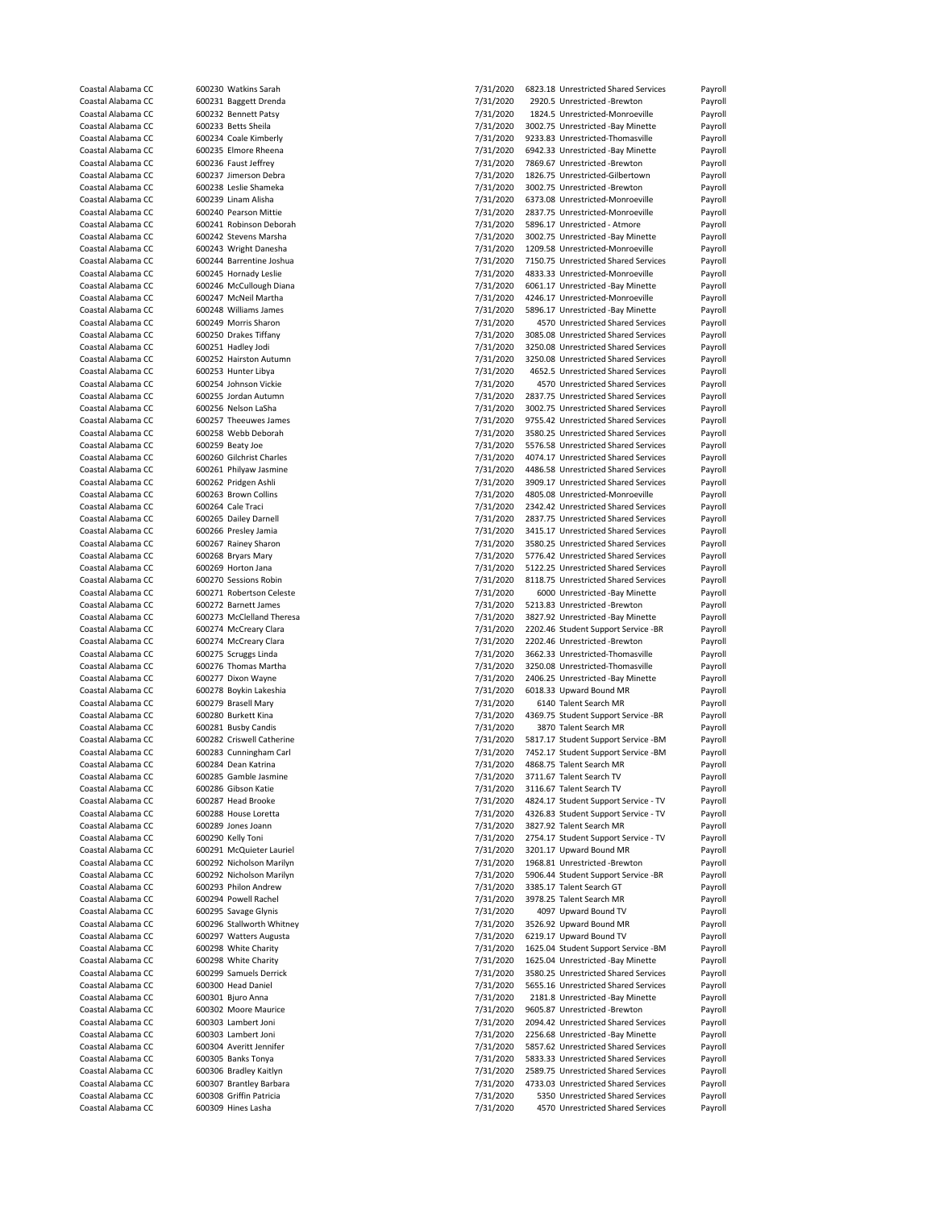| | | | | | | |
|---|---|---|---|---|---|---|
| Coastal Alabama CC | 600230 | Watkins Sarah | 7/31/2020 | 6823.18 | Unrestricted Shared Services | Payroll |
| Coastal Alabama CC | 600231 | Baggett Drenda | 7/31/2020 | 2920.5 | Unrestricted -Brewton | Payroll |
| Coastal Alabama CC | 600232 | Bennett Patsy | 7/31/2020 | 1824.5 | Unrestricted-Monroeville | Payroll |
| Coastal Alabama CC | 600233 | Betts Sheila | 7/31/2020 | 3002.75 | Unrestricted -Bay Minette | Payroll |
| Coastal Alabama CC | 600234 | Coale Kimberly | 7/31/2020 | 9233.83 | Unrestricted-Thomasville | Payroll |
| Coastal Alabama CC | 600235 | Elmore Rheena | 7/31/2020 | 6942.33 | Unrestricted -Bay Minette | Payroll |
| Coastal Alabama CC | 600236 | Faust Jeffrey | 7/31/2020 | 7869.67 | Unrestricted -Brewton | Payroll |
| Coastal Alabama CC | 600237 | Jimerson Debra | 7/31/2020 | 1826.75 | Unrestricted-Gilbertown | Payroll |
| Coastal Alabama CC | 600238 | Leslie Shameka | 7/31/2020 | 3002.75 | Unrestricted -Brewton | Payroll |
| Coastal Alabama CC | 600239 | Linam Alisha | 7/31/2020 | 6373.08 | Unrestricted-Monroeville | Payroll |
| Coastal Alabama CC | 600240 | Pearson Mittie | 7/31/2020 | 2837.75 | Unrestricted-Monroeville | Payroll |
| Coastal Alabama CC | 600241 | Robinson Deborah | 7/31/2020 | 5896.17 | Unrestricted - Atmore | Payroll |
| Coastal Alabama CC | 600242 | Stevens Marsha | 7/31/2020 | 3002.75 | Unrestricted -Bay Minette | Payroll |
| Coastal Alabama CC | 600243 | Wright Danesha | 7/31/2020 | 1209.58 | Unrestricted-Monroeville | Payroll |
| Coastal Alabama CC | 600244 | Barrentine Joshua | 7/31/2020 | 7150.75 | Unrestricted Shared Services | Payroll |
| Coastal Alabama CC | 600245 | Hornady Leslie | 7/31/2020 | 4833.33 | Unrestricted-Monroeville | Payroll |
| Coastal Alabama CC | 600246 | McCullough Diana | 7/31/2020 | 6061.17 | Unrestricted -Bay Minette | Payroll |
| Coastal Alabama CC | 600247 | McNeil Martha | 7/31/2020 | 4246.17 | Unrestricted-Monroeville | Payroll |
| Coastal Alabama CC | 600248 | Williams James | 7/31/2020 | 5896.17 | Unrestricted -Bay Minette | Payroll |
| Coastal Alabama CC | 600249 | Morris Sharon | 7/31/2020 | 4570 | Unrestricted Shared Services | Payroll |
| Coastal Alabama CC | 600250 | Drakes Tiffany | 7/31/2020 | 3085.08 | Unrestricted Shared Services | Payroll |
| Coastal Alabama CC | 600251 | Hadley Jodi | 7/31/2020 | 3250.08 | Unrestricted Shared Services | Payroll |
| Coastal Alabama CC | 600252 | Hairston Autumn | 7/31/2020 | 3250.08 | Unrestricted Shared Services | Payroll |
| Coastal Alabama CC | 600253 | Hunter Libya | 7/31/2020 | 4652.5 | Unrestricted Shared Services | Payroll |
| Coastal Alabama CC | 600254 | Johnson Vickie | 7/31/2020 | 4570 | Unrestricted Shared Services | Payroll |
| Coastal Alabama CC | 600255 | Jordan Autumn | 7/31/2020 | 2837.75 | Unrestricted Shared Services | Payroll |
| Coastal Alabama CC | 600256 | Nelson LaSha | 7/31/2020 | 3002.75 | Unrestricted Shared Services | Payroll |
| Coastal Alabama CC | 600257 | Theeuwes James | 7/31/2020 | 9755.42 | Unrestricted Shared Services | Payroll |
| Coastal Alabama CC | 600258 | Webb Deborah | 7/31/2020 | 3580.25 | Unrestricted Shared Services | Payroll |
| Coastal Alabama CC | 600259 | Beaty Joe | 7/31/2020 | 5576.58 | Unrestricted Shared Services | Payroll |
| Coastal Alabama CC | 600260 | Gilchrist Charles | 7/31/2020 | 4074.17 | Unrestricted Shared Services | Payroll |
| Coastal Alabama CC | 600261 | Philyaw Jasmine | 7/31/2020 | 4486.58 | Unrestricted Shared Services | Payroll |
| Coastal Alabama CC | 600262 | Pridgen Ashli | 7/31/2020 | 3909.17 | Unrestricted Shared Services | Payroll |
| Coastal Alabama CC | 600263 | Brown Collins | 7/31/2020 | 4805.08 | Unrestricted-Monroeville | Payroll |
| Coastal Alabama CC | 600264 | Cale Traci | 7/31/2020 | 2342.42 | Unrestricted Shared Services | Payroll |
| Coastal Alabama CC | 600265 | Dailey Darnell | 7/31/2020 | 2837.75 | Unrestricted Shared Services | Payroll |
| Coastal Alabama CC | 600266 | Presley Jamia | 7/31/2020 | 3415.17 | Unrestricted Shared Services | Payroll |
| Coastal Alabama CC | 600267 | Rainey Sharon | 7/31/2020 | 3580.25 | Unrestricted Shared Services | Payroll |
| Coastal Alabama CC | 600268 | Bryars Mary | 7/31/2020 | 5776.42 | Unrestricted Shared Services | Payroll |
| Coastal Alabama CC | 600269 | Horton Jana | 7/31/2020 | 5122.25 | Unrestricted Shared Services | Payroll |
| Coastal Alabama CC | 600270 | Sessions Robin | 7/31/2020 | 8118.75 | Unrestricted Shared Services | Payroll |
| Coastal Alabama CC | 600271 | Robertson Celeste | 7/31/2020 | 6000 | Unrestricted -Bay Minette | Payroll |
| Coastal Alabama CC | 600272 | Barnett James | 7/31/2020 | 5213.83 | Unrestricted -Brewton | Payroll |
| Coastal Alabama CC | 600273 | McClelland Theresa | 7/31/2020 | 3827.92 | Unrestricted -Bay Minette | Payroll |
| Coastal Alabama CC | 600274 | McCreary Clara | 7/31/2020 | 2202.46 | Student Support Service -BR | Payroll |
| Coastal Alabama CC | 600274 | McCreary Clara | 7/31/2020 | 2202.46 | Unrestricted -Brewton | Payroll |
| Coastal Alabama CC | 600275 | Scruggs Linda | 7/31/2020 | 3662.33 | Unrestricted-Thomasville | Payroll |
| Coastal Alabama CC | 600276 | Thomas Martha | 7/31/2020 | 3250.08 | Unrestricted-Thomasville | Payroll |
| Coastal Alabama CC | 600277 | Dixon Wayne | 7/31/2020 | 2406.25 | Unrestricted -Bay Minette | Payroll |
| Coastal Alabama CC | 600278 | Boykin Lakeshia | 7/31/2020 | 6018.33 | Upward Bound MR | Payroll |
| Coastal Alabama CC | 600279 | Brasell Mary | 7/31/2020 | 6140 | Talent Search MR | Payroll |
| Coastal Alabama CC | 600280 | Burkett Kina | 7/31/2020 | 4369.75 | Student Support Service -BR | Payroll |
| Coastal Alabama CC | 600281 | Busby Candis | 7/31/2020 | 3870 | Talent Search MR | Payroll |
| Coastal Alabama CC | 600282 | Criswell Catherine | 7/31/2020 | 5817.17 | Student Support Service -BM | Payroll |
| Coastal Alabama CC | 600283 | Cunningham Carl | 7/31/2020 | 7452.17 | Student Support Service -BM | Payroll |
| Coastal Alabama CC | 600284 | Dean Katrina | 7/31/2020 | 4868.75 | Talent Search MR | Payroll |
| Coastal Alabama CC | 600285 | Gamble Jasmine | 7/31/2020 | 3711.67 | Talent Search TV | Payroll |
| Coastal Alabama CC | 600286 | Gibson Katie | 7/31/2020 | 3116.67 | Talent Search TV | Payroll |
| Coastal Alabama CC | 600287 | Head Brooke | 7/31/2020 | 4824.17 | Student Support Service - TV | Payroll |
| Coastal Alabama CC | 600288 | House Loretta | 7/31/2020 | 4326.83 | Student Support Service - TV | Payroll |
| Coastal Alabama CC | 600289 | Jones Joann | 7/31/2020 | 3827.92 | Talent Search MR | Payroll |
| Coastal Alabama CC | 600290 | Kelly Toni | 7/31/2020 | 2754.17 | Student Support Service - TV | Payroll |
| Coastal Alabama CC | 600291 | McQuieter Lauriel | 7/31/2020 | 3201.17 | Upward Bound MR | Payroll |
| Coastal Alabama CC | 600292 | Nicholson Marilyn | 7/31/2020 | 1968.81 | Unrestricted -Brewton | Payroll |
| Coastal Alabama CC | 600292 | Nicholson Marilyn | 7/31/2020 | 5906.44 | Student Support Service -BR | Payroll |
| Coastal Alabama CC | 600293 | Philon Andrew | 7/31/2020 | 3385.17 | Talent Search GT | Payroll |
| Coastal Alabama CC | 600294 | Powell Rachel | 7/31/2020 | 3978.25 | Talent Search MR | Payroll |
| Coastal Alabama CC | 600295 | Savage Glynis | 7/31/2020 | 4097 | Upward Bound TV | Payroll |
| Coastal Alabama CC | 600296 | Stallworth Whitney | 7/31/2020 | 3526.92 | Upward Bound MR | Payroll |
| Coastal Alabama CC | 600297 | Watters Augusta | 7/31/2020 | 6219.17 | Upward Bound TV | Payroll |
| Coastal Alabama CC | 600298 | White Charity | 7/31/2020 | 1625.04 | Student Support Service -BM | Payroll |
| Coastal Alabama CC | 600298 | White Charity | 7/31/2020 | 1625.04 | Unrestricted -Bay Minette | Payroll |
| Coastal Alabama CC | 600299 | Samuels Derrick | 7/31/2020 | 3580.25 | Unrestricted Shared Services | Payroll |
| Coastal Alabama CC | 600300 | Head Daniel | 7/31/2020 | 5655.16 | Unrestricted Shared Services | Payroll |
| Coastal Alabama CC | 600301 | Bjuro Anna | 7/31/2020 | 2181.8 | Unrestricted -Bay Minette | Payroll |
| Coastal Alabama CC | 600302 | Moore Maurice | 7/31/2020 | 9605.87 | Unrestricted -Brewton | Payroll |
| Coastal Alabama CC | 600303 | Lambert Joni | 7/31/2020 | 2094.42 | Unrestricted Shared Services | Payroll |
| Coastal Alabama CC | 600303 | Lambert Joni | 7/31/2020 | 2256.68 | Unrestricted -Bay Minette | Payroll |
| Coastal Alabama CC | 600304 | Averitt Jennifer | 7/31/2020 | 5857.62 | Unrestricted Shared Services | Payroll |
| Coastal Alabama CC | 600305 | Banks Tonya | 7/31/2020 | 5833.33 | Unrestricted Shared Services | Payroll |
| Coastal Alabama CC | 600306 | Bradley Kaitlyn | 7/31/2020 | 2589.75 | Unrestricted Shared Services | Payroll |
| Coastal Alabama CC | 600307 | Brantley Barbara | 7/31/2020 | 4733.03 | Unrestricted Shared Services | Payroll |
| Coastal Alabama CC | 600308 | Griffin Patricia | 7/31/2020 | 5350 | Unrestricted Shared Services | Payroll |
| Coastal Alabama CC | 600309 | Hines Lasha | 7/31/2020 | 4570 | Unrestricted Shared Services | Payroll |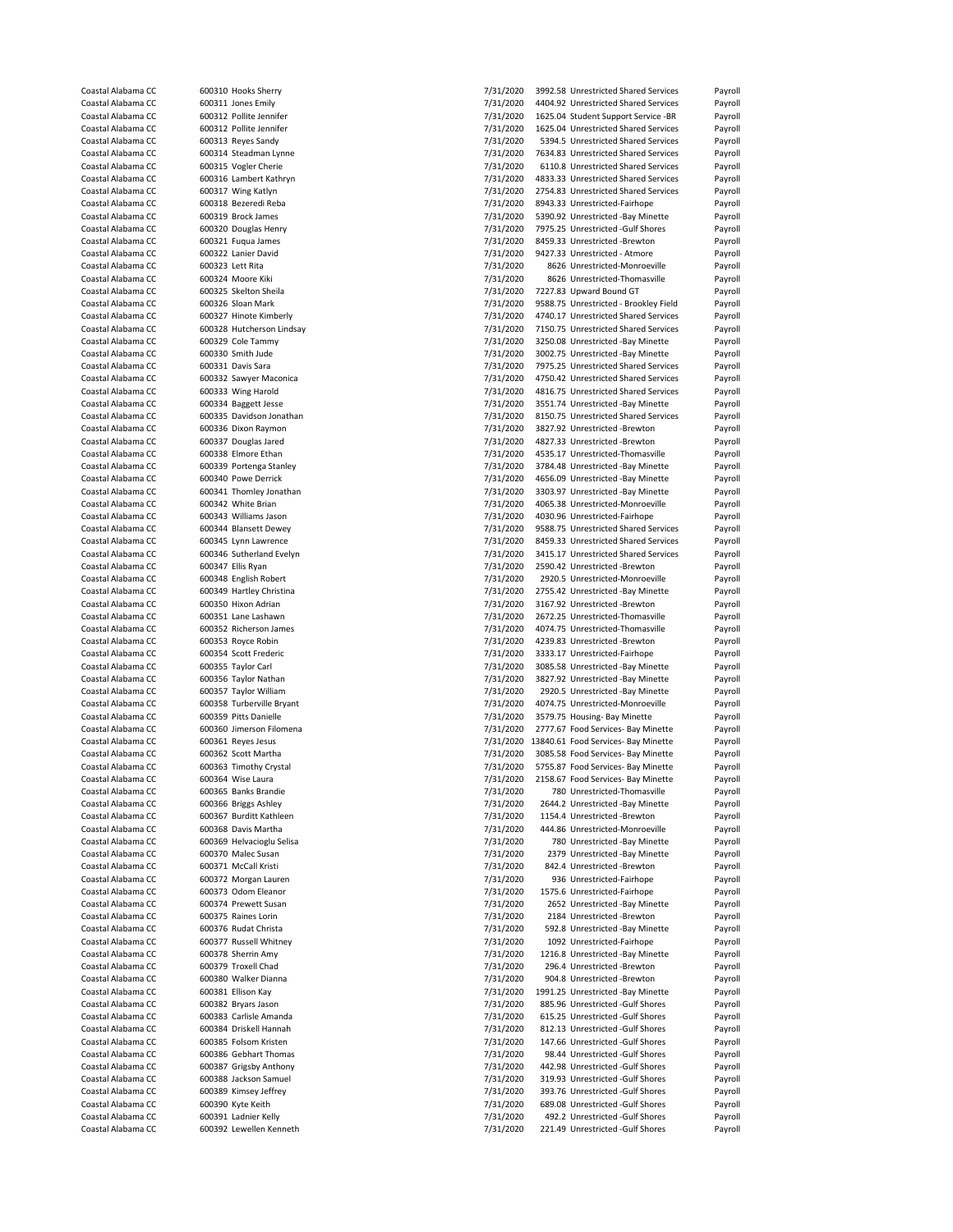| | | | | | | |
|---|---|---|---|---|---|---|
| Coastal Alabama CC | 600310 | Hooks Sherry | 7/31/2020 | 3992.58 | Unrestricted Shared Services | Payroll |
| Coastal Alabama CC | 600311 | Jones Emily | 7/31/2020 | 4404.92 | Unrestricted Shared Services | Payroll |
| Coastal Alabama CC | 600312 | Pollite Jennifer | 7/31/2020 | 1625.04 | Student Support Service -BR | Payroll |
| Coastal Alabama CC | 600312 | Pollite Jennifer | 7/31/2020 | 1625.04 | Unrestricted Shared Services | Payroll |
| Coastal Alabama CC | 600313 | Reyes Sandy | 7/31/2020 | 5394.5 | Unrestricted Shared Services | Payroll |
| Coastal Alabama CC | 600314 | Steadman Lynne | 7/31/2020 | 7634.83 | Unrestricted Shared Services | Payroll |
| Coastal Alabama CC | 600315 | Vogler Cherie | 7/31/2020 | 6110.8 | Unrestricted Shared Services | Payroll |
| Coastal Alabama CC | 600316 | Lambert Kathryn | 7/31/2020 | 4833.33 | Unrestricted Shared Services | Payroll |
| Coastal Alabama CC | 600317 | Wing Katlyn | 7/31/2020 | 2754.83 | Unrestricted Shared Services | Payroll |
| Coastal Alabama CC | 600318 | Bezeredi Reba | 7/31/2020 | 8943.33 | Unrestricted-Fairhope | Payroll |
| Coastal Alabama CC | 600319 | Brock James | 7/31/2020 | 5390.92 | Unrestricted -Bay Minette | Payroll |
| Coastal Alabama CC | 600320 | Douglas Henry | 7/31/2020 | 7975.25 | Unrestricted -Gulf Shores | Payroll |
| Coastal Alabama CC | 600321 | Fuqua James | 7/31/2020 | 8459.33 | Unrestricted -Brewton | Payroll |
| Coastal Alabama CC | 600322 | Lanier David | 7/31/2020 | 9427.33 | Unrestricted - Atmore | Payroll |
| Coastal Alabama CC | 600323 | Lett Rita | 7/31/2020 | 8626 | Unrestricted-Monroeville | Payroll |
| Coastal Alabama CC | 600324 | Moore Kiki | 7/31/2020 | 8626 | Unrestricted-Thomasville | Payroll |
| Coastal Alabama CC | 600325 | Skelton Sheila | 7/31/2020 | 7227.83 | Upward Bound GT | Payroll |
| Coastal Alabama CC | 600326 | Sloan Mark | 7/31/2020 | 9588.75 | Unrestricted - Brookley Field | Payroll |
| Coastal Alabama CC | 600327 | Hinote Kimberly | 7/31/2020 | 4740.17 | Unrestricted Shared Services | Payroll |
| Coastal Alabama CC | 600328 | Hutcherson Lindsay | 7/31/2020 | 7150.75 | Unrestricted Shared Services | Payroll |
| Coastal Alabama CC | 600329 | Cole Tammy | 7/31/2020 | 3250.08 | Unrestricted -Bay Minette | Payroll |
| Coastal Alabama CC | 600330 | Smith Jude | 7/31/2020 | 3002.75 | Unrestricted -Bay Minette | Payroll |
| Coastal Alabama CC | 600331 | Davis Sara | 7/31/2020 | 7975.25 | Unrestricted Shared Services | Payroll |
| Coastal Alabama CC | 600332 | Sawyer Maconica | 7/31/2020 | 4750.42 | Unrestricted Shared Services | Payroll |
| Coastal Alabama CC | 600333 | Wing Harold | 7/31/2020 | 4816.75 | Unrestricted Shared Services | Payroll |
| Coastal Alabama CC | 600334 | Baggett Jesse | 7/31/2020 | 3551.74 | Unrestricted -Bay Minette | Payroll |
| Coastal Alabama CC | 600335 | Davidson Jonathan | 7/31/2020 | 8150.75 | Unrestricted Shared Services | Payroll |
| Coastal Alabama CC | 600336 | Dixon Raymon | 7/31/2020 | 3827.92 | Unrestricted -Brewton | Payroll |
| Coastal Alabama CC | 600337 | Douglas Jared | 7/31/2020 | 4827.33 | Unrestricted -Brewton | Payroll |
| Coastal Alabama CC | 600338 | Elmore Ethan | 7/31/2020 | 4535.17 | Unrestricted-Thomasville | Payroll |
| Coastal Alabama CC | 600339 | Portenga Stanley | 7/31/2020 | 3784.48 | Unrestricted -Bay Minette | Payroll |
| Coastal Alabama CC | 600340 | Powe Derrick | 7/31/2020 | 4656.09 | Unrestricted -Bay Minette | Payroll |
| Coastal Alabama CC | 600341 | Thomley Jonathan | 7/31/2020 | 3303.97 | Unrestricted -Bay Minette | Payroll |
| Coastal Alabama CC | 600342 | White Brian | 7/31/2020 | 4065.38 | Unrestricted-Monroeville | Payroll |
| Coastal Alabama CC | 600343 | Williams Jason | 7/31/2020 | 4030.96 | Unrestricted-Fairhope | Payroll |
| Coastal Alabama CC | 600344 | Blansett Dewey | 7/31/2020 | 9588.75 | Unrestricted Shared Services | Payroll |
| Coastal Alabama CC | 600345 | Lynn Lawrence | 7/31/2020 | 8459.33 | Unrestricted Shared Services | Payroll |
| Coastal Alabama CC | 600346 | Sutherland Evelyn | 7/31/2020 | 3415.17 | Unrestricted Shared Services | Payroll |
| Coastal Alabama CC | 600347 | Ellis Ryan | 7/31/2020 | 2590.42 | Unrestricted -Brewton | Payroll |
| Coastal Alabama CC | 600348 | English Robert | 7/31/2020 | 2920.5 | Unrestricted-Monroeville | Payroll |
| Coastal Alabama CC | 600349 | Hartley Christina | 7/31/2020 | 2755.42 | Unrestricted -Bay Minette | Payroll |
| Coastal Alabama CC | 600350 | Hixon Adrian | 7/31/2020 | 3167.92 | Unrestricted -Brewton | Payroll |
| Coastal Alabama CC | 600351 | Lane Lashawn | 7/31/2020 | 2672.25 | Unrestricted-Thomasville | Payroll |
| Coastal Alabama CC | 600352 | Richerson James | 7/31/2020 | 4074.75 | Unrestricted-Thomasville | Payroll |
| Coastal Alabama CC | 600353 | Royce Robin | 7/31/2020 | 4239.83 | Unrestricted -Brewton | Payroll |
| Coastal Alabama CC | 600354 | Scott Frederic | 7/31/2020 | 3333.17 | Unrestricted-Fairhope | Payroll |
| Coastal Alabama CC | 600355 | Taylor Carl | 7/31/2020 | 3085.58 | Unrestricted -Bay Minette | Payroll |
| Coastal Alabama CC | 600356 | Taylor Nathan | 7/31/2020 | 3827.92 | Unrestricted -Bay Minette | Payroll |
| Coastal Alabama CC | 600357 | Taylor William | 7/31/2020 | 2920.5 | Unrestricted -Bay Minette | Payroll |
| Coastal Alabama CC | 600358 | Turberville Bryant | 7/31/2020 | 4074.75 | Unrestricted-Monroeville | Payroll |
| Coastal Alabama CC | 600359 | Pitts Danielle | 7/31/2020 | 3579.75 | Housing- Bay Minette | Payroll |
| Coastal Alabama CC | 600360 | Jimerson Filomena | 7/31/2020 | 2777.67 | Food Services- Bay Minette | Payroll |
| Coastal Alabama CC | 600361 | Reyes Jesus | 7/31/2020 | 13840.61 | Food Services- Bay Minette | Payroll |
| Coastal Alabama CC | 600362 | Scott Martha | 7/31/2020 | 3085.58 | Food Services- Bay Minette | Payroll |
| Coastal Alabama CC | 600363 | Timothy Crystal | 7/31/2020 | 5755.87 | Food Services- Bay Minette | Payroll |
| Coastal Alabama CC | 600364 | Wise Laura | 7/31/2020 | 2158.67 | Food Services- Bay Minette | Payroll |
| Coastal Alabama CC | 600365 | Banks Brandie | 7/31/2020 | 780 | Unrestricted-Thomasville | Payroll |
| Coastal Alabama CC | 600366 | Briggs Ashley | 7/31/2020 | 2644.2 | Unrestricted -Bay Minette | Payroll |
| Coastal Alabama CC | 600367 | Burditt Kathleen | 7/31/2020 | 1154.4 | Unrestricted -Brewton | Payroll |
| Coastal Alabama CC | 600368 | Davis Martha | 7/31/2020 | 444.86 | Unrestricted-Monroeville | Payroll |
| Coastal Alabama CC | 600369 | Helvacioglu Selisa | 7/31/2020 | 780 | Unrestricted -Bay Minette | Payroll |
| Coastal Alabama CC | 600370 | Malec Susan | 7/31/2020 | 2379 | Unrestricted -Bay Minette | Payroll |
| Coastal Alabama CC | 600371 | McCall Kristi | 7/31/2020 | 842.4 | Unrestricted -Brewton | Payroll |
| Coastal Alabama CC | 600372 | Morgan Lauren | 7/31/2020 | 936 | Unrestricted-Fairhope | Payroll |
| Coastal Alabama CC | 600373 | Odom Eleanor | 7/31/2020 | 1575.6 | Unrestricted-Fairhope | Payroll |
| Coastal Alabama CC | 600374 | Prewett Susan | 7/31/2020 | 2652 | Unrestricted -Bay Minette | Payroll |
| Coastal Alabama CC | 600375 | Raines Lorin | 7/31/2020 | 2184 | Unrestricted -Brewton | Payroll |
| Coastal Alabama CC | 600376 | Rudat Christa | 7/31/2020 | 592.8 | Unrestricted -Bay Minette | Payroll |
| Coastal Alabama CC | 600377 | Russell Whitney | 7/31/2020 | 1092 | Unrestricted-Fairhope | Payroll |
| Coastal Alabama CC | 600378 | Sherrin Amy | 7/31/2020 | 1216.8 | Unrestricted -Bay Minette | Payroll |
| Coastal Alabama CC | 600379 | Troxell Chad | 7/31/2020 | 296.4 | Unrestricted -Brewton | Payroll |
| Coastal Alabama CC | 600380 | Walker Dianna | 7/31/2020 | 904.8 | Unrestricted -Brewton | Payroll |
| Coastal Alabama CC | 600381 | Ellison Kay | 7/31/2020 | 1991.25 | Unrestricted -Bay Minette | Payroll |
| Coastal Alabama CC | 600382 | Bryars Jason | 7/31/2020 | 885.96 | Unrestricted -Gulf Shores | Payroll |
| Coastal Alabama CC | 600383 | Carlisle Amanda | 7/31/2020 | 615.25 | Unrestricted -Gulf Shores | Payroll |
| Coastal Alabama CC | 600384 | Driskell Hannah | 7/31/2020 | 812.13 | Unrestricted -Gulf Shores | Payroll |
| Coastal Alabama CC | 600385 | Folsom Kristen | 7/31/2020 | 147.66 | Unrestricted -Gulf Shores | Payroll |
| Coastal Alabama CC | 600386 | Gebhart Thomas | 7/31/2020 | 98.44 | Unrestricted -Gulf Shores | Payroll |
| Coastal Alabama CC | 600387 | Grigsby Anthony | 7/31/2020 | 442.98 | Unrestricted -Gulf Shores | Payroll |
| Coastal Alabama CC | 600388 | Jackson Samuel | 7/31/2020 | 319.93 | Unrestricted -Gulf Shores | Payroll |
| Coastal Alabama CC | 600389 | Kimsey Jeffrey | 7/31/2020 | 393.76 | Unrestricted -Gulf Shores | Payroll |
| Coastal Alabama CC | 600390 | Kyte Keith | 7/31/2020 | 689.08 | Unrestricted -Gulf Shores | Payroll |
| Coastal Alabama CC | 600391 | Ladnier Kelly | 7/31/2020 | 492.2 | Unrestricted -Gulf Shores | Payroll |
| Coastal Alabama CC | 600392 | Lewellen Kenneth | 7/31/2020 | 221.49 | Unrestricted -Gulf Shores | Payroll |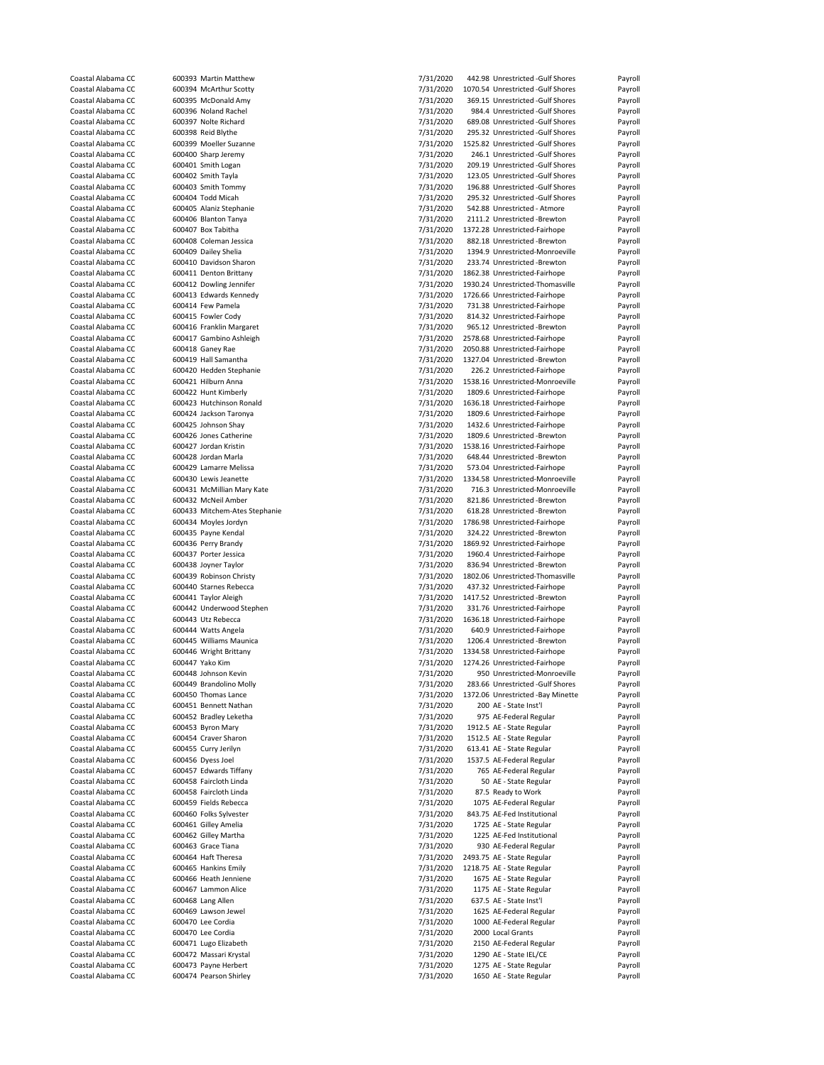| | | | | | |
|---|---|---|---|---|---|
| Coastal Alabama CC | 600393 Martin Matthew | 7/31/2020 | 442.98 | Unrestricted -Gulf Shores | Payroll |
| Coastal Alabama CC | 600394 McArthur Scotty | 7/31/2020 | 1070.54 | Unrestricted -Gulf Shores | Payroll |
| Coastal Alabama CC | 600395 McDonald Amy | 7/31/2020 | 369.15 | Unrestricted -Gulf Shores | Payroll |
| Coastal Alabama CC | 600396 Noland Rachel | 7/31/2020 | 984.4 | Unrestricted -Gulf Shores | Payroll |
| Coastal Alabama CC | 600397 Nolte Richard | 7/31/2020 | 689.08 | Unrestricted -Gulf Shores | Payroll |
| Coastal Alabama CC | 600398 Reid Blythe | 7/31/2020 | 295.32 | Unrestricted -Gulf Shores | Payroll |
| Coastal Alabama CC | 600399 Moeller Suzanne | 7/31/2020 | 1525.82 | Unrestricted -Gulf Shores | Payroll |
| Coastal Alabama CC | 600400 Sharp Jeremy | 7/31/2020 | 246.1 | Unrestricted -Gulf Shores | Payroll |
| Coastal Alabama CC | 600401 Smith Logan | 7/31/2020 | 209.19 | Unrestricted -Gulf Shores | Payroll |
| Coastal Alabama CC | 600402 Smith Tayla | 7/31/2020 | 123.05 | Unrestricted -Gulf Shores | Payroll |
| Coastal Alabama CC | 600403 Smith Tommy | 7/31/2020 | 196.88 | Unrestricted -Gulf Shores | Payroll |
| Coastal Alabama CC | 600404 Todd Micah | 7/31/2020 | 295.32 | Unrestricted -Gulf Shores | Payroll |
| Coastal Alabama CC | 600405 Alaniz Stephanie | 7/31/2020 | 542.88 | Unrestricted - Atmore | Payroll |
| Coastal Alabama CC | 600406 Blanton Tanya | 7/31/2020 | 2111.2 | Unrestricted -Brewton | Payroll |
| Coastal Alabama CC | 600407 Box Tabitha | 7/31/2020 | 1372.28 | Unrestricted-Fairhope | Payroll |
| Coastal Alabama CC | 600408 Coleman Jessica | 7/31/2020 | 882.18 | Unrestricted -Brewton | Payroll |
| Coastal Alabama CC | 600409 Dailey Shelia | 7/31/2020 | 1394.9 | Unrestricted-Monroeville | Payroll |
| Coastal Alabama CC | 600410 Davidson Sharon | 7/31/2020 | 233.74 | Unrestricted -Brewton | Payroll |
| Coastal Alabama CC | 600411 Denton Brittany | 7/31/2020 | 1862.38 | Unrestricted-Fairhope | Payroll |
| Coastal Alabama CC | 600412 Dowling Jennifer | 7/31/2020 | 1930.24 | Unrestricted-Thomasville | Payroll |
| Coastal Alabama CC | 600413 Edwards Kennedy | 7/31/2020 | 1726.66 | Unrestricted-Fairhope | Payroll |
| Coastal Alabama CC | 600414 Few Pamela | 7/31/2020 | 731.38 | Unrestricted-Fairhope | Payroll |
| Coastal Alabama CC | 600415 Fowler Cody | 7/31/2020 | 814.32 | Unrestricted-Fairhope | Payroll |
| Coastal Alabama CC | 600416 Franklin Margaret | 7/31/2020 | 965.12 | Unrestricted -Brewton | Payroll |
| Coastal Alabama CC | 600417 Gambino Ashleigh | 7/31/2020 | 2578.68 | Unrestricted-Fairhope | Payroll |
| Coastal Alabama CC | 600418 Ganey Rae | 7/31/2020 | 2050.88 | Unrestricted-Fairhope | Payroll |
| Coastal Alabama CC | 600419 Hall Samantha | 7/31/2020 | 1327.04 | Unrestricted -Brewton | Payroll |
| Coastal Alabama CC | 600420 Hedden Stephanie | 7/31/2020 | 226.2 | Unrestricted-Fairhope | Payroll |
| Coastal Alabama CC | 600421 Hilburn Anna | 7/31/2020 | 1538.16 | Unrestricted-Monroeville | Payroll |
| Coastal Alabama CC | 600422 Hunt Kimberly | 7/31/2020 | 1809.6 | Unrestricted-Fairhope | Payroll |
| Coastal Alabama CC | 600423 Hutchinson Ronald | 7/31/2020 | 1636.18 | Unrestricted-Fairhope | Payroll |
| Coastal Alabama CC | 600424 Jackson Taronya | 7/31/2020 | 1809.6 | Unrestricted-Fairhope | Payroll |
| Coastal Alabama CC | 600425 Johnson Shay | 7/31/2020 | 1432.6 | Unrestricted-Fairhope | Payroll |
| Coastal Alabama CC | 600426 Jones Catherine | 7/31/2020 | 1809.6 | Unrestricted -Brewton | Payroll |
| Coastal Alabama CC | 600427 Jordan Kristin | 7/31/2020 | 1538.16 | Unrestricted-Fairhope | Payroll |
| Coastal Alabama CC | 600428 Jordan Marla | 7/31/2020 | 648.44 | Unrestricted -Brewton | Payroll |
| Coastal Alabama CC | 600429 Lamarre Melissa | 7/31/2020 | 573.04 | Unrestricted-Fairhope | Payroll |
| Coastal Alabama CC | 600430 Lewis Jeanette | 7/31/2020 | 1334.58 | Unrestricted-Monroeville | Payroll |
| Coastal Alabama CC | 600431 McMillian Mary Kate | 7/31/2020 | 716.3 | Unrestricted-Monroeville | Payroll |
| Coastal Alabama CC | 600432 McNeil Amber | 7/31/2020 | 821.86 | Unrestricted -Brewton | Payroll |
| Coastal Alabama CC | 600433 Mitchem-Ates Stephanie | 7/31/2020 | 618.28 | Unrestricted -Brewton | Payroll |
| Coastal Alabama CC | 600434 Moyles Jordyn | 7/31/2020 | 1786.98 | Unrestricted-Fairhope | Payroll |
| Coastal Alabama CC | 600435 Payne Kendal | 7/31/2020 | 324.22 | Unrestricted -Brewton | Payroll |
| Coastal Alabama CC | 600436 Perry Brandy | 7/31/2020 | 1869.92 | Unrestricted-Fairhope | Payroll |
| Coastal Alabama CC | 600437 Porter Jessica | 7/31/2020 | 1960.4 | Unrestricted-Fairhope | Payroll |
| Coastal Alabama CC | 600438 Joyner Taylor | 7/31/2020 | 836.94 | Unrestricted -Brewton | Payroll |
| Coastal Alabama CC | 600439 Robinson Christy | 7/31/2020 | 1802.06 | Unrestricted-Thomasville | Payroll |
| Coastal Alabama CC | 600440 Starnes Rebecca | 7/31/2020 | 437.32 | Unrestricted-Fairhope | Payroll |
| Coastal Alabama CC | 600441 Taylor Aleigh | 7/31/2020 | 1417.52 | Unrestricted -Brewton | Payroll |
| Coastal Alabama CC | 600442 Underwood Stephen | 7/31/2020 | 331.76 | Unrestricted-Fairhope | Payroll |
| Coastal Alabama CC | 600443 Utz Rebecca | 7/31/2020 | 1636.18 | Unrestricted-Fairhope | Payroll |
| Coastal Alabama CC | 600444 Watts Angela | 7/31/2020 | 640.9 | Unrestricted-Fairhope | Payroll |
| Coastal Alabama CC | 600445 Williams Maunica | 7/31/2020 | 1206.4 | Unrestricted -Brewton | Payroll |
| Coastal Alabama CC | 600446 Wright Brittany | 7/31/2020 | 1334.58 | Unrestricted-Fairhope | Payroll |
| Coastal Alabama CC | 600447 Yako Kim | 7/31/2020 | 1274.26 | Unrestricted-Fairhope | Payroll |
| Coastal Alabama CC | 600448 Johnson Kevin | 7/31/2020 | 950 | Unrestricted-Monroeville | Payroll |
| Coastal Alabama CC | 600449 Brandolino Molly | 7/31/2020 | 283.66 | Unrestricted -Gulf Shores | Payroll |
| Coastal Alabama CC | 600450 Thomas Lance | 7/31/2020 | 1372.06 | Unrestricted -Bay Minette | Payroll |
| Coastal Alabama CC | 600451 Bennett Nathan | 7/31/2020 | 200 | AE - State Inst'l | Payroll |
| Coastal Alabama CC | 600452 Bradley Leketha | 7/31/2020 | 975 | AE-Federal Regular | Payroll |
| Coastal Alabama CC | 600453 Byron Mary | 7/31/2020 | 1912.5 | AE - State Regular | Payroll |
| Coastal Alabama CC | 600454 Craver Sharon | 7/31/2020 | 1512.5 | AE - State Regular | Payroll |
| Coastal Alabama CC | 600455 Curry Jerilyn | 7/31/2020 | 613.41 | AE - State Regular | Payroll |
| Coastal Alabama CC | 600456 Dyess Joel | 7/31/2020 | 1537.5 | AE-Federal Regular | Payroll |
| Coastal Alabama CC | 600457 Edwards Tiffany | 7/31/2020 | 765 | AE-Federal Regular | Payroll |
| Coastal Alabama CC | 600458 Faircloth Linda | 7/31/2020 | 50 | AE - State Regular | Payroll |
| Coastal Alabama CC | 600458 Faircloth Linda | 7/31/2020 | 87.5 | Ready to Work | Payroll |
| Coastal Alabama CC | 600459 Fields Rebecca | 7/31/2020 | 1075 | AE-Federal Regular | Payroll |
| Coastal Alabama CC | 600460 Folks Sylvester | 7/31/2020 | 843.75 | AE-Fed Institutional | Payroll |
| Coastal Alabama CC | 600461 Gilley Amelia | 7/31/2020 | 1725 | AE - State Regular | Payroll |
| Coastal Alabama CC | 600462 Gilley Martha | 7/31/2020 | 1225 | AE-Fed Institutional | Payroll |
| Coastal Alabama CC | 600463 Grace Tiana | 7/31/2020 | 930 | AE-Federal Regular | Payroll |
| Coastal Alabama CC | 600464 Haft Theresa | 7/31/2020 | 2493.75 | AE - State Regular | Payroll |
| Coastal Alabama CC | 600465 Hankins Emily | 7/31/2020 | 1218.75 | AE - State Regular | Payroll |
| Coastal Alabama CC | 600466 Heath Jenniene | 7/31/2020 | 1675 | AE - State Regular | Payroll |
| Coastal Alabama CC | 600467 Lammon Alice | 7/31/2020 | 1175 | AE - State Regular | Payroll |
| Coastal Alabama CC | 600468 Lang Allen | 7/31/2020 | 637.5 | AE - State Inst'l | Payroll |
| Coastal Alabama CC | 600469 Lawson Jewel | 7/31/2020 | 1625 | AE-Federal Regular | Payroll |
| Coastal Alabama CC | 600470 Lee Cordia | 7/31/2020 | 1000 | AE-Federal Regular | Payroll |
| Coastal Alabama CC | 600470 Lee Cordia | 7/31/2020 | 2000 | Local Grants | Payroll |
| Coastal Alabama CC | 600471 Lugo Elizabeth | 7/31/2020 | 2150 | AE-Federal Regular | Payroll |
| Coastal Alabama CC | 600472 Massari Krystal | 7/31/2020 | 1290 | AE - State IEL/CE | Payroll |
| Coastal Alabama CC | 600473 Payne Herbert | 7/31/2020 | 1275 | AE - State Regular | Payroll |
| Coastal Alabama CC | 600474 Pearson Shirley | 7/31/2020 | 1650 | AE - State Regular | Payroll |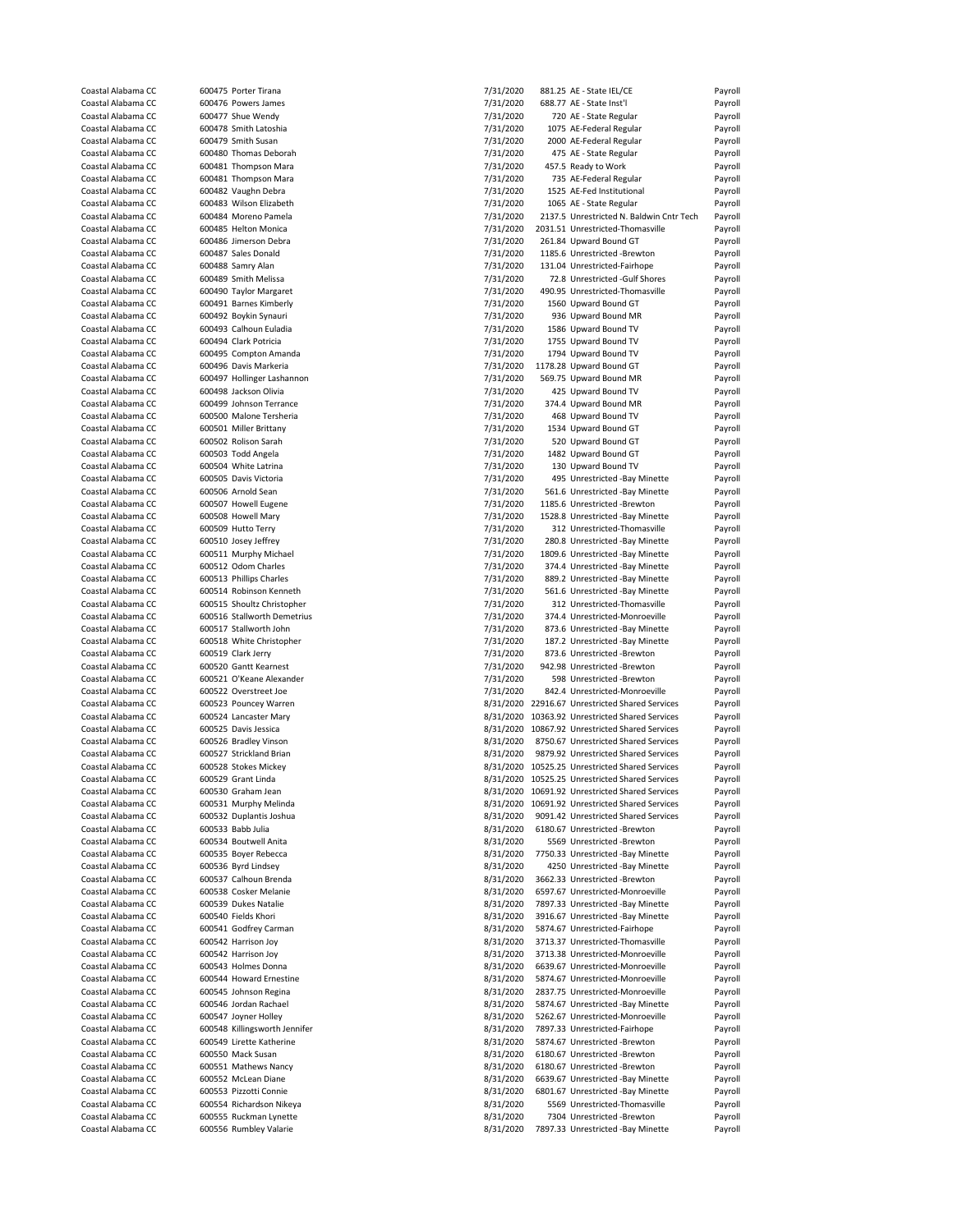| | | | | | | |
|---|---|---|---|---|---|---|
| Coastal Alabama CC | 600475 | Porter Tirana | 7/31/2020 | 881.25 | AE - State IEL/CE | Payroll |
| Coastal Alabama CC | 600476 | Powers James | 7/31/2020 | 688.77 | AE - State Inst'l | Payroll |
| Coastal Alabama CC | 600477 | Shue Wendy | 7/31/2020 | 720 | AE - State Regular | Payroll |
| Coastal Alabama CC | 600478 | Smith Latoshia | 7/31/2020 | 1075 | AE-Federal Regular | Payroll |
| Coastal Alabama CC | 600479 | Smith Susan | 7/31/2020 | 2000 | AE-Federal Regular | Payroll |
| Coastal Alabama CC | 600480 | Thomas Deborah | 7/31/2020 | 475 | AE - State Regular | Payroll |
| Coastal Alabama CC | 600481 | Thompson Mara | 7/31/2020 | 457.5 | Ready to Work | Payroll |
| Coastal Alabama CC | 600481 | Thompson Mara | 7/31/2020 | 735 | AE-Federal Regular | Payroll |
| Coastal Alabama CC | 600482 | Vaughn Debra | 7/31/2020 | 1525 | AE-Fed Institutional | Payroll |
| Coastal Alabama CC | 600483 | Wilson Elizabeth | 7/31/2020 | 1065 | AE - State Regular | Payroll |
| Coastal Alabama CC | 600484 | Moreno Pamela | 7/31/2020 | 2137.5 | Unrestricted N. Baldwin Cntr Tech | Payroll |
| Coastal Alabama CC | 600485 | Helton Monica | 7/31/2020 | 2031.51 | Unrestricted-Thomasville | Payroll |
| Coastal Alabama CC | 600486 | Jimerson Debra | 7/31/2020 | 261.84 | Upward Bound GT | Payroll |
| Coastal Alabama CC | 600487 | Sales Donald | 7/31/2020 | 1185.6 | Unrestricted -Brewton | Payroll |
| Coastal Alabama CC | 600488 | Samry Alan | 7/31/2020 | 131.04 | Unrestricted-Fairhope | Payroll |
| Coastal Alabama CC | 600489 | Smith Melissa | 7/31/2020 | 72.8 | Unrestricted -Gulf Shores | Payroll |
| Coastal Alabama CC | 600490 | Taylor Margaret | 7/31/2020 | 490.95 | Unrestricted-Thomasville | Payroll |
| Coastal Alabama CC | 600491 | Barnes Kimberly | 7/31/2020 | 1560 | Upward Bound GT | Payroll |
| Coastal Alabama CC | 600492 | Boykin Synauri | 7/31/2020 | 936 | Upward Bound MR | Payroll |
| Coastal Alabama CC | 600493 | Calhoun Euladia | 7/31/2020 | 1586 | Upward Bound TV | Payroll |
| Coastal Alabama CC | 600494 | Clark Potricia | 7/31/2020 | 1755 | Upward Bound TV | Payroll |
| Coastal Alabama CC | 600495 | Compton Amanda | 7/31/2020 | 1794 | Upward Bound TV | Payroll |
| Coastal Alabama CC | 600496 | Davis Markeria | 7/31/2020 | 1178.28 | Upward Bound GT | Payroll |
| Coastal Alabama CC | 600497 | Hollinger Lashannon | 7/31/2020 | 569.75 | Upward Bound MR | Payroll |
| Coastal Alabama CC | 600498 | Jackson Olivia | 7/31/2020 | 425 | Upward Bound TV | Payroll |
| Coastal Alabama CC | 600499 | Johnson Terrance | 7/31/2020 | 374.4 | Upward Bound MR | Payroll |
| Coastal Alabama CC | 600500 | Malone Tersheria | 7/31/2020 | 468 | Upward Bound TV | Payroll |
| Coastal Alabama CC | 600501 | Miller Brittany | 7/31/2020 | 1534 | Upward Bound GT | Payroll |
| Coastal Alabama CC | 600502 | Rolison Sarah | 7/31/2020 | 520 | Upward Bound GT | Payroll |
| Coastal Alabama CC | 600503 | Todd Angela | 7/31/2020 | 1482 | Upward Bound GT | Payroll |
| Coastal Alabama CC | 600504 | White Latrina | 7/31/2020 | 130 | Upward Bound TV | Payroll |
| Coastal Alabama CC | 600505 | Davis Victoria | 7/31/2020 | 495 | Unrestricted -Bay Minette | Payroll |
| Coastal Alabama CC | 600506 | Arnold Sean | 7/31/2020 | 561.6 | Unrestricted -Bay Minette | Payroll |
| Coastal Alabama CC | 600507 | Howell Eugene | 7/31/2020 | 1185.6 | Unrestricted -Brewton | Payroll |
| Coastal Alabama CC | 600508 | Howell Mary | 7/31/2020 | 1528.8 | Unrestricted -Bay Minette | Payroll |
| Coastal Alabama CC | 600509 | Hutto Terry | 7/31/2020 | 312 | Unrestricted-Thomasville | Payroll |
| Coastal Alabama CC | 600510 | Josey Jeffrey | 7/31/2020 | 280.8 | Unrestricted -Bay Minette | Payroll |
| Coastal Alabama CC | 600511 | Murphy Michael | 7/31/2020 | 1809.6 | Unrestricted -Bay Minette | Payroll |
| Coastal Alabama CC | 600512 | Odom Charles | 7/31/2020 | 374.4 | Unrestricted -Bay Minette | Payroll |
| Coastal Alabama CC | 600513 | Phillips Charles | 7/31/2020 | 889.2 | Unrestricted -Bay Minette | Payroll |
| Coastal Alabama CC | 600514 | Robinson Kenneth | 7/31/2020 | 561.6 | Unrestricted -Bay Minette | Payroll |
| Coastal Alabama CC | 600515 | Shoultz Christopher | 7/31/2020 | 312 | Unrestricted-Thomasville | Payroll |
| Coastal Alabama CC | 600516 | Stallworth Demetrius | 7/31/2020 | 374.4 | Unrestricted-Monroeville | Payroll |
| Coastal Alabama CC | 600517 | Stallworth John | 7/31/2020 | 873.6 | Unrestricted -Bay Minette | Payroll |
| Coastal Alabama CC | 600518 | White Christopher | 7/31/2020 | 187.2 | Unrestricted -Bay Minette | Payroll |
| Coastal Alabama CC | 600519 | Clark Jerry | 7/31/2020 | 873.6 | Unrestricted -Brewton | Payroll |
| Coastal Alabama CC | 600520 | Gantt Kearnest | 7/31/2020 | 942.98 | Unrestricted -Brewton | Payroll |
| Coastal Alabama CC | 600521 | O'Keane Alexander | 7/31/2020 | 598 | Unrestricted -Brewton | Payroll |
| Coastal Alabama CC | 600522 | Overstreet Joe | 7/31/2020 | 842.4 | Unrestricted-Monroeville | Payroll |
| Coastal Alabama CC | 600523 | Pouncey Warren | 8/31/2020 | 22916.67 | Unrestricted Shared Services | Payroll |
| Coastal Alabama CC | 600524 | Lancaster Mary | 8/31/2020 | 10363.92 | Unrestricted Shared Services | Payroll |
| Coastal Alabama CC | 600525 | Davis Jessica | 8/31/2020 | 10867.92 | Unrestricted Shared Services | Payroll |
| Coastal Alabama CC | 600526 | Bradley Vinson | 8/31/2020 | 8750.67 | Unrestricted Shared Services | Payroll |
| Coastal Alabama CC | 600527 | Strickland Brian | 8/31/2020 | 9879.92 | Unrestricted Shared Services | Payroll |
| Coastal Alabama CC | 600528 | Stokes Mickey | 8/31/2020 | 10525.25 | Unrestricted Shared Services | Payroll |
| Coastal Alabama CC | 600529 | Grant Linda | 8/31/2020 | 10525.25 | Unrestricted Shared Services | Payroll |
| Coastal Alabama CC | 600530 | Graham Jean | 8/31/2020 | 10691.92 | Unrestricted Shared Services | Payroll |
| Coastal Alabama CC | 600531 | Murphy Melinda | 8/31/2020 | 10691.92 | Unrestricted Shared Services | Payroll |
| Coastal Alabama CC | 600532 | Duplantis Joshua | 8/31/2020 | 9091.42 | Unrestricted Shared Services | Payroll |
| Coastal Alabama CC | 600533 | Babb Julia | 8/31/2020 | 6180.67 | Unrestricted -Brewton | Payroll |
| Coastal Alabama CC | 600534 | Boutwell Anita | 8/31/2020 | 5569 | Unrestricted -Brewton | Payroll |
| Coastal Alabama CC | 600535 | Boyer Rebecca | 8/31/2020 | 7750.33 | Unrestricted -Bay Minette | Payroll |
| Coastal Alabama CC | 600536 | Byrd Lindsey | 8/31/2020 | 4250 | Unrestricted -Bay Minette | Payroll |
| Coastal Alabama CC | 600537 | Calhoun Brenda | 8/31/2020 | 3662.33 | Unrestricted -Brewton | Payroll |
| Coastal Alabama CC | 600538 | Cosker Melanie | 8/31/2020 | 6597.67 | Unrestricted-Monroeville | Payroll |
| Coastal Alabama CC | 600539 | Dukes Natalie | 8/31/2020 | 7897.33 | Unrestricted -Bay Minette | Payroll |
| Coastal Alabama CC | 600540 | Fields Khori | 8/31/2020 | 3916.67 | Unrestricted -Bay Minette | Payroll |
| Coastal Alabama CC | 600541 | Godfrey Carman | 8/31/2020 | 5874.67 | Unrestricted-Fairhope | Payroll |
| Coastal Alabama CC | 600542 | Harrison Joy | 8/31/2020 | 3713.37 | Unrestricted-Thomasville | Payroll |
| Coastal Alabama CC | 600542 | Harrison Joy | 8/31/2020 | 3713.38 | Unrestricted-Monroeville | Payroll |
| Coastal Alabama CC | 600543 | Holmes Donna | 8/31/2020 | 6639.67 | Unrestricted-Monroeville | Payroll |
| Coastal Alabama CC | 600544 | Howard Ernestine | 8/31/2020 | 5874.67 | Unrestricted-Monroeville | Payroll |
| Coastal Alabama CC | 600545 | Johnson Regina | 8/31/2020 | 2837.75 | Unrestricted-Monroeville | Payroll |
| Coastal Alabama CC | 600546 | Jordan Rachael | 8/31/2020 | 5874.67 | Unrestricted -Bay Minette | Payroll |
| Coastal Alabama CC | 600547 | Joyner Holley | 8/31/2020 | 5262.67 | Unrestricted-Monroeville | Payroll |
| Coastal Alabama CC | 600548 | Killingsworth Jennifer | 8/31/2020 | 7897.33 | Unrestricted-Fairhope | Payroll |
| Coastal Alabama CC | 600549 | Lirette Katherine | 8/31/2020 | 5874.67 | Unrestricted -Brewton | Payroll |
| Coastal Alabama CC | 600550 | Mack Susan | 8/31/2020 | 6180.67 | Unrestricted -Brewton | Payroll |
| Coastal Alabama CC | 600551 | Mathews Nancy | 8/31/2020 | 6180.67 | Unrestricted -Brewton | Payroll |
| Coastal Alabama CC | 600552 | McLean Diane | 8/31/2020 | 6639.67 | Unrestricted -Bay Minette | Payroll |
| Coastal Alabama CC | 600553 | Pizzotti Connie | 8/31/2020 | 6801.67 | Unrestricted -Bay Minette | Payroll |
| Coastal Alabama CC | 600554 | Richardson Nikeya | 8/31/2020 | 5569 | Unrestricted-Thomasville | Payroll |
| Coastal Alabama CC | 600555 | Ruckman Lynette | 8/31/2020 | 7304 | Unrestricted -Brewton | Payroll |
| Coastal Alabama CC | 600556 | Rumbley Valarie | 8/31/2020 | 7897.33 | Unrestricted -Bay Minette | Payroll |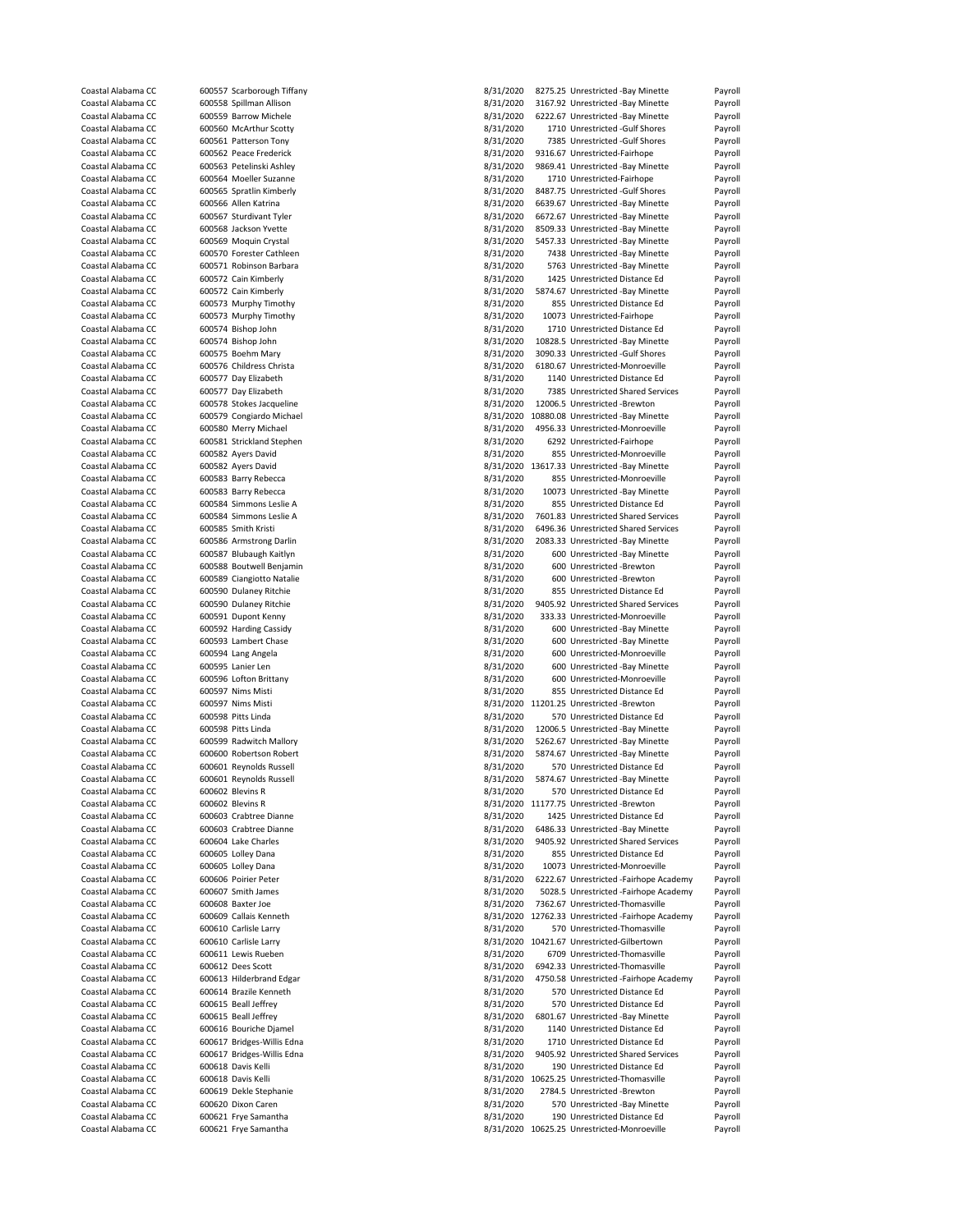| | | | | | | |
|---|---|---|---|---|---|---|
| Coastal Alabama CC | 600557 | Scarborough Tiffany | 8/31/2020 | 8275.25 | Unrestricted -Bay Minette | Payroll |
| Coastal Alabama CC | 600558 | Spillman Allison | 8/31/2020 | 3167.92 | Unrestricted -Bay Minette | Payroll |
| Coastal Alabama CC | 600559 | Barrow Michele | 8/31/2020 | 6222.67 | Unrestricted -Bay Minette | Payroll |
| Coastal Alabama CC | 600560 | McArthur Scotty | 8/31/2020 | 1710 | Unrestricted -Gulf Shores | Payroll |
| Coastal Alabama CC | 600561 | Patterson Tony | 8/31/2020 | 7385 | Unrestricted -Gulf Shores | Payroll |
| Coastal Alabama CC | 600562 | Peace Frederick | 8/31/2020 | 9316.67 | Unrestricted-Fairhope | Payroll |
| Coastal Alabama CC | 600563 | Petelinski Ashley | 8/31/2020 | 9869.41 | Unrestricted -Bay Minette | Payroll |
| Coastal Alabama CC | 600564 | Moeller Suzanne | 8/31/2020 | 1710 | Unrestricted-Fairhope | Payroll |
| Coastal Alabama CC | 600565 | Spratlin Kimberly | 8/31/2020 | 8487.75 | Unrestricted -Gulf Shores | Payroll |
| Coastal Alabama CC | 600566 | Allen Katrina | 8/31/2020 | 6639.67 | Unrestricted -Bay Minette | Payroll |
| Coastal Alabama CC | 600567 | Sturdivant Tyler | 8/31/2020 | 6672.67 | Unrestricted -Bay Minette | Payroll |
| Coastal Alabama CC | 600568 | Jackson Yvette | 8/31/2020 | 8509.33 | Unrestricted -Bay Minette | Payroll |
| Coastal Alabama CC | 600569 | Moquin Crystal | 8/31/2020 | 5457.33 | Unrestricted -Bay Minette | Payroll |
| Coastal Alabama CC | 600570 | Forester Cathleen | 8/31/2020 | 7438 | Unrestricted -Bay Minette | Payroll |
| Coastal Alabama CC | 600571 | Robinson Barbara | 8/31/2020 | 5763 | Unrestricted -Bay Minette | Payroll |
| Coastal Alabama CC | 600572 | Cain Kimberly | 8/31/2020 | 1425 | Unrestricted Distance Ed | Payroll |
| Coastal Alabama CC | 600572 | Cain Kimberly | 8/31/2020 | 5874.67 | Unrestricted -Bay Minette | Payroll |
| Coastal Alabama CC | 600573 | Murphy Timothy | 8/31/2020 | 855 | Unrestricted Distance Ed | Payroll |
| Coastal Alabama CC | 600573 | Murphy Timothy | 8/31/2020 | 10073 | Unrestricted-Fairhope | Payroll |
| Coastal Alabama CC | 600574 | Bishop John | 8/31/2020 | 1710 | Unrestricted Distance Ed | Payroll |
| Coastal Alabama CC | 600574 | Bishop John | 8/31/2020 | 10828.5 | Unrestricted -Bay Minette | Payroll |
| Coastal Alabama CC | 600575 | Boehm Mary | 8/31/2020 | 3090.33 | Unrestricted -Gulf Shores | Payroll |
| Coastal Alabama CC | 600576 | Childress Christa | 8/31/2020 | 6180.67 | Unrestricted-Monroeville | Payroll |
| Coastal Alabama CC | 600577 | Day Elizabeth | 8/31/2020 | 1140 | Unrestricted Distance Ed | Payroll |
| Coastal Alabama CC | 600577 | Day Elizabeth | 8/31/2020 | 7385 | Unrestricted Shared Services | Payroll |
| Coastal Alabama CC | 600578 | Stokes Jacqueline | 8/31/2020 | 12006.5 | Unrestricted -Brewton | Payroll |
| Coastal Alabama CC | 600579 | Congiardo Michael | 8/31/2020 | 10880.08 | Unrestricted -Bay Minette | Payroll |
| Coastal Alabama CC | 600580 | Merry Michael | 8/31/2020 | 4956.33 | Unrestricted-Monroeville | Payroll |
| Coastal Alabama CC | 600581 | Strickland Stephen | 8/31/2020 | 6292 | Unrestricted-Fairhope | Payroll |
| Coastal Alabama CC | 600582 | Ayers David | 8/31/2020 | 855 | Unrestricted-Monroeville | Payroll |
| Coastal Alabama CC | 600582 | Ayers David | 8/31/2020 | 13617.33 | Unrestricted -Bay Minette | Payroll |
| Coastal Alabama CC | 600583 | Barry Rebecca | 8/31/2020 | 855 | Unrestricted-Monroeville | Payroll |
| Coastal Alabama CC | 600583 | Barry Rebecca | 8/31/2020 | 10073 | Unrestricted -Bay Minette | Payroll |
| Coastal Alabama CC | 600584 | Simmons Leslie A | 8/31/2020 | 855 | Unrestricted Distance Ed | Payroll |
| Coastal Alabama CC | 600584 | Simmons Leslie A | 8/31/2020 | 7601.83 | Unrestricted Shared Services | Payroll |
| Coastal Alabama CC | 600585 | Smith Kristi | 8/31/2020 | 6496.36 | Unrestricted Shared Services | Payroll |
| Coastal Alabama CC | 600586 | Armstrong Darlin | 8/31/2020 | 2083.33 | Unrestricted -Bay Minette | Payroll |
| Coastal Alabama CC | 600587 | Blubaugh Kaitlyn | 8/31/2020 | 600 | Unrestricted -Bay Minette | Payroll |
| Coastal Alabama CC | 600588 | Boutwell Benjamin | 8/31/2020 | 600 | Unrestricted -Brewton | Payroll |
| Coastal Alabama CC | 600589 | Ciangiotto Natalie | 8/31/2020 | 600 | Unrestricted -Brewton | Payroll |
| Coastal Alabama CC | 600590 | Dulaney Ritchie | 8/31/2020 | 855 | Unrestricted Distance Ed | Payroll |
| Coastal Alabama CC | 600590 | Dulaney Ritchie | 8/31/2020 | 9405.92 | Unrestricted Shared Services | Payroll |
| Coastal Alabama CC | 600591 | Dupont Kenny | 8/31/2020 | 333.33 | Unrestricted-Monroeville | Payroll |
| Coastal Alabama CC | 600592 | Harding Cassidy | 8/31/2020 | 600 | Unrestricted -Bay Minette | Payroll |
| Coastal Alabama CC | 600593 | Lambert Chase | 8/31/2020 | 600 | Unrestricted -Bay Minette | Payroll |
| Coastal Alabama CC | 600594 | Lang Angela | 8/31/2020 | 600 | Unrestricted-Monroeville | Payroll |
| Coastal Alabama CC | 600595 | Lanier Len | 8/31/2020 | 600 | Unrestricted -Bay Minette | Payroll |
| Coastal Alabama CC | 600596 | Lofton Brittany | 8/31/2020 | 600 | Unrestricted-Monroeville | Payroll |
| Coastal Alabama CC | 600597 | Nims Misti | 8/31/2020 | 855 | Unrestricted Distance Ed | Payroll |
| Coastal Alabama CC | 600597 | Nims Misti | 8/31/2020 | 11201.25 | Unrestricted -Brewton | Payroll |
| Coastal Alabama CC | 600598 | Pitts Linda | 8/31/2020 | 570 | Unrestricted Distance Ed | Payroll |
| Coastal Alabama CC | 600598 | Pitts Linda | 8/31/2020 | 12006.5 | Unrestricted -Bay Minette | Payroll |
| Coastal Alabama CC | 600599 | Radwitch Mallory | 8/31/2020 | 5262.67 | Unrestricted -Bay Minette | Payroll |
| Coastal Alabama CC | 600600 | Robertson Robert | 8/31/2020 | 5874.67 | Unrestricted -Bay Minette | Payroll |
| Coastal Alabama CC | 600601 | Reynolds Russell | 8/31/2020 | 570 | Unrestricted Distance Ed | Payroll |
| Coastal Alabama CC | 600601 | Reynolds Russell | 8/31/2020 | 5874.67 | Unrestricted -Bay Minette | Payroll |
| Coastal Alabama CC | 600602 | Blevins R | 8/31/2020 | 570 | Unrestricted Distance Ed | Payroll |
| Coastal Alabama CC | 600602 | Blevins R | 8/31/2020 | 11177.75 | Unrestricted -Brewton | Payroll |
| Coastal Alabama CC | 600603 | Crabtree Dianne | 8/31/2020 | 1425 | Unrestricted Distance Ed | Payroll |
| Coastal Alabama CC | 600603 | Crabtree Dianne | 8/31/2020 | 6486.33 | Unrestricted -Bay Minette | Payroll |
| Coastal Alabama CC | 600604 | Lake Charles | 8/31/2020 | 9405.92 | Unrestricted Shared Services | Payroll |
| Coastal Alabama CC | 600605 | Lolley Dana | 8/31/2020 | 855 | Unrestricted Distance Ed | Payroll |
| Coastal Alabama CC | 600605 | Lolley Dana | 8/31/2020 | 10073 | Unrestricted-Monroeville | Payroll |
| Coastal Alabama CC | 600606 | Poirier Peter | 8/31/2020 | 6222.67 | Unrestricted -Fairhope Academy | Payroll |
| Coastal Alabama CC | 600607 | Smith James | 8/31/2020 | 5028.5 | Unrestricted -Fairhope Academy | Payroll |
| Coastal Alabama CC | 600608 | Baxter Joe | 8/31/2020 | 7362.67 | Unrestricted-Thomasville | Payroll |
| Coastal Alabama CC | 600609 | Callais Kenneth | 8/31/2020 | 12762.33 | Unrestricted -Fairhope Academy | Payroll |
| Coastal Alabama CC | 600610 | Carlisle Larry | 8/31/2020 | 570 | Unrestricted-Thomasville | Payroll |
| Coastal Alabama CC | 600610 | Carlisle Larry | 8/31/2020 | 10421.67 | Unrestricted-Gilbertown | Payroll |
| Coastal Alabama CC | 600611 | Lewis Rueben | 8/31/2020 | 6709 | Unrestricted-Thomasville | Payroll |
| Coastal Alabama CC | 600612 | Dees Scott | 8/31/2020 | 6942.33 | Unrestricted-Thomasville | Payroll |
| Coastal Alabama CC | 600613 | Hilderbrand Edgar | 8/31/2020 | 4750.58 | Unrestricted -Fairhope Academy | Payroll |
| Coastal Alabama CC | 600614 | Brazile Kenneth | 8/31/2020 | 570 | Unrestricted Distance Ed | Payroll |
| Coastal Alabama CC | 600615 | Beall Jeffrey | 8/31/2020 | 570 | Unrestricted Distance Ed | Payroll |
| Coastal Alabama CC | 600615 | Beall Jeffrey | 8/31/2020 | 6801.67 | Unrestricted -Bay Minette | Payroll |
| Coastal Alabama CC | 600616 | Bouriche Djamel | 8/31/2020 | 1140 | Unrestricted Distance Ed | Payroll |
| Coastal Alabama CC | 600617 | Bridges-Willis Edna | 8/31/2020 | 1710 | Unrestricted Distance Ed | Payroll |
| Coastal Alabama CC | 600617 | Bridges-Willis Edna | 8/31/2020 | 9405.92 | Unrestricted Shared Services | Payroll |
| Coastal Alabama CC | 600618 | Davis Kelli | 8/31/2020 | 190 | Unrestricted Distance Ed | Payroll |
| Coastal Alabama CC | 600618 | Davis Kelli | 8/31/2020 | 10625.25 | Unrestricted-Thomasville | Payroll |
| Coastal Alabama CC | 600619 | Dekle Stephanie | 8/31/2020 | 2784.5 | Unrestricted -Brewton | Payroll |
| Coastal Alabama CC | 600620 | Dixon Caren | 8/31/2020 | 570 | Unrestricted -Bay Minette | Payroll |
| Coastal Alabama CC | 600621 | Frye Samantha | 8/31/2020 | 190 | Unrestricted Distance Ed | Payroll |
| Coastal Alabama CC | 600621 | Frye Samantha | 8/31/2020 | 10625.25 | Unrestricted-Monroeville | Payroll |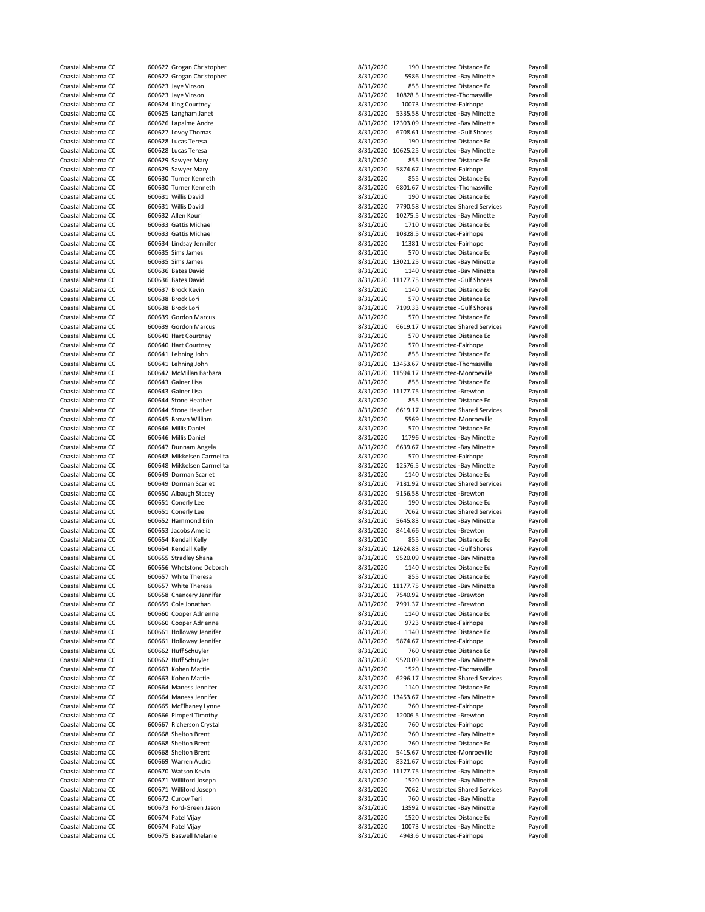| | | | | | | |
|---|---|---|---|---|---|---|
| Coastal Alabama CC | 600622 | Grogan Christopher | 8/31/2020 | 190 | Unrestricted Distance Ed | Payroll |
| Coastal Alabama CC | 600622 | Grogan Christopher | 8/31/2020 | 5986 | Unrestricted -Bay Minette | Payroll |
| Coastal Alabama CC | 600623 | Jaye Vinson | 8/31/2020 | 855 | Unrestricted Distance Ed | Payroll |
| Coastal Alabama CC | 600623 | Jaye Vinson | 8/31/2020 | 10828.5 | Unrestricted-Thomasville | Payroll |
| Coastal Alabama CC | 600624 | King Courtney | 8/31/2020 | 10073 | Unrestricted-Fairhope | Payroll |
| Coastal Alabama CC | 600625 | Langham Janet | 8/31/2020 | 5335.58 | Unrestricted -Bay Minette | Payroll |
| Coastal Alabama CC | 600626 | Lapalme Andre | 8/31/2020 | 12303.09 | Unrestricted -Bay Minette | Payroll |
| Coastal Alabama CC | 600627 | Lovoy Thomas | 8/31/2020 | 6708.61 | Unrestricted -Gulf Shores | Payroll |
| Coastal Alabama CC | 600628 | Lucas Teresa | 8/31/2020 | 190 | Unrestricted Distance Ed | Payroll |
| Coastal Alabama CC | 600628 | Lucas Teresa | 8/31/2020 | 10625.25 | Unrestricted -Bay Minette | Payroll |
| Coastal Alabama CC | 600629 | Sawyer Mary | 8/31/2020 | 855 | Unrestricted Distance Ed | Payroll |
| Coastal Alabama CC | 600629 | Sawyer Mary | 8/31/2020 | 5874.67 | Unrestricted-Fairhope | Payroll |
| Coastal Alabama CC | 600630 | Turner Kenneth | 8/31/2020 | 855 | Unrestricted Distance Ed | Payroll |
| Coastal Alabama CC | 600630 | Turner Kenneth | 8/31/2020 | 6801.67 | Unrestricted-Thomasville | Payroll |
| Coastal Alabama CC | 600631 | Willis David | 8/31/2020 | 190 | Unrestricted Distance Ed | Payroll |
| Coastal Alabama CC | 600631 | Willis David | 8/31/2020 | 7790.58 | Unrestricted Shared Services | Payroll |
| Coastal Alabama CC | 600632 | Allen Kouri | 8/31/2020 | 10275.5 | Unrestricted -Bay Minette | Payroll |
| Coastal Alabama CC | 600633 | Gattis Michael | 8/31/2020 | 1710 | Unrestricted Distance Ed | Payroll |
| Coastal Alabama CC | 600633 | Gattis Michael | 8/31/2020 | 10828.5 | Unrestricted-Fairhope | Payroll |
| Coastal Alabama CC | 600634 | Lindsay Jennifer | 8/31/2020 | 11381 | Unrestricted-Fairhope | Payroll |
| Coastal Alabama CC | 600635 | Sims James | 8/31/2020 | 570 | Unrestricted Distance Ed | Payroll |
| Coastal Alabama CC | 600635 | Sims James | 8/31/2020 | 13021.25 | Unrestricted -Bay Minette | Payroll |
| Coastal Alabama CC | 600636 | Bates David | 8/31/2020 | 1140 | Unrestricted -Bay Minette | Payroll |
| Coastal Alabama CC | 600636 | Bates David | 8/31/2020 | 11177.75 | Unrestricted -Gulf Shores | Payroll |
| Coastal Alabama CC | 600637 | Brock Kevin | 8/31/2020 | 1140 | Unrestricted Distance Ed | Payroll |
| Coastal Alabama CC | 600638 | Brock Lori | 8/31/2020 | 570 | Unrestricted Distance Ed | Payroll |
| Coastal Alabama CC | 600638 | Brock Lori | 8/31/2020 | 7199.33 | Unrestricted -Gulf Shores | Payroll |
| Coastal Alabama CC | 600639 | Gordon Marcus | 8/31/2020 | 570 | Unrestricted Distance Ed | Payroll |
| Coastal Alabama CC | 600639 | Gordon Marcus | 8/31/2020 | 6619.17 | Unrestricted Shared Services | Payroll |
| Coastal Alabama CC | 600640 | Hart Courtney | 8/31/2020 | 570 | Unrestricted Distance Ed | Payroll |
| Coastal Alabama CC | 600640 | Hart Courtney | 8/31/2020 | 570 | Unrestricted-Fairhope | Payroll |
| Coastal Alabama CC | 600641 | Lehning John | 8/31/2020 | 855 | Unrestricted Distance Ed | Payroll |
| Coastal Alabama CC | 600641 | Lehning John | 8/31/2020 | 13453.67 | Unrestricted-Thomasville | Payroll |
| Coastal Alabama CC | 600642 | McMillan Barbara | 8/31/2020 | 11594.17 | Unrestricted-Monroeville | Payroll |
| Coastal Alabama CC | 600643 | Gainer Lisa | 8/31/2020 | 855 | Unrestricted Distance Ed | Payroll |
| Coastal Alabama CC | 600643 | Gainer Lisa | 8/31/2020 | 11177.75 | Unrestricted -Brewton | Payroll |
| Coastal Alabama CC | 600644 | Stone Heather | 8/31/2020 | 855 | Unrestricted Distance Ed | Payroll |
| Coastal Alabama CC | 600644 | Stone Heather | 8/31/2020 | 6619.17 | Unrestricted Shared Services | Payroll |
| Coastal Alabama CC | 600645 | Brown William | 8/31/2020 | 5569 | Unrestricted-Monroeville | Payroll |
| Coastal Alabama CC | 600646 | Millis Daniel | 8/31/2020 | 570 | Unrestricted Distance Ed | Payroll |
| Coastal Alabama CC | 600646 | Millis Daniel | 8/31/2020 | 11796 | Unrestricted -Bay Minette | Payroll |
| Coastal Alabama CC | 600647 | Dunnam Angela | 8/31/2020 | 6639.67 | Unrestricted -Bay Minette | Payroll |
| Coastal Alabama CC | 600648 | Mikkelsen Carmelita | 8/31/2020 | 570 | Unrestricted-Fairhope | Payroll |
| Coastal Alabama CC | 600648 | Mikkelsen Carmelita | 8/31/2020 | 12576.5 | Unrestricted -Bay Minette | Payroll |
| Coastal Alabama CC | 600649 | Dorman Scarlet | 8/31/2020 | 1140 | Unrestricted Distance Ed | Payroll |
| Coastal Alabama CC | 600649 | Dorman Scarlet | 8/31/2020 | 7181.92 | Unrestricted Shared Services | Payroll |
| Coastal Alabama CC | 600650 | Albaugh Stacey | 8/31/2020 | 9156.58 | Unrestricted -Brewton | Payroll |
| Coastal Alabama CC | 600651 | Conerly Lee | 8/31/2020 | 190 | Unrestricted Distance Ed | Payroll |
| Coastal Alabama CC | 600651 | Conerly Lee | 8/31/2020 | 7062 | Unrestricted Shared Services | Payroll |
| Coastal Alabama CC | 600652 | Hammond Erin | 8/31/2020 | 5645.83 | Unrestricted -Bay Minette | Payroll |
| Coastal Alabama CC | 600653 | Jacobs Amelia | 8/31/2020 | 8414.66 | Unrestricted -Brewton | Payroll |
| Coastal Alabama CC | 600654 | Kendall Kelly | 8/31/2020 | 855 | Unrestricted Distance Ed | Payroll |
| Coastal Alabama CC | 600654 | Kendall Kelly | 8/31/2020 | 12624.83 | Unrestricted -Gulf Shores | Payroll |
| Coastal Alabama CC | 600655 | Stradley Shana | 8/31/2020 | 9520.09 | Unrestricted -Bay Minette | Payroll |
| Coastal Alabama CC | 600656 | Whetstone Deborah | 8/31/2020 | 1140 | Unrestricted Distance Ed | Payroll |
| Coastal Alabama CC | 600657 | White Theresa | 8/31/2020 | 855 | Unrestricted Distance Ed | Payroll |
| Coastal Alabama CC | 600657 | White Theresa | 8/31/2020 | 11177.75 | Unrestricted -Bay Minette | Payroll |
| Coastal Alabama CC | 600658 | Chancery Jennifer | 8/31/2020 | 7540.92 | Unrestricted -Brewton | Payroll |
| Coastal Alabama CC | 600659 | Cole Jonathan | 8/31/2020 | 7991.37 | Unrestricted -Brewton | Payroll |
| Coastal Alabama CC | 600660 | Cooper Adrienne | 8/31/2020 | 1140 | Unrestricted Distance Ed | Payroll |
| Coastal Alabama CC | 600660 | Cooper Adrienne | 8/31/2020 | 9723 | Unrestricted-Fairhope | Payroll |
| Coastal Alabama CC | 600661 | Holloway Jennifer | 8/31/2020 | 1140 | Unrestricted Distance Ed | Payroll |
| Coastal Alabama CC | 600661 | Holloway Jennifer | 8/31/2020 | 5874.67 | Unrestricted-Fairhope | Payroll |
| Coastal Alabama CC | 600662 | Huff Schuyler | 8/31/2020 | 760 | Unrestricted Distance Ed | Payroll |
| Coastal Alabama CC | 600662 | Huff Schuyler | 8/31/2020 | 9520.09 | Unrestricted -Bay Minette | Payroll |
| Coastal Alabama CC | 600663 | Kohen Mattie | 8/31/2020 | 1520 | Unrestricted-Thomasville | Payroll |
| Coastal Alabama CC | 600663 | Kohen Mattie | 8/31/2020 | 6296.17 | Unrestricted Shared Services | Payroll |
| Coastal Alabama CC | 600664 | Maness Jennifer | 8/31/2020 | 1140 | Unrestricted Distance Ed | Payroll |
| Coastal Alabama CC | 600664 | Maness Jennifer | 8/31/2020 | 13453.67 | Unrestricted -Bay Minette | Payroll |
| Coastal Alabama CC | 600665 | McElhaney Lynne | 8/31/2020 | 760 | Unrestricted-Fairhope | Payroll |
| Coastal Alabama CC | 600666 | Pimperl Timothy | 8/31/2020 | 12006.5 | Unrestricted -Brewton | Payroll |
| Coastal Alabama CC | 600667 | Richerson Crystal | 8/31/2020 | 760 | Unrestricted-Fairhope | Payroll |
| Coastal Alabama CC | 600668 | Shelton Brent | 8/31/2020 | 760 | Unrestricted -Bay Minette | Payroll |
| Coastal Alabama CC | 600668 | Shelton Brent | 8/31/2020 | 760 | Unrestricted Distance Ed | Payroll |
| Coastal Alabama CC | 600668 | Shelton Brent | 8/31/2020 | 5415.67 | Unrestricted-Monroeville | Payroll |
| Coastal Alabama CC | 600669 | Warren Audra | 8/31/2020 | 8321.67 | Unrestricted-Fairhope | Payroll |
| Coastal Alabama CC | 600670 | Watson Kevin | 8/31/2020 | 11177.75 | Unrestricted -Bay Minette | Payroll |
| Coastal Alabama CC | 600671 | Williford Joseph | 8/31/2020 | 1520 | Unrestricted -Bay Minette | Payroll |
| Coastal Alabama CC | 600671 | Williford Joseph | 8/31/2020 | 7062 | Unrestricted Shared Services | Payroll |
| Coastal Alabama CC | 600672 | Curow Teri | 8/31/2020 | 760 | Unrestricted -Bay Minette | Payroll |
| Coastal Alabama CC | 600673 | Ford-Green Jason | 8/31/2020 | 13592 | Unrestricted -Bay Minette | Payroll |
| Coastal Alabama CC | 600674 | Patel Vijay | 8/31/2020 | 1520 | Unrestricted Distance Ed | Payroll |
| Coastal Alabama CC | 600674 | Patel Vijay | 8/31/2020 | 10073 | Unrestricted -Bay Minette | Payroll |
| Coastal Alabama CC | 600675 | Baswell Melanie | 8/31/2020 | 4943.6 | Unrestricted-Fairhope | Payroll |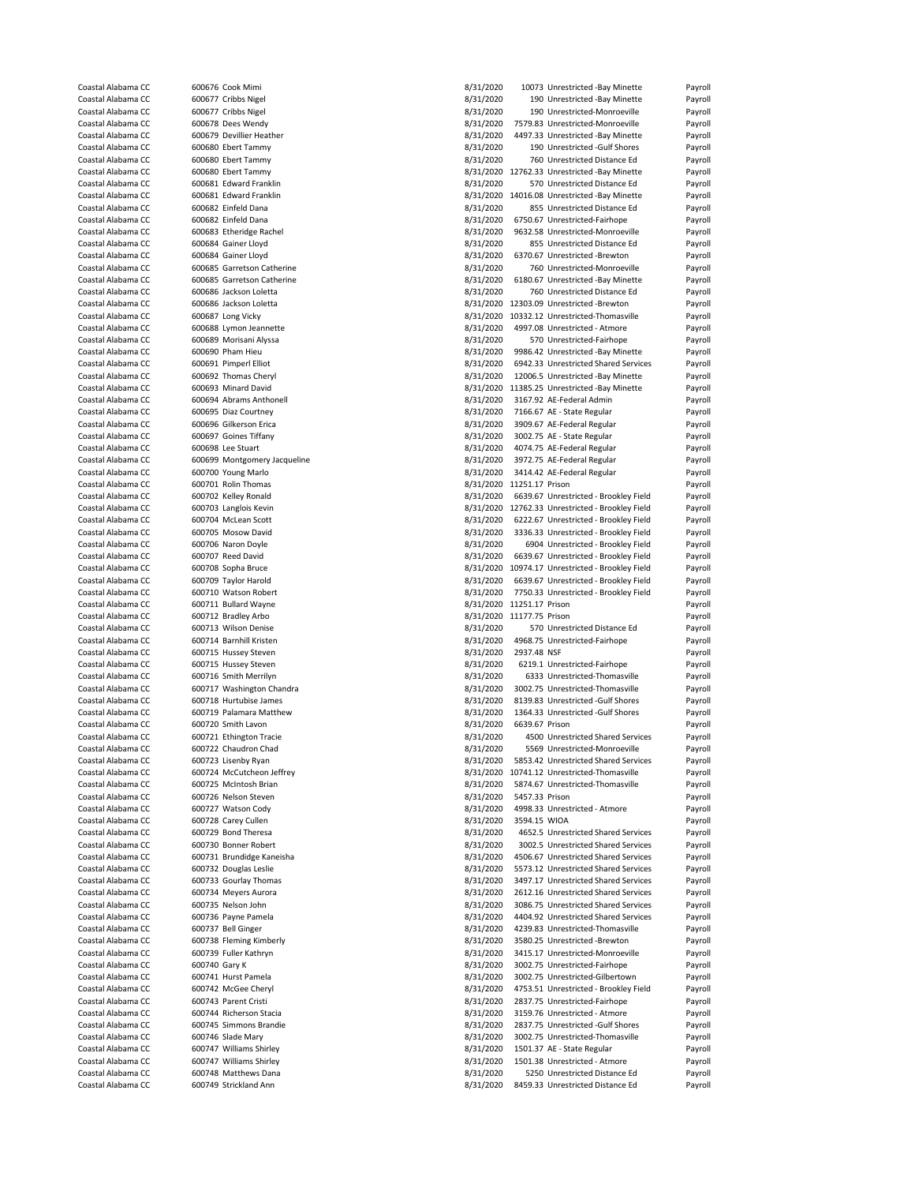| | | | | | | |
|---|---|---|---|---|---|---|
| Coastal Alabama CC | 600676 | Cook Mimi | 8/31/2020 | 10073 | Unrestricted -Bay Minette | Payroll |
| Coastal Alabama CC | 600677 | Cribbs Nigel | 8/31/2020 | 190 | Unrestricted -Bay Minette | Payroll |
| Coastal Alabama CC | 600677 | Cribbs Nigel | 8/31/2020 | 190 | Unrestricted-Monroeville | Payroll |
| Coastal Alabama CC | 600678 | Dees Wendy | 8/31/2020 | 7579.83 | Unrestricted-Monroeville | Payroll |
| Coastal Alabama CC | 600679 | Devillier Heather | 8/31/2020 | 4497.33 | Unrestricted -Bay Minette | Payroll |
| Coastal Alabama CC | 600680 | Ebert Tammy | 8/31/2020 | 190 | Unrestricted -Gulf Shores | Payroll |
| Coastal Alabama CC | 600680 | Ebert Tammy | 8/31/2020 | 760 | Unrestricted Distance Ed | Payroll |
| Coastal Alabama CC | 600680 | Ebert Tammy | 8/31/2020 | 12762.33 | Unrestricted -Bay Minette | Payroll |
| Coastal Alabama CC | 600681 | Edward Franklin | 8/31/2020 | 570 | Unrestricted Distance Ed | Payroll |
| Coastal Alabama CC | 600681 | Edward Franklin | 8/31/2020 | 14016.08 | Unrestricted -Bay Minette | Payroll |
| Coastal Alabama CC | 600682 | Einfeld Dana | 8/31/2020 | 855 | Unrestricted Distance Ed | Payroll |
| Coastal Alabama CC | 600682 | Einfeld Dana | 8/31/2020 | 6750.67 | Unrestricted-Fairhope | Payroll |
| Coastal Alabama CC | 600683 | Etheridge Rachel | 8/31/2020 | 9632.58 | Unrestricted-Monroeville | Payroll |
| Coastal Alabama CC | 600684 | Gainer Lloyd | 8/31/2020 | 855 | Unrestricted Distance Ed | Payroll |
| Coastal Alabama CC | 600684 | Gainer Lloyd | 8/31/2020 | 6370.67 | Unrestricted -Brewton | Payroll |
| Coastal Alabama CC | 600685 | Garretson Catherine | 8/31/2020 | 760 | Unrestricted-Monroeville | Payroll |
| Coastal Alabama CC | 600685 | Garretson Catherine | 8/31/2020 | 6180.67 | Unrestricted -Bay Minette | Payroll |
| Coastal Alabama CC | 600686 | Jackson Loletta | 8/31/2020 | 760 | Unrestricted Distance Ed | Payroll |
| Coastal Alabama CC | 600686 | Jackson Loletta | 8/31/2020 | 12303.09 | Unrestricted -Brewton | Payroll |
| Coastal Alabama CC | 600687 | Long Vicky | 8/31/2020 | 10332.12 | Unrestricted-Thomasville | Payroll |
| Coastal Alabama CC | 600688 | Lymon Jeannette | 8/31/2020 | 4997.08 | Unrestricted - Atmore | Payroll |
| Coastal Alabama CC | 600689 | Morisani Alyssa | 8/31/2020 | 570 | Unrestricted-Fairhope | Payroll |
| Coastal Alabama CC | 600690 | Pham Hieu | 8/31/2020 | 9986.42 | Unrestricted -Bay Minette | Payroll |
| Coastal Alabama CC | 600691 | Pimperl Elliot | 8/31/2020 | 6942.33 | Unrestricted Shared Services | Payroll |
| Coastal Alabama CC | 600692 | Thomas Cheryl | 8/31/2020 | 12006.5 | Unrestricted -Bay Minette | Payroll |
| Coastal Alabama CC | 600693 | Minard David | 8/31/2020 | 11385.25 | Unrestricted -Bay Minette | Payroll |
| Coastal Alabama CC | 600694 | Abrams Anthonell | 8/31/2020 | 3167.92 | AE-Federal Admin | Payroll |
| Coastal Alabama CC | 600695 | Diaz Courtney | 8/31/2020 | 7166.67 | AE - State Regular | Payroll |
| Coastal Alabama CC | 600696 | Gilkerson Erica | 8/31/2020 | 3909.67 | AE-Federal Regular | Payroll |
| Coastal Alabama CC | 600697 | Goines Tiffany | 8/31/2020 | 3002.75 | AE - State Regular | Payroll |
| Coastal Alabama CC | 600698 | Lee Stuart | 8/31/2020 | 4074.75 | AE-Federal Regular | Payroll |
| Coastal Alabama CC | 600699 | Montgomery Jacqueline | 8/31/2020 | 3972.75 | AE-Federal Regular | Payroll |
| Coastal Alabama CC | 600700 | Young Marlo | 8/31/2020 | 3414.42 | AE-Federal Regular | Payroll |
| Coastal Alabama CC | 600701 | Rolin Thomas | 8/31/2020 | 11251.17 | Prison | Payroll |
| Coastal Alabama CC | 600702 | Kelley Ronald | 8/31/2020 | 6639.67 | Unrestricted - Brookley Field | Payroll |
| Coastal Alabama CC | 600703 | Langlois Kevin | 8/31/2020 | 12762.33 | Unrestricted - Brookley Field | Payroll |
| Coastal Alabama CC | 600704 | McLean Scott | 8/31/2020 | 6222.67 | Unrestricted - Brookley Field | Payroll |
| Coastal Alabama CC | 600705 | Mosow David | 8/31/2020 | 3336.33 | Unrestricted - Brookley Field | Payroll |
| Coastal Alabama CC | 600706 | Naron Doyle | 8/31/2020 | 6904 | Unrestricted - Brookley Field | Payroll |
| Coastal Alabama CC | 600707 | Reed David | 8/31/2020 | 6639.67 | Unrestricted - Brookley Field | Payroll |
| Coastal Alabama CC | 600708 | Sopha Bruce | 8/31/2020 | 10974.17 | Unrestricted - Brookley Field | Payroll |
| Coastal Alabama CC | 600709 | Taylor Harold | 8/31/2020 | 6639.67 | Unrestricted - Brookley Field | Payroll |
| Coastal Alabama CC | 600710 | Watson Robert | 8/31/2020 | 7750.33 | Unrestricted - Brookley Field | Payroll |
| Coastal Alabama CC | 600711 | Bullard Wayne | 8/31/2020 | 11251.17 | Prison | Payroll |
| Coastal Alabama CC | 600712 | Bradley Arbo | 8/31/2020 | 11177.75 | Prison | Payroll |
| Coastal Alabama CC | 600713 | Wilson Denise | 8/31/2020 | 570 | Unrestricted Distance Ed | Payroll |
| Coastal Alabama CC | 600714 | Barnhill Kristen | 8/31/2020 | 4968.75 | Unrestricted-Fairhope | Payroll |
| Coastal Alabama CC | 600715 | Hussey Steven | 8/31/2020 | 2937.48 | NSF | Payroll |
| Coastal Alabama CC | 600715 | Hussey Steven | 8/31/2020 | 6219.1 | Unrestricted-Fairhope | Payroll |
| Coastal Alabama CC | 600716 | Smith Merrilyn | 8/31/2020 | 6333 | Unrestricted-Thomasville | Payroll |
| Coastal Alabama CC | 600717 | Washington Chandra | 8/31/2020 | 3002.75 | Unrestricted-Thomasville | Payroll |
| Coastal Alabama CC | 600718 | Hurtubise James | 8/31/2020 | 8139.83 | Unrestricted -Gulf Shores | Payroll |
| Coastal Alabama CC | 600719 | Palamara Matthew | 8/31/2020 | 1364.33 | Unrestricted -Gulf Shores | Payroll |
| Coastal Alabama CC | 600720 | Smith Lavon | 8/31/2020 | 6639.67 | Prison | Payroll |
| Coastal Alabama CC | 600721 | Ethington Tracie | 8/31/2020 | 4500 | Unrestricted Shared Services | Payroll |
| Coastal Alabama CC | 600722 | Chaudron Chad | 8/31/2020 | 5569 | Unrestricted-Monroeville | Payroll |
| Coastal Alabama CC | 600723 | Lisenby Ryan | 8/31/2020 | 5853.42 | Unrestricted Shared Services | Payroll |
| Coastal Alabama CC | 600724 | McCutcheon Jeffrey | 8/31/2020 | 10741.12 | Unrestricted-Thomasville | Payroll |
| Coastal Alabama CC | 600725 | McIntosh Brian | 8/31/2020 | 5874.67 | Unrestricted-Thomasville | Payroll |
| Coastal Alabama CC | 600726 | Nelson Steven | 8/31/2020 | 5457.33 | Prison | Payroll |
| Coastal Alabama CC | 600727 | Watson Cody | 8/31/2020 | 4998.33 | Unrestricted - Atmore | Payroll |
| Coastal Alabama CC | 600728 | Carey Cullen | 8/31/2020 | 3594.15 | WIOA | Payroll |
| Coastal Alabama CC | 600729 | Bond Theresa | 8/31/2020 | 4652.5 | Unrestricted Shared Services | Payroll |
| Coastal Alabama CC | 600730 | Bonner Robert | 8/31/2020 | 3002.5 | Unrestricted Shared Services | Payroll |
| Coastal Alabama CC | 600731 | Brundidge Kaneisha | 8/31/2020 | 4506.67 | Unrestricted Shared Services | Payroll |
| Coastal Alabama CC | 600732 | Douglas Leslie | 8/31/2020 | 5573.12 | Unrestricted Shared Services | Payroll |
| Coastal Alabama CC | 600733 | Gourlay Thomas | 8/31/2020 | 3497.17 | Unrestricted Shared Services | Payroll |
| Coastal Alabama CC | 600734 | Meyers Aurora | 8/31/2020 | 2612.16 | Unrestricted Shared Services | Payroll |
| Coastal Alabama CC | 600735 | Nelson John | 8/31/2020 | 3086.75 | Unrestricted Shared Services | Payroll |
| Coastal Alabama CC | 600736 | Payne Pamela | 8/31/2020 | 4404.92 | Unrestricted Shared Services | Payroll |
| Coastal Alabama CC | 600737 | Bell Ginger | 8/31/2020 | 4239.83 | Unrestricted-Thomasville | Payroll |
| Coastal Alabama CC | 600738 | Fleming Kimberly | 8/31/2020 | 3580.25 | Unrestricted -Brewton | Payroll |
| Coastal Alabama CC | 600739 | Fuller Kathryn | 8/31/2020 | 3415.17 | Unrestricted-Monroeville | Payroll |
| Coastal Alabama CC | 600740 | Gary K | 8/31/2020 | 3002.75 | Unrestricted-Fairhope | Payroll |
| Coastal Alabama CC | 600741 | Hurst Pamela | 8/31/2020 | 3002.75 | Unrestricted-Gilbertown | Payroll |
| Coastal Alabama CC | 600742 | McGee Cheryl | 8/31/2020 | 4753.51 | Unrestricted - Brookley Field | Payroll |
| Coastal Alabama CC | 600743 | Parent Cristi | 8/31/2020 | 2837.75 | Unrestricted-Fairhope | Payroll |
| Coastal Alabama CC | 600744 | Richerson Stacia | 8/31/2020 | 3159.76 | Unrestricted - Atmore | Payroll |
| Coastal Alabama CC | 600745 | Simmons Brandie | 8/31/2020 | 2837.75 | Unrestricted -Gulf Shores | Payroll |
| Coastal Alabama CC | 600746 | Slade Mary | 8/31/2020 | 3002.75 | Unrestricted-Thomasville | Payroll |
| Coastal Alabama CC | 600747 | Williams Shirley | 8/31/2020 | 1501.37 | AE - State Regular | Payroll |
| Coastal Alabama CC | 600747 | Williams Shirley | 8/31/2020 | 1501.38 | Unrestricted - Atmore | Payroll |
| Coastal Alabama CC | 600748 | Matthews Dana | 8/31/2020 | 5250 | Unrestricted Distance Ed | Payroll |
| Coastal Alabama CC | 600749 | Strickland Ann | 8/31/2020 | 8459.33 | Unrestricted Distance Ed | Payroll |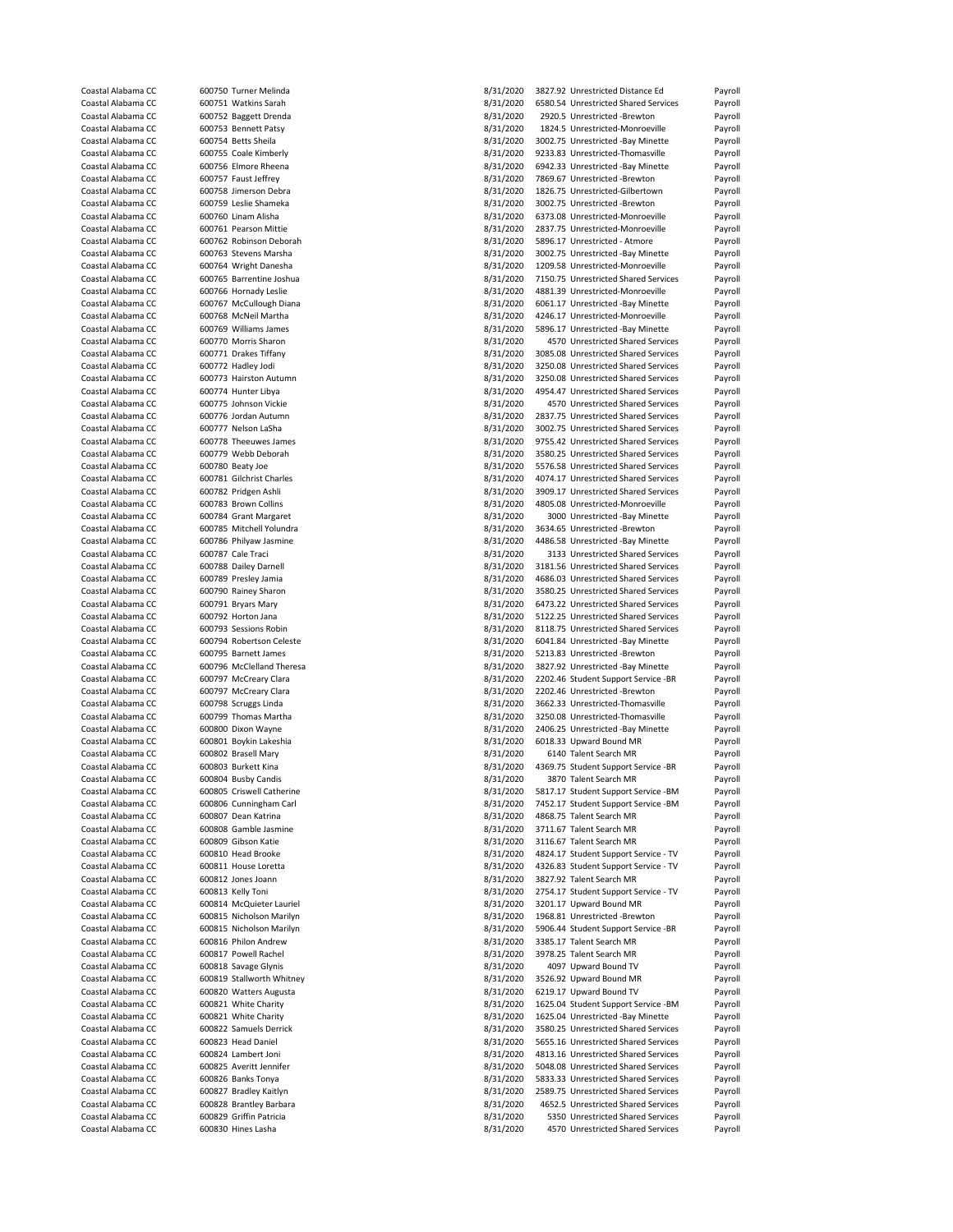| | | | | | |
|---|---|---|---|---|---|
| Coastal Alabama CC | 600750 Turner Melinda | 8/31/2020 | 3827.92 | Unrestricted Distance Ed | Payroll |
| Coastal Alabama CC | 600751 Watkins Sarah | 8/31/2020 | 6580.54 | Unrestricted Shared Services | Payroll |
| Coastal Alabama CC | 600752 Baggett Drenda | 8/31/2020 | 2920.5 | Unrestricted -Brewton | Payroll |
| Coastal Alabama CC | 600753 Bennett Patsy | 8/31/2020 | 1824.5 | Unrestricted-Monroeville | Payroll |
| Coastal Alabama CC | 600754 Betts Sheila | 8/31/2020 | 3002.75 | Unrestricted -Bay Minette | Payroll |
| Coastal Alabama CC | 600755 Coale Kimberly | 8/31/2020 | 9233.83 | Unrestricted-Thomasville | Payroll |
| Coastal Alabama CC | 600756 Elmore Rheena | 8/31/2020 | 6942.33 | Unrestricted -Bay Minette | Payroll |
| Coastal Alabama CC | 600757 Faust Jeffrey | 8/31/2020 | 7869.67 | Unrestricted -Brewton | Payroll |
| Coastal Alabama CC | 600758 Jimerson Debra | 8/31/2020 | 1826.75 | Unrestricted-Gilbertown | Payroll |
| Coastal Alabama CC | 600759 Leslie Shameka | 8/31/2020 | 3002.75 | Unrestricted -Brewton | Payroll |
| Coastal Alabama CC | 600760 Linam Alisha | 8/31/2020 | 6373.08 | Unrestricted-Monroeville | Payroll |
| Coastal Alabama CC | 600761 Pearson Mittie | 8/31/2020 | 2837.75 | Unrestricted-Monroeville | Payroll |
| Coastal Alabama CC | 600762 Robinson Deborah | 8/31/2020 | 5896.17 | Unrestricted - Atmore | Payroll |
| Coastal Alabama CC | 600763 Stevens Marsha | 8/31/2020 | 3002.75 | Unrestricted -Bay Minette | Payroll |
| Coastal Alabama CC | 600764 Wright Danesha | 8/31/2020 | 1209.58 | Unrestricted-Monroeville | Payroll |
| Coastal Alabama CC | 600765 Barrentine Joshua | 8/31/2020 | 7150.75 | Unrestricted Shared Services | Payroll |
| Coastal Alabama CC | 600766 Hornady Leslie | 8/31/2020 | 4881.39 | Unrestricted-Monroeville | Payroll |
| Coastal Alabama CC | 600767 McCullough Diana | 8/31/2020 | 6061.17 | Unrestricted -Bay Minette | Payroll |
| Coastal Alabama CC | 600768 McNeil Martha | 8/31/2020 | 4246.17 | Unrestricted-Monroeville | Payroll |
| Coastal Alabama CC | 600769 Williams James | 8/31/2020 | 5896.17 | Unrestricted -Bay Minette | Payroll |
| Coastal Alabama CC | 600770 Morris Sharon | 8/31/2020 | 4570 | Unrestricted Shared Services | Payroll |
| Coastal Alabama CC | 600771 Drakes Tiffany | 8/31/2020 | 3085.08 | Unrestricted Shared Services | Payroll |
| Coastal Alabama CC | 600772 Hadley Jodi | 8/31/2020 | 3250.08 | Unrestricted Shared Services | Payroll |
| Coastal Alabama CC | 600773 Hairston Autumn | 8/31/2020 | 3250.08 | Unrestricted Shared Services | Payroll |
| Coastal Alabama CC | 600774 Hunter Libya | 8/31/2020 | 4954.47 | Unrestricted Shared Services | Payroll |
| Coastal Alabama CC | 600775 Johnson Vickie | 8/31/2020 | 4570 | Unrestricted Shared Services | Payroll |
| Coastal Alabama CC | 600776 Jordan Autumn | 8/31/2020 | 2837.75 | Unrestricted Shared Services | Payroll |
| Coastal Alabama CC | 600777 Nelson LaSha | 8/31/2020 | 3002.75 | Unrestricted Shared Services | Payroll |
| Coastal Alabama CC | 600778 Theeuwes James | 8/31/2020 | 9755.42 | Unrestricted Shared Services | Payroll |
| Coastal Alabama CC | 600779 Webb Deborah | 8/31/2020 | 3580.25 | Unrestricted Shared Services | Payroll |
| Coastal Alabama CC | 600780 Beaty Joe | 8/31/2020 | 5576.58 | Unrestricted Shared Services | Payroll |
| Coastal Alabama CC | 600781 Gilchrist Charles | 8/31/2020 | 4074.17 | Unrestricted Shared Services | Payroll |
| Coastal Alabama CC | 600782 Pridgen Ashli | 8/31/2020 | 3909.17 | Unrestricted Shared Services | Payroll |
| Coastal Alabama CC | 600783 Brown Collins | 8/31/2020 | 4805.08 | Unrestricted-Monroeville | Payroll |
| Coastal Alabama CC | 600784 Grant Margaret | 8/31/2020 | 3000 | Unrestricted -Bay Minette | Payroll |
| Coastal Alabama CC | 600785 Mitchell Yolundra | 8/31/2020 | 3634.65 | Unrestricted -Brewton | Payroll |
| Coastal Alabama CC | 600786 Philyaw Jasmine | 8/31/2020 | 4486.58 | Unrestricted -Bay Minette | Payroll |
| Coastal Alabama CC | 600787 Cale Traci | 8/31/2020 | 3133 | Unrestricted Shared Services | Payroll |
| Coastal Alabama CC | 600788 Dailey Darnell | 8/31/2020 | 3181.56 | Unrestricted Shared Services | Payroll |
| Coastal Alabama CC | 600789 Presley Jamia | 8/31/2020 | 4686.03 | Unrestricted Shared Services | Payroll |
| Coastal Alabama CC | 600790 Rainey Sharon | 8/31/2020 | 3580.25 | Unrestricted Shared Services | Payroll |
| Coastal Alabama CC | 600791 Bryars Mary | 8/31/2020 | 6473.22 | Unrestricted Shared Services | Payroll |
| Coastal Alabama CC | 600792 Horton Jana | 8/31/2020 | 5122.25 | Unrestricted Shared Services | Payroll |
| Coastal Alabama CC | 600793 Sessions Robin | 8/31/2020 | 8118.75 | Unrestricted Shared Services | Payroll |
| Coastal Alabama CC | 600794 Robertson Celeste | 8/31/2020 | 6041.84 | Unrestricted -Bay Minette | Payroll |
| Coastal Alabama CC | 600795 Barnett James | 8/31/2020 | 5213.83 | Unrestricted -Brewton | Payroll |
| Coastal Alabama CC | 600796 McClelland Theresa | 8/31/2020 | 3827.92 | Unrestricted -Bay Minette | Payroll |
| Coastal Alabama CC | 600797 McCreary Clara | 8/31/2020 | 2202.46 | Student Support Service -BR | Payroll |
| Coastal Alabama CC | 600797 McCreary Clara | 8/31/2020 | 2202.46 | Unrestricted -Brewton | Payroll |
| Coastal Alabama CC | 600798 Scruggs Linda | 8/31/2020 | 3662.33 | Unrestricted-Thomasville | Payroll |
| Coastal Alabama CC | 600799 Thomas Martha | 8/31/2020 | 3250.08 | Unrestricted-Thomasville | Payroll |
| Coastal Alabama CC | 600800 Dixon Wayne | 8/31/2020 | 2406.25 | Unrestricted -Bay Minette | Payroll |
| Coastal Alabama CC | 600801 Boykin Lakeshia | 8/31/2020 | 6018.33 | Upward Bound MR | Payroll |
| Coastal Alabama CC | 600802 Brasell Mary | 8/31/2020 | 6140 | Talent Search MR | Payroll |
| Coastal Alabama CC | 600803 Burkett Kina | 8/31/2020 | 4369.75 | Student Support Service -BR | Payroll |
| Coastal Alabama CC | 600804 Busby Candis | 8/31/2020 | 3870 | Talent Search MR | Payroll |
| Coastal Alabama CC | 600805 Criswell Catherine | 8/31/2020 | 5817.17 | Student Support Service -BM | Payroll |
| Coastal Alabama CC | 600806 Cunningham Carl | 8/31/2020 | 7452.17 | Student Support Service -BM | Payroll |
| Coastal Alabama CC | 600807 Dean Katrina | 8/31/2020 | 4868.75 | Talent Search MR | Payroll |
| Coastal Alabama CC | 600808 Gamble Jasmine | 8/31/2020 | 3711.67 | Talent Search MR | Payroll |
| Coastal Alabama CC | 600809 Gibson Katie | 8/31/2020 | 3116.67 | Talent Search MR | Payroll |
| Coastal Alabama CC | 600810 Head Brooke | 8/31/2020 | 4824.17 | Student Support Service - TV | Payroll |
| Coastal Alabama CC | 600811 House Loretta | 8/31/2020 | 4326.83 | Student Support Service - TV | Payroll |
| Coastal Alabama CC | 600812 Jones Joann | 8/31/2020 | 3827.92 | Talent Search MR | Payroll |
| Coastal Alabama CC | 600813 Kelly Toni | 8/31/2020 | 2754.17 | Student Support Service - TV | Payroll |
| Coastal Alabama CC | 600814 McQuieter Lauriel | 8/31/2020 | 3201.17 | Upward Bound MR | Payroll |
| Coastal Alabama CC | 600815 Nicholson Marilyn | 8/31/2020 | 1968.81 | Unrestricted -Brewton | Payroll |
| Coastal Alabama CC | 600815 Nicholson Marilyn | 8/31/2020 | 5906.44 | Student Support Service -BR | Payroll |
| Coastal Alabama CC | 600816 Philon Andrew | 8/31/2020 | 3385.17 | Talent Search MR | Payroll |
| Coastal Alabama CC | 600817 Powell Rachel | 8/31/2020 | 3978.25 | Talent Search MR | Payroll |
| Coastal Alabama CC | 600818 Savage Glynis | 8/31/2020 | 4097 | Upward Bound TV | Payroll |
| Coastal Alabama CC | 600819 Stallworth Whitney | 8/31/2020 | 3526.92 | Upward Bound MR | Payroll |
| Coastal Alabama CC | 600820 Watters Augusta | 8/31/2020 | 6219.17 | Upward Bound TV | Payroll |
| Coastal Alabama CC | 600821 White Charity | 8/31/2020 | 1625.04 | Student Support Service -BM | Payroll |
| Coastal Alabama CC | 600821 White Charity | 8/31/2020 | 1625.04 | Unrestricted -Bay Minette | Payroll |
| Coastal Alabama CC | 600822 Samuels Derrick | 8/31/2020 | 3580.25 | Unrestricted Shared Services | Payroll |
| Coastal Alabama CC | 600823 Head Daniel | 8/31/2020 | 5655.16 | Unrestricted Shared Services | Payroll |
| Coastal Alabama CC | 600824 Lambert Joni | 8/31/2020 | 4813.16 | Unrestricted Shared Services | Payroll |
| Coastal Alabama CC | 600825 Averitt Jennifer | 8/31/2020 | 5048.08 | Unrestricted Shared Services | Payroll |
| Coastal Alabama CC | 600826 Banks Tonya | 8/31/2020 | 5833.33 | Unrestricted Shared Services | Payroll |
| Coastal Alabama CC | 600827 Bradley Kaitlyn | 8/31/2020 | 2589.75 | Unrestricted Shared Services | Payroll |
| Coastal Alabama CC | 600828 Brantley Barbara | 8/31/2020 | 4652.5 | Unrestricted Shared Services | Payroll |
| Coastal Alabama CC | 600829 Griffin Patricia | 8/31/2020 | 5350 | Unrestricted Shared Services | Payroll |
| Coastal Alabama CC | 600830 Hines Lasha | 8/31/2020 | 4570 | Unrestricted Shared Services | Payroll |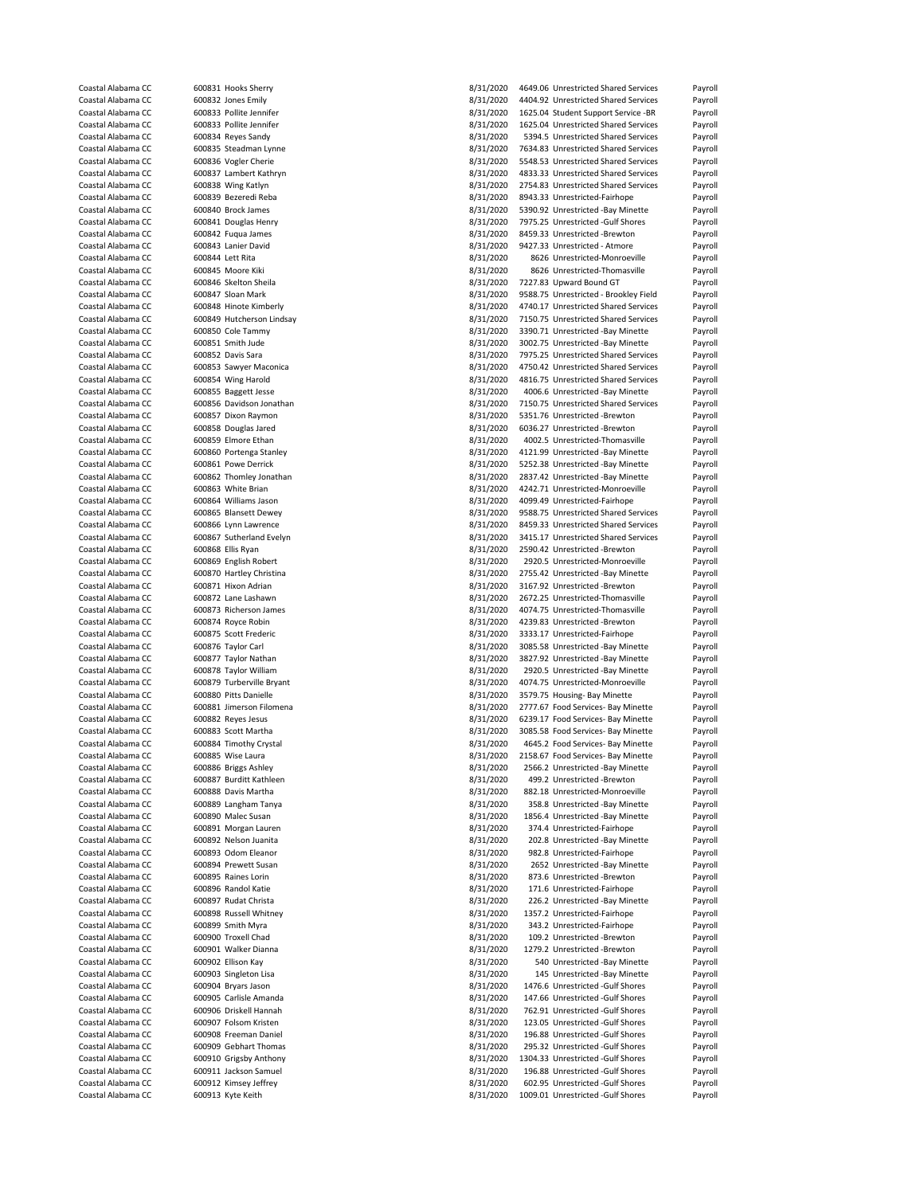| | | | | | | |
|---|---|---|---|---|---|---|
| Coastal Alabama CC | 600831 | Hooks Sherry | 8/31/2020 | 4649.06 | Unrestricted Shared Services | Payroll |
| Coastal Alabama CC | 600832 | Jones Emily | 8/31/2020 | 4404.92 | Unrestricted Shared Services | Payroll |
| Coastal Alabama CC | 600833 | Pollite Jennifer | 8/31/2020 | 1625.04 | Student Support Service -BR | Payroll |
| Coastal Alabama CC | 600833 | Pollite Jennifer | 8/31/2020 | 1625.04 | Unrestricted Shared Services | Payroll |
| Coastal Alabama CC | 600834 | Reyes Sandy | 8/31/2020 | 5394.5 | Unrestricted Shared Services | Payroll |
| Coastal Alabama CC | 600835 | Steadman Lynne | 8/31/2020 | 7634.83 | Unrestricted Shared Services | Payroll |
| Coastal Alabama CC | 600836 | Vogler Cherie | 8/31/2020 | 5548.53 | Unrestricted Shared Services | Payroll |
| Coastal Alabama CC | 600837 | Lambert Kathryn | 8/31/2020 | 4833.33 | Unrestricted Shared Services | Payroll |
| Coastal Alabama CC | 600838 | Wing Katlyn | 8/31/2020 | 2754.83 | Unrestricted Shared Services | Payroll |
| Coastal Alabama CC | 600839 | Bezeredi Reba | 8/31/2020 | 8943.33 | Unrestricted-Fairhope | Payroll |
| Coastal Alabama CC | 600840 | Brock James | 8/31/2020 | 5390.92 | Unrestricted -Bay Minette | Payroll |
| Coastal Alabama CC | 600841 | Douglas Henry | 8/31/2020 | 7975.25 | Unrestricted -Gulf Shores | Payroll |
| Coastal Alabama CC | 600842 | Fuqua James | 8/31/2020 | 8459.33 | Unrestricted -Brewton | Payroll |
| Coastal Alabama CC | 600843 | Lanier David | 8/31/2020 | 9427.33 | Unrestricted - Atmore | Payroll |
| Coastal Alabama CC | 600844 | Lett Rita | 8/31/2020 | 8626 | Unrestricted-Monroeville | Payroll |
| Coastal Alabama CC | 600845 | Moore Kiki | 8/31/2020 | 8626 | Unrestricted-Thomasville | Payroll |
| Coastal Alabama CC | 600846 | Skelton Sheila | 8/31/2020 | 7227.83 | Upward Bound GT | Payroll |
| Coastal Alabama CC | 600847 | Sloan Mark | 8/31/2020 | 9588.75 | Unrestricted - Brookley Field | Payroll |
| Coastal Alabama CC | 600848 | Hinote Kimberly | 8/31/2020 | 4740.17 | Unrestricted Shared Services | Payroll |
| Coastal Alabama CC | 600849 | Hutcherson Lindsay | 8/31/2020 | 7150.75 | Unrestricted Shared Services | Payroll |
| Coastal Alabama CC | 600850 | Cole Tammy | 8/31/2020 | 3390.71 | Unrestricted -Bay Minette | Payroll |
| Coastal Alabama CC | 600851 | Smith Jude | 8/31/2020 | 3002.75 | Unrestricted -Bay Minette | Payroll |
| Coastal Alabama CC | 600852 | Davis Sara | 8/31/2020 | 7975.25 | Unrestricted Shared Services | Payroll |
| Coastal Alabama CC | 600853 | Sawyer Maconica | 8/31/2020 | 4750.42 | Unrestricted Shared Services | Payroll |
| Coastal Alabama CC | 600854 | Wing Harold | 8/31/2020 | 4816.75 | Unrestricted Shared Services | Payroll |
| Coastal Alabama CC | 600855 | Baggett Jesse | 8/31/2020 | 4006.6 | Unrestricted -Bay Minette | Payroll |
| Coastal Alabama CC | 600856 | Davidson Jonathan | 8/31/2020 | 7150.75 | Unrestricted Shared Services | Payroll |
| Coastal Alabama CC | 600857 | Dixon Raymon | 8/31/2020 | 5351.76 | Unrestricted -Brewton | Payroll |
| Coastal Alabama CC | 600858 | Douglas Jared | 8/31/2020 | 6036.27 | Unrestricted -Brewton | Payroll |
| Coastal Alabama CC | 600859 | Elmore Ethan | 8/31/2020 | 4002.5 | Unrestricted-Thomasville | Payroll |
| Coastal Alabama CC | 600860 | Portenga Stanley | 8/31/2020 | 4121.99 | Unrestricted -Bay Minette | Payroll |
| Coastal Alabama CC | 600861 | Powe Derrick | 8/31/2020 | 5252.38 | Unrestricted -Bay Minette | Payroll |
| Coastal Alabama CC | 600862 | Thomley Jonathan | 8/31/2020 | 2837.42 | Unrestricted -Bay Minette | Payroll |
| Coastal Alabama CC | 600863 | White Brian | 8/31/2020 | 4242.71 | Unrestricted-Monroeville | Payroll |
| Coastal Alabama CC | 600864 | Williams Jason | 8/31/2020 | 4099.49 | Unrestricted-Fairhope | Payroll |
| Coastal Alabama CC | 600865 | Blansett Dewey | 8/31/2020 | 9588.75 | Unrestricted Shared Services | Payroll |
| Coastal Alabama CC | 600866 | Lynn Lawrence | 8/31/2020 | 8459.33 | Unrestricted Shared Services | Payroll |
| Coastal Alabama CC | 600867 | Sutherland Evelyn | 8/31/2020 | 3415.17 | Unrestricted Shared Services | Payroll |
| Coastal Alabama CC | 600868 | Ellis Ryan | 8/31/2020 | 2590.42 | Unrestricted -Brewton | Payroll |
| Coastal Alabama CC | 600869 | English Robert | 8/31/2020 | 2920.5 | Unrestricted-Monroeville | Payroll |
| Coastal Alabama CC | 600870 | Hartley Christina | 8/31/2020 | 2755.42 | Unrestricted -Bay Minette | Payroll |
| Coastal Alabama CC | 600871 | Hixon Adrian | 8/31/2020 | 3167.92 | Unrestricted -Brewton | Payroll |
| Coastal Alabama CC | 600872 | Lane Lashawn | 8/31/2020 | 2672.25 | Unrestricted-Thomasville | Payroll |
| Coastal Alabama CC | 600873 | Richerson James | 8/31/2020 | 4074.75 | Unrestricted-Thomasville | Payroll |
| Coastal Alabama CC | 600874 | Royce Robin | 8/31/2020 | 4239.83 | Unrestricted -Brewton | Payroll |
| Coastal Alabama CC | 600875 | Scott Frederic | 8/31/2020 | 3333.17 | Unrestricted-Fairhope | Payroll |
| Coastal Alabama CC | 600876 | Taylor Carl | 8/31/2020 | 3085.58 | Unrestricted -Bay Minette | Payroll |
| Coastal Alabama CC | 600877 | Taylor Nathan | 8/31/2020 | 3827.92 | Unrestricted -Bay Minette | Payroll |
| Coastal Alabama CC | 600878 | Taylor William | 8/31/2020 | 2920.5 | Unrestricted -Bay Minette | Payroll |
| Coastal Alabama CC | 600879 | Turberville Bryant | 8/31/2020 | 4074.75 | Unrestricted-Monroeville | Payroll |
| Coastal Alabama CC | 600880 | Pitts Danielle | 8/31/2020 | 3579.75 | Housing- Bay Minette | Payroll |
| Coastal Alabama CC | 600881 | Jimerson Filomena | 8/31/2020 | 2777.67 | Food Services- Bay Minette | Payroll |
| Coastal Alabama CC | 600882 | Reyes Jesus | 8/31/2020 | 6239.17 | Food Services- Bay Minette | Payroll |
| Coastal Alabama CC | 600883 | Scott Martha | 8/31/2020 | 3085.58 | Food Services- Bay Minette | Payroll |
| Coastal Alabama CC | 600884 | Timothy Crystal | 8/31/2020 | 4645.2 | Food Services- Bay Minette | Payroll |
| Coastal Alabama CC | 600885 | Wise Laura | 8/31/2020 | 2158.67 | Food Services- Bay Minette | Payroll |
| Coastal Alabama CC | 600886 | Briggs Ashley | 8/31/2020 | 2566.2 | Unrestricted -Bay Minette | Payroll |
| Coastal Alabama CC | 600887 | Burditt Kathleen | 8/31/2020 | 499.2 | Unrestricted -Brewton | Payroll |
| Coastal Alabama CC | 600888 | Davis Martha | 8/31/2020 | 882.18 | Unrestricted-Monroeville | Payroll |
| Coastal Alabama CC | 600889 | Langham Tanya | 8/31/2020 | 358.8 | Unrestricted -Bay Minette | Payroll |
| Coastal Alabama CC | 600890 | Malec Susan | 8/31/2020 | 1856.4 | Unrestricted -Bay Minette | Payroll |
| Coastal Alabama CC | 600891 | Morgan Lauren | 8/31/2020 | 374.4 | Unrestricted-Fairhope | Payroll |
| Coastal Alabama CC | 600892 | Nelson Juanita | 8/31/2020 | 202.8 | Unrestricted -Bay Minette | Payroll |
| Coastal Alabama CC | 600893 | Odom Eleanor | 8/31/2020 | 982.8 | Unrestricted-Fairhope | Payroll |
| Coastal Alabama CC | 600894 | Prewett Susan | 8/31/2020 | 2652 | Unrestricted -Bay Minette | Payroll |
| Coastal Alabama CC | 600895 | Raines Lorin | 8/31/2020 | 873.6 | Unrestricted -Brewton | Payroll |
| Coastal Alabama CC | 600896 | Randol Katie | 8/31/2020 | 171.6 | Unrestricted-Fairhope | Payroll |
| Coastal Alabama CC | 600897 | Rudat Christa | 8/31/2020 | 226.2 | Unrestricted -Bay Minette | Payroll |
| Coastal Alabama CC | 600898 | Russell Whitney | 8/31/2020 | 1357.2 | Unrestricted-Fairhope | Payroll |
| Coastal Alabama CC | 600899 | Smith Myra | 8/31/2020 | 343.2 | Unrestricted-Fairhope | Payroll |
| Coastal Alabama CC | 600900 | Troxell Chad | 8/31/2020 | 109.2 | Unrestricted -Brewton | Payroll |
| Coastal Alabama CC | 600901 | Walker Dianna | 8/31/2020 | 1279.2 | Unrestricted -Brewton | Payroll |
| Coastal Alabama CC | 600902 | Ellison Kay | 8/31/2020 | 540 | Unrestricted -Bay Minette | Payroll |
| Coastal Alabama CC | 600903 | Singleton Lisa | 8/31/2020 | 145 | Unrestricted -Bay Minette | Payroll |
| Coastal Alabama CC | 600904 | Bryars Jason | 8/31/2020 | 1476.6 | Unrestricted -Gulf Shores | Payroll |
| Coastal Alabama CC | 600905 | Carlisle Amanda | 8/31/2020 | 147.66 | Unrestricted -Gulf Shores | Payroll |
| Coastal Alabama CC | 600906 | Driskell Hannah | 8/31/2020 | 762.91 | Unrestricted -Gulf Shores | Payroll |
| Coastal Alabama CC | 600907 | Folsom Kristen | 8/31/2020 | 123.05 | Unrestricted -Gulf Shores | Payroll |
| Coastal Alabama CC | 600908 | Freeman Daniel | 8/31/2020 | 196.88 | Unrestricted -Gulf Shores | Payroll |
| Coastal Alabama CC | 600909 | Gebhart Thomas | 8/31/2020 | 295.32 | Unrestricted -Gulf Shores | Payroll |
| Coastal Alabama CC | 600910 | Grigsby Anthony | 8/31/2020 | 1304.33 | Unrestricted -Gulf Shores | Payroll |
| Coastal Alabama CC | 600911 | Jackson Samuel | 8/31/2020 | 196.88 | Unrestricted -Gulf Shores | Payroll |
| Coastal Alabama CC | 600912 | Kimsey Jeffrey | 8/31/2020 | 602.95 | Unrestricted -Gulf Shores | Payroll |
| Coastal Alabama CC | 600913 | Kyte Keith | 8/31/2020 | 1009.01 | Unrestricted -Gulf Shores | Payroll |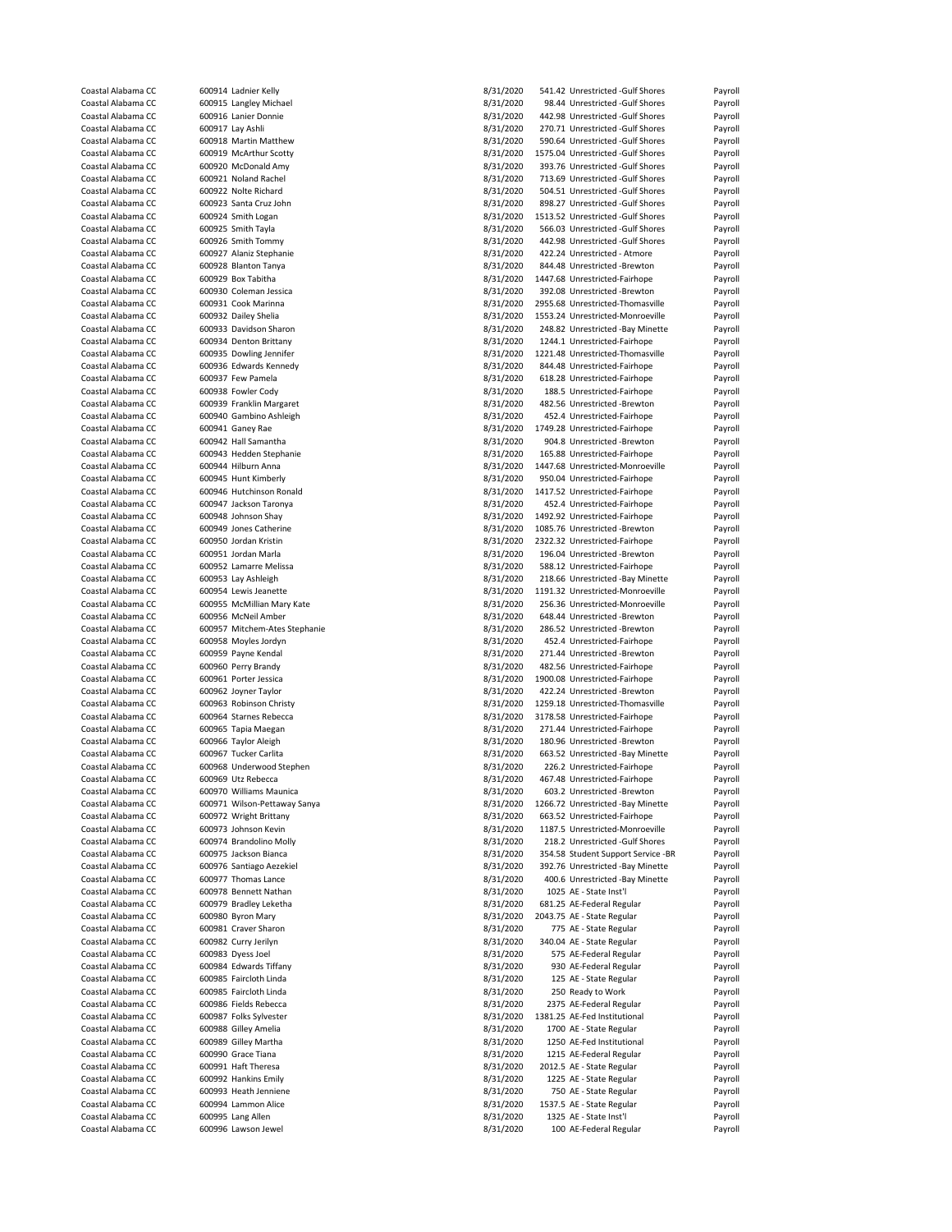| | | | | | | |
|---|---|---|---|---|---|---|
| Coastal Alabama CC | 600914 | Ladnier Kelly | 8/31/2020 | 541.42 | Unrestricted -Gulf Shores | Payroll |
| Coastal Alabama CC | 600915 | Langley Michael | 8/31/2020 | 98.44 | Unrestricted -Gulf Shores | Payroll |
| Coastal Alabama CC | 600916 | Lanier Donnie | 8/31/2020 | 442.98 | Unrestricted -Gulf Shores | Payroll |
| Coastal Alabama CC | 600917 | Lay Ashli | 8/31/2020 | 270.71 | Unrestricted -Gulf Shores | Payroll |
| Coastal Alabama CC | 600918 | Martin Matthew | 8/31/2020 | 590.64 | Unrestricted -Gulf Shores | Payroll |
| Coastal Alabama CC | 600919 | McArthur Scotty | 8/31/2020 | 1575.04 | Unrestricted -Gulf Shores | Payroll |
| Coastal Alabama CC | 600920 | McDonald Amy | 8/31/2020 | 393.76 | Unrestricted -Gulf Shores | Payroll |
| Coastal Alabama CC | 600921 | Noland Rachel | 8/31/2020 | 713.69 | Unrestricted -Gulf Shores | Payroll |
| Coastal Alabama CC | 600922 | Nolte Richard | 8/31/2020 | 504.51 | Unrestricted -Gulf Shores | Payroll |
| Coastal Alabama CC | 600923 | Santa Cruz John | 8/31/2020 | 898.27 | Unrestricted -Gulf Shores | Payroll |
| Coastal Alabama CC | 600924 | Smith Logan | 8/31/2020 | 1513.52 | Unrestricted -Gulf Shores | Payroll |
| Coastal Alabama CC | 600925 | Smith Tayla | 8/31/2020 | 566.03 | Unrestricted -Gulf Shores | Payroll |
| Coastal Alabama CC | 600926 | Smith Tommy | 8/31/2020 | 442.98 | Unrestricted -Gulf Shores | Payroll |
| Coastal Alabama CC | 600927 | Alaniz Stephanie | 8/31/2020 | 422.24 | Unrestricted - Atmore | Payroll |
| Coastal Alabama CC | 600928 | Blanton Tanya | 8/31/2020 | 844.48 | Unrestricted -Brewton | Payroll |
| Coastal Alabama CC | 600929 | Box Tabitha | 8/31/2020 | 1447.68 | Unrestricted-Fairhope | Payroll |
| Coastal Alabama CC | 600930 | Coleman Jessica | 8/31/2020 | 392.08 | Unrestricted -Brewton | Payroll |
| Coastal Alabama CC | 600931 | Cook Marinna | 8/31/2020 | 2955.68 | Unrestricted-Thomasville | Payroll |
| Coastal Alabama CC | 600932 | Dailey Shelia | 8/31/2020 | 1553.24 | Unrestricted-Monroeville | Payroll |
| Coastal Alabama CC | 600933 | Davidson Sharon | 8/31/2020 | 248.82 | Unrestricted -Bay Minette | Payroll |
| Coastal Alabama CC | 600934 | Denton Brittany | 8/31/2020 | 1244.1 | Unrestricted-Fairhope | Payroll |
| Coastal Alabama CC | 600935 | Dowling Jennifer | 8/31/2020 | 1221.48 | Unrestricted-Thomasville | Payroll |
| Coastal Alabama CC | 600936 | Edwards Kennedy | 8/31/2020 | 844.48 | Unrestricted-Fairhope | Payroll |
| Coastal Alabama CC | 600937 | Few Pamela | 8/31/2020 | 618.28 | Unrestricted-Fairhope | Payroll |
| Coastal Alabama CC | 600938 | Fowler Cody | 8/31/2020 | 188.5 | Unrestricted-Fairhope | Payroll |
| Coastal Alabama CC | 600939 | Franklin Margaret | 8/31/2020 | 482.56 | Unrestricted -Brewton | Payroll |
| Coastal Alabama CC | 600940 | Gambino Ashleigh | 8/31/2020 | 452.4 | Unrestricted-Fairhope | Payroll |
| Coastal Alabama CC | 600941 | Ganey Rae | 8/31/2020 | 1749.28 | Unrestricted-Fairhope | Payroll |
| Coastal Alabama CC | 600942 | Hall Samantha | 8/31/2020 | 904.8 | Unrestricted -Brewton | Payroll |
| Coastal Alabama CC | 600943 | Hedden Stephanie | 8/31/2020 | 165.88 | Unrestricted-Fairhope | Payroll |
| Coastal Alabama CC | 600944 | Hilburn Anna | 8/31/2020 | 1447.68 | Unrestricted-Monroeville | Payroll |
| Coastal Alabama CC | 600945 | Hunt Kimberly | 8/31/2020 | 950.04 | Unrestricted-Fairhope | Payroll |
| Coastal Alabama CC | 600946 | Hutchinson Ronald | 8/31/2020 | 1417.52 | Unrestricted-Fairhope | Payroll |
| Coastal Alabama CC | 600947 | Jackson Taronya | 8/31/2020 | 452.4 | Unrestricted-Fairhope | Payroll |
| Coastal Alabama CC | 600948 | Johnson Shay | 8/31/2020 | 1492.92 | Unrestricted-Fairhope | Payroll |
| Coastal Alabama CC | 600949 | Jones Catherine | 8/31/2020 | 1085.76 | Unrestricted -Brewton | Payroll |
| Coastal Alabama CC | 600950 | Jordan Kristin | 8/31/2020 | 2322.32 | Unrestricted-Fairhope | Payroll |
| Coastal Alabama CC | 600951 | Jordan Marla | 8/31/2020 | 196.04 | Unrestricted -Brewton | Payroll |
| Coastal Alabama CC | 600952 | Lamarre Melissa | 8/31/2020 | 588.12 | Unrestricted-Fairhope | Payroll |
| Coastal Alabama CC | 600953 | Lay Ashleigh | 8/31/2020 | 218.66 | Unrestricted -Bay Minette | Payroll |
| Coastal Alabama CC | 600954 | Lewis Jeanette | 8/31/2020 | 1191.32 | Unrestricted-Monroeville | Payroll |
| Coastal Alabama CC | 600955 | McMillian Mary Kate | 8/31/2020 | 256.36 | Unrestricted-Monroeville | Payroll |
| Coastal Alabama CC | 600956 | McNeil Amber | 8/31/2020 | 648.44 | Unrestricted -Brewton | Payroll |
| Coastal Alabama CC | 600957 | Mitchem-Ates Stephanie | 8/31/2020 | 286.52 | Unrestricted -Brewton | Payroll |
| Coastal Alabama CC | 600958 | Moyles Jordyn | 8/31/2020 | 452.4 | Unrestricted-Fairhope | Payroll |
| Coastal Alabama CC | 600959 | Payne Kendal | 8/31/2020 | 271.44 | Unrestricted -Brewton | Payroll |
| Coastal Alabama CC | 600960 | Perry Brandy | 8/31/2020 | 482.56 | Unrestricted-Fairhope | Payroll |
| Coastal Alabama CC | 600961 | Porter Jessica | 8/31/2020 | 1900.08 | Unrestricted-Fairhope | Payroll |
| Coastal Alabama CC | 600962 | Joyner Taylor | 8/31/2020 | 422.24 | Unrestricted -Brewton | Payroll |
| Coastal Alabama CC | 600963 | Robinson Christy | 8/31/2020 | 1259.18 | Unrestricted-Thomasville | Payroll |
| Coastal Alabama CC | 600964 | Starnes Rebecca | 8/31/2020 | 3178.58 | Unrestricted-Fairhope | Payroll |
| Coastal Alabama CC | 600965 | Tapia Maegan | 8/31/2020 | 271.44 | Unrestricted-Fairhope | Payroll |
| Coastal Alabama CC | 600966 | Taylor Aleigh | 8/31/2020 | 180.96 | Unrestricted -Brewton | Payroll |
| Coastal Alabama CC | 600967 | Tucker Carlita | 8/31/2020 | 663.52 | Unrestricted -Bay Minette | Payroll |
| Coastal Alabama CC | 600968 | Underwood Stephen | 8/31/2020 | 226.2 | Unrestricted-Fairhope | Payroll |
| Coastal Alabama CC | 600969 | Utz Rebecca | 8/31/2020 | 467.48 | Unrestricted-Fairhope | Payroll |
| Coastal Alabama CC | 600970 | Williams Maunica | 8/31/2020 | 603.2 | Unrestricted -Brewton | Payroll |
| Coastal Alabama CC | 600971 | Wilson-Pettaway Sanya | 8/31/2020 | 1266.72 | Unrestricted -Bay Minette | Payroll |
| Coastal Alabama CC | 600972 | Wright Brittany | 8/31/2020 | 663.52 | Unrestricted-Fairhope | Payroll |
| Coastal Alabama CC | 600973 | Johnson Kevin | 8/31/2020 | 1187.5 | Unrestricted-Monroeville | Payroll |
| Coastal Alabama CC | 600974 | Brandolino Molly | 8/31/2020 | 218.2 | Unrestricted -Gulf Shores | Payroll |
| Coastal Alabama CC | 600975 | Jackson Bianca | 8/31/2020 | 354.58 | Student Support Service -BR | Payroll |
| Coastal Alabama CC | 600976 | Santiago Aezekiel | 8/31/2020 | 392.76 | Unrestricted -Bay Minette | Payroll |
| Coastal Alabama CC | 600977 | Thomas Lance | 8/31/2020 | 400.6 | Unrestricted -Bay Minette | Payroll |
| Coastal Alabama CC | 600978 | Bennett Nathan | 8/31/2020 | 1025 | AE - State Inst'l | Payroll |
| Coastal Alabama CC | 600979 | Bradley Leketha | 8/31/2020 | 681.25 | AE-Federal Regular | Payroll |
| Coastal Alabama CC | 600980 | Byron Mary | 8/31/2020 | 2043.75 | AE - State Regular | Payroll |
| Coastal Alabama CC | 600981 | Craver Sharon | 8/31/2020 | 775 | AE - State Regular | Payroll |
| Coastal Alabama CC | 600982 | Curry Jerilyn | 8/31/2020 | 340.04 | AE - State Regular | Payroll |
| Coastal Alabama CC | 600983 | Dyess Joel | 8/31/2020 | 575 | AE-Federal Regular | Payroll |
| Coastal Alabama CC | 600984 | Edwards Tiffany | 8/31/2020 | 930 | AE-Federal Regular | Payroll |
| Coastal Alabama CC | 600985 | Faircloth Linda | 8/31/2020 | 125 | AE - State Regular | Payroll |
| Coastal Alabama CC | 600985 | Faircloth Linda | 8/31/2020 | 250 | Ready to Work | Payroll |
| Coastal Alabama CC | 600986 | Fields Rebecca | 8/31/2020 | 2375 | AE-Federal Regular | Payroll |
| Coastal Alabama CC | 600987 | Folks Sylvester | 8/31/2020 | 1381.25 | AE-Fed Institutional | Payroll |
| Coastal Alabama CC | 600988 | Gilley Amelia | 8/31/2020 | 1700 | AE - State Regular | Payroll |
| Coastal Alabama CC | 600989 | Gilley Martha | 8/31/2020 | 1250 | AE-Fed Institutional | Payroll |
| Coastal Alabama CC | 600990 | Grace Tiana | 8/31/2020 | 1215 | AE-Federal Regular | Payroll |
| Coastal Alabama CC | 600991 | Haft Theresa | 8/31/2020 | 2012.5 | AE - State Regular | Payroll |
| Coastal Alabama CC | 600992 | Hankins Emily | 8/31/2020 | 1225 | AE - State Regular | Payroll |
| Coastal Alabama CC | 600993 | Heath Jenniene | 8/31/2020 | 750 | AE - State Regular | Payroll |
| Coastal Alabama CC | 600994 | Lammon Alice | 8/31/2020 | 1537.5 | AE - State Regular | Payroll |
| Coastal Alabama CC | 600995 | Lang Allen | 8/31/2020 | 1325 | AE - State Inst'l | Payroll |
| Coastal Alabama CC | 600996 | Lawson Jewel | 8/31/2020 | 100 | AE-Federal Regular | Payroll |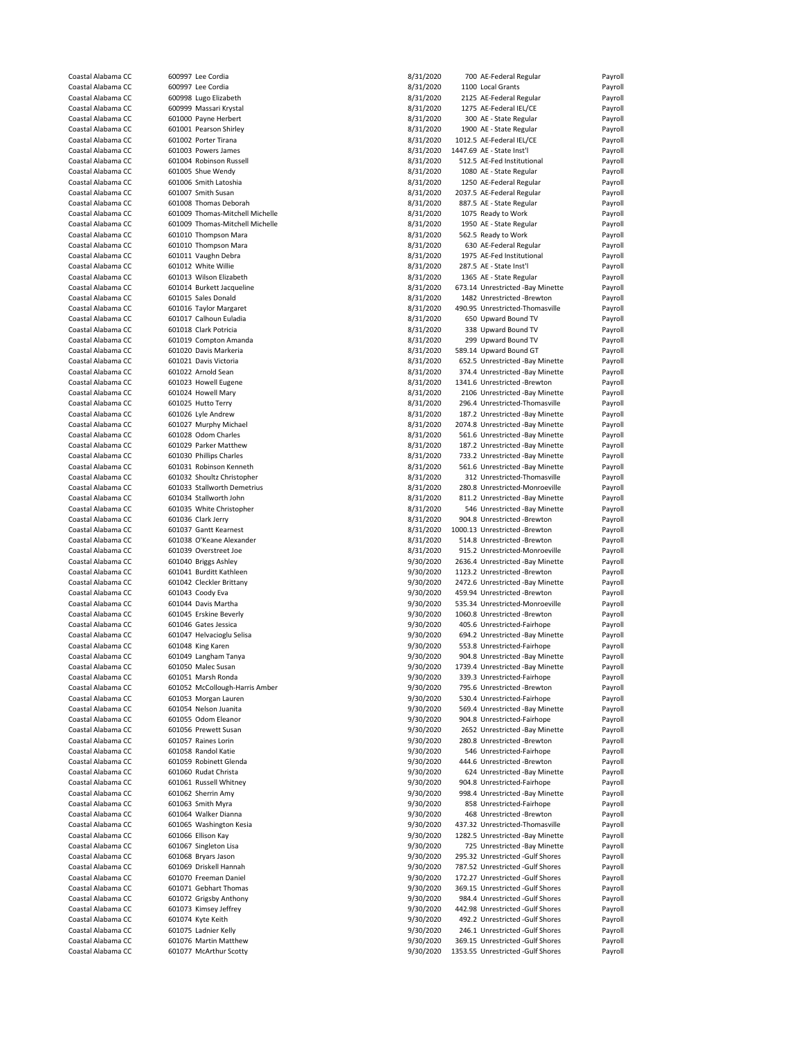| | | | | | | |
|---|---|---|---|---|---|---|
| Coastal Alabama CC | 600997 | Lee Cordia | 8/31/2020 | 700 | AE-Federal Regular | Payroll |
| Coastal Alabama CC | 600997 | Lee Cordia | 8/31/2020 | 1100 | Local Grants | Payroll |
| Coastal Alabama CC | 600998 | Lugo Elizabeth | 8/31/2020 | 2125 | AE-Federal Regular | Payroll |
| Coastal Alabama CC | 600999 | Massari Krystal | 8/31/2020 | 1275 | AE-Federal IEL/CE | Payroll |
| Coastal Alabama CC | 601000 | Payne Herbert | 8/31/2020 | 300 | AE - State Regular | Payroll |
| Coastal Alabama CC | 601001 | Pearson Shirley | 8/31/2020 | 1900 | AE - State Regular | Payroll |
| Coastal Alabama CC | 601002 | Porter Tirana | 8/31/2020 | 1012.5 | AE-Federal IEL/CE | Payroll |
| Coastal Alabama CC | 601003 | Powers James | 8/31/2020 | 1447.69 | AE - State Inst'l | Payroll |
| Coastal Alabama CC | 601004 | Robinson Russell | 8/31/2020 | 512.5 | AE-Fed Institutional | Payroll |
| Coastal Alabama CC | 601005 | Shue Wendy | 8/31/2020 | 1080 | AE - State Regular | Payroll |
| Coastal Alabama CC | 601006 | Smith Latoshia | 8/31/2020 | 1250 | AE-Federal Regular | Payroll |
| Coastal Alabama CC | 601007 | Smith Susan | 8/31/2020 | 2037.5 | AE-Federal Regular | Payroll |
| Coastal Alabama CC | 601008 | Thomas Deborah | 8/31/2020 | 887.5 | AE - State Regular | Payroll |
| Coastal Alabama CC | 601009 | Thomas-Mitchell Michelle | 8/31/2020 | 1075 | Ready to Work | Payroll |
| Coastal Alabama CC | 601009 | Thomas-Mitchell Michelle | 8/31/2020 | 1950 | AE - State Regular | Payroll |
| Coastal Alabama CC | 601010 | Thompson Mara | 8/31/2020 | 562.5 | Ready to Work | Payroll |
| Coastal Alabama CC | 601010 | Thompson Mara | 8/31/2020 | 630 | AE-Federal Regular | Payroll |
| Coastal Alabama CC | 601011 | Vaughn Debra | 8/31/2020 | 1975 | AE-Fed Institutional | Payroll |
| Coastal Alabama CC | 601012 | White Willie | 8/31/2020 | 287.5 | AE - State Inst'l | Payroll |
| Coastal Alabama CC | 601013 | Wilson Elizabeth | 8/31/2020 | 1365 | AE - State Regular | Payroll |
| Coastal Alabama CC | 601014 | Burkett Jacqueline | 8/31/2020 | 673.14 | Unrestricted -Bay Minette | Payroll |
| Coastal Alabama CC | 601015 | Sales Donald | 8/31/2020 | 1482 | Unrestricted -Brewton | Payroll |
| Coastal Alabama CC | 601016 | Taylor Margaret | 8/31/2020 | 490.95 | Unrestricted-Thomasville | Payroll |
| Coastal Alabama CC | 601017 | Calhoun Euladia | 8/31/2020 | 650 | Upward Bound TV | Payroll |
| Coastal Alabama CC | 601018 | Clark Potricia | 8/31/2020 | 338 | Upward Bound TV | Payroll |
| Coastal Alabama CC | 601019 | Compton Amanda | 8/31/2020 | 299 | Upward Bound TV | Payroll |
| Coastal Alabama CC | 601020 | Davis Markeria | 8/31/2020 | 589.14 | Upward Bound GT | Payroll |
| Coastal Alabama CC | 601021 | Davis Victoria | 8/31/2020 | 652.5 | Unrestricted -Bay Minette | Payroll |
| Coastal Alabama CC | 601022 | Arnold Sean | 8/31/2020 | 374.4 | Unrestricted -Bay Minette | Payroll |
| Coastal Alabama CC | 601023 | Howell Eugene | 8/31/2020 | 1341.6 | Unrestricted -Brewton | Payroll |
| Coastal Alabama CC | 601024 | Howell Mary | 8/31/2020 | 2106 | Unrestricted -Bay Minette | Payroll |
| Coastal Alabama CC | 601025 | Hutto Terry | 8/31/2020 | 296.4 | Unrestricted-Thomasville | Payroll |
| Coastal Alabama CC | 601026 | Lyle Andrew | 8/31/2020 | 187.2 | Unrestricted -Bay Minette | Payroll |
| Coastal Alabama CC | 601027 | Murphy Michael | 8/31/2020 | 2074.8 | Unrestricted -Bay Minette | Payroll |
| Coastal Alabama CC | 601028 | Odom Charles | 8/31/2020 | 561.6 | Unrestricted -Bay Minette | Payroll |
| Coastal Alabama CC | 601029 | Parker Matthew | 8/31/2020 | 187.2 | Unrestricted -Bay Minette | Payroll |
| Coastal Alabama CC | 601030 | Phillips Charles | 8/31/2020 | 733.2 | Unrestricted -Bay Minette | Payroll |
| Coastal Alabama CC | 601031 | Robinson Kenneth | 8/31/2020 | 561.6 | Unrestricted -Bay Minette | Payroll |
| Coastal Alabama CC | 601032 | Shoultz Christopher | 8/31/2020 | 312 | Unrestricted-Thomasville | Payroll |
| Coastal Alabama CC | 601033 | Stallworth Demetrius | 8/31/2020 | 280.8 | Unrestricted-Monroeville | Payroll |
| Coastal Alabama CC | 601034 | Stallworth John | 8/31/2020 | 811.2 | Unrestricted -Bay Minette | Payroll |
| Coastal Alabama CC | 601035 | White Christopher | 8/31/2020 | 546 | Unrestricted -Bay Minette | Payroll |
| Coastal Alabama CC | 601036 | Clark Jerry | 8/31/2020 | 904.8 | Unrestricted -Brewton | Payroll |
| Coastal Alabama CC | 601037 | Gantt Kearnest | 8/31/2020 | 1000.13 | Unrestricted -Brewton | Payroll |
| Coastal Alabama CC | 601038 | O'Keane Alexander | 8/31/2020 | 514.8 | Unrestricted -Brewton | Payroll |
| Coastal Alabama CC | 601039 | Overstreet Joe | 8/31/2020 | 915.2 | Unrestricted-Monroeville | Payroll |
| Coastal Alabama CC | 601040 | Briggs Ashley | 9/30/2020 | 2636.4 | Unrestricted -Bay Minette | Payroll |
| Coastal Alabama CC | 601041 | Burditt Kathleen | 9/30/2020 | 1123.2 | Unrestricted -Brewton | Payroll |
| Coastal Alabama CC | 601042 | Cleckler Brittany | 9/30/2020 | 2472.6 | Unrestricted -Bay Minette | Payroll |
| Coastal Alabama CC | 601043 | Coody Eva | 9/30/2020 | 459.94 | Unrestricted -Brewton | Payroll |
| Coastal Alabama CC | 601044 | Davis Martha | 9/30/2020 | 535.34 | Unrestricted-Monroeville | Payroll |
| Coastal Alabama CC | 601045 | Erskine Beverly | 9/30/2020 | 1060.8 | Unrestricted -Brewton | Payroll |
| Coastal Alabama CC | 601046 | Gates Jessica | 9/30/2020 | 405.6 | Unrestricted-Fairhope | Payroll |
| Coastal Alabama CC | 601047 | Helvacioglu Selisa | 9/30/2020 | 694.2 | Unrestricted -Bay Minette | Payroll |
| Coastal Alabama CC | 601048 | King Karen | 9/30/2020 | 553.8 | Unrestricted-Fairhope | Payroll |
| Coastal Alabama CC | 601049 | Langham Tanya | 9/30/2020 | 904.8 | Unrestricted -Bay Minette | Payroll |
| Coastal Alabama CC | 601050 | Malec Susan | 9/30/2020 | 1739.4 | Unrestricted -Bay Minette | Payroll |
| Coastal Alabama CC | 601051 | Marsh Ronda | 9/30/2020 | 339.3 | Unrestricted-Fairhope | Payroll |
| Coastal Alabama CC | 601052 | McCollough-Harris Amber | 9/30/2020 | 795.6 | Unrestricted -Brewton | Payroll |
| Coastal Alabama CC | 601053 | Morgan Lauren | 9/30/2020 | 530.4 | Unrestricted-Fairhope | Payroll |
| Coastal Alabama CC | 601054 | Nelson Juanita | 9/30/2020 | 569.4 | Unrestricted -Bay Minette | Payroll |
| Coastal Alabama CC | 601055 | Odom Eleanor | 9/30/2020 | 904.8 | Unrestricted-Fairhope | Payroll |
| Coastal Alabama CC | 601056 | Prewett Susan | 9/30/2020 | 2652 | Unrestricted -Bay Minette | Payroll |
| Coastal Alabama CC | 601057 | Raines Lorin | 9/30/2020 | 280.8 | Unrestricted -Brewton | Payroll |
| Coastal Alabama CC | 601058 | Randol Katie | 9/30/2020 | 546 | Unrestricted-Fairhope | Payroll |
| Coastal Alabama CC | 601059 | Robinett Glenda | 9/30/2020 | 444.6 | Unrestricted -Brewton | Payroll |
| Coastal Alabama CC | 601060 | Rudat Christa | 9/30/2020 | 624 | Unrestricted -Bay Minette | Payroll |
| Coastal Alabama CC | 601061 | Russell Whitney | 9/30/2020 | 904.8 | Unrestricted-Fairhope | Payroll |
| Coastal Alabama CC | 601062 | Sherrin Amy | 9/30/2020 | 998.4 | Unrestricted -Bay Minette | Payroll |
| Coastal Alabama CC | 601063 | Smith Myra | 9/30/2020 | 858 | Unrestricted-Fairhope | Payroll |
| Coastal Alabama CC | 601064 | Walker Dianna | 9/30/2020 | 468 | Unrestricted -Brewton | Payroll |
| Coastal Alabama CC | 601065 | Washington Kesia | 9/30/2020 | 437.32 | Unrestricted-Thomasville | Payroll |
| Coastal Alabama CC | 601066 | Ellison Kay | 9/30/2020 | 1282.5 | Unrestricted -Bay Minette | Payroll |
| Coastal Alabama CC | 601067 | Singleton Lisa | 9/30/2020 | 725 | Unrestricted -Bay Minette | Payroll |
| Coastal Alabama CC | 601068 | Bryars Jason | 9/30/2020 | 295.32 | Unrestricted -Gulf Shores | Payroll |
| Coastal Alabama CC | 601069 | Driskell Hannah | 9/30/2020 | 787.52 | Unrestricted -Gulf Shores | Payroll |
| Coastal Alabama CC | 601070 | Freeman Daniel | 9/30/2020 | 172.27 | Unrestricted -Gulf Shores | Payroll |
| Coastal Alabama CC | 601071 | Gebhart Thomas | 9/30/2020 | 369.15 | Unrestricted -Gulf Shores | Payroll |
| Coastal Alabama CC | 601072 | Grigsby Anthony | 9/30/2020 | 984.4 | Unrestricted -Gulf Shores | Payroll |
| Coastal Alabama CC | 601073 | Kimsey Jeffrey | 9/30/2020 | 442.98 | Unrestricted -Gulf Shores | Payroll |
| Coastal Alabama CC | 601074 | Kyte Keith | 9/30/2020 | 492.2 | Unrestricted -Gulf Shores | Payroll |
| Coastal Alabama CC | 601075 | Ladnier Kelly | 9/30/2020 | 246.1 | Unrestricted -Gulf Shores | Payroll |
| Coastal Alabama CC | 601076 | Martin Matthew | 9/30/2020 | 369.15 | Unrestricted -Gulf Shores | Payroll |
| Coastal Alabama CC | 601077 | McArthur Scotty | 9/30/2020 | 1353.55 | Unrestricted -Gulf Shores | Payroll |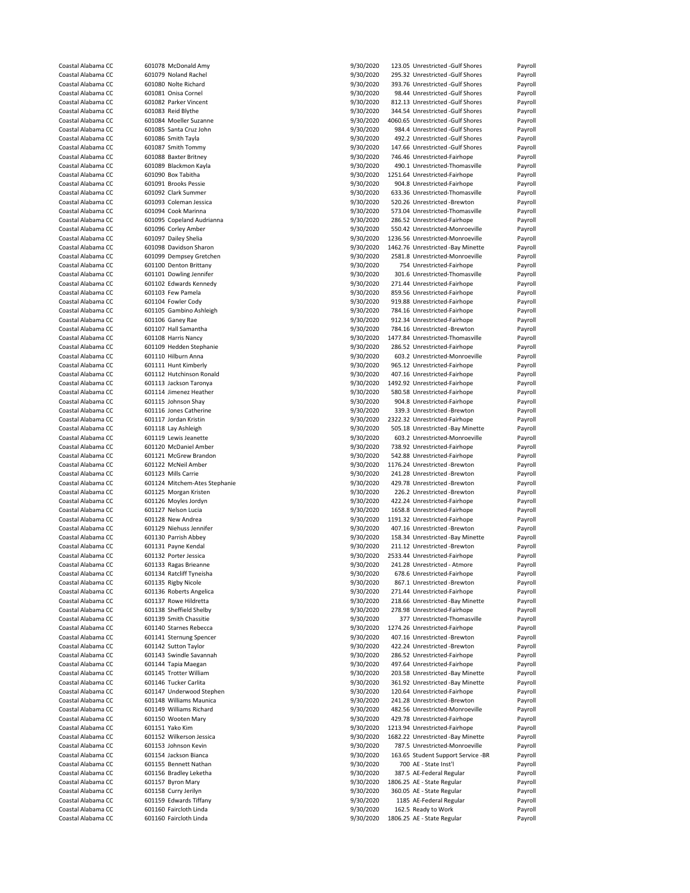| | | | | | |
|---|---|---|---|---|---|
| Coastal Alabama CC | 601078 McDonald Amy | 9/30/2020 | 123.05 | Unrestricted -Gulf Shores | Payroll |
| Coastal Alabama CC | 601079 Noland Rachel | 9/30/2020 | 295.32 | Unrestricted -Gulf Shores | Payroll |
| Coastal Alabama CC | 601080 Nolte Richard | 9/30/2020 | 393.76 | Unrestricted -Gulf Shores | Payroll |
| Coastal Alabama CC | 601081 Onisa Cornel | 9/30/2020 | 98.44 | Unrestricted -Gulf Shores | Payroll |
| Coastal Alabama CC | 601082 Parker Vincent | 9/30/2020 | 812.13 | Unrestricted -Gulf Shores | Payroll |
| Coastal Alabama CC | 601083 Reid Blythe | 9/30/2020 | 344.54 | Unrestricted -Gulf Shores | Payroll |
| Coastal Alabama CC | 601084 Moeller Suzanne | 9/30/2020 | 4060.65 | Unrestricted -Gulf Shores | Payroll |
| Coastal Alabama CC | 601085 Santa Cruz John | 9/30/2020 | 984.4 | Unrestricted -Gulf Shores | Payroll |
| Coastal Alabama CC | 601086 Smith Tayla | 9/30/2020 | 492.2 | Unrestricted -Gulf Shores | Payroll |
| Coastal Alabama CC | 601087 Smith Tommy | 9/30/2020 | 147.66 | Unrestricted -Gulf Shores | Payroll |
| Coastal Alabama CC | 601088 Baxter Britney | 9/30/2020 | 746.46 | Unrestricted-Fairhope | Payroll |
| Coastal Alabama CC | 601089 Blackmon Kayla | 9/30/2020 | 490.1 | Unrestricted-Thomasville | Payroll |
| Coastal Alabama CC | 601090 Box Tabitha | 9/30/2020 | 1251.64 | Unrestricted-Fairhope | Payroll |
| Coastal Alabama CC | 601091 Brooks Pessie | 9/30/2020 | 904.8 | Unrestricted-Fairhope | Payroll |
| Coastal Alabama CC | 601092 Clark Summer | 9/30/2020 | 633.36 | Unrestricted-Thomasville | Payroll |
| Coastal Alabama CC | 601093 Coleman Jessica | 9/30/2020 | 520.26 | Unrestricted -Brewton | Payroll |
| Coastal Alabama CC | 601094 Cook Marinna | 9/30/2020 | 573.04 | Unrestricted-Thomasville | Payroll |
| Coastal Alabama CC | 601095 Copeland Audrianna | 9/30/2020 | 286.52 | Unrestricted-Fairhope | Payroll |
| Coastal Alabama CC | 601096 Corley Amber | 9/30/2020 | 550.42 | Unrestricted-Monroeville | Payroll |
| Coastal Alabama CC | 601097 Dailey Shelia | 9/30/2020 | 1236.56 | Unrestricted-Monroeville | Payroll |
| Coastal Alabama CC | 601098 Davidson Sharon | 9/30/2020 | 1462.76 | Unrestricted -Bay Minette | Payroll |
| Coastal Alabama CC | 601099 Dempsey Gretchen | 9/30/2020 | 2581.8 | Unrestricted-Monroeville | Payroll |
| Coastal Alabama CC | 601100 Denton Brittany | 9/30/2020 | 754 | Unrestricted-Fairhope | Payroll |
| Coastal Alabama CC | 601101 Dowling Jennifer | 9/30/2020 | 301.6 | Unrestricted-Thomasville | Payroll |
| Coastal Alabama CC | 601102 Edwards Kennedy | 9/30/2020 | 271.44 | Unrestricted-Fairhope | Payroll |
| Coastal Alabama CC | 601103 Few Pamela | 9/30/2020 | 859.56 | Unrestricted-Fairhope | Payroll |
| Coastal Alabama CC | 601104 Fowler Cody | 9/30/2020 | 919.88 | Unrestricted-Fairhope | Payroll |
| Coastal Alabama CC | 601105 Gambino Ashleigh | 9/30/2020 | 784.16 | Unrestricted-Fairhope | Payroll |
| Coastal Alabama CC | 601106 Ganey Rae | 9/30/2020 | 912.34 | Unrestricted-Fairhope | Payroll |
| Coastal Alabama CC | 601107 Hall Samantha | 9/30/2020 | 784.16 | Unrestricted -Brewton | Payroll |
| Coastal Alabama CC | 601108 Harris Nancy | 9/30/2020 | 1477.84 | Unrestricted-Thomasville | Payroll |
| Coastal Alabama CC | 601109 Hedden Stephanie | 9/30/2020 | 286.52 | Unrestricted-Fairhope | Payroll |
| Coastal Alabama CC | 601110 Hilburn Anna | 9/30/2020 | 603.2 | Unrestricted-Monroeville | Payroll |
| Coastal Alabama CC | 601111 Hunt Kimberly | 9/30/2020 | 965.12 | Unrestricted-Fairhope | Payroll |
| Coastal Alabama CC | 601112 Hutchinson Ronald | 9/30/2020 | 407.16 | Unrestricted-Fairhope | Payroll |
| Coastal Alabama CC | 601113 Jackson Taronya | 9/30/2020 | 1492.92 | Unrestricted-Fairhope | Payroll |
| Coastal Alabama CC | 601114 Jimenez Heather | 9/30/2020 | 580.58 | Unrestricted-Fairhope | Payroll |
| Coastal Alabama CC | 601115 Johnson Shay | 9/30/2020 | 904.8 | Unrestricted-Fairhope | Payroll |
| Coastal Alabama CC | 601116 Jones Catherine | 9/30/2020 | 339.3 | Unrestricted -Brewton | Payroll |
| Coastal Alabama CC | 601117 Jordan Kristin | 9/30/2020 | 2322.32 | Unrestricted-Fairhope | Payroll |
| Coastal Alabama CC | 601118 Lay Ashleigh | 9/30/2020 | 505.18 | Unrestricted -Bay Minette | Payroll |
| Coastal Alabama CC | 601119 Lewis Jeanette | 9/30/2020 | 603.2 | Unrestricted-Monroeville | Payroll |
| Coastal Alabama CC | 601120 McDaniel Amber | 9/30/2020 | 738.92 | Unrestricted-Fairhope | Payroll |
| Coastal Alabama CC | 601121 McGrew Brandon | 9/30/2020 | 542.88 | Unrestricted-Fairhope | Payroll |
| Coastal Alabama CC | 601122 McNeil Amber | 9/30/2020 | 1176.24 | Unrestricted -Brewton | Payroll |
| Coastal Alabama CC | 601123 Mills Carrie | 9/30/2020 | 241.28 | Unrestricted -Brewton | Payroll |
| Coastal Alabama CC | 601124 Mitchem-Ates Stephanie | 9/30/2020 | 429.78 | Unrestricted -Brewton | Payroll |
| Coastal Alabama CC | 601125 Morgan Kristen | 9/30/2020 | 226.2 | Unrestricted -Brewton | Payroll |
| Coastal Alabama CC | 601126 Moyles Jordyn | 9/30/2020 | 422.24 | Unrestricted-Fairhope | Payroll |
| Coastal Alabama CC | 601127 Nelson Lucia | 9/30/2020 | 1658.8 | Unrestricted-Fairhope | Payroll |
| Coastal Alabama CC | 601128 New Andrea | 9/30/2020 | 1191.32 | Unrestricted-Fairhope | Payroll |
| Coastal Alabama CC | 601129 Niehuss Jennifer | 9/30/2020 | 407.16 | Unrestricted -Brewton | Payroll |
| Coastal Alabama CC | 601130 Parrish Abbey | 9/30/2020 | 158.34 | Unrestricted -Bay Minette | Payroll |
| Coastal Alabama CC | 601131 Payne Kendal | 9/30/2020 | 211.12 | Unrestricted -Brewton | Payroll |
| Coastal Alabama CC | 601132 Porter Jessica | 9/30/2020 | 2533.44 | Unrestricted-Fairhope | Payroll |
| Coastal Alabama CC | 601133 Ragas Brieanne | 9/30/2020 | 241.28 | Unrestricted - Atmore | Payroll |
| Coastal Alabama CC | 601134 Ratcliff Tyneisha | 9/30/2020 | 678.6 | Unrestricted-Fairhope | Payroll |
| Coastal Alabama CC | 601135 Rigby Nicole | 9/30/2020 | 867.1 | Unrestricted -Brewton | Payroll |
| Coastal Alabama CC | 601136 Roberts Angelica | 9/30/2020 | 271.44 | Unrestricted-Fairhope | Payroll |
| Coastal Alabama CC | 601137 Rowe Hildretta | 9/30/2020 | 218.66 | Unrestricted -Bay Minette | Payroll |
| Coastal Alabama CC | 601138 Sheffield Shelby | 9/30/2020 | 278.98 | Unrestricted-Fairhope | Payroll |
| Coastal Alabama CC | 601139 Smith Chassitie | 9/30/2020 | 377 | Unrestricted-Thomasville | Payroll |
| Coastal Alabama CC | 601140 Starnes Rebecca | 9/30/2020 | 1274.26 | Unrestricted-Fairhope | Payroll |
| Coastal Alabama CC | 601141 Sternung Spencer | 9/30/2020 | 407.16 | Unrestricted -Brewton | Payroll |
| Coastal Alabama CC | 601142 Sutton Taylor | 9/30/2020 | 422.24 | Unrestricted -Brewton | Payroll |
| Coastal Alabama CC | 601143 Swindle Savannah | 9/30/2020 | 286.52 | Unrestricted-Fairhope | Payroll |
| Coastal Alabama CC | 601144 Tapia Maegan | 9/30/2020 | 497.64 | Unrestricted-Fairhope | Payroll |
| Coastal Alabama CC | 601145 Trotter William | 9/30/2020 | 203.58 | Unrestricted -Bay Minette | Payroll |
| Coastal Alabama CC | 601146 Tucker Carlita | 9/30/2020 | 361.92 | Unrestricted -Bay Minette | Payroll |
| Coastal Alabama CC | 601147 Underwood Stephen | 9/30/2020 | 120.64 | Unrestricted-Fairhope | Payroll |
| Coastal Alabama CC | 601148 Williams Maunica | 9/30/2020 | 241.28 | Unrestricted -Brewton | Payroll |
| Coastal Alabama CC | 601149 Williams Richard | 9/30/2020 | 482.56 | Unrestricted-Monroeville | Payroll |
| Coastal Alabama CC | 601150 Wooten Mary | 9/30/2020 | 429.78 | Unrestricted-Fairhope | Payroll |
| Coastal Alabama CC | 601151 Yako Kim | 9/30/2020 | 1213.94 | Unrestricted-Fairhope | Payroll |
| Coastal Alabama CC | 601152 Wilkerson Jessica | 9/30/2020 | 1682.22 | Unrestricted -Bay Minette | Payroll |
| Coastal Alabama CC | 601153 Johnson Kevin | 9/30/2020 | 787.5 | Unrestricted-Monroeville | Payroll |
| Coastal Alabama CC | 601154 Jackson Bianca | 9/30/2020 | 163.65 | Student Support Service -BR | Payroll |
| Coastal Alabama CC | 601155 Bennett Nathan | 9/30/2020 | 700 | AE - State Inst'l | Payroll |
| Coastal Alabama CC | 601156 Bradley Leketha | 9/30/2020 | 387.5 | AE-Federal Regular | Payroll |
| Coastal Alabama CC | 601157 Byron Mary | 9/30/2020 | 1806.25 | AE - State Regular | Payroll |
| Coastal Alabama CC | 601158 Curry Jerilyn | 9/30/2020 | 360.05 | AE - State Regular | Payroll |
| Coastal Alabama CC | 601159 Edwards Tiffany | 9/30/2020 | 1185 | AE-Federal Regular | Payroll |
| Coastal Alabama CC | 601160 Faircloth Linda | 9/30/2020 | 162.5 | Ready to Work | Payroll |
| Coastal Alabama CC | 601160 Faircloth Linda | 9/30/2020 | 1806.25 | AE - State Regular | Payroll |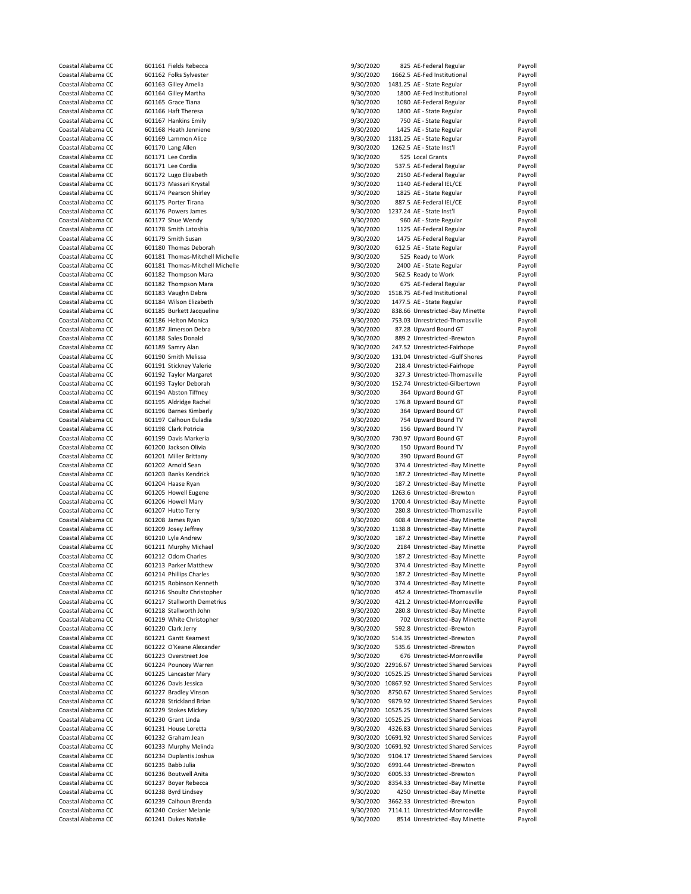| | | | | | | |
|---|---|---|---|---|---|---|
| Coastal Alabama CC | 601161 | Fields Rebecca | 9/30/2020 | 825 | AE-Federal Regular | Payroll |
| Coastal Alabama CC | 601162 | Folks Sylvester | 9/30/2020 | 1662.5 | AE-Fed Institutional | Payroll |
| Coastal Alabama CC | 601163 | Gilley Amelia | 9/30/2020 | 1481.25 | AE - State Regular | Payroll |
| Coastal Alabama CC | 601164 | Gilley Martha | 9/30/2020 | 1800 | AE-Fed Institutional | Payroll |
| Coastal Alabama CC | 601165 | Grace Tiana | 9/30/2020 | 1080 | AE-Federal Regular | Payroll |
| Coastal Alabama CC | 601166 | Haft Theresa | 9/30/2020 | 1800 | AE - State Regular | Payroll |
| Coastal Alabama CC | 601167 | Hankins Emily | 9/30/2020 | 750 | AE - State Regular | Payroll |
| Coastal Alabama CC | 601168 | Heath Jenniene | 9/30/2020 | 1425 | AE - State Regular | Payroll |
| Coastal Alabama CC | 601169 | Lammon Alice | 9/30/2020 | 1181.25 | AE - State Regular | Payroll |
| Coastal Alabama CC | 601170 | Lang Allen | 9/30/2020 | 1262.5 | AE - State Inst'l | Payroll |
| Coastal Alabama CC | 601171 | Lee Cordia | 9/30/2020 | 525 | Local Grants | Payroll |
| Coastal Alabama CC | 601171 | Lee Cordia | 9/30/2020 | 537.5 | AE-Federal Regular | Payroll |
| Coastal Alabama CC | 601172 | Lugo Elizabeth | 9/30/2020 | 2150 | AE-Federal Regular | Payroll |
| Coastal Alabama CC | 601173 | Massari Krystal | 9/30/2020 | 1140 | AE-Federal IEL/CE | Payroll |
| Coastal Alabama CC | 601174 | Pearson Shirley | 9/30/2020 | 1825 | AE - State Regular | Payroll |
| Coastal Alabama CC | 601175 | Porter Tirana | 9/30/2020 | 887.5 | AE-Federal IEL/CE | Payroll |
| Coastal Alabama CC | 601176 | Powers James | 9/30/2020 | 1237.24 | AE - State Inst'l | Payroll |
| Coastal Alabama CC | 601177 | Shue Wendy | 9/30/2020 | 960 | AE - State Regular | Payroll |
| Coastal Alabama CC | 601178 | Smith Latoshia | 9/30/2020 | 1125 | AE-Federal Regular | Payroll |
| Coastal Alabama CC | 601179 | Smith Susan | 9/30/2020 | 1475 | AE-Federal Regular | Payroll |
| Coastal Alabama CC | 601180 | Thomas Deborah | 9/30/2020 | 612.5 | AE - State Regular | Payroll |
| Coastal Alabama CC | 601181 | Thomas-Mitchell Michelle | 9/30/2020 | 525 | Ready to Work | Payroll |
| Coastal Alabama CC | 601181 | Thomas-Mitchell Michelle | 9/30/2020 | 2400 | AE - State Regular | Payroll |
| Coastal Alabama CC | 601182 | Thompson Mara | 9/30/2020 | 562.5 | Ready to Work | Payroll |
| Coastal Alabama CC | 601182 | Thompson Mara | 9/30/2020 | 675 | AE-Federal Regular | Payroll |
| Coastal Alabama CC | 601183 | Vaughn Debra | 9/30/2020 | 1518.75 | AE-Fed Institutional | Payroll |
| Coastal Alabama CC | 601184 | Wilson Elizabeth | 9/30/2020 | 1477.5 | AE - State Regular | Payroll |
| Coastal Alabama CC | 601185 | Burkett Jacqueline | 9/30/2020 | 838.66 | Unrestricted -Bay Minette | Payroll |
| Coastal Alabama CC | 601186 | Helton Monica | 9/30/2020 | 753.03 | Unrestricted-Thomasville | Payroll |
| Coastal Alabama CC | 601187 | Jimerson Debra | 9/30/2020 | 87.28 | Upward Bound GT | Payroll |
| Coastal Alabama CC | 601188 | Sales Donald | 9/30/2020 | 889.2 | Unrestricted -Brewton | Payroll |
| Coastal Alabama CC | 601189 | Samry Alan | 9/30/2020 | 247.52 | Unrestricted-Fairhope | Payroll |
| Coastal Alabama CC | 601190 | Smith Melissa | 9/30/2020 | 131.04 | Unrestricted -Gulf Shores | Payroll |
| Coastal Alabama CC | 601191 | Stickney Valerie | 9/30/2020 | 218.4 | Unrestricted-Fairhope | Payroll |
| Coastal Alabama CC | 601192 | Taylor Margaret | 9/30/2020 | 327.3 | Unrestricted-Thomasville | Payroll |
| Coastal Alabama CC | 601193 | Taylor Deborah | 9/30/2020 | 152.74 | Unrestricted-Gilbertown | Payroll |
| Coastal Alabama CC | 601194 | Abston Tiffney | 9/30/2020 | 364 | Upward Bound GT | Payroll |
| Coastal Alabama CC | 601195 | Aldridge Rachel | 9/30/2020 | 176.8 | Upward Bound GT | Payroll |
| Coastal Alabama CC | 601196 | Barnes Kimberly | 9/30/2020 | 364 | Upward Bound GT | Payroll |
| Coastal Alabama CC | 601197 | Calhoun Euladia | 9/30/2020 | 754 | Upward Bound TV | Payroll |
| Coastal Alabama CC | 601198 | Clark Potricia | 9/30/2020 | 156 | Upward Bound TV | Payroll |
| Coastal Alabama CC | 601199 | Davis Markeria | 9/30/2020 | 730.97 | Upward Bound GT | Payroll |
| Coastal Alabama CC | 601200 | Jackson Olivia | 9/30/2020 | 150 | Upward Bound TV | Payroll |
| Coastal Alabama CC | 601201 | Miller Brittany | 9/30/2020 | 390 | Upward Bound GT | Payroll |
| Coastal Alabama CC | 601202 | Arnold Sean | 9/30/2020 | 374.4 | Unrestricted -Bay Minette | Payroll |
| Coastal Alabama CC | 601203 | Banks Kendrick | 9/30/2020 | 187.2 | Unrestricted -Bay Minette | Payroll |
| Coastal Alabama CC | 601204 | Haase Ryan | 9/30/2020 | 187.2 | Unrestricted -Bay Minette | Payroll |
| Coastal Alabama CC | 601205 | Howell Eugene | 9/30/2020 | 1263.6 | Unrestricted -Brewton | Payroll |
| Coastal Alabama CC | 601206 | Howell Mary | 9/30/2020 | 1700.4 | Unrestricted -Bay Minette | Payroll |
| Coastal Alabama CC | 601207 | Hutto Terry | 9/30/2020 | 280.8 | Unrestricted-Thomasville | Payroll |
| Coastal Alabama CC | 601208 | James Ryan | 9/30/2020 | 608.4 | Unrestricted -Bay Minette | Payroll |
| Coastal Alabama CC | 601209 | Josey Jeffrey | 9/30/2020 | 1138.8 | Unrestricted -Bay Minette | Payroll |
| Coastal Alabama CC | 601210 | Lyle Andrew | 9/30/2020 | 187.2 | Unrestricted -Bay Minette | Payroll |
| Coastal Alabama CC | 601211 | Murphy Michael | 9/30/2020 | 2184 | Unrestricted -Bay Minette | Payroll |
| Coastal Alabama CC | 601212 | Odom Charles | 9/30/2020 | 187.2 | Unrestricted -Bay Minette | Payroll |
| Coastal Alabama CC | 601213 | Parker Matthew | 9/30/2020 | 374.4 | Unrestricted -Bay Minette | Payroll |
| Coastal Alabama CC | 601214 | Phillips Charles | 9/30/2020 | 187.2 | Unrestricted -Bay Minette | Payroll |
| Coastal Alabama CC | 601215 | Robinson Kenneth | 9/30/2020 | 374.4 | Unrestricted -Bay Minette | Payroll |
| Coastal Alabama CC | 601216 | Shoultz Christopher | 9/30/2020 | 452.4 | Unrestricted-Thomasville | Payroll |
| Coastal Alabama CC | 601217 | Stallworth Demetrius | 9/30/2020 | 421.2 | Unrestricted-Monroeville | Payroll |
| Coastal Alabama CC | 601218 | Stallworth John | 9/30/2020 | 280.8 | Unrestricted -Bay Minette | Payroll |
| Coastal Alabama CC | 601219 | White Christopher | 9/30/2020 | 702 | Unrestricted -Bay Minette | Payroll |
| Coastal Alabama CC | 601220 | Clark Jerry | 9/30/2020 | 592.8 | Unrestricted -Brewton | Payroll |
| Coastal Alabama CC | 601221 | Gantt Kearnest | 9/30/2020 | 514.35 | Unrestricted -Brewton | Payroll |
| Coastal Alabama CC | 601222 | O'Keane Alexander | 9/30/2020 | 535.6 | Unrestricted -Brewton | Payroll |
| Coastal Alabama CC | 601223 | Overstreet Joe | 9/30/2020 | 676 | Unrestricted-Monroeville | Payroll |
| Coastal Alabama CC | 601224 | Pouncey Warren | 9/30/2020 | 22916.67 | Unrestricted Shared Services | Payroll |
| Coastal Alabama CC | 601225 | Lancaster Mary | 9/30/2020 | 10525.25 | Unrestricted Shared Services | Payroll |
| Coastal Alabama CC | 601226 | Davis Jessica | 9/30/2020 | 10867.92 | Unrestricted Shared Services | Payroll |
| Coastal Alabama CC | 601227 | Bradley Vinson | 9/30/2020 | 8750.67 | Unrestricted Shared Services | Payroll |
| Coastal Alabama CC | 601228 | Strickland Brian | 9/30/2020 | 9879.92 | Unrestricted Shared Services | Payroll |
| Coastal Alabama CC | 601229 | Stokes Mickey | 9/30/2020 | 10525.25 | Unrestricted Shared Services | Payroll |
| Coastal Alabama CC | 601230 | Grant Linda | 9/30/2020 | 10525.25 | Unrestricted Shared Services | Payroll |
| Coastal Alabama CC | 601231 | House Loretta | 9/30/2020 | 4326.83 | Unrestricted Shared Services | Payroll |
| Coastal Alabama CC | 601232 | Graham Jean | 9/30/2020 | 10691.92 | Unrestricted Shared Services | Payroll |
| Coastal Alabama CC | 601233 | Murphy Melinda | 9/30/2020 | 10691.92 | Unrestricted Shared Services | Payroll |
| Coastal Alabama CC | 601234 | Duplantis Joshua | 9/30/2020 | 9104.17 | Unrestricted Shared Services | Payroll |
| Coastal Alabama CC | 601235 | Babb Julia | 9/30/2020 | 6991.44 | Unrestricted -Brewton | Payroll |
| Coastal Alabama CC | 601236 | Boutwell Anita | 9/30/2020 | 6005.33 | Unrestricted -Brewton | Payroll |
| Coastal Alabama CC | 601237 | Boyer Rebecca | 9/30/2020 | 8354.33 | Unrestricted -Bay Minette | Payroll |
| Coastal Alabama CC | 601238 | Byrd Lindsey | 9/30/2020 | 4250 | Unrestricted -Bay Minette | Payroll |
| Coastal Alabama CC | 601239 | Calhoun Brenda | 9/30/2020 | 3662.33 | Unrestricted -Brewton | Payroll |
| Coastal Alabama CC | 601240 | Cosker Melanie | 9/30/2020 | 7114.11 | Unrestricted-Monroeville | Payroll |
| Coastal Alabama CC | 601241 | Dukes Natalie | 9/30/2020 | 8514 | Unrestricted -Bay Minette | Payroll |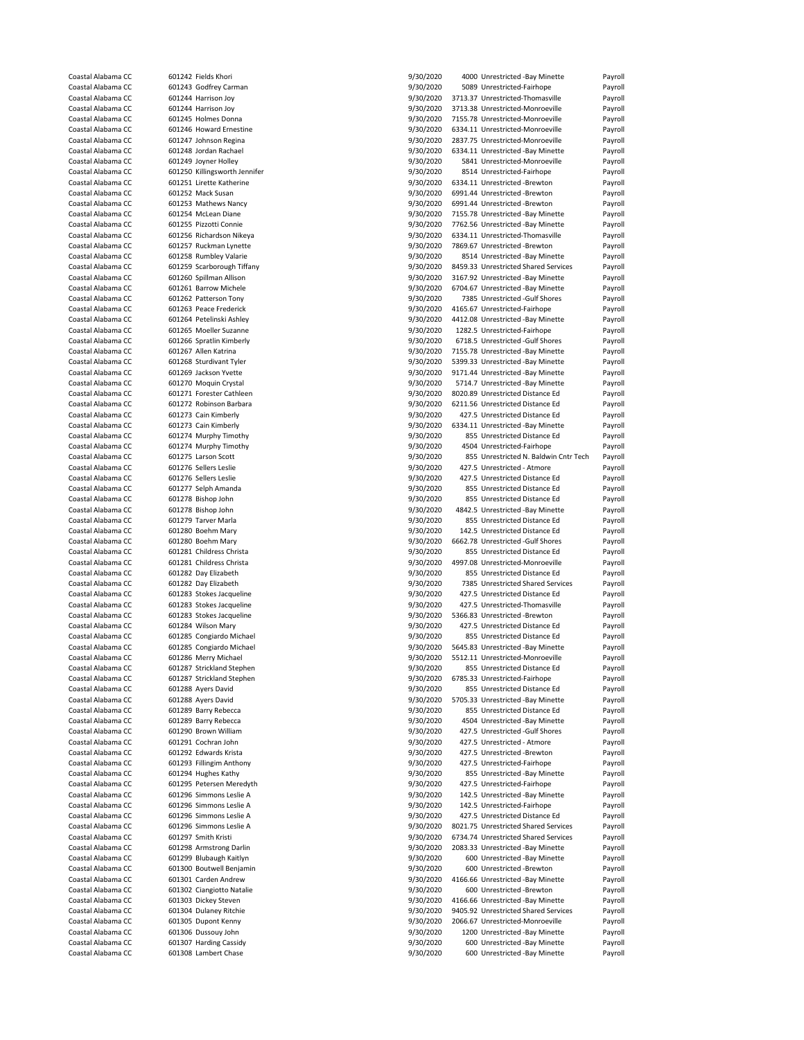| | | | | | | |
|---|---|---|---|---|---|---|
| Coastal Alabama CC | 601242 | Fields Khori | 9/30/2020 | 4000 | Unrestricted -Bay Minette | Payroll |
| Coastal Alabama CC | 601243 | Godfrey Carman | 9/30/2020 | 5089 | Unrestricted-Fairhope | Payroll |
| Coastal Alabama CC | 601244 | Harrison Joy | 9/30/2020 | 3713.37 | Unrestricted-Thomasville | Payroll |
| Coastal Alabama CC | 601244 | Harrison Joy | 9/30/2020 | 3713.38 | Unrestricted-Monroeville | Payroll |
| Coastal Alabama CC | 601245 | Holmes Donna | 9/30/2020 | 7155.78 | Unrestricted-Monroeville | Payroll |
| Coastal Alabama CC | 601246 | Howard Ernestine | 9/30/2020 | 6334.11 | Unrestricted-Monroeville | Payroll |
| Coastal Alabama CC | 601247 | Johnson Regina | 9/30/2020 | 2837.75 | Unrestricted-Monroeville | Payroll |
| Coastal Alabama CC | 601248 | Jordan Rachael | 9/30/2020 | 6334.11 | Unrestricted -Bay Minette | Payroll |
| Coastal Alabama CC | 601249 | Joyner Holley | 9/30/2020 | 5841 | Unrestricted-Monroeville | Payroll |
| Coastal Alabama CC | 601250 | Killingsworth Jennifer | 9/30/2020 | 8514 | Unrestricted-Fairhope | Payroll |
| Coastal Alabama CC | 601251 | Lirette Katherine | 9/30/2020 | 6334.11 | Unrestricted -Brewton | Payroll |
| Coastal Alabama CC | 601252 | Mack Susan | 9/30/2020 | 6991.44 | Unrestricted -Brewton | Payroll |
| Coastal Alabama CC | 601253 | Mathews Nancy | 9/30/2020 | 6991.44 | Unrestricted -Brewton | Payroll |
| Coastal Alabama CC | 601254 | McLean Diane | 9/30/2020 | 7155.78 | Unrestricted -Bay Minette | Payroll |
| Coastal Alabama CC | 601255 | Pizzotti Connie | 9/30/2020 | 7762.56 | Unrestricted -Bay Minette | Payroll |
| Coastal Alabama CC | 601256 | Richardson Nikeya | 9/30/2020 | 6334.11 | Unrestricted-Thomasville | Payroll |
| Coastal Alabama CC | 601257 | Ruckman Lynette | 9/30/2020 | 7869.67 | Unrestricted -Brewton | Payroll |
| Coastal Alabama CC | 601258 | Rumbley Valarie | 9/30/2020 | 8514 | Unrestricted -Bay Minette | Payroll |
| Coastal Alabama CC | 601259 | Scarborough Tiffany | 9/30/2020 | 8459.33 | Unrestricted Shared Services | Payroll |
| Coastal Alabama CC | 601260 | Spillman Allison | 9/30/2020 | 3167.92 | Unrestricted -Bay Minette | Payroll |
| Coastal Alabama CC | 601261 | Barrow Michele | 9/30/2020 | 6704.67 | Unrestricted -Bay Minette | Payroll |
| Coastal Alabama CC | 601262 | Patterson Tony | 9/30/2020 | 7385 | Unrestricted -Gulf Shores | Payroll |
| Coastal Alabama CC | 601263 | Peace Frederick | 9/30/2020 | 4165.67 | Unrestricted-Fairhope | Payroll |
| Coastal Alabama CC | 601264 | Petelinski Ashley | 9/30/2020 | 4412.08 | Unrestricted -Bay Minette | Payroll |
| Coastal Alabama CC | 601265 | Moeller Suzanne | 9/30/2020 | 1282.5 | Unrestricted-Fairhope | Payroll |
| Coastal Alabama CC | 601266 | Spratlin Kimberly | 9/30/2020 | 6718.5 | Unrestricted -Gulf Shores | Payroll |
| Coastal Alabama CC | 601267 | Allen Katrina | 9/30/2020 | 7155.78 | Unrestricted -Bay Minette | Payroll |
| Coastal Alabama CC | 601268 | Sturdivant Tyler | 9/30/2020 | 5399.33 | Unrestricted -Bay Minette | Payroll |
| Coastal Alabama CC | 601269 | Jackson Yvette | 9/30/2020 | 9171.44 | Unrestricted -Bay Minette | Payroll |
| Coastal Alabama CC | 601270 | Moquin Crystal | 9/30/2020 | 5714.7 | Unrestricted -Bay Minette | Payroll |
| Coastal Alabama CC | 601271 | Forester Cathleen | 9/30/2020 | 8020.89 | Unrestricted Distance Ed | Payroll |
| Coastal Alabama CC | 601272 | Robinson Barbara | 9/30/2020 | 6211.56 | Unrestricted Distance Ed | Payroll |
| Coastal Alabama CC | 601273 | Cain Kimberly | 9/30/2020 | 427.5 | Unrestricted Distance Ed | Payroll |
| Coastal Alabama CC | 601273 | Cain Kimberly | 9/30/2020 | 6334.11 | Unrestricted -Bay Minette | Payroll |
| Coastal Alabama CC | 601274 | Murphy Timothy | 9/30/2020 | 855 | Unrestricted Distance Ed | Payroll |
| Coastal Alabama CC | 601274 | Murphy Timothy | 9/30/2020 | 4504 | Unrestricted-Fairhope | Payroll |
| Coastal Alabama CC | 601275 | Larson Scott | 9/30/2020 | 855 | Unrestricted N. Baldwin Cntr Tech | Payroll |
| Coastal Alabama CC | 601276 | Sellers Leslie | 9/30/2020 | 427.5 | Unrestricted - Atmore | Payroll |
| Coastal Alabama CC | 601276 | Sellers Leslie | 9/30/2020 | 427.5 | Unrestricted Distance Ed | Payroll |
| Coastal Alabama CC | 601277 | Selph Amanda | 9/30/2020 | 855 | Unrestricted Distance Ed | Payroll |
| Coastal Alabama CC | 601278 | Bishop John | 9/30/2020 | 855 | Unrestricted Distance Ed | Payroll |
| Coastal Alabama CC | 601278 | Bishop John | 9/30/2020 | 4842.5 | Unrestricted -Bay Minette | Payroll |
| Coastal Alabama CC | 601279 | Tarver Marla | 9/30/2020 | 855 | Unrestricted Distance Ed | Payroll |
| Coastal Alabama CC | 601280 | Boehm Mary | 9/30/2020 | 142.5 | Unrestricted Distance Ed | Payroll |
| Coastal Alabama CC | 601280 | Boehm Mary | 9/30/2020 | 6662.78 | Unrestricted -Gulf Shores | Payroll |
| Coastal Alabama CC | 601281 | Childress Christa | 9/30/2020 | 855 | Unrestricted Distance Ed | Payroll |
| Coastal Alabama CC | 601281 | Childress Christa | 9/30/2020 | 4997.08 | Unrestricted-Monroeville | Payroll |
| Coastal Alabama CC | 601282 | Day Elizabeth | 9/30/2020 | 855 | Unrestricted Distance Ed | Payroll |
| Coastal Alabama CC | 601282 | Day Elizabeth | 9/30/2020 | 7385 | Unrestricted Shared Services | Payroll |
| Coastal Alabama CC | 601283 | Stokes Jacqueline | 9/30/2020 | 427.5 | Unrestricted Distance Ed | Payroll |
| Coastal Alabama CC | 601283 | Stokes Jacqueline | 9/30/2020 | 427.5 | Unrestricted-Thomasville | Payroll |
| Coastal Alabama CC | 601283 | Stokes Jacqueline | 9/30/2020 | 5366.83 | Unrestricted -Brewton | Payroll |
| Coastal Alabama CC | 601284 | Wilson Mary | 9/30/2020 | 427.5 | Unrestricted Distance Ed | Payroll |
| Coastal Alabama CC | 601285 | Congiardo Michael | 9/30/2020 | 855 | Unrestricted Distance Ed | Payroll |
| Coastal Alabama CC | 601285 | Congiardo Michael | 9/30/2020 | 5645.83 | Unrestricted -Bay Minette | Payroll |
| Coastal Alabama CC | 601286 | Merry Michael | 9/30/2020 | 5512.11 | Unrestricted-Monroeville | Payroll |
| Coastal Alabama CC | 601287 | Strickland Stephen | 9/30/2020 | 855 | Unrestricted Distance Ed | Payroll |
| Coastal Alabama CC | 601287 | Strickland Stephen | 9/30/2020 | 6785.33 | Unrestricted-Fairhope | Payroll |
| Coastal Alabama CC | 601288 | Ayers David | 9/30/2020 | 855 | Unrestricted Distance Ed | Payroll |
| Coastal Alabama CC | 601288 | Ayers David | 9/30/2020 | 5705.33 | Unrestricted -Bay Minette | Payroll |
| Coastal Alabama CC | 601289 | Barry Rebecca | 9/30/2020 | 855 | Unrestricted Distance Ed | Payroll |
| Coastal Alabama CC | 601289 | Barry Rebecca | 9/30/2020 | 4504 | Unrestricted -Bay Minette | Payroll |
| Coastal Alabama CC | 601290 | Brown William | 9/30/2020 | 427.5 | Unrestricted -Gulf Shores | Payroll |
| Coastal Alabama CC | 601291 | Cochran John | 9/30/2020 | 427.5 | Unrestricted - Atmore | Payroll |
| Coastal Alabama CC | 601292 | Edwards Krista | 9/30/2020 | 427.5 | Unrestricted -Brewton | Payroll |
| Coastal Alabama CC | 601293 | Fillingim Anthony | 9/30/2020 | 427.5 | Unrestricted-Fairhope | Payroll |
| Coastal Alabama CC | 601294 | Hughes Kathy | 9/30/2020 | 855 | Unrestricted -Bay Minette | Payroll |
| Coastal Alabama CC | 601295 | Petersen Meredyth | 9/30/2020 | 427.5 | Unrestricted-Fairhope | Payroll |
| Coastal Alabama CC | 601296 | Simmons Leslie A | 9/30/2020 | 142.5 | Unrestricted -Bay Minette | Payroll |
| Coastal Alabama CC | 601296 | Simmons Leslie A | 9/30/2020 | 142.5 | Unrestricted-Fairhope | Payroll |
| Coastal Alabama CC | 601296 | Simmons Leslie A | 9/30/2020 | 427.5 | Unrestricted Distance Ed | Payroll |
| Coastal Alabama CC | 601296 | Simmons Leslie A | 9/30/2020 | 8021.75 | Unrestricted Shared Services | Payroll |
| Coastal Alabama CC | 601297 | Smith Kristi | 9/30/2020 | 6734.74 | Unrestricted Shared Services | Payroll |
| Coastal Alabama CC | 601298 | Armstrong Darlin | 9/30/2020 | 2083.33 | Unrestricted -Bay Minette | Payroll |
| Coastal Alabama CC | 601299 | Blubaugh Kaitlyn | 9/30/2020 | 600 | Unrestricted -Bay Minette | Payroll |
| Coastal Alabama CC | 601300 | Boutwell Benjamin | 9/30/2020 | 600 | Unrestricted -Brewton | Payroll |
| Coastal Alabama CC | 601301 | Carden Andrew | 9/30/2020 | 4166.66 | Unrestricted -Bay Minette | Payroll |
| Coastal Alabama CC | 601302 | Ciangiotto Natalie | 9/30/2020 | 600 | Unrestricted -Brewton | Payroll |
| Coastal Alabama CC | 601303 | Dickey Steven | 9/30/2020 | 4166.66 | Unrestricted -Bay Minette | Payroll |
| Coastal Alabama CC | 601304 | Dulaney Ritchie | 9/30/2020 | 9405.92 | Unrestricted Shared Services | Payroll |
| Coastal Alabama CC | 601305 | Dupont Kenny | 9/30/2020 | 2066.67 | Unrestricted-Monroeville | Payroll |
| Coastal Alabama CC | 601306 | Dussouy John | 9/30/2020 | 1200 | Unrestricted -Bay Minette | Payroll |
| Coastal Alabama CC | 601307 | Harding Cassidy | 9/30/2020 | 600 | Unrestricted -Bay Minette | Payroll |
| Coastal Alabama CC | 601308 | Lambert Chase | 9/30/2020 | 600 | Unrestricted -Bay Minette | Payroll |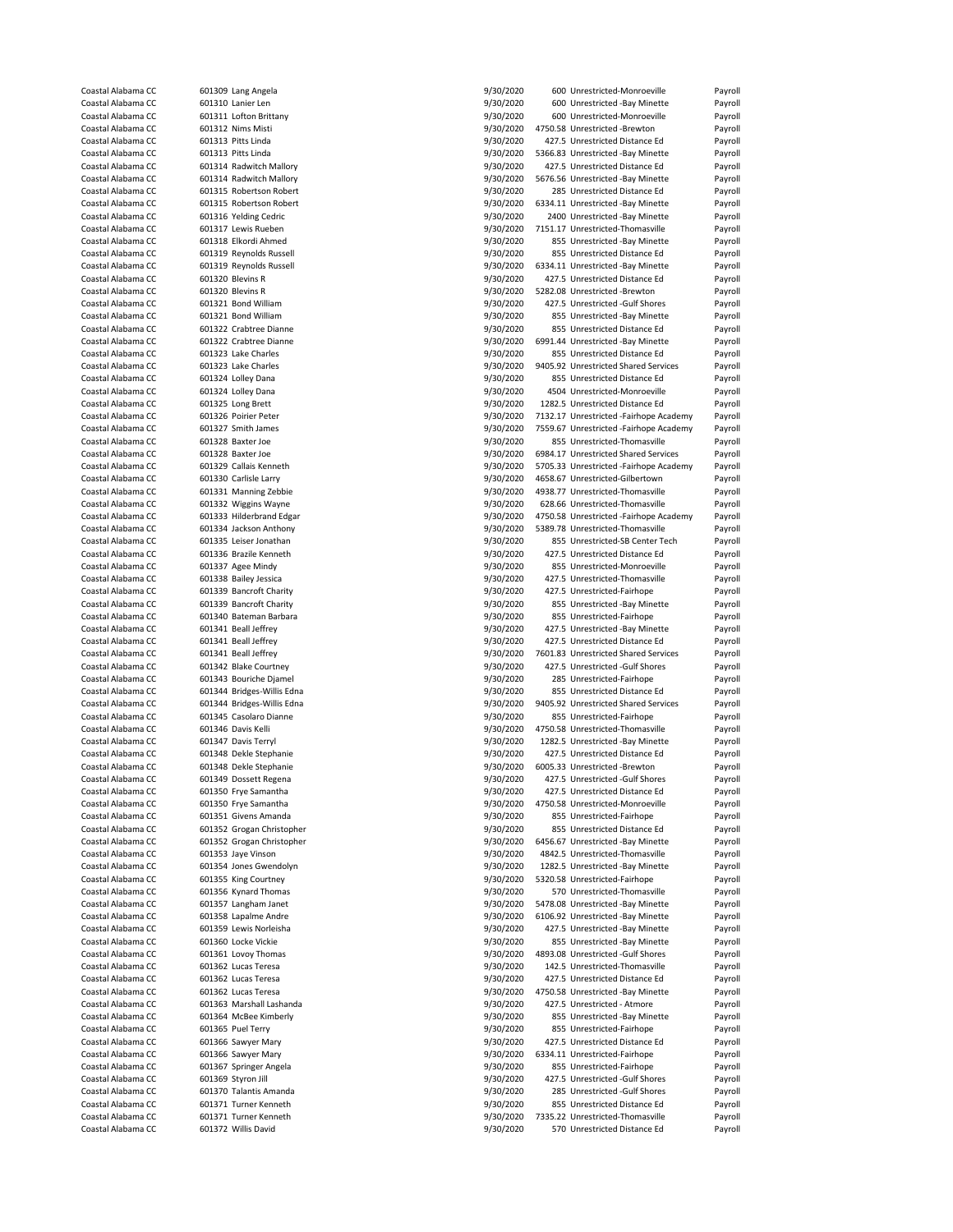| | | | | | | |
|---|---|---|---|---|---|---|
| Coastal Alabama CC | 601309 | Lang Angela | 9/30/2020 | 600 | Unrestricted-Monroeville | Payroll |
| Coastal Alabama CC | 601310 | Lanier Len | 9/30/2020 | 600 | Unrestricted -Bay Minette | Payroll |
| Coastal Alabama CC | 601311 | Lofton Brittany | 9/30/2020 | 600 | Unrestricted-Monroeville | Payroll |
| Coastal Alabama CC | 601312 | Nims Misti | 9/30/2020 | 4750.58 | Unrestricted -Brewton | Payroll |
| Coastal Alabama CC | 601313 | Pitts Linda | 9/30/2020 | 427.5 | Unrestricted Distance Ed | Payroll |
| Coastal Alabama CC | 601313 | Pitts Linda | 9/30/2020 | 5366.83 | Unrestricted -Bay Minette | Payroll |
| Coastal Alabama CC | 601314 | Radwitch Mallory | 9/30/2020 | 427.5 | Unrestricted Distance Ed | Payroll |
| Coastal Alabama CC | 601314 | Radwitch Mallory | 9/30/2020 | 5676.56 | Unrestricted -Bay Minette | Payroll |
| Coastal Alabama CC | 601315 | Robertson Robert | 9/30/2020 | 285 | Unrestricted Distance Ed | Payroll |
| Coastal Alabama CC | 601315 | Robertson Robert | 9/30/2020 | 6334.11 | Unrestricted -Bay Minette | Payroll |
| Coastal Alabama CC | 601316 | Yelding Cedric | 9/30/2020 | 2400 | Unrestricted -Bay Minette | Payroll |
| Coastal Alabama CC | 601317 | Lewis Rueben | 9/30/2020 | 7151.17 | Unrestricted-Thomasville | Payroll |
| Coastal Alabama CC | 601318 | Elkordi Ahmed | 9/30/2020 | 855 | Unrestricted -Bay Minette | Payroll |
| Coastal Alabama CC | 601319 | Reynolds Russell | 9/30/2020 | 855 | Unrestricted Distance Ed | Payroll |
| Coastal Alabama CC | 601319 | Reynolds Russell | 9/30/2020 | 6334.11 | Unrestricted -Bay Minette | Payroll |
| Coastal Alabama CC | 601320 | Blevins R | 9/30/2020 | 427.5 | Unrestricted Distance Ed | Payroll |
| Coastal Alabama CC | 601320 | Blevins R | 9/30/2020 | 5282.08 | Unrestricted -Brewton | Payroll |
| Coastal Alabama CC | 601321 | Bond William | 9/30/2020 | 427.5 | Unrestricted -Gulf Shores | Payroll |
| Coastal Alabama CC | 601321 | Bond William | 9/30/2020 | 855 | Unrestricted -Bay Minette | Payroll |
| Coastal Alabama CC | 601322 | Crabtree Dianne | 9/30/2020 | 855 | Unrestricted Distance Ed | Payroll |
| Coastal Alabama CC | 601322 | Crabtree Dianne | 9/30/2020 | 6991.44 | Unrestricted -Bay Minette | Payroll |
| Coastal Alabama CC | 601323 | Lake Charles | 9/30/2020 | 855 | Unrestricted Distance Ed | Payroll |
| Coastal Alabama CC | 601323 | Lake Charles | 9/30/2020 | 9405.92 | Unrestricted Shared Services | Payroll |
| Coastal Alabama CC | 601324 | Lolley Dana | 9/30/2020 | 855 | Unrestricted Distance Ed | Payroll |
| Coastal Alabama CC | 601324 | Lolley Dana | 9/30/2020 | 4504 | Unrestricted-Monroeville | Payroll |
| Coastal Alabama CC | 601325 | Long Brett | 9/30/2020 | 1282.5 | Unrestricted Distance Ed | Payroll |
| Coastal Alabama CC | 601326 | Poirier Peter | 9/30/2020 | 7132.17 | Unrestricted -Fairhope Academy | Payroll |
| Coastal Alabama CC | 601327 | Smith James | 9/30/2020 | 7559.67 | Unrestricted -Fairhope Academy | Payroll |
| Coastal Alabama CC | 601328 | Baxter Joe | 9/30/2020 | 855 | Unrestricted-Thomasville | Payroll |
| Coastal Alabama CC | 601328 | Baxter Joe | 9/30/2020 | 6984.17 | Unrestricted Shared Services | Payroll |
| Coastal Alabama CC | 601329 | Callais Kenneth | 9/30/2020 | 5705.33 | Unrestricted -Fairhope Academy | Payroll |
| Coastal Alabama CC | 601330 | Carlisle Larry | 9/30/2020 | 4658.67 | Unrestricted-Gilbertown | Payroll |
| Coastal Alabama CC | 601331 | Manning Zebbie | 9/30/2020 | 4938.77 | Unrestricted-Thomasville | Payroll |
| Coastal Alabama CC | 601332 | Wiggins Wayne | 9/30/2020 | 628.66 | Unrestricted-Thomasville | Payroll |
| Coastal Alabama CC | 601333 | Hilderbrand Edgar | 9/30/2020 | 4750.58 | Unrestricted -Fairhope Academy | Payroll |
| Coastal Alabama CC | 601334 | Jackson Anthony | 9/30/2020 | 5389.78 | Unrestricted-Thomasville | Payroll |
| Coastal Alabama CC | 601335 | Leiser Jonathan | 9/30/2020 | 855 | Unrestricted-SB Center Tech | Payroll |
| Coastal Alabama CC | 601336 | Brazile Kenneth | 9/30/2020 | 427.5 | Unrestricted Distance Ed | Payroll |
| Coastal Alabama CC | 601337 | Agee Mindy | 9/30/2020 | 855 | Unrestricted-Monroeville | Payroll |
| Coastal Alabama CC | 601338 | Bailey Jessica | 9/30/2020 | 427.5 | Unrestricted-Thomasville | Payroll |
| Coastal Alabama CC | 601339 | Bancroft Charity | 9/30/2020 | 427.5 | Unrestricted-Fairhope | Payroll |
| Coastal Alabama CC | 601339 | Bancroft Charity | 9/30/2020 | 855 | Unrestricted -Bay Minette | Payroll |
| Coastal Alabama CC | 601340 | Bateman Barbara | 9/30/2020 | 855 | Unrestricted-Fairhope | Payroll |
| Coastal Alabama CC | 601341 | Beall Jeffrey | 9/30/2020 | 427.5 | Unrestricted -Bay Minette | Payroll |
| Coastal Alabama CC | 601341 | Beall Jeffrey | 9/30/2020 | 427.5 | Unrestricted Distance Ed | Payroll |
| Coastal Alabama CC | 601341 | Beall Jeffrey | 9/30/2020 | 7601.83 | Unrestricted Shared Services | Payroll |
| Coastal Alabama CC | 601342 | Blake Courtney | 9/30/2020 | 427.5 | Unrestricted -Gulf Shores | Payroll |
| Coastal Alabama CC | 601343 | Bouriche Djamel | 9/30/2020 | 285 | Unrestricted-Fairhope | Payroll |
| Coastal Alabama CC | 601344 | Bridges-Willis Edna | 9/30/2020 | 855 | Unrestricted Distance Ed | Payroll |
| Coastal Alabama CC | 601344 | Bridges-Willis Edna | 9/30/2020 | 9405.92 | Unrestricted Shared Services | Payroll |
| Coastal Alabama CC | 601345 | Casolaro Dianne | 9/30/2020 | 855 | Unrestricted-Fairhope | Payroll |
| Coastal Alabama CC | 601346 | Davis Kelli | 9/30/2020 | 4750.58 | Unrestricted-Thomasville | Payroll |
| Coastal Alabama CC | 601347 | Davis Terryl | 9/30/2020 | 1282.5 | Unrestricted -Bay Minette | Payroll |
| Coastal Alabama CC | 601348 | Dekle Stephanie | 9/30/2020 | 427.5 | Unrestricted Distance Ed | Payroll |
| Coastal Alabama CC | 601348 | Dekle Stephanie | 9/30/2020 | 6005.33 | Unrestricted -Brewton | Payroll |
| Coastal Alabama CC | 601349 | Dossett Regena | 9/30/2020 | 427.5 | Unrestricted -Gulf Shores | Payroll |
| Coastal Alabama CC | 601350 | Frye Samantha | 9/30/2020 | 427.5 | Unrestricted Distance Ed | Payroll |
| Coastal Alabama CC | 601350 | Frye Samantha | 9/30/2020 | 4750.58 | Unrestricted-Monroeville | Payroll |
| Coastal Alabama CC | 601351 | Givens Amanda | 9/30/2020 | 855 | Unrestricted-Fairhope | Payroll |
| Coastal Alabama CC | 601352 | Grogan Christopher | 9/30/2020 | 855 | Unrestricted Distance Ed | Payroll |
| Coastal Alabama CC | 601352 | Grogan Christopher | 9/30/2020 | 6456.67 | Unrestricted -Bay Minette | Payroll |
| Coastal Alabama CC | 601353 | Jaye Vinson | 9/30/2020 | 4842.5 | Unrestricted-Thomasville | Payroll |
| Coastal Alabama CC | 601354 | Jones Gwendolyn | 9/30/2020 | 1282.5 | Unrestricted -Bay Minette | Payroll |
| Coastal Alabama CC | 601355 | King Courtney | 9/30/2020 | 5320.58 | Unrestricted-Fairhope | Payroll |
| Coastal Alabama CC | 601356 | Kynard Thomas | 9/30/2020 | 570 | Unrestricted-Thomasville | Payroll |
| Coastal Alabama CC | 601357 | Langham Janet | 9/30/2020 | 5478.08 | Unrestricted -Bay Minette | Payroll |
| Coastal Alabama CC | 601358 | Lapalme Andre | 9/30/2020 | 6106.92 | Unrestricted -Bay Minette | Payroll |
| Coastal Alabama CC | 601359 | Lewis Norleisha | 9/30/2020 | 427.5 | Unrestricted -Bay Minette | Payroll |
| Coastal Alabama CC | 601360 | Locke Vickie | 9/30/2020 | 855 | Unrestricted -Bay Minette | Payroll |
| Coastal Alabama CC | 601361 | Lovoy Thomas | 9/30/2020 | 4893.08 | Unrestricted -Gulf Shores | Payroll |
| Coastal Alabama CC | 601362 | Lucas Teresa | 9/30/2020 | 142.5 | Unrestricted-Thomasville | Payroll |
| Coastal Alabama CC | 601362 | Lucas Teresa | 9/30/2020 | 427.5 | Unrestricted Distance Ed | Payroll |
| Coastal Alabama CC | 601362 | Lucas Teresa | 9/30/2020 | 4750.58 | Unrestricted -Bay Minette | Payroll |
| Coastal Alabama CC | 601363 | Marshall Lashanda | 9/30/2020 | 427.5 | Unrestricted - Atmore | Payroll |
| Coastal Alabama CC | 601364 | McBee Kimberly | 9/30/2020 | 855 | Unrestricted -Bay Minette | Payroll |
| Coastal Alabama CC | 601365 | Puel Terry | 9/30/2020 | 855 | Unrestricted-Fairhope | Payroll |
| Coastal Alabama CC | 601366 | Sawyer Mary | 9/30/2020 | 427.5 | Unrestricted Distance Ed | Payroll |
| Coastal Alabama CC | 601366 | Sawyer Mary | 9/30/2020 | 6334.11 | Unrestricted-Fairhope | Payroll |
| Coastal Alabama CC | 601367 | Springer Angela | 9/30/2020 | 855 | Unrestricted-Fairhope | Payroll |
| Coastal Alabama CC | 601369 | Styron Jill | 9/30/2020 | 427.5 | Unrestricted -Gulf Shores | Payroll |
| Coastal Alabama CC | 601370 | Talantis Amanda | 9/30/2020 | 285 | Unrestricted -Gulf Shores | Payroll |
| Coastal Alabama CC | 601371 | Turner Kenneth | 9/30/2020 | 855 | Unrestricted Distance Ed | Payroll |
| Coastal Alabama CC | 601371 | Turner Kenneth | 9/30/2020 | 7335.22 | Unrestricted-Thomasville | Payroll |
| Coastal Alabama CC | 601372 | Willis David | 9/30/2020 | 570 | Unrestricted Distance Ed | Payroll |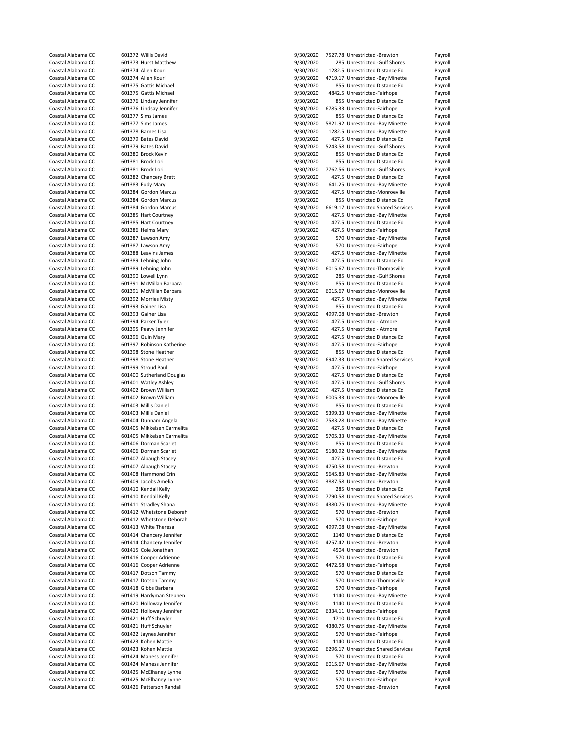| | | | | | |
|---|---|---|---|---|---|
| Coastal Alabama CC | 601372 Willis David | 9/30/2020 | 7527.78 | Unrestricted -Brewton | Payroll |
| Coastal Alabama CC | 601373 Hurst Matthew | 9/30/2020 | 285 | Unrestricted -Gulf Shores | Payroll |
| Coastal Alabama CC | 601374 Allen Kouri | 9/30/2020 | 1282.5 | Unrestricted Distance Ed | Payroll |
| Coastal Alabama CC | 601374 Allen Kouri | 9/30/2020 | 4719.17 | Unrestricted -Bay Minette | Payroll |
| Coastal Alabama CC | 601375 Gattis Michael | 9/30/2020 | 855 | Unrestricted Distance Ed | Payroll |
| Coastal Alabama CC | 601375 Gattis Michael | 9/30/2020 | 4842.5 | Unrestricted-Fairhope | Payroll |
| Coastal Alabama CC | 601376 Lindsay Jennifer | 9/30/2020 | 855 | Unrestricted Distance Ed | Payroll |
| Coastal Alabama CC | 601376 Lindsay Jennifer | 9/30/2020 | 6785.33 | Unrestricted-Fairhope | Payroll |
| Coastal Alabama CC | 601377 Sims James | 9/30/2020 | 855 | Unrestricted Distance Ed | Payroll |
| Coastal Alabama CC | 601377 Sims James | 9/30/2020 | 5821.92 | Unrestricted -Bay Minette | Payroll |
| Coastal Alabama CC | 601378 Barnes Lisa | 9/30/2020 | 1282.5 | Unrestricted -Bay Minette | Payroll |
| Coastal Alabama CC | 601379 Bates David | 9/30/2020 | 427.5 | Unrestricted Distance Ed | Payroll |
| Coastal Alabama CC | 601379 Bates David | 9/30/2020 | 5243.58 | Unrestricted -Gulf Shores | Payroll |
| Coastal Alabama CC | 601380 Brock Kevin | 9/30/2020 | 855 | Unrestricted Distance Ed | Payroll |
| Coastal Alabama CC | 601381 Brock Lori | 9/30/2020 | 855 | Unrestricted Distance Ed | Payroll |
| Coastal Alabama CC | 601381 Brock Lori | 9/30/2020 | 7762.56 | Unrestricted -Gulf Shores | Payroll |
| Coastal Alabama CC | 601382 Chancery Brett | 9/30/2020 | 427.5 | Unrestricted Distance Ed | Payroll |
| Coastal Alabama CC | 601383 Eudy Mary | 9/30/2020 | 641.25 | Unrestricted -Bay Minette | Payroll |
| Coastal Alabama CC | 601384 Gordon Marcus | 9/30/2020 | 427.5 | Unrestricted-Monroeville | Payroll |
| Coastal Alabama CC | 601384 Gordon Marcus | 9/30/2020 | 855 | Unrestricted Distance Ed | Payroll |
| Coastal Alabama CC | 601384 Gordon Marcus | 9/30/2020 | 6619.17 | Unrestricted Shared Services | Payroll |
| Coastal Alabama CC | 601385 Hart Courtney | 9/30/2020 | 427.5 | Unrestricted -Bay Minette | Payroll |
| Coastal Alabama CC | 601385 Hart Courtney | 9/30/2020 | 427.5 | Unrestricted Distance Ed | Payroll |
| Coastal Alabama CC | 601386 Helms Mary | 9/30/2020 | 427.5 | Unrestricted-Fairhope | Payroll |
| Coastal Alabama CC | 601387 Lawson Amy | 9/30/2020 | 570 | Unrestricted -Bay Minette | Payroll |
| Coastal Alabama CC | 601387 Lawson Amy | 9/30/2020 | 570 | Unrestricted-Fairhope | Payroll |
| Coastal Alabama CC | 601388 Leavins James | 9/30/2020 | 427.5 | Unrestricted -Bay Minette | Payroll |
| Coastal Alabama CC | 601389 Lehning John | 9/30/2020 | 427.5 | Unrestricted Distance Ed | Payroll |
| Coastal Alabama CC | 601389 Lehning John | 9/30/2020 | 6015.67 | Unrestricted-Thomasville | Payroll |
| Coastal Alabama CC | 601390 Lowell Lynn | 9/30/2020 | 285 | Unrestricted -Gulf Shores | Payroll |
| Coastal Alabama CC | 601391 McMillan Barbara | 9/30/2020 | 855 | Unrestricted Distance Ed | Payroll |
| Coastal Alabama CC | 601391 McMillan Barbara | 9/30/2020 | 6015.67 | Unrestricted-Monroeville | Payroll |
| Coastal Alabama CC | 601392 Morries Misty | 9/30/2020 | 427.5 | Unrestricted -Bay Minette | Payroll |
| Coastal Alabama CC | 601393 Gainer Lisa | 9/30/2020 | 855 | Unrestricted Distance Ed | Payroll |
| Coastal Alabama CC | 601393 Gainer Lisa | 9/30/2020 | 4997.08 | Unrestricted -Brewton | Payroll |
| Coastal Alabama CC | 601394 Parker Tyler | 9/30/2020 | 427.5 | Unrestricted - Atmore | Payroll |
| Coastal Alabama CC | 601395 Peavy Jennifer | 9/30/2020 | 427.5 | Unrestricted - Atmore | Payroll |
| Coastal Alabama CC | 601396 Quin Mary | 9/30/2020 | 427.5 | Unrestricted Distance Ed | Payroll |
| Coastal Alabama CC | 601397 Robinson Katherine | 9/30/2020 | 427.5 | Unrestricted-Fairhope | Payroll |
| Coastal Alabama CC | 601398 Stone Heather | 9/30/2020 | 855 | Unrestricted Distance Ed | Payroll |
| Coastal Alabama CC | 601398 Stone Heather | 9/30/2020 | 6942.33 | Unrestricted Shared Services | Payroll |
| Coastal Alabama CC | 601399 Stroud Paul | 9/30/2020 | 427.5 | Unrestricted-Fairhope | Payroll |
| Coastal Alabama CC | 601400 Sutherland Douglas | 9/30/2020 | 427.5 | Unrestricted Distance Ed | Payroll |
| Coastal Alabama CC | 601401 Watley Ashley | 9/30/2020 | 427.5 | Unrestricted -Gulf Shores | Payroll |
| Coastal Alabama CC | 601402 Brown William | 9/30/2020 | 427.5 | Unrestricted Distance Ed | Payroll |
| Coastal Alabama CC | 601402 Brown William | 9/30/2020 | 6005.33 | Unrestricted-Monroeville | Payroll |
| Coastal Alabama CC | 601403 Millis Daniel | 9/30/2020 | 855 | Unrestricted Distance Ed | Payroll |
| Coastal Alabama CC | 601403 Millis Daniel | 9/30/2020 | 5399.33 | Unrestricted -Bay Minette | Payroll |
| Coastal Alabama CC | 601404 Dunnam Angela | 9/30/2020 | 7583.28 | Unrestricted -Bay Minette | Payroll |
| Coastal Alabama CC | 601405 Mikkelsen Carmelita | 9/30/2020 | 427.5 | Unrestricted Distance Ed | Payroll |
| Coastal Alabama CC | 601405 Mikkelsen Carmelita | 9/30/2020 | 5705.33 | Unrestricted -Bay Minette | Payroll |
| Coastal Alabama CC | 601406 Dorman Scarlet | 9/30/2020 | 855 | Unrestricted Distance Ed | Payroll |
| Coastal Alabama CC | 601406 Dorman Scarlet | 9/30/2020 | 5180.92 | Unrestricted -Bay Minette | Payroll |
| Coastal Alabama CC | 601407 Albaugh Stacey | 9/30/2020 | 427.5 | Unrestricted Distance Ed | Payroll |
| Coastal Alabama CC | 601407 Albaugh Stacey | 9/30/2020 | 4750.58 | Unrestricted -Brewton | Payroll |
| Coastal Alabama CC | 601408 Hammond Erin | 9/30/2020 | 5645.83 | Unrestricted -Bay Minette | Payroll |
| Coastal Alabama CC | 601409 Jacobs Amelia | 9/30/2020 | 3887.58 | Unrestricted -Brewton | Payroll |
| Coastal Alabama CC | 601410 Kendall Kelly | 9/30/2020 | 285 | Unrestricted Distance Ed | Payroll |
| Coastal Alabama CC | 601410 Kendall Kelly | 9/30/2020 | 7790.58 | Unrestricted Shared Services | Payroll |
| Coastal Alabama CC | 601411 Stradley Shana | 9/30/2020 | 4380.75 | Unrestricted -Bay Minette | Payroll |
| Coastal Alabama CC | 601412 Whetstone Deborah | 9/30/2020 | 570 | Unrestricted -Brewton | Payroll |
| Coastal Alabama CC | 601412 Whetstone Deborah | 9/30/2020 | 570 | Unrestricted-Fairhope | Payroll |
| Coastal Alabama CC | 601413 White Theresa | 9/30/2020 | 4997.08 | Unrestricted -Bay Minette | Payroll |
| Coastal Alabama CC | 601414 Chancery Jennifer | 9/30/2020 | 1140 | Unrestricted Distance Ed | Payroll |
| Coastal Alabama CC | 601414 Chancery Jennifer | 9/30/2020 | 4257.42 | Unrestricted -Brewton | Payroll |
| Coastal Alabama CC | 601415 Cole Jonathan | 9/30/2020 | 4504 | Unrestricted -Brewton | Payroll |
| Coastal Alabama CC | 601416 Cooper Adrienne | 9/30/2020 | 570 | Unrestricted Distance Ed | Payroll |
| Coastal Alabama CC | 601416 Cooper Adrienne | 9/30/2020 | 4472.58 | Unrestricted-Fairhope | Payroll |
| Coastal Alabama CC | 601417 Dotson Tammy | 9/30/2020 | 570 | Unrestricted Distance Ed | Payroll |
| Coastal Alabama CC | 601417 Dotson Tammy | 9/30/2020 | 570 | Unrestricted-Thomasville | Payroll |
| Coastal Alabama CC | 601418 Gibbs Barbara | 9/30/2020 | 570 | Unrestricted-Fairhope | Payroll |
| Coastal Alabama CC | 601419 Hardyman Stephen | 9/30/2020 | 1140 | Unrestricted -Bay Minette | Payroll |
| Coastal Alabama CC | 601420 Holloway Jennifer | 9/30/2020 | 1140 | Unrestricted Distance Ed | Payroll |
| Coastal Alabama CC | 601420 Holloway Jennifer | 9/30/2020 | 6334.11 | Unrestricted-Fairhope | Payroll |
| Coastal Alabama CC | 601421 Huff Schuyler | 9/30/2020 | 1710 | Unrestricted Distance Ed | Payroll |
| Coastal Alabama CC | 601421 Huff Schuyler | 9/30/2020 | 4380.75 | Unrestricted -Bay Minette | Payroll |
| Coastal Alabama CC | 601422 Jaynes Jennifer | 9/30/2020 | 570 | Unrestricted-Fairhope | Payroll |
| Coastal Alabama CC | 601423 Kohen Mattie | 9/30/2020 | 1140 | Unrestricted Distance Ed | Payroll |
| Coastal Alabama CC | 601423 Kohen Mattie | 9/30/2020 | 6296.17 | Unrestricted Shared Services | Payroll |
| Coastal Alabama CC | 601424 Maness Jennifer | 9/30/2020 | 570 | Unrestricted Distance Ed | Payroll |
| Coastal Alabama CC | 601424 Maness Jennifer | 9/30/2020 | 6015.67 | Unrestricted -Bay Minette | Payroll |
| Coastal Alabama CC | 601425 McElhaney Lynne | 9/30/2020 | 570 | Unrestricted -Bay Minette | Payroll |
| Coastal Alabama CC | 601425 McElhaney Lynne | 9/30/2020 | 570 | Unrestricted-Fairhope | Payroll |
| Coastal Alabama CC | 601426 Patterson Randall | 9/30/2020 | 570 | Unrestricted -Brewton | Payroll |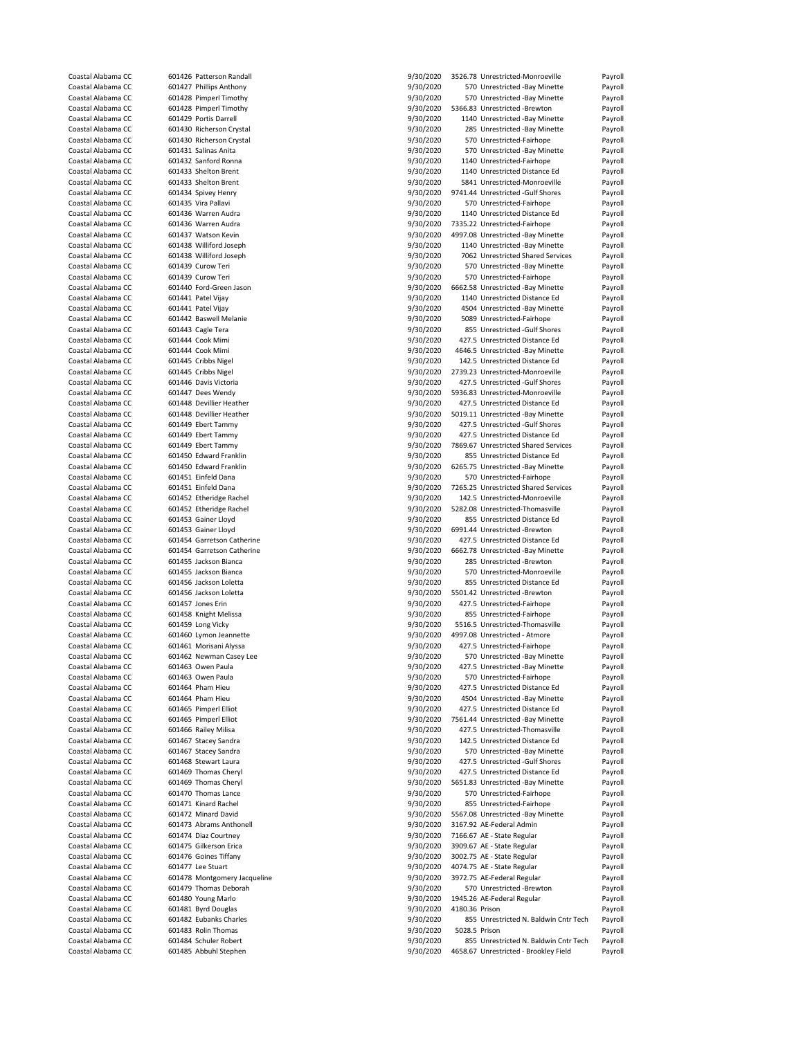| | | | | | | |
|---|---|---|---|---|---|---|
| Coastal Alabama CC | 601426 | Patterson Randall | 9/30/2020 | 3526.78 | Unrestricted-Monroeville | Payroll |
| Coastal Alabama CC | 601427 | Phillips Anthony | 9/30/2020 | 570 | Unrestricted -Bay Minette | Payroll |
| Coastal Alabama CC | 601428 | Pimperl Timothy | 9/30/2020 | 570 | Unrestricted -Bay Minette | Payroll |
| Coastal Alabama CC | 601428 | Pimperl Timothy | 9/30/2020 | 5366.83 | Unrestricted -Brewton | Payroll |
| Coastal Alabama CC | 601429 | Portis Darrell | 9/30/2020 | 1140 | Unrestricted -Bay Minette | Payroll |
| Coastal Alabama CC | 601430 | Richerson Crystal | 9/30/2020 | 285 | Unrestricted -Bay Minette | Payroll |
| Coastal Alabama CC | 601430 | Richerson Crystal | 9/30/2020 | 570 | Unrestricted-Fairhope | Payroll |
| Coastal Alabama CC | 601431 | Salinas Anita | 9/30/2020 | 570 | Unrestricted -Bay Minette | Payroll |
| Coastal Alabama CC | 601432 | Sanford Ronna | 9/30/2020 | 1140 | Unrestricted-Fairhope | Payroll |
| Coastal Alabama CC | 601433 | Shelton Brent | 9/30/2020 | 1140 | Unrestricted Distance Ed | Payroll |
| Coastal Alabama CC | 601433 | Shelton Brent | 9/30/2020 | 5841 | Unrestricted-Monroeville | Payroll |
| Coastal Alabama CC | 601434 | Spivey Henry | 9/30/2020 | 9741.44 | Unrestricted -Gulf Shores | Payroll |
| Coastal Alabama CC | 601435 | Vira Pallavi | 9/30/2020 | 570 | Unrestricted-Fairhope | Payroll |
| Coastal Alabama CC | 601436 | Warren Audra | 9/30/2020 | 1140 | Unrestricted Distance Ed | Payroll |
| Coastal Alabama CC | 601436 | Warren Audra | 9/30/2020 | 7335.22 | Unrestricted-Fairhope | Payroll |
| Coastal Alabama CC | 601437 | Watson Kevin | 9/30/2020 | 4997.08 | Unrestricted -Bay Minette | Payroll |
| Coastal Alabama CC | 601438 | Williford Joseph | 9/30/2020 | 1140 | Unrestricted -Bay Minette | Payroll |
| Coastal Alabama CC | 601438 | Williford Joseph | 9/30/2020 | 7062 | Unrestricted Shared Services | Payroll |
| Coastal Alabama CC | 601439 | Curow Teri | 9/30/2020 | 570 | Unrestricted -Bay Minette | Payroll |
| Coastal Alabama CC | 601439 | Curow Teri | 9/30/2020 | 570 | Unrestricted-Fairhope | Payroll |
| Coastal Alabama CC | 601440 | Ford-Green Jason | 9/30/2020 | 6662.58 | Unrestricted -Bay Minette | Payroll |
| Coastal Alabama CC | 601441 | Patel Vijay | 9/30/2020 | 1140 | Unrestricted Distance Ed | Payroll |
| Coastal Alabama CC | 601441 | Patel Vijay | 9/30/2020 | 4504 | Unrestricted -Bay Minette | Payroll |
| Coastal Alabama CC | 601442 | Baswell Melanie | 9/30/2020 | 5089 | Unrestricted-Fairhope | Payroll |
| Coastal Alabama CC | 601443 | Cagle Tera | 9/30/2020 | 855 | Unrestricted -Gulf Shores | Payroll |
| Coastal Alabama CC | 601444 | Cook Mimi | 9/30/2020 | 427.5 | Unrestricted Distance Ed | Payroll |
| Coastal Alabama CC | 601444 | Cook Mimi | 9/30/2020 | 4646.5 | Unrestricted -Bay Minette | Payroll |
| Coastal Alabama CC | 601445 | Cribbs Nigel | 9/30/2020 | 142.5 | Unrestricted Distance Ed | Payroll |
| Coastal Alabama CC | 601445 | Cribbs Nigel | 9/30/2020 | 2739.23 | Unrestricted-Monroeville | Payroll |
| Coastal Alabama CC | 601446 | Davis Victoria | 9/30/2020 | 427.5 | Unrestricted -Gulf Shores | Payroll |
| Coastal Alabama CC | 601447 | Dees Wendy | 9/30/2020 | 5936.83 | Unrestricted-Monroeville | Payroll |
| Coastal Alabama CC | 601448 | Devillier Heather | 9/30/2020 | 427.5 | Unrestricted Distance Ed | Payroll |
| Coastal Alabama CC | 601448 | Devillier Heather | 9/30/2020 | 5019.11 | Unrestricted -Bay Minette | Payroll |
| Coastal Alabama CC | 601449 | Ebert Tammy | 9/30/2020 | 427.5 | Unrestricted -Gulf Shores | Payroll |
| Coastal Alabama CC | 601449 | Ebert Tammy | 9/30/2020 | 427.5 | Unrestricted Distance Ed | Payroll |
| Coastal Alabama CC | 601449 | Ebert Tammy | 9/30/2020 | 7869.67 | Unrestricted Shared Services | Payroll |
| Coastal Alabama CC | 601450 | Edward Franklin | 9/30/2020 | 855 | Unrestricted Distance Ed | Payroll |
| Coastal Alabama CC | 601450 | Edward Franklin | 9/30/2020 | 6265.75 | Unrestricted -Bay Minette | Payroll |
| Coastal Alabama CC | 601451 | Einfeld Dana | 9/30/2020 | 570 | Unrestricted-Fairhope | Payroll |
| Coastal Alabama CC | 601451 | Einfeld Dana | 9/30/2020 | 7265.25 | Unrestricted Shared Services | Payroll |
| Coastal Alabama CC | 601452 | Etheridge Rachel | 9/30/2020 | 142.5 | Unrestricted-Monroeville | Payroll |
| Coastal Alabama CC | 601452 | Etheridge Rachel | 9/30/2020 | 5282.08 | Unrestricted-Thomasville | Payroll |
| Coastal Alabama CC | 601453 | Gainer Lloyd | 9/30/2020 | 855 | Unrestricted Distance Ed | Payroll |
| Coastal Alabama CC | 601453 | Gainer Lloyd | 9/30/2020 | 6991.44 | Unrestricted -Brewton | Payroll |
| Coastal Alabama CC | 601454 | Garretson Catherine | 9/30/2020 | 427.5 | Unrestricted Distance Ed | Payroll |
| Coastal Alabama CC | 601454 | Garretson Catherine | 9/30/2020 | 6662.78 | Unrestricted -Bay Minette | Payroll |
| Coastal Alabama CC | 601455 | Jackson Bianca | 9/30/2020 | 285 | Unrestricted -Brewton | Payroll |
| Coastal Alabama CC | 601455 | Jackson Bianca | 9/30/2020 | 570 | Unrestricted-Monroeville | Payroll |
| Coastal Alabama CC | 601456 | Jackson Loletta | 9/30/2020 | 855 | Unrestricted Distance Ed | Payroll |
| Coastal Alabama CC | 601456 | Jackson Loletta | 9/30/2020 | 5501.42 | Unrestricted -Brewton | Payroll |
| Coastal Alabama CC | 601457 | Jones Erin | 9/30/2020 | 427.5 | Unrestricted-Fairhope | Payroll |
| Coastal Alabama CC | 601458 | Knight Melissa | 9/30/2020 | 855 | Unrestricted-Fairhope | Payroll |
| Coastal Alabama CC | 601459 | Long Vicky | 9/30/2020 | 5516.5 | Unrestricted-Thomasville | Payroll |
| Coastal Alabama CC | 601460 | Lymon Jeannette | 9/30/2020 | 4997.08 | Unrestricted - Atmore | Payroll |
| Coastal Alabama CC | 601461 | Morisani Alyssa | 9/30/2020 | 427.5 | Unrestricted-Fairhope | Payroll |
| Coastal Alabama CC | 601462 | Newman Casey Lee | 9/30/2020 | 570 | Unrestricted -Bay Minette | Payroll |
| Coastal Alabama CC | 601463 | Owen Paula | 9/30/2020 | 427.5 | Unrestricted -Bay Minette | Payroll |
| Coastal Alabama CC | 601463 | Owen Paula | 9/30/2020 | 570 | Unrestricted-Fairhope | Payroll |
| Coastal Alabama CC | 601464 | Pham Hieu | 9/30/2020 | 427.5 | Unrestricted Distance Ed | Payroll |
| Coastal Alabama CC | 601464 | Pham Hieu | 9/30/2020 | 4504 | Unrestricted -Bay Minette | Payroll |
| Coastal Alabama CC | 601465 | Pimperl Elliot | 9/30/2020 | 427.5 | Unrestricted Distance Ed | Payroll |
| Coastal Alabama CC | 601465 | Pimperl Elliot | 9/30/2020 | 7561.44 | Unrestricted -Bay Minette | Payroll |
| Coastal Alabama CC | 601466 | Railey Milisa | 9/30/2020 | 427.5 | Unrestricted-Thomasville | Payroll |
| Coastal Alabama CC | 601467 | Stacey Sandra | 9/30/2020 | 142.5 | Unrestricted Distance Ed | Payroll |
| Coastal Alabama CC | 601467 | Stacey Sandra | 9/30/2020 | 570 | Unrestricted -Bay Minette | Payroll |
| Coastal Alabama CC | 601468 | Stewart Laura | 9/30/2020 | 427.5 | Unrestricted -Gulf Shores | Payroll |
| Coastal Alabama CC | 601469 | Thomas Cheryl | 9/30/2020 | 427.5 | Unrestricted Distance Ed | Payroll |
| Coastal Alabama CC | 601469 | Thomas Cheryl | 9/30/2020 | 5651.83 | Unrestricted -Bay Minette | Payroll |
| Coastal Alabama CC | 601470 | Thomas Lance | 9/30/2020 | 570 | Unrestricted-Fairhope | Payroll |
| Coastal Alabama CC | 601471 | Kinard Rachel | 9/30/2020 | 855 | Unrestricted-Fairhope | Payroll |
| Coastal Alabama CC | 601472 | Minard David | 9/30/2020 | 5567.08 | Unrestricted -Bay Minette | Payroll |
| Coastal Alabama CC | 601473 | Abrams Anthonell | 9/30/2020 | 3167.92 | AE-Federal Admin | Payroll |
| Coastal Alabama CC | 601474 | Diaz Courtney | 9/30/2020 | 7166.67 | AE - State Regular | Payroll |
| Coastal Alabama CC | 601475 | Gilkerson Erica | 9/30/2020 | 3909.67 | AE - State Regular | Payroll |
| Coastal Alabama CC | 601476 | Goines Tiffany | 9/30/2020 | 3002.75 | AE - State Regular | Payroll |
| Coastal Alabama CC | 601477 | Lee Stuart | 9/30/2020 | 4074.75 | AE - State Regular | Payroll |
| Coastal Alabama CC | 601478 | Montgomery Jacqueline | 9/30/2020 | 3972.75 | AE-Federal Regular | Payroll |
| Coastal Alabama CC | 601479 | Thomas Deborah | 9/30/2020 | 570 | Unrestricted -Brewton | Payroll |
| Coastal Alabama CC | 601480 | Young Marlo | 9/30/2020 | 1945.26 | AE-Federal Regular | Payroll |
| Coastal Alabama CC | 601481 | Byrd Douglas | 9/30/2020 | 4180.36 | Prison | Payroll |
| Coastal Alabama CC | 601482 | Eubanks Charles | 9/30/2020 | 855 | Unrestricted N. Baldwin Cntr Tech | Payroll |
| Coastal Alabama CC | 601483 | Rolin Thomas | 9/30/2020 | 5028.5 | Prison | Payroll |
| Coastal Alabama CC | 601484 | Schuler Robert | 9/30/2020 | 855 | Unrestricted N. Baldwin Cntr Tech | Payroll |
| Coastal Alabama CC | 601485 | Abbuhl Stephen | 9/30/2020 | 4658.67 | Unrestricted - Brookley Field | Payroll |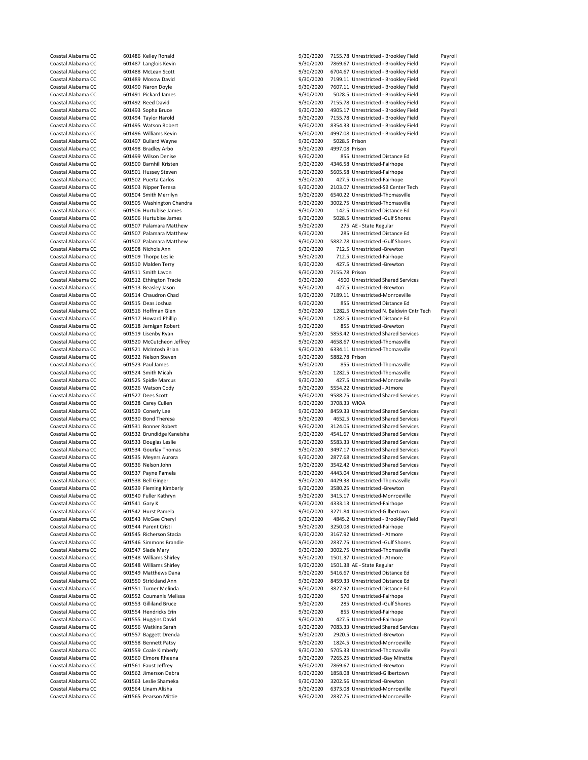| | | | | | | |
|---|---|---|---|---|---|---|
| Coastal Alabama CC | 601486 | Kelley Ronald | 9/30/2020 | 7155.78 | Unrestricted - Brookley Field | Payroll |
| Coastal Alabama CC | 601487 | Langlois Kevin | 9/30/2020 | 7869.67 | Unrestricted - Brookley Field | Payroll |
| Coastal Alabama CC | 601488 | McLean Scott | 9/30/2020 | 6704.67 | Unrestricted - Brookley Field | Payroll |
| Coastal Alabama CC | 601489 | Mosow David | 9/30/2020 | 7199.11 | Unrestricted - Brookley Field | Payroll |
| Coastal Alabama CC | 601490 | Naron Doyle | 9/30/2020 | 7607.11 | Unrestricted - Brookley Field | Payroll |
| Coastal Alabama CC | 601491 | Pickard James | 9/30/2020 | 5028.5 | Unrestricted - Brookley Field | Payroll |
| Coastal Alabama CC | 601492 | Reed David | 9/30/2020 | 7155.78 | Unrestricted - Brookley Field | Payroll |
| Coastal Alabama CC | 601493 | Sopha Bruce | 9/30/2020 | 4905.17 | Unrestricted - Brookley Field | Payroll |
| Coastal Alabama CC | 601494 | Taylor Harold | 9/30/2020 | 7155.78 | Unrestricted - Brookley Field | Payroll |
| Coastal Alabama CC | 601495 | Watson Robert | 9/30/2020 | 8354.33 | Unrestricted - Brookley Field | Payroll |
| Coastal Alabama CC | 601496 | Williams Kevin | 9/30/2020 | 4997.08 | Unrestricted - Brookley Field | Payroll |
| Coastal Alabama CC | 601497 | Bullard Wayne | 9/30/2020 | 5028.5 | Prison | Payroll |
| Coastal Alabama CC | 601498 | Bradley Arbo | 9/30/2020 | 4997.08 | Prison | Payroll |
| Coastal Alabama CC | 601499 | Wilson Denise | 9/30/2020 | 855 | Unrestricted Distance Ed | Payroll |
| Coastal Alabama CC | 601500 | Barnhill Kristen | 9/30/2020 | 4346.58 | Unrestricted-Fairhope | Payroll |
| Coastal Alabama CC | 601501 | Hussey Steven | 9/30/2020 | 5605.58 | Unrestricted-Fairhope | Payroll |
| Coastal Alabama CC | 601502 | Puerta Carlos | 9/30/2020 | 427.5 | Unrestricted-Fairhope | Payroll |
| Coastal Alabama CC | 601503 | Nipper Teresa | 9/30/2020 | 2103.07 | Unrestricted-SB Center Tech | Payroll |
| Coastal Alabama CC | 601504 | Smith Merrilyn | 9/30/2020 | 6540.22 | Unrestricted-Thomasville | Payroll |
| Coastal Alabama CC | 601505 | Washington Chandra | 9/30/2020 | 3002.75 | Unrestricted-Thomasville | Payroll |
| Coastal Alabama CC | 601506 | Hurtubise James | 9/30/2020 | 142.5 | Unrestricted Distance Ed | Payroll |
| Coastal Alabama CC | 601506 | Hurtubise James | 9/30/2020 | 5028.5 | Unrestricted -Gulf Shores | Payroll |
| Coastal Alabama CC | 601507 | Palamara Matthew | 9/30/2020 | 275 | AE - State Regular | Payroll |
| Coastal Alabama CC | 601507 | Palamara Matthew | 9/30/2020 | 285 | Unrestricted Distance Ed | Payroll |
| Coastal Alabama CC | 601507 | Palamara Matthew | 9/30/2020 | 5882.78 | Unrestricted -Gulf Shores | Payroll |
| Coastal Alabama CC | 601508 | Nichols Ann | 9/30/2020 | 712.5 | Unrestricted -Brewton | Payroll |
| Coastal Alabama CC | 601509 | Thorpe Leslie | 9/30/2020 | 712.5 | Unrestricted-Fairhope | Payroll |
| Coastal Alabama CC | 601510 | Malden Terry | 9/30/2020 | 427.5 | Unrestricted -Brewton | Payroll |
| Coastal Alabama CC | 601511 | Smith Lavon | 9/30/2020 | 7155.78 | Prison | Payroll |
| Coastal Alabama CC | 601512 | Ethington Tracie | 9/30/2020 | 4500 | Unrestricted Shared Services | Payroll |
| Coastal Alabama CC | 601513 | Beasley Jason | 9/30/2020 | 427.5 | Unrestricted -Brewton | Payroll |
| Coastal Alabama CC | 601514 | Chaudron Chad | 9/30/2020 | 7189.11 | Unrestricted-Monroeville | Payroll |
| Coastal Alabama CC | 601515 | Deas Joshua | 9/30/2020 | 855 | Unrestricted Distance Ed | Payroll |
| Coastal Alabama CC | 601516 | Hoffman Glen | 9/30/2020 | 1282.5 | Unrestricted N. Baldwin Cntr Tech | Payroll |
| Coastal Alabama CC | 601517 | Howard Phillip | 9/30/2020 | 1282.5 | Unrestricted Distance Ed | Payroll |
| Coastal Alabama CC | 601518 | Jernigan Robert | 9/30/2020 | 855 | Unrestricted -Brewton | Payroll |
| Coastal Alabama CC | 601519 | Lisenby Ryan | 9/30/2020 | 5853.42 | Unrestricted Shared Services | Payroll |
| Coastal Alabama CC | 601520 | McCutcheon Jeffrey | 9/30/2020 | 4658.67 | Unrestricted-Thomasville | Payroll |
| Coastal Alabama CC | 601521 | McIntosh Brian | 9/30/2020 | 6334.11 | Unrestricted-Thomasville | Payroll |
| Coastal Alabama CC | 601522 | Nelson Steven | 9/30/2020 | 5882.78 | Prison | Payroll |
| Coastal Alabama CC | 601523 | Paul James | 9/30/2020 | 855 | Unrestricted-Thomasville | Payroll |
| Coastal Alabama CC | 601524 | Smith Micah | 9/30/2020 | 1282.5 | Unrestricted-Thomasville | Payroll |
| Coastal Alabama CC | 601525 | Spidle Marcus | 9/30/2020 | 427.5 | Unrestricted-Monroeville | Payroll |
| Coastal Alabama CC | 601526 | Watson Cody | 9/30/2020 | 5554.22 | Unrestricted - Atmore | Payroll |
| Coastal Alabama CC | 601527 | Dees Scott | 9/30/2020 | 9588.75 | Unrestricted Shared Services | Payroll |
| Coastal Alabama CC | 601528 | Carey Cullen | 9/30/2020 | 3708.33 | WIOA | Payroll |
| Coastal Alabama CC | 601529 | Conerly Lee | 9/30/2020 | 8459.33 | Unrestricted Shared Services | Payroll |
| Coastal Alabama CC | 601530 | Bond Theresa | 9/30/2020 | 4652.5 | Unrestricted Shared Services | Payroll |
| Coastal Alabama CC | 601531 | Bonner Robert | 9/30/2020 | 3124.05 | Unrestricted Shared Services | Payroll |
| Coastal Alabama CC | 601532 | Brundidge Kaneisha | 9/30/2020 | 4541.67 | Unrestricted Shared Services | Payroll |
| Coastal Alabama CC | 601533 | Douglas Leslie | 9/30/2020 | 5583.33 | Unrestricted Shared Services | Payroll |
| Coastal Alabama CC | 601534 | Gourlay Thomas | 9/30/2020 | 3497.17 | Unrestricted Shared Services | Payroll |
| Coastal Alabama CC | 601535 | Meyers Aurora | 9/30/2020 | 2877.68 | Unrestricted Shared Services | Payroll |
| Coastal Alabama CC | 601536 | Nelson John | 9/30/2020 | 3542.42 | Unrestricted Shared Services | Payroll |
| Coastal Alabama CC | 601537 | Payne Pamela | 9/30/2020 | 4443.04 | Unrestricted Shared Services | Payroll |
| Coastal Alabama CC | 601538 | Bell Ginger | 9/30/2020 | 4429.38 | Unrestricted-Thomasville | Payroll |
| Coastal Alabama CC | 601539 | Fleming Kimberly | 9/30/2020 | 3580.25 | Unrestricted -Brewton | Payroll |
| Coastal Alabama CC | 601540 | Fuller Kathryn | 9/30/2020 | 3415.17 | Unrestricted-Monroeville | Payroll |
| Coastal Alabama CC | 601541 | Gary K | 9/30/2020 | 4333.13 | Unrestricted-Fairhope | Payroll |
| Coastal Alabama CC | 601542 | Hurst Pamela | 9/30/2020 | 3271.84 | Unrestricted-Gilbertown | Payroll |
| Coastal Alabama CC | 601543 | McGee Cheryl | 9/30/2020 | 4845.2 | Unrestricted - Brookley Field | Payroll |
| Coastal Alabama CC | 601544 | Parent Cristi | 9/30/2020 | 3250.08 | Unrestricted-Fairhope | Payroll |
| Coastal Alabama CC | 601545 | Richerson Stacia | 9/30/2020 | 3167.92 | Unrestricted - Atmore | Payroll |
| Coastal Alabama CC | 601546 | Simmons Brandie | 9/30/2020 | 2837.75 | Unrestricted -Gulf Shores | Payroll |
| Coastal Alabama CC | 601547 | Slade Mary | 9/30/2020 | 3002.75 | Unrestricted-Thomasville | Payroll |
| Coastal Alabama CC | 601548 | Williams Shirley | 9/30/2020 | 1501.37 | Unrestricted - Atmore | Payroll |
| Coastal Alabama CC | 601548 | Williams Shirley | 9/30/2020 | 1501.38 | AE - State Regular | Payroll |
| Coastal Alabama CC | 601549 | Matthews Dana | 9/30/2020 | 5416.67 | Unrestricted Distance Ed | Payroll |
| Coastal Alabama CC | 601550 | Strickland Ann | 9/30/2020 | 8459.33 | Unrestricted Distance Ed | Payroll |
| Coastal Alabama CC | 601551 | Turner Melinda | 9/30/2020 | 3827.92 | Unrestricted Distance Ed | Payroll |
| Coastal Alabama CC | 601552 | Coumanis Melissa | 9/30/2020 | 570 | Unrestricted-Fairhope | Payroll |
| Coastal Alabama CC | 601553 | Gilliland Bruce | 9/30/2020 | 285 | Unrestricted -Gulf Shores | Payroll |
| Coastal Alabama CC | 601554 | Hendricks Erin | 9/30/2020 | 855 | Unrestricted-Fairhope | Payroll |
| Coastal Alabama CC | 601555 | Huggins David | 9/30/2020 | 427.5 | Unrestricted-Fairhope | Payroll |
| Coastal Alabama CC | 601556 | Watkins Sarah | 9/30/2020 | 7083.33 | Unrestricted Shared Services | Payroll |
| Coastal Alabama CC | 601557 | Baggett Drenda | 9/30/2020 | 2920.5 | Unrestricted -Brewton | Payroll |
| Coastal Alabama CC | 601558 | Bennett Patsy | 9/30/2020 | 1824.5 | Unrestricted-Monroeville | Payroll |
| Coastal Alabama CC | 601559 | Coale Kimberly | 9/30/2020 | 5705.33 | Unrestricted-Thomasville | Payroll |
| Coastal Alabama CC | 601560 | Elmore Rheena | 9/30/2020 | 7265.25 | Unrestricted -Bay Minette | Payroll |
| Coastal Alabama CC | 601561 | Faust Jeffrey | 9/30/2020 | 7869.67 | Unrestricted -Brewton | Payroll |
| Coastal Alabama CC | 601562 | Jimerson Debra | 9/30/2020 | 1858.08 | Unrestricted-Gilbertown | Payroll |
| Coastal Alabama CC | 601563 | Leslie Shameka | 9/30/2020 | 3202.56 | Unrestricted -Brewton | Payroll |
| Coastal Alabama CC | 601564 | Linam Alisha | 9/30/2020 | 6373.08 | Unrestricted-Monroeville | Payroll |
| Coastal Alabama CC | 601565 | Pearson Mittie | 9/30/2020 | 2837.75 | Unrestricted-Monroeville | Payroll |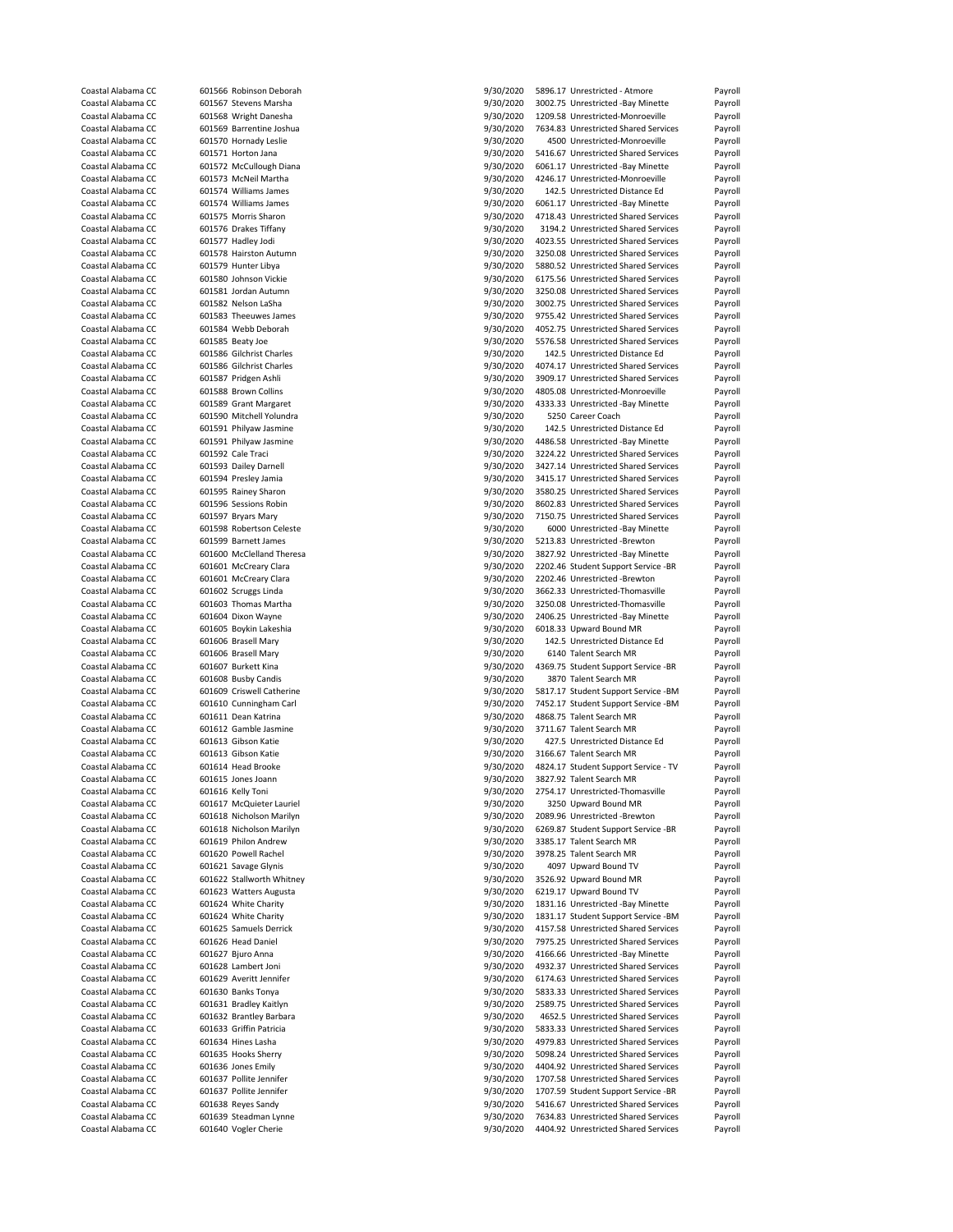| | | | | | | |
|---|---|---|---|---|---|---|
| Coastal Alabama CC | 601566 | Robinson Deborah | 9/30/2020 | 5896.17 | Unrestricted - Atmore | Payroll |
| Coastal Alabama CC | 601567 | Stevens Marsha | 9/30/2020 | 3002.75 | Unrestricted -Bay Minette | Payroll |
| Coastal Alabama CC | 601568 | Wright Danesha | 9/30/2020 | 1209.58 | Unrestricted-Monroeville | Payroll |
| Coastal Alabama CC | 601569 | Barrentine Joshua | 9/30/2020 | 7634.83 | Unrestricted Shared Services | Payroll |
| Coastal Alabama CC | 601570 | Hornady Leslie | 9/30/2020 | 4500 | Unrestricted-Monroeville | Payroll |
| Coastal Alabama CC | 601571 | Horton Jana | 9/30/2020 | 5416.67 | Unrestricted Shared Services | Payroll |
| Coastal Alabama CC | 601572 | McCullough Diana | 9/30/2020 | 6061.17 | Unrestricted -Bay Minette | Payroll |
| Coastal Alabama CC | 601573 | McNeil Martha | 9/30/2020 | 4246.17 | Unrestricted-Monroeville | Payroll |
| Coastal Alabama CC | 601574 | Williams James | 9/30/2020 | 142.5 | Unrestricted Distance Ed | Payroll |
| Coastal Alabama CC | 601574 | Williams James | 9/30/2020 | 6061.17 | Unrestricted -Bay Minette | Payroll |
| Coastal Alabama CC | 601575 | Morris Sharon | 9/30/2020 | 4718.43 | Unrestricted Shared Services | Payroll |
| Coastal Alabama CC | 601576 | Drakes Tiffany | 9/30/2020 | 3194.2 | Unrestricted Shared Services | Payroll |
| Coastal Alabama CC | 601577 | Hadley Jodi | 9/30/2020 | 4023.55 | Unrestricted Shared Services | Payroll |
| Coastal Alabama CC | 601578 | Hairston Autumn | 9/30/2020 | 3250.08 | Unrestricted Shared Services | Payroll |
| Coastal Alabama CC | 601579 | Hunter Libya | 9/30/2020 | 5880.52 | Unrestricted Shared Services | Payroll |
| Coastal Alabama CC | 601580 | Johnson Vickie | 9/30/2020 | 6175.56 | Unrestricted Shared Services | Payroll |
| Coastal Alabama CC | 601581 | Jordan Autumn | 9/30/2020 | 3250.08 | Unrestricted Shared Services | Payroll |
| Coastal Alabama CC | 601582 | Nelson LaSha | 9/30/2020 | 3002.75 | Unrestricted Shared Services | Payroll |
| Coastal Alabama CC | 601583 | Theeuwes James | 9/30/2020 | 9755.42 | Unrestricted Shared Services | Payroll |
| Coastal Alabama CC | 601584 | Webb Deborah | 9/30/2020 | 4052.75 | Unrestricted Shared Services | Payroll |
| Coastal Alabama CC | 601585 | Beaty Joe | 9/30/2020 | 5576.58 | Unrestricted Shared Services | Payroll |
| Coastal Alabama CC | 601586 | Gilchrist Charles | 9/30/2020 | 142.5 | Unrestricted Distance Ed | Payroll |
| Coastal Alabama CC | 601586 | Gilchrist Charles | 9/30/2020 | 4074.17 | Unrestricted Shared Services | Payroll |
| Coastal Alabama CC | 601587 | Pridgen Ashli | 9/30/2020 | 3909.17 | Unrestricted Shared Services | Payroll |
| Coastal Alabama CC | 601588 | Brown Collins | 9/30/2020 | 4805.08 | Unrestricted-Monroeville | Payroll |
| Coastal Alabama CC | 601589 | Grant Margaret | 9/30/2020 | 4333.33 | Unrestricted -Bay Minette | Payroll |
| Coastal Alabama CC | 601590 | Mitchell Yolundra | 9/30/2020 | 5250 | Career Coach | Payroll |
| Coastal Alabama CC | 601591 | Philyaw Jasmine | 9/30/2020 | 142.5 | Unrestricted Distance Ed | Payroll |
| Coastal Alabama CC | 601591 | Philyaw Jasmine | 9/30/2020 | 4486.58 | Unrestricted -Bay Minette | Payroll |
| Coastal Alabama CC | 601592 | Cale Traci | 9/30/2020 | 3224.22 | Unrestricted Shared Services | Payroll |
| Coastal Alabama CC | 601593 | Dailey Darnell | 9/30/2020 | 3427.14 | Unrestricted Shared Services | Payroll |
| Coastal Alabama CC | 601594 | Presley Jamia | 9/30/2020 | 3415.17 | Unrestricted Shared Services | Payroll |
| Coastal Alabama CC | 601595 | Rainey Sharon | 9/30/2020 | 3580.25 | Unrestricted Shared Services | Payroll |
| Coastal Alabama CC | 601596 | Sessions Robin | 9/30/2020 | 8602.83 | Unrestricted Shared Services | Payroll |
| Coastal Alabama CC | 601597 | Bryars Mary | 9/30/2020 | 7150.75 | Unrestricted Shared Services | Payroll |
| Coastal Alabama CC | 601598 | Robertson Celeste | 9/30/2020 | 6000 | Unrestricted -Bay Minette | Payroll |
| Coastal Alabama CC | 601599 | Barnett James | 9/30/2020 | 5213.83 | Unrestricted -Brewton | Payroll |
| Coastal Alabama CC | 601600 | McClelland Theresa | 9/30/2020 | 3827.92 | Unrestricted -Bay Minette | Payroll |
| Coastal Alabama CC | 601601 | McCreary Clara | 9/30/2020 | 2202.46 | Student Support Service -BR | Payroll |
| Coastal Alabama CC | 601601 | McCreary Clara | 9/30/2020 | 2202.46 | Unrestricted -Brewton | Payroll |
| Coastal Alabama CC | 601602 | Scruggs Linda | 9/30/2020 | 3662.33 | Unrestricted-Thomasville | Payroll |
| Coastal Alabama CC | 601603 | Thomas Martha | 9/30/2020 | 3250.08 | Unrestricted-Thomasville | Payroll |
| Coastal Alabama CC | 601604 | Dixon Wayne | 9/30/2020 | 2406.25 | Unrestricted -Bay Minette | Payroll |
| Coastal Alabama CC | 601605 | Boykin Lakeshia | 9/30/2020 | 6018.33 | Upward Bound MR | Payroll |
| Coastal Alabama CC | 601606 | Brasell Mary | 9/30/2020 | 142.5 | Unrestricted Distance Ed | Payroll |
| Coastal Alabama CC | 601606 | Brasell Mary | 9/30/2020 | 6140 | Talent Search MR | Payroll |
| Coastal Alabama CC | 601607 | Burkett Kina | 9/30/2020 | 4369.75 | Student Support Service -BR | Payroll |
| Coastal Alabama CC | 601608 | Busby Candis | 9/30/2020 | 3870 | Talent Search MR | Payroll |
| Coastal Alabama CC | 601609 | Criswell Catherine | 9/30/2020 | 5817.17 | Student Support Service -BM | Payroll |
| Coastal Alabama CC | 601610 | Cunningham Carl | 9/30/2020 | 7452.17 | Student Support Service -BM | Payroll |
| Coastal Alabama CC | 601611 | Dean Katrina | 9/30/2020 | 4868.75 | Talent Search MR | Payroll |
| Coastal Alabama CC | 601612 | Gamble Jasmine | 9/30/2020 | 3711.67 | Talent Search MR | Payroll |
| Coastal Alabama CC | 601613 | Gibson Katie | 9/30/2020 | 427.5 | Unrestricted Distance Ed | Payroll |
| Coastal Alabama CC | 601613 | Gibson Katie | 9/30/2020 | 3166.67 | Talent Search MR | Payroll |
| Coastal Alabama CC | 601614 | Head Brooke | 9/30/2020 | 4824.17 | Student Support Service - TV | Payroll |
| Coastal Alabama CC | 601615 | Jones Joann | 9/30/2020 | 3827.92 | Talent Search MR | Payroll |
| Coastal Alabama CC | 601616 | Kelly Toni | 9/30/2020 | 2754.17 | Unrestricted-Thomasville | Payroll |
| Coastal Alabama CC | 601617 | McQuieter Lauriel | 9/30/2020 | 3250 | Upward Bound MR | Payroll |
| Coastal Alabama CC | 601618 | Nicholson Marilyn | 9/30/2020 | 2089.96 | Unrestricted -Brewton | Payroll |
| Coastal Alabama CC | 601618 | Nicholson Marilyn | 9/30/2020 | 6269.87 | Student Support Service -BR | Payroll |
| Coastal Alabama CC | 601619 | Philon Andrew | 9/30/2020 | 3385.17 | Talent Search MR | Payroll |
| Coastal Alabama CC | 601620 | Powell Rachel | 9/30/2020 | 3978.25 | Talent Search MR | Payroll |
| Coastal Alabama CC | 601621 | Savage Glynis | 9/30/2020 | 4097 | Upward Bound TV | Payroll |
| Coastal Alabama CC | 601622 | Stallworth Whitney | 9/30/2020 | 3526.92 | Upward Bound MR | Payroll |
| Coastal Alabama CC | 601623 | Watters Augusta | 9/30/2020 | 6219.17 | Upward Bound TV | Payroll |
| Coastal Alabama CC | 601624 | White Charity | 9/30/2020 | 1831.16 | Unrestricted -Bay Minette | Payroll |
| Coastal Alabama CC | 601624 | White Charity | 9/30/2020 | 1831.17 | Student Support Service -BM | Payroll |
| Coastal Alabama CC | 601625 | Samuels Derrick | 9/30/2020 | 4157.58 | Unrestricted Shared Services | Payroll |
| Coastal Alabama CC | 601626 | Head Daniel | 9/30/2020 | 7975.25 | Unrestricted Shared Services | Payroll |
| Coastal Alabama CC | 601627 | Bjuro Anna | 9/30/2020 | 4166.66 | Unrestricted -Bay Minette | Payroll |
| Coastal Alabama CC | 601628 | Lambert Joni | 9/30/2020 | 4932.37 | Unrestricted Shared Services | Payroll |
| Coastal Alabama CC | 601629 | Averitt Jennifer | 9/30/2020 | 6174.63 | Unrestricted Shared Services | Payroll |
| Coastal Alabama CC | 601630 | Banks Tonya | 9/30/2020 | 5833.33 | Unrestricted Shared Services | Payroll |
| Coastal Alabama CC | 601631 | Bradley Kaitlyn | 9/30/2020 | 2589.75 | Unrestricted Shared Services | Payroll |
| Coastal Alabama CC | 601632 | Brantley Barbara | 9/30/2020 | 4652.5 | Unrestricted Shared Services | Payroll |
| Coastal Alabama CC | 601633 | Griffin Patricia | 9/30/2020 | 5833.33 | Unrestricted Shared Services | Payroll |
| Coastal Alabama CC | 601634 | Hines Lasha | 9/30/2020 | 4979.83 | Unrestricted Shared Services | Payroll |
| Coastal Alabama CC | 601635 | Hooks Sherry | 9/30/2020 | 5098.24 | Unrestricted Shared Services | Payroll |
| Coastal Alabama CC | 601636 | Jones Emily | 9/30/2020 | 4404.92 | Unrestricted Shared Services | Payroll |
| Coastal Alabama CC | 601637 | Pollite Jennifer | 9/30/2020 | 1707.58 | Unrestricted Shared Services | Payroll |
| Coastal Alabama CC | 601637 | Pollite Jennifer | 9/30/2020 | 1707.59 | Student Support Service -BR | Payroll |
| Coastal Alabama CC | 601638 | Reyes Sandy | 9/30/2020 | 5416.67 | Unrestricted Shared Services | Payroll |
| Coastal Alabama CC | 601639 | Steadman Lynne | 9/30/2020 | 7634.83 | Unrestricted Shared Services | Payroll |
| Coastal Alabama CC | 601640 | Vogler Cherie | 9/30/2020 | 4404.92 | Unrestricted Shared Services | Payroll |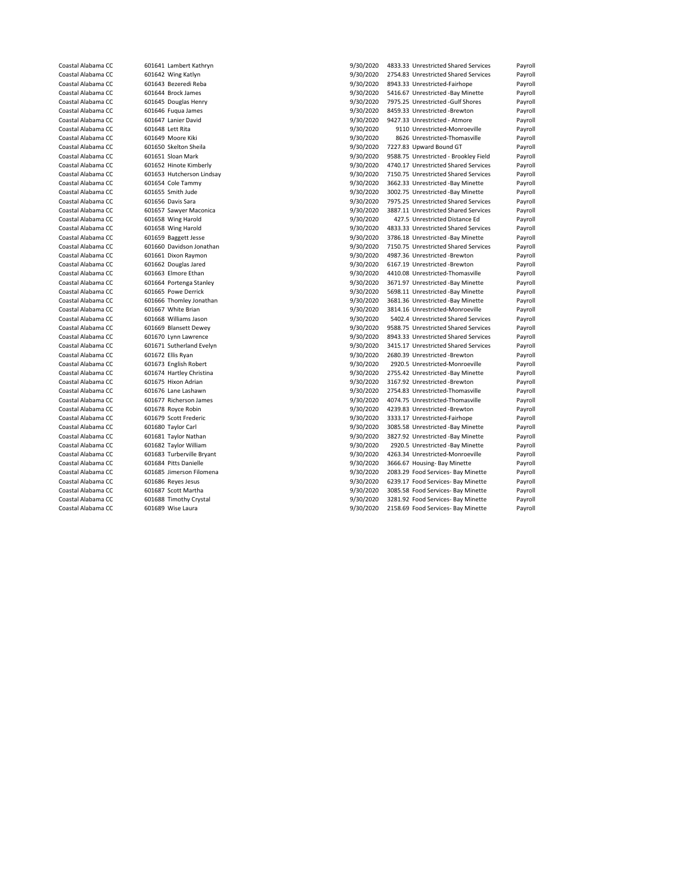| | | | | | | |
|---|---|---|---|---|---|---|
| Coastal Alabama CC | 601641 | Lambert Kathryn | 9/30/2020 | 4833.33 | Unrestricted Shared Services | Payroll |
| Coastal Alabama CC | 601642 | Wing Katlyn | 9/30/2020 | 2754.83 | Unrestricted Shared Services | Payroll |
| Coastal Alabama CC | 601643 | Bezeredi Reba | 9/30/2020 | 8943.33 | Unrestricted-Fairhope | Payroll |
| Coastal Alabama CC | 601644 | Brock James | 9/30/2020 | 5416.67 | Unrestricted -Bay Minette | Payroll |
| Coastal Alabama CC | 601645 | Douglas Henry | 9/30/2020 | 7975.25 | Unrestricted -Gulf Shores | Payroll |
| Coastal Alabama CC | 601646 | Fuqua James | 9/30/2020 | 8459.33 | Unrestricted -Brewton | Payroll |
| Coastal Alabama CC | 601647 | Lanier David | 9/30/2020 | 9427.33 | Unrestricted - Atmore | Payroll |
| Coastal Alabama CC | 601648 | Lett Rita | 9/30/2020 | 9110 | Unrestricted-Monroeville | Payroll |
| Coastal Alabama CC | 601649 | Moore Kiki | 9/30/2020 | 8626 | Unrestricted-Thomasville | Payroll |
| Coastal Alabama CC | 601650 | Skelton Sheila | 9/30/2020 | 7227.83 | Upward Bound GT | Payroll |
| Coastal Alabama CC | 601651 | Sloan Mark | 9/30/2020 | 9588.75 | Unrestricted - Brookley Field | Payroll |
| Coastal Alabama CC | 601652 | Hinote Kimberly | 9/30/2020 | 4740.17 | Unrestricted Shared Services | Payroll |
| Coastal Alabama CC | 601653 | Hutcherson Lindsay | 9/30/2020 | 7150.75 | Unrestricted Shared Services | Payroll |
| Coastal Alabama CC | 601654 | Cole Tammy | 9/30/2020 | 3662.33 | Unrestricted -Bay Minette | Payroll |
| Coastal Alabama CC | 601655 | Smith Jude | 9/30/2020 | 3002.75 | Unrestricted -Bay Minette | Payroll |
| Coastal Alabama CC | 601656 | Davis Sara | 9/30/2020 | 7975.25 | Unrestricted Shared Services | Payroll |
| Coastal Alabama CC | 601657 | Sawyer Maconica | 9/30/2020 | 3887.11 | Unrestricted Shared Services | Payroll |
| Coastal Alabama CC | 601658 | Wing Harold | 9/30/2020 | 427.5 | Unrestricted Distance Ed | Payroll |
| Coastal Alabama CC | 601658 | Wing Harold | 9/30/2020 | 4833.33 | Unrestricted Shared Services | Payroll |
| Coastal Alabama CC | 601659 | Baggett Jesse | 9/30/2020 | 3786.18 | Unrestricted -Bay Minette | Payroll |
| Coastal Alabama CC | 601660 | Davidson Jonathan | 9/30/2020 | 7150.75 | Unrestricted Shared Services | Payroll |
| Coastal Alabama CC | 601661 | Dixon Raymon | 9/30/2020 | 4987.36 | Unrestricted -Brewton | Payroll |
| Coastal Alabama CC | 601662 | Douglas Jared | 9/30/2020 | 6167.19 | Unrestricted -Brewton | Payroll |
| Coastal Alabama CC | 601663 | Elmore Ethan | 9/30/2020 | 4410.08 | Unrestricted-Thomasville | Payroll |
| Coastal Alabama CC | 601664 | Portenga Stanley | 9/30/2020 | 3671.97 | Unrestricted -Bay Minette | Payroll |
| Coastal Alabama CC | 601665 | Powe Derrick | 9/30/2020 | 5698.11 | Unrestricted -Bay Minette | Payroll |
| Coastal Alabama CC | 601666 | Thomley Jonathan | 9/30/2020 | 3681.36 | Unrestricted -Bay Minette | Payroll |
| Coastal Alabama CC | 601667 | White Brian | 9/30/2020 | 3814.16 | Unrestricted-Monroeville | Payroll |
| Coastal Alabama CC | 601668 | Williams Jason | 9/30/2020 | 5402.4 | Unrestricted Shared Services | Payroll |
| Coastal Alabama CC | 601669 | Blansett Dewey | 9/30/2020 | 9588.75 | Unrestricted Shared Services | Payroll |
| Coastal Alabama CC | 601670 | Lynn Lawrence | 9/30/2020 | 8943.33 | Unrestricted Shared Services | Payroll |
| Coastal Alabama CC | 601671 | Sutherland Evelyn | 9/30/2020 | 3415.17 | Unrestricted Shared Services | Payroll |
| Coastal Alabama CC | 601672 | Ellis Ryan | 9/30/2020 | 2680.39 | Unrestricted -Brewton | Payroll |
| Coastal Alabama CC | 601673 | English Robert | 9/30/2020 | 2920.5 | Unrestricted-Monroeville | Payroll |
| Coastal Alabama CC | 601674 | Hartley Christina | 9/30/2020 | 2755.42 | Unrestricted -Bay Minette | Payroll |
| Coastal Alabama CC | 601675 | Hixon Adrian | 9/30/2020 | 3167.92 | Unrestricted -Brewton | Payroll |
| Coastal Alabama CC | 601676 | Lane Lashawn | 9/30/2020 | 2754.83 | Unrestricted-Thomasville | Payroll |
| Coastal Alabama CC | 601677 | Richerson James | 9/30/2020 | 4074.75 | Unrestricted-Thomasville | Payroll |
| Coastal Alabama CC | 601678 | Royce Robin | 9/30/2020 | 4239.83 | Unrestricted -Brewton | Payroll |
| Coastal Alabama CC | 601679 | Scott Frederic | 9/30/2020 | 3333.17 | Unrestricted-Fairhope | Payroll |
| Coastal Alabama CC | 601680 | Taylor Carl | 9/30/2020 | 3085.58 | Unrestricted -Bay Minette | Payroll |
| Coastal Alabama CC | 601681 | Taylor Nathan | 9/30/2020 | 3827.92 | Unrestricted -Bay Minette | Payroll |
| Coastal Alabama CC | 601682 | Taylor William | 9/30/2020 | 2920.5 | Unrestricted -Bay Minette | Payroll |
| Coastal Alabama CC | 601683 | Turberville Bryant | 9/30/2020 | 4263.34 | Unrestricted-Monroeville | Payroll |
| Coastal Alabama CC | 601684 | Pitts Danielle | 9/30/2020 | 3666.67 | Housing- Bay Minette | Payroll |
| Coastal Alabama CC | 601685 | Jimerson Filomena | 9/30/2020 | 2083.29 | Food Services- Bay Minette | Payroll |
| Coastal Alabama CC | 601686 | Reyes Jesus | 9/30/2020 | 6239.17 | Food Services- Bay Minette | Payroll |
| Coastal Alabama CC | 601687 | Scott Martha | 9/30/2020 | 3085.58 | Food Services- Bay Minette | Payroll |
| Coastal Alabama CC | 601688 | Timothy Crystal | 9/30/2020 | 3281.92 | Food Services- Bay Minette | Payroll |
| Coastal Alabama CC | 601689 | Wise Laura | 9/30/2020 | 2158.69 | Food Services- Bay Minette | Payroll |